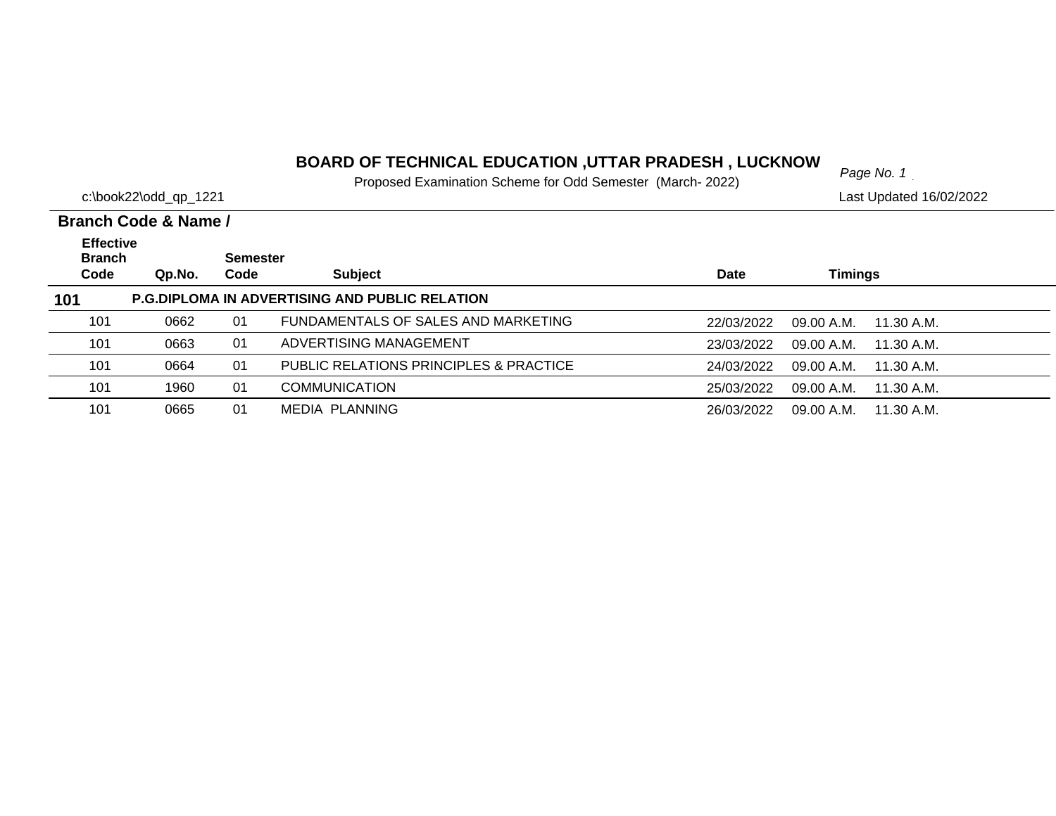# BOARD OF TECHNICAL EDUCATION ,UTTAR PRADESH , LUCKNOW

Proposed Examination Scheme for Odd Semester (March- 2022)

c:\book22\odd_qp_1221

Last Updated 16/02/2022

**Branch Code & Name /**

| Effective Branch Code | Qp.No. | Semester Code | Subject | Date | Timings | |
|---|---|---|---|---|---|---|
| **101** | **P.G.DIPLOMA IN ADVERTISING AND PUBLIC RELATION** | | | | | |
| 101 | 0662 | 01 | FUNDAMENTALS OF SALES AND MARKETING | 22/03/2022 | 09.00 A.M. | 11.30 A.M. |
| 101 | 0663 | 01 | ADVERTISING MANAGEMENT | 23/03/2022 | 09.00 A.M. | 11.30 A.M. |
| 101 | 0664 | 01 | PUBLIC RELATIONS PRINCIPLES & PRACTICE | 24/03/2022 | 09.00 A.M. | 11.30 A.M. |
| 101 | 1960 | 01 | COMMUNICATION | 25/03/2022 | 09.00 A.M. | 11.30 A.M. |
| 101 | 0665 | 01 | MEDIA PLANNING | 26/03/2022 | 09.00 A.M. | 11.30 A.M. |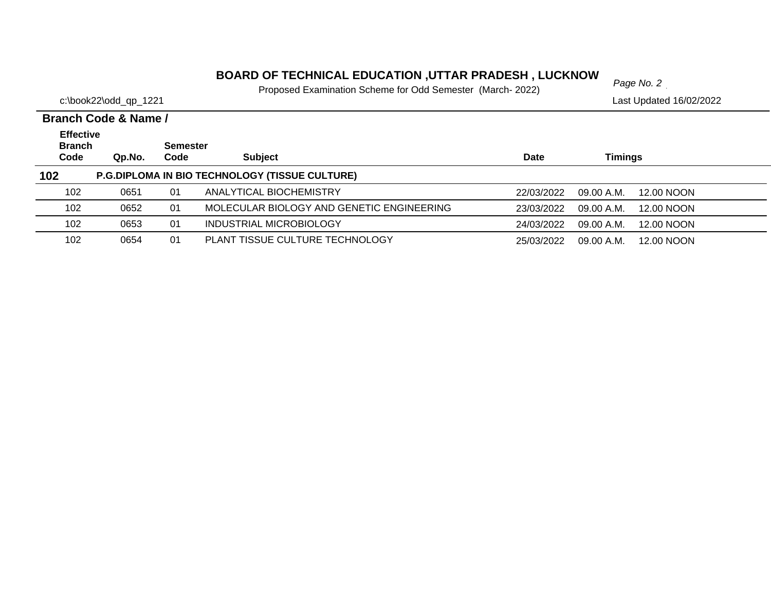# BOARD OF TECHNICAL EDUCATION ,UTTAR PRADESH , LUCKNOW

Proposed Examination Scheme for Odd Semester (March- 2022)

c:\book22\odd_qp_1221

Last Updated 16/02/2022

**Branch Code & Name /**

| Effective Branch Code | Qp.No. | Semester Code | Subject | Date | Timings | |
|---|---|---|---|---|---|---|
| **102** | **P.G.DIPLOMA IN BIO TECHNOLOGY (TISSUE CULTURE)** | | | | | |
| 102 | 0651 | 01 | ANALYTICAL BIOCHEMISTRY | 22/03/2022 | 09.00 A.M. | 12.00 NOON |
| 102 | 0652 | 01 | MOLECULAR BIOLOGY AND GENETIC ENGINEERING | 23/03/2022 | 09.00 A.M. | 12.00 NOON |
| 102 | 0653 | 01 | INDUSTRIAL MICROBIOLOGY | 24/03/2022 | 09.00 A.M. | 12.00 NOON |
| 102 | 0654 | 01 | PLANT TISSUE CULTURE TECHNOLOGY | 25/03/2022 | 09.00 A.M. | 12.00 NOON |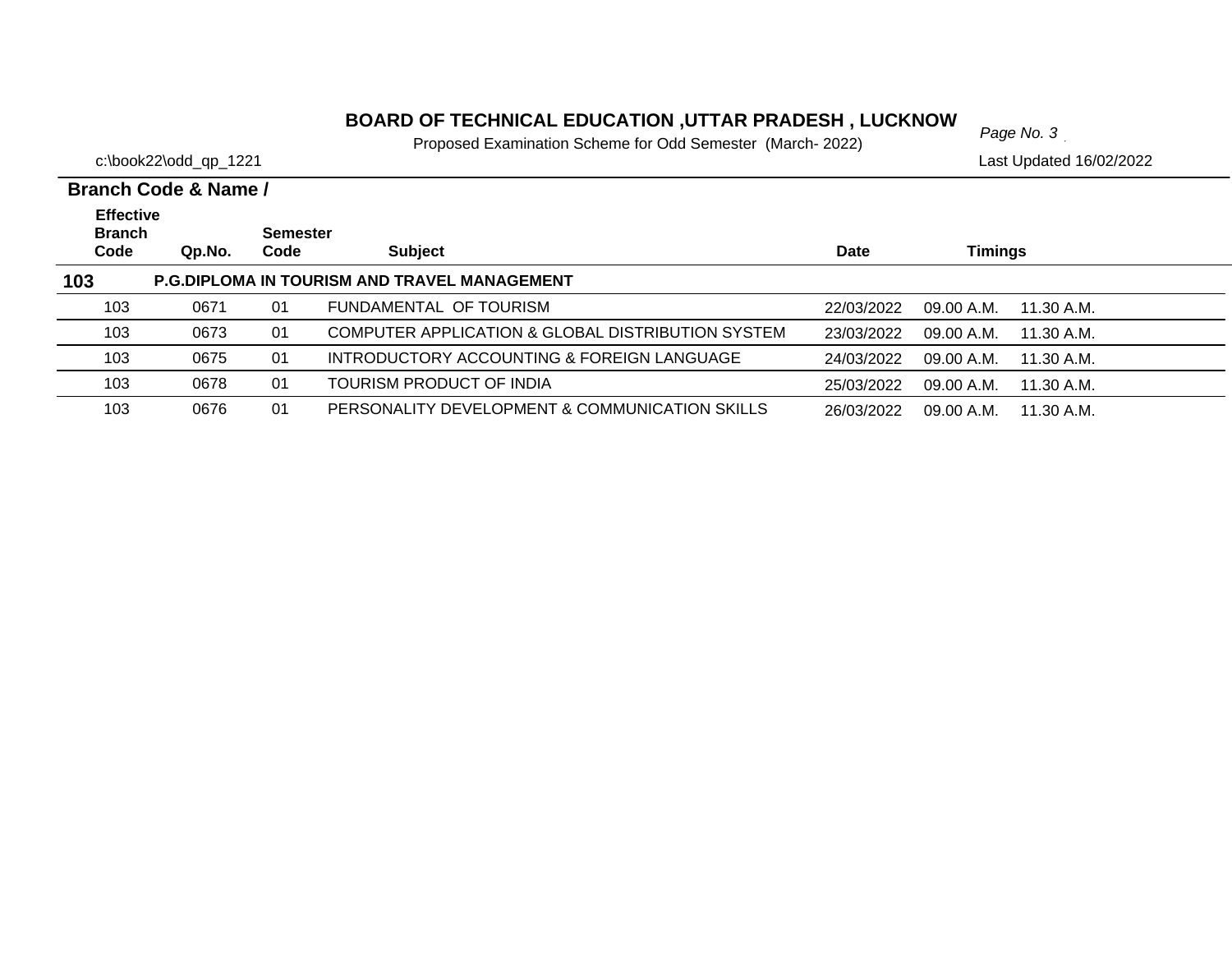# BOARD OF TECHNICAL EDUCATION ,UTTAR PRADESH , LUCKNOW

Proposed Examination Scheme for Odd Semester (March- 2022)

c:\book22\odd_qp_1221

Last Updated 16/02/2022

**Branch Code & Name /**

| Effective Branch Code | Qp.No. | Semester Code | Subject | Date | Timings | |
|---|---|---|---|---|---|---|
| **103** | **P.G.DIPLOMA IN TOURISM AND TRAVEL MANAGEMENT** | | | | | |
| 103 | 0671 | 01 | FUNDAMENTAL OF TOURISM | 22/03/2022 | 09.00 A.M. | 11.30 A.M. |
| 103 | 0673 | 01 | COMPUTER APPLICATION & GLOBAL DISTRIBUTION SYSTEM | 23/03/2022 | 09.00 A.M. | 11.30 A.M. |
| 103 | 0675 | 01 | INTRODUCTORY ACCOUNTING & FOREIGN LANGUAGE | 24/03/2022 | 09.00 A.M. | 11.30 A.M. |
| 103 | 0678 | 01 | TOURISM PRODUCT OF INDIA | 25/03/2022 | 09.00 A.M. | 11.30 A.M. |
| 103 | 0676 | 01 | PERSONALITY DEVELOPMENT & COMMUNICATION SKILLS | 26/03/2022 | 09.00 A.M. | 11.30 A.M. |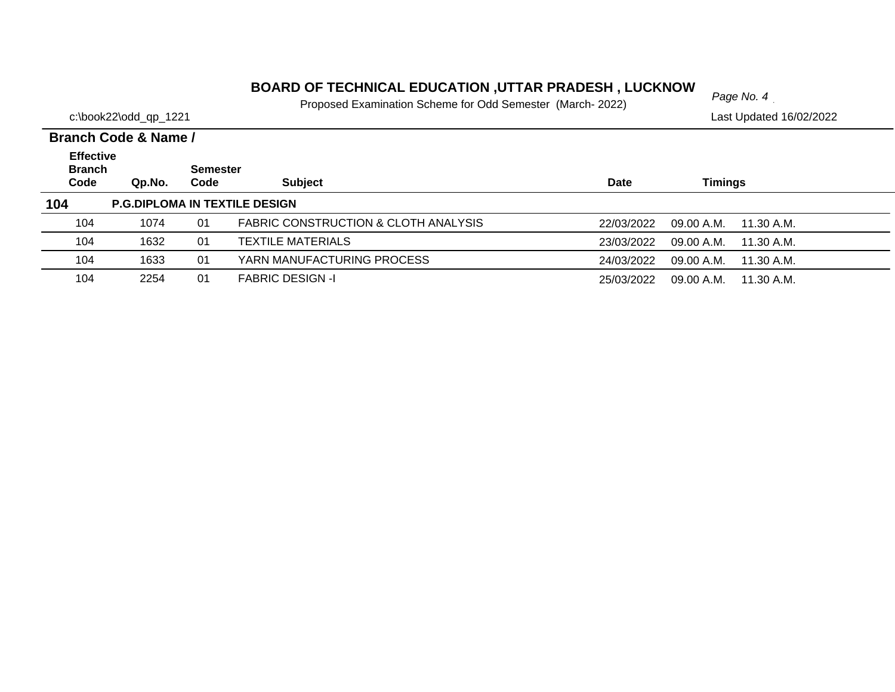# BOARD OF TECHNICAL EDUCATION ,UTTAR PRADESH , LUCKNOW

Proposed Examination Scheme for Odd Semester (March- 2022)

c:\book22\odd_qp_1221

Last Updated 16/02/2022

**Branch Code & Name /**

| Effective Branch Code | Qp.No. | Semester Code | Subject | Date | Timings | |
|---|---|---|---|---|---|---|
| **104** | **P.G.DIPLOMA IN TEXTILE DESIGN** | | | | | |
| 104 | 1074 | 01 | FABRIC CONSTRUCTION & CLOTH ANALYSIS | 22/03/2022 | 09.00 A.M. | 11.30 A.M. |
| 104 | 1632 | 01 | TEXTILE MATERIALS | 23/03/2022 | 09.00 A.M. | 11.30 A.M. |
| 104 | 1633 | 01 | YARN MANUFACTURING PROCESS | 24/03/2022 | 09.00 A.M. | 11.30 A.M. |
| 104 | 2254 | 01 | FABRIC DESIGN -I | 25/03/2022 | 09.00 A.M. | 11.30 A.M. |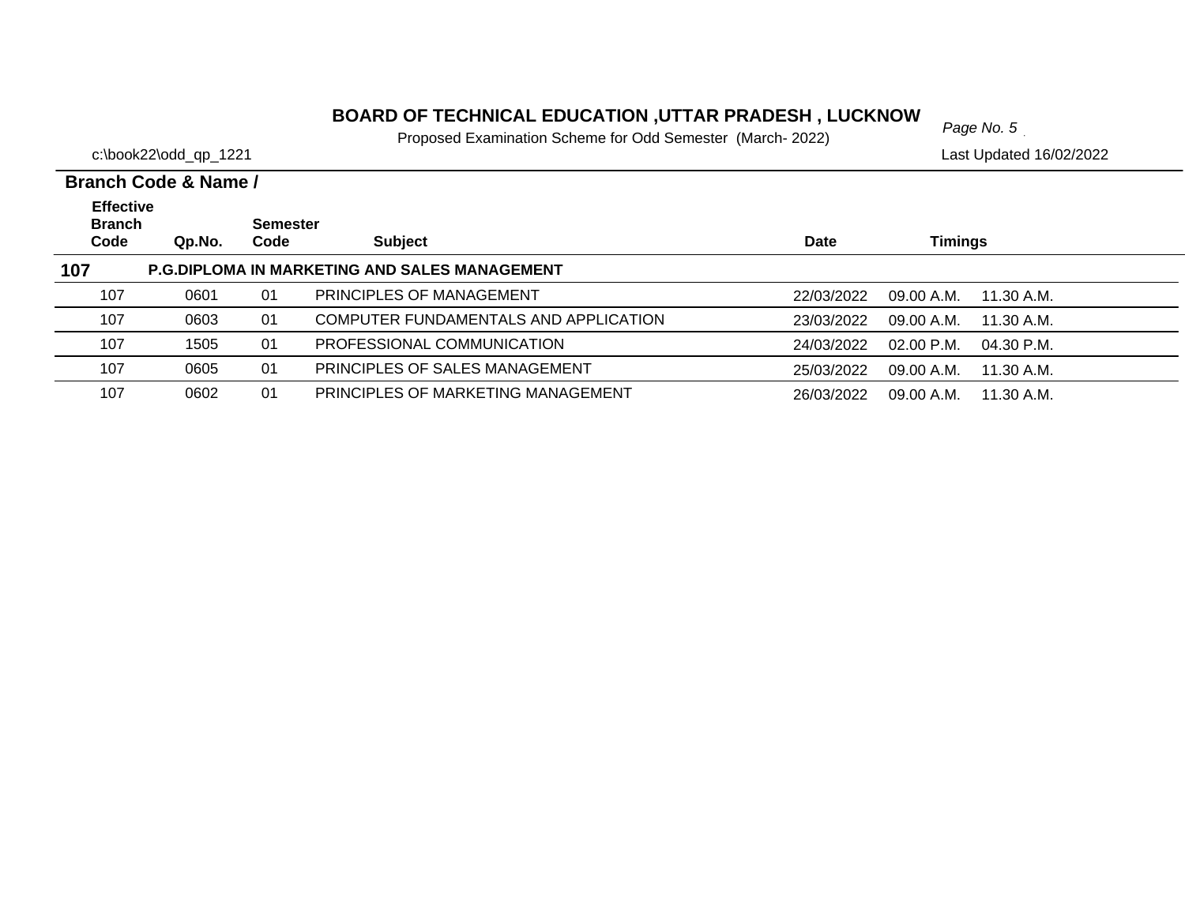# BOARD OF TECHNICAL EDUCATION ,UTTAR PRADESH , LUCKNOW

Proposed Examination Scheme for Odd Semester (March- 2022)

c:\book22\odd_qp_1221

Last Updated 16/02/2022

**Branch Code & Name /**

| Effective Branch Code | Qp.No. | Semester Code | Subject | Date | Timings | |
|---|---|---|---|---|---|---|
| **107** | **P.G.DIPLOMA IN MARKETING AND SALES MANAGEMENT** | | | | | |
| 107 | 0601 | 01 | PRINCIPLES OF MANAGEMENT | 22/03/2022 | 09.00 A.M. | 11.30 A.M. |
| 107 | 0603 | 01 | COMPUTER FUNDAMENTALS AND APPLICATION | 23/03/2022 | 09.00 A.M. | 11.30 A.M. |
| 107 | 1505 | 01 | PROFESSIONAL COMMUNICATION | 24/03/2022 | 02.00 P.M. | 04.30 P.M. |
| 107 | 0605 | 01 | PRINCIPLES OF SALES MANAGEMENT | 25/03/2022 | 09.00 A.M. | 11.30 A.M. |
| 107 | 0602 | 01 | PRINCIPLES OF MARKETING MANAGEMENT | 26/03/2022 | 09.00 A.M. | 11.30 A.M. |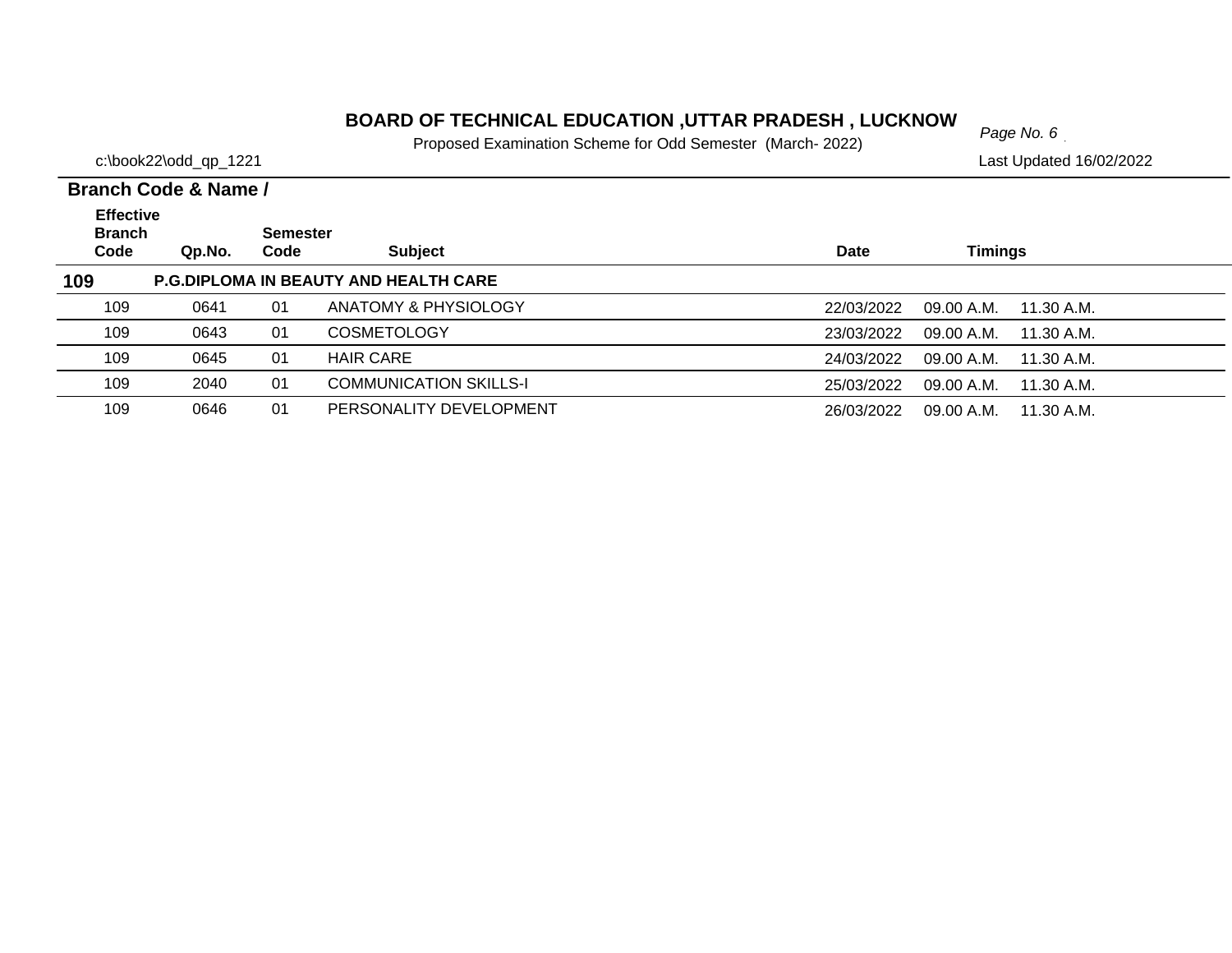# BOARD OF TECHNICAL EDUCATION ,UTTAR PRADESH , LUCKNOW

Proposed Examination Scheme for Odd Semester (March- 2022)

c:\book22\odd_qp_1221

Last Updated 16/02/2022

**Branch Code & Name /**

| Effective Branch Code | Qp.No. | Semester Code | Subject | Date | Timings | |
|---|---|---|---|---|---|---|
| **109** | **P.G.DIPLOMA IN BEAUTY AND HEALTH CARE** | | | | | |
| 109 | 0641 | 01 | ANATOMY & PHYSIOLOGY | 22/03/2022 | 09.00 A.M. | 11.30 A.M. |
| 109 | 0643 | 01 | COSMETOLOGY | 23/03/2022 | 09.00 A.M. | 11.30 A.M. |
| 109 | 0645 | 01 | HAIR CARE | 24/03/2022 | 09.00 A.M. | 11.30 A.M. |
| 109 | 2040 | 01 | COMMUNICATION SKILLS-I | 25/03/2022 | 09.00 A.M. | 11.30 A.M. |
| 109 | 0646 | 01 | PERSONALITY DEVELOPMENT | 26/03/2022 | 09.00 A.M. | 11.30 A.M. |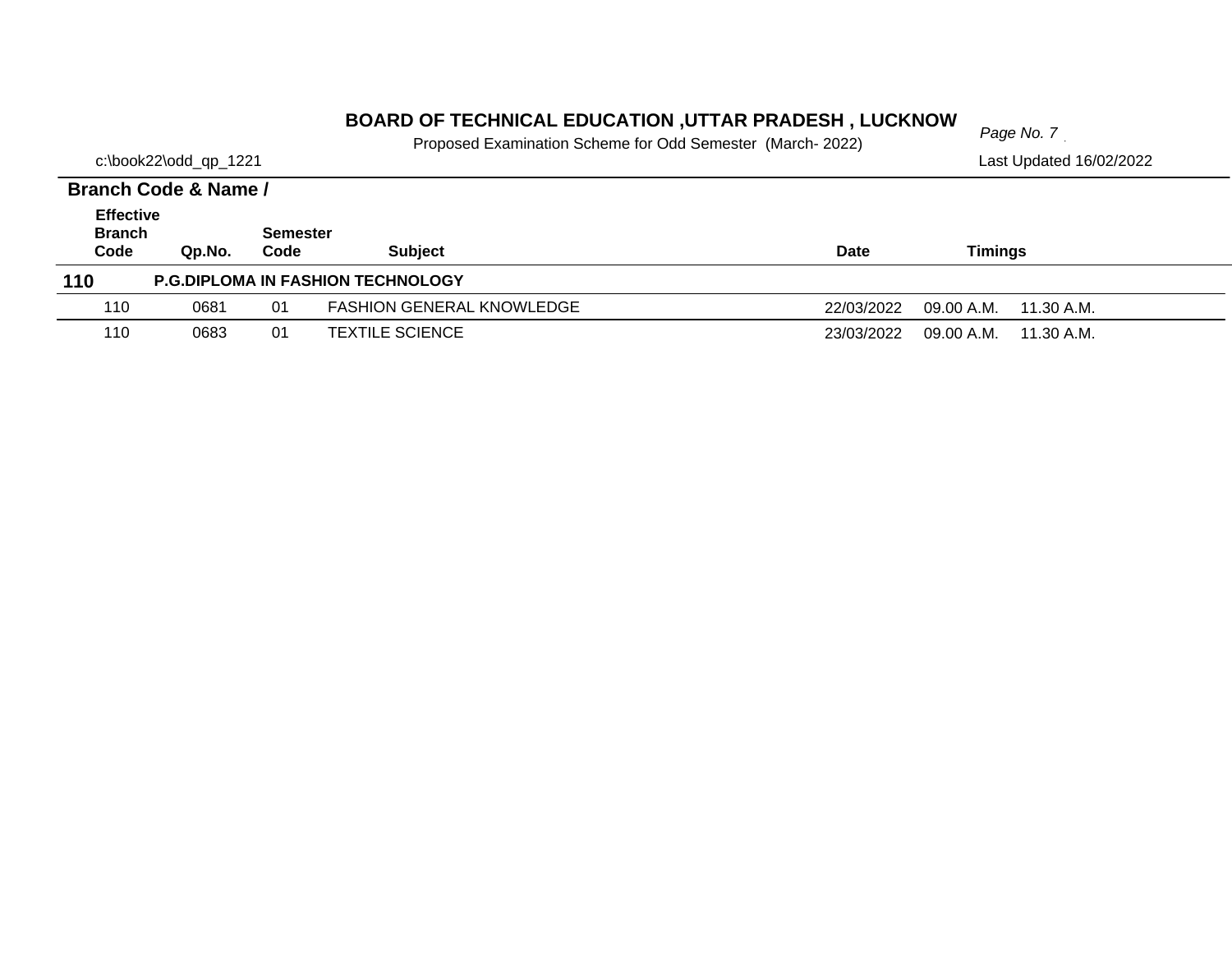# BOARD OF TECHNICAL EDUCATION ,UTTAR PRADESH , LUCKNOW

Proposed Examination Scheme for Odd Semester (March- 2022)

c:\book22\odd_qp_1221

Last Updated 16/02/2022

**Branch Code & Name /**

| Effective Branch Code | Qp.No. | Semester Code | Subject | Date | Timings | |
|---|---|---|---|---|---|---|
| **110** | **P.G.DIPLOMA IN FASHION TECHNOLOGY** | | | | | |
| 110 | 0681 | 01 | FASHION GENERAL KNOWLEDGE | 22/03/2022 | 09.00 A.M. | 11.30 A.M. |
| 110 | 0683 | 01 | TEXTILE SCIENCE | 23/03/2022 | 09.00 A.M. | 11.30 A.M. |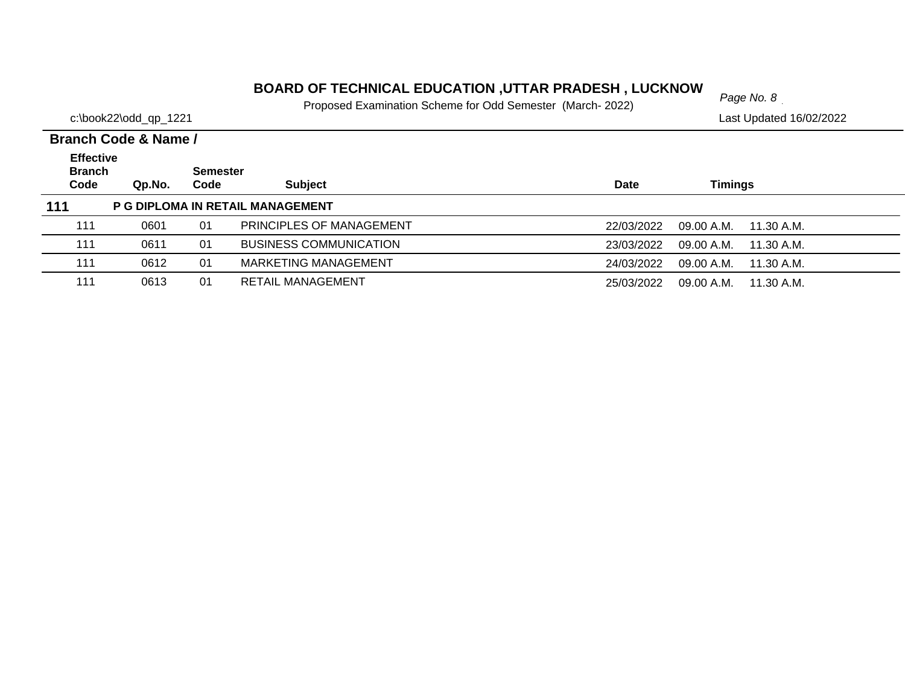# BOARD OF TECHNICAL EDUCATION ,UTTAR PRADESH , LUCKNOW

Proposed Examination Scheme for Odd Semester (March- 2022)

c:\book22\odd_qp_1221

Last Updated 16/02/2022

**Branch Code & Name /**

| Effective Branch Code | Qp.No. | Semester Code | Subject | Date | Timings | |
|---|---|---|---|---|---|---|
| **111** | **P G DIPLOMA IN RETAIL MANAGEMENT** | | | | | |
| 111 | 0601 | 01 | PRINCIPLES OF MANAGEMENT | 22/03/2022 | 09.00 A.M. | 11.30 A.M. |
| 111 | 0611 | 01 | BUSINESS COMMUNICATION | 23/03/2022 | 09.00 A.M. | 11.30 A.M. |
| 111 | 0612 | 01 | MARKETING MANAGEMENT | 24/03/2022 | 09.00 A.M. | 11.30 A.M. |
| 111 | 0613 | 01 | RETAIL MANAGEMENT | 25/03/2022 | 09.00 A.M. | 11.30 A.M. |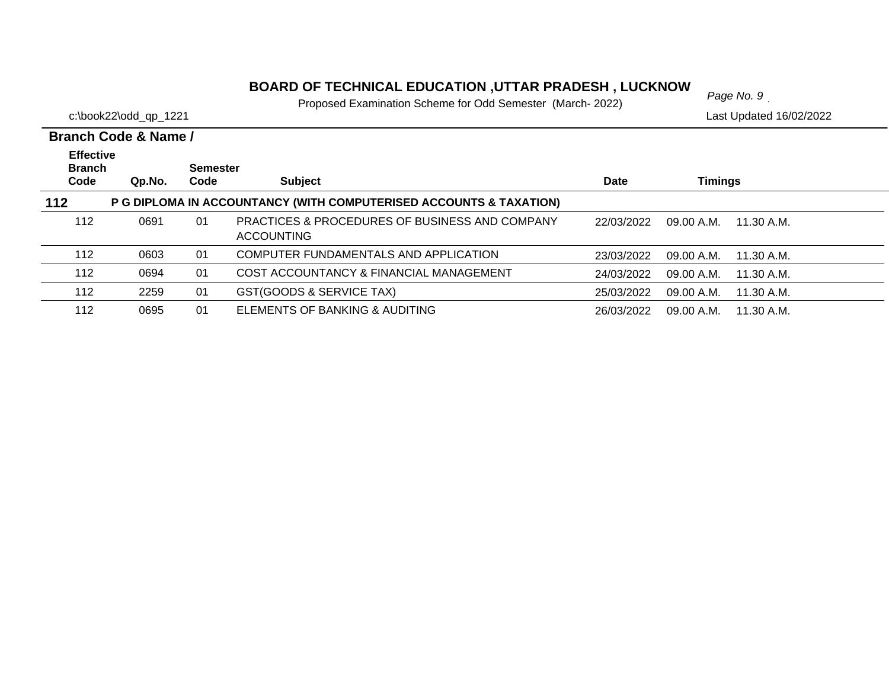# BOARD OF TECHNICAL EDUCATION ,UTTAR PRADESH , LUCKNOW

Proposed Examination Scheme for Odd Semester (March- 2022)

c:\book22\odd_qp_1221

Last Updated 16/02/2022

**Branch Code & Name /**

| Effective Branch Code | Qp.No. | Semester Code | Subject | Date | Timings | |
|---|---|---|---|---|---|---|
| **112** | **P G DIPLOMA IN ACCOUNTANCY (WITH COMPUTERISED ACCOUNTS & TAXATION)** | | | | | |
| 112 | 0691 | 01 | PRACTICES & PROCEDURES OF BUSINESS AND COMPANY ACCOUNTING | 22/03/2022 | 09.00 A.M. | 11.30 A.M. |
| 112 | 0603 | 01 | COMPUTER FUNDAMENTALS AND APPLICATION | 23/03/2022 | 09.00 A.M. | 11.30 A.M. |
| 112 | 0694 | 01 | COST ACCOUNTANCY & FINANCIAL MANAGEMENT | 24/03/2022 | 09.00 A.M. | 11.30 A.M. |
| 112 | 2259 | 01 | GST(GOODS & SERVICE TAX) | 25/03/2022 | 09.00 A.M. | 11.30 A.M. |
| 112 | 0695 | 01 | ELEMENTS OF BANKING & AUDITING | 26/03/2022 | 09.00 A.M. | 11.30 A.M. |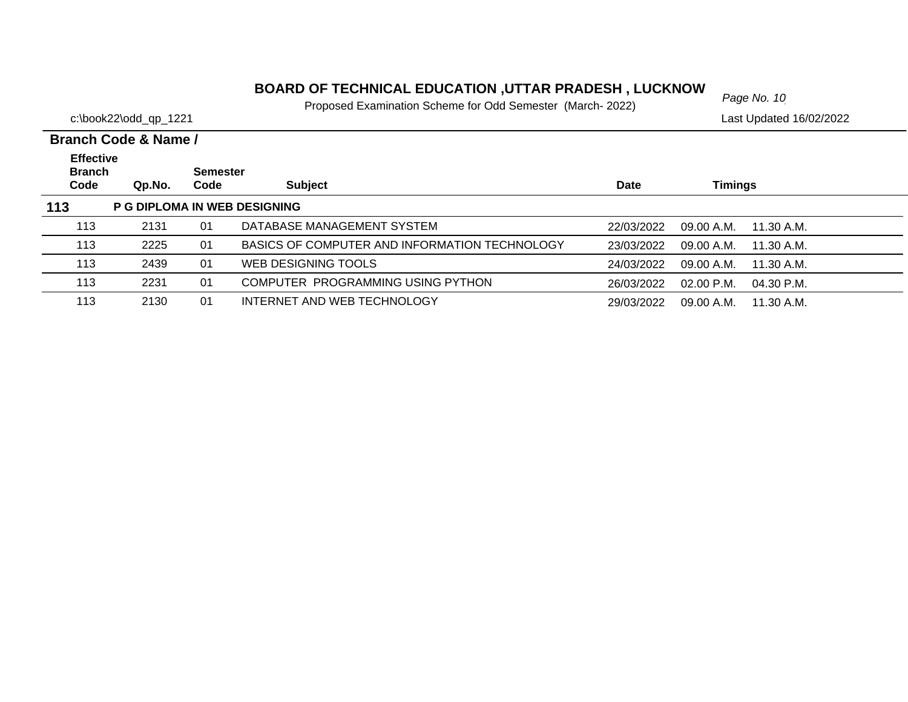# BOARD OF TECHNICAL EDUCATION ,UTTAR PRADESH , LUCKNOW

Proposed Examination Scheme for Odd Semester (March- 2022)

c:\book22\odd_qp_1221

Last Updated 16/02/2022

**Branch Code & Name /**

| Effective Branch Code | Qp.No. | Semester Code | Subject | Date | Timings | |
|---|---|---|---|---|---|---|
| **113** | **P G DIPLOMA IN WEB DESIGNING** | | | | | |
| 113 | 2131 | 01 | DATABASE MANAGEMENT SYSTEM | 22/03/2022 | 09.00 A.M. | 11.30 A.M. |
| 113 | 2225 | 01 | BASICS OF COMPUTER AND INFORMATION TECHNOLOGY | 23/03/2022 | 09.00 A.M. | 11.30 A.M. |
| 113 | 2439 | 01 | WEB DESIGNING TOOLS | 24/03/2022 | 09.00 A.M. | 11.30 A.M. |
| 113 | 2231 | 01 | COMPUTER PROGRAMMING USING PYTHON | 26/03/2022 | 02.00 P.M. | 04.30 P.M. |
| 113 | 2130 | 01 | INTERNET AND WEB TECHNOLOGY | 29/03/2022 | 09.00 A.M. | 11.30 A.M. |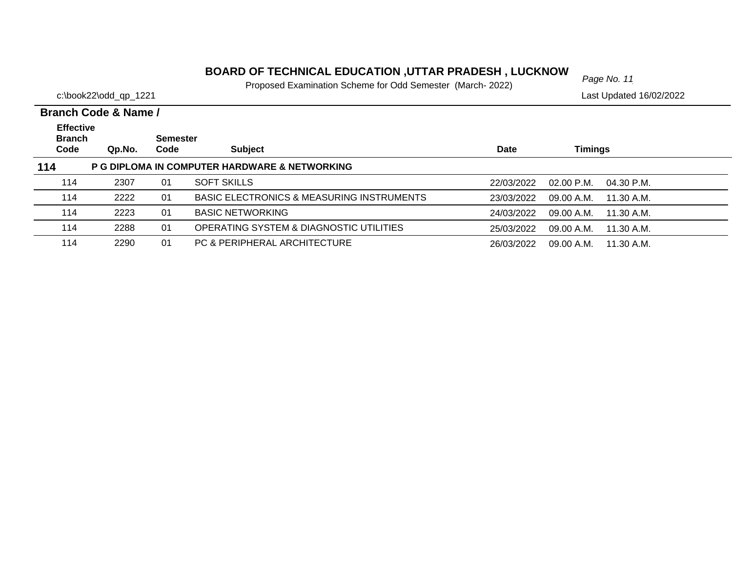# BOARD OF TECHNICAL EDUCATION ,UTTAR PRADESH , LUCKNOW

Proposed Examination Scheme for Odd Semester (March- 2022)

c:\book22\odd_qp_1221

Last Updated 16/02/2022

**Branch Code & Name /**

| Effective Branch Code | Qp.No. | Semester Code | Subject | Date | Timings | |
|---|---|---|---|---|---|---|
| **114** | **P G DIPLOMA IN COMPUTER HARDWARE & NETWORKING** | | | | | |
| 114 | 2307 | 01 | SOFT SKILLS | 22/03/2022 | 02.00 P.M. | 04.30 P.M. |
| 114 | 2222 | 01 | BASIC ELECTRONICS & MEASURING INSTRUMENTS | 23/03/2022 | 09.00 A.M. | 11.30 A.M. |
| 114 | 2223 | 01 | BASIC NETWORKING | 24/03/2022 | 09.00 A.M. | 11.30 A.M. |
| 114 | 2288 | 01 | OPERATING SYSTEM & DIAGNOSTIC UTILITIES | 25/03/2022 | 09.00 A.M. | 11.30 A.M. |
| 114 | 2290 | 01 | PC & PERIPHERAL ARCHITECTURE | 26/03/2022 | 09.00 A.M. | 11.30 A.M. |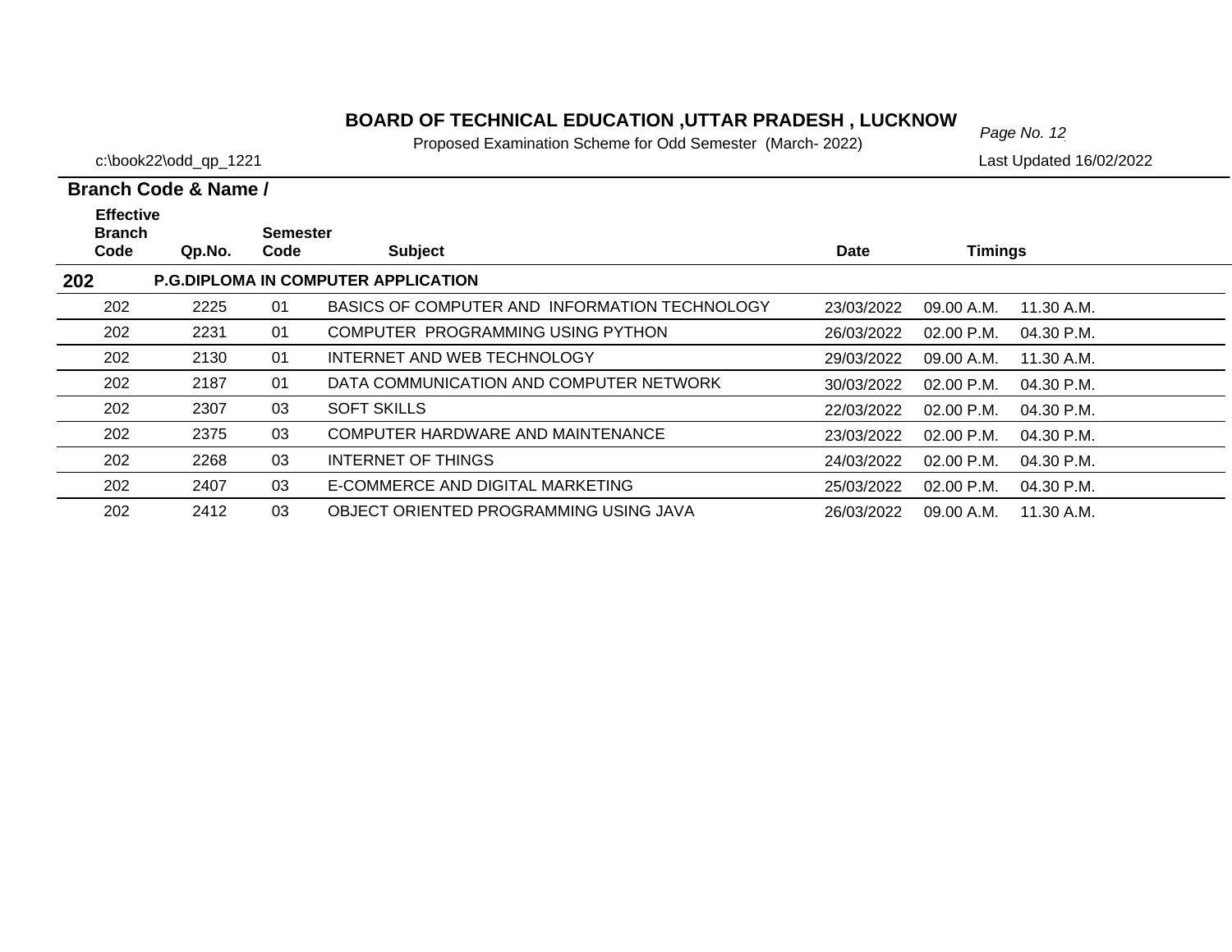# BOARD OF TECHNICAL EDUCATION ,UTTAR PRADESH , LUCKNOW

Proposed Examination Scheme for Odd Semester (March- 2022)

c:\book22\odd_qp_1221

Last Updated 16/02/2022

**Branch Code & Name /**

| Effective Branch Code | Qp.No. | Semester Code | Subject | Date | Timings | |
|---|---|---|---|---|---|---|
| **202** | **P.G.DIPLOMA IN COMPUTER APPLICATION** | | | | | |
| 202 | 2225 | 01 | BASICS OF COMPUTER AND INFORMATION TECHNOLOGY | 23/03/2022 | 09.00 A.M. | 11.30 A.M. |
| 202 | 2231 | 01 | COMPUTER PROGRAMMING USING PYTHON | 26/03/2022 | 02.00 P.M. | 04.30 P.M. |
| 202 | 2130 | 01 | INTERNET AND WEB TECHNOLOGY | 29/03/2022 | 09.00 A.M. | 11.30 A.M. |
| 202 | 2187 | 01 | DATA COMMUNICATION AND COMPUTER NETWORK | 30/03/2022 | 02.00 P.M. | 04.30 P.M. |
| 202 | 2307 | 03 | SOFT SKILLS | 22/03/2022 | 02.00 P.M. | 04.30 P.M. |
| 202 | 2375 | 03 | COMPUTER HARDWARE AND MAINTENANCE | 23/03/2022 | 02.00 P.M. | 04.30 P.M. |
| 202 | 2268 | 03 | INTERNET OF THINGS | 24/03/2022 | 02.00 P.M. | 04.30 P.M. |
| 202 | 2407 | 03 | E-COMMERCE AND DIGITAL MARKETING | 25/03/2022 | 02.00 P.M. | 04.30 P.M. |
| 202 | 2412 | 03 | OBJECT ORIENTED PROGRAMMING USING JAVA | 26/03/2022 | 09.00 A.M. | 11.30 A.M. |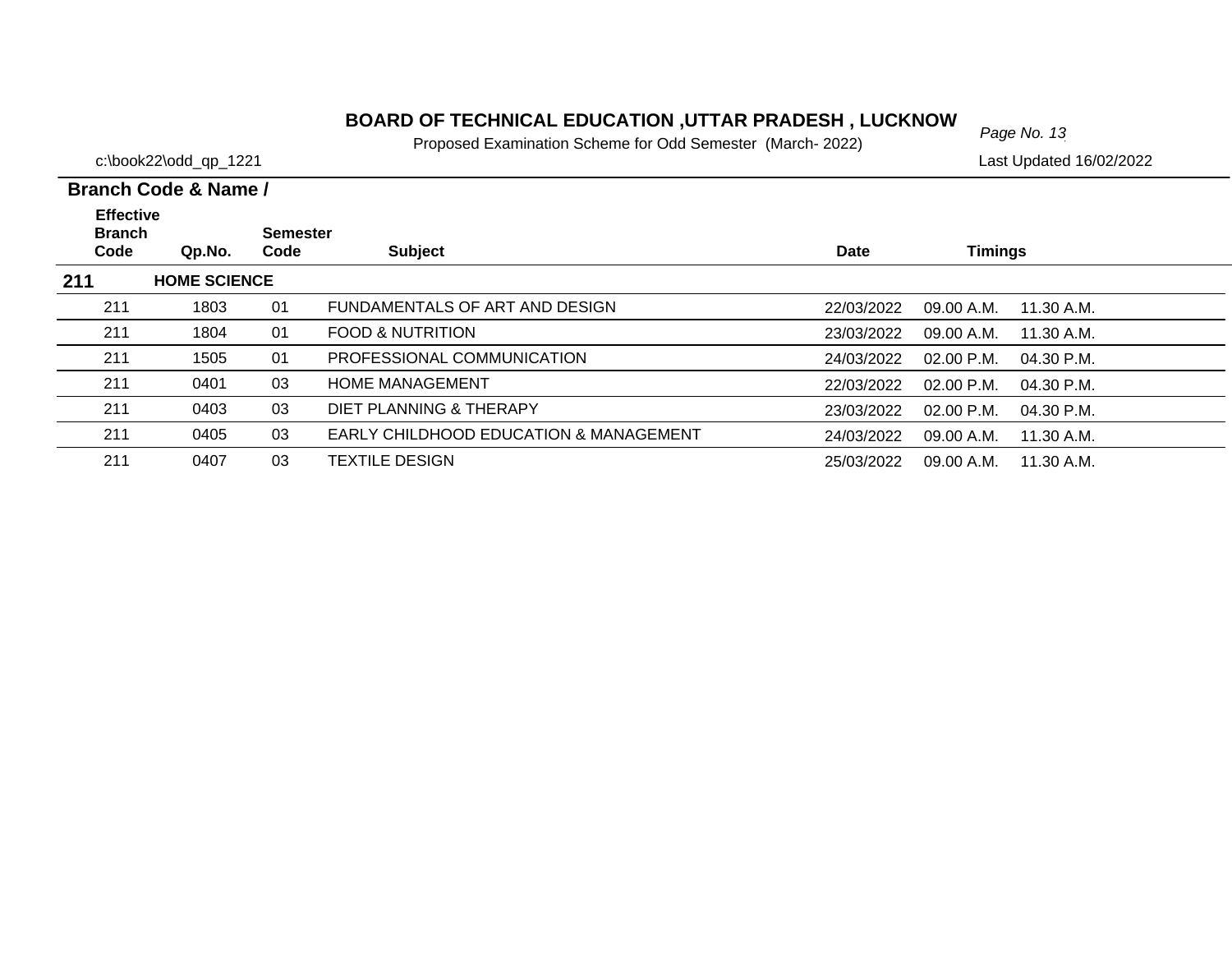# BOARD OF TECHNICAL EDUCATION ,UTTAR PRADESH , LUCKNOW

Proposed Examination Scheme for Odd Semester (March- 2022)

c:\book22\odd_qp_1221

Last Updated 16/02/2022

**Branch Code & Name /**

| Effective Branch Code | Qp.No. | Semester Code | Subject | Date | Timings | |
|---|---|---|---|---|---|---|
| **211** | **HOME SCIENCE** | | | | | |
| 211 | 1803 | 01 | FUNDAMENTALS OF ART AND DESIGN | 22/03/2022 | 09.00 A.M. | 11.30 A.M. |
| 211 | 1804 | 01 | FOOD & NUTRITION | 23/03/2022 | 09.00 A.M. | 11.30 A.M. |
| 211 | 1505 | 01 | PROFESSIONAL COMMUNICATION | 24/03/2022 | 02.00 P.M. | 04.30 P.M. |
| 211 | 0401 | 03 | HOME MANAGEMENT | 22/03/2022 | 02.00 P.M. | 04.30 P.M. |
| 211 | 0403 | 03 | DIET PLANNING & THERAPY | 23/03/2022 | 02.00 P.M. | 04.30 P.M. |
| 211 | 0405 | 03 | EARLY CHILDHOOD EDUCATION & MANAGEMENT | 24/03/2022 | 09.00 A.M. | 11.30 A.M. |
| 211 | 0407 | 03 | TEXTILE DESIGN | 25/03/2022 | 09.00 A.M. | 11.30 A.M. |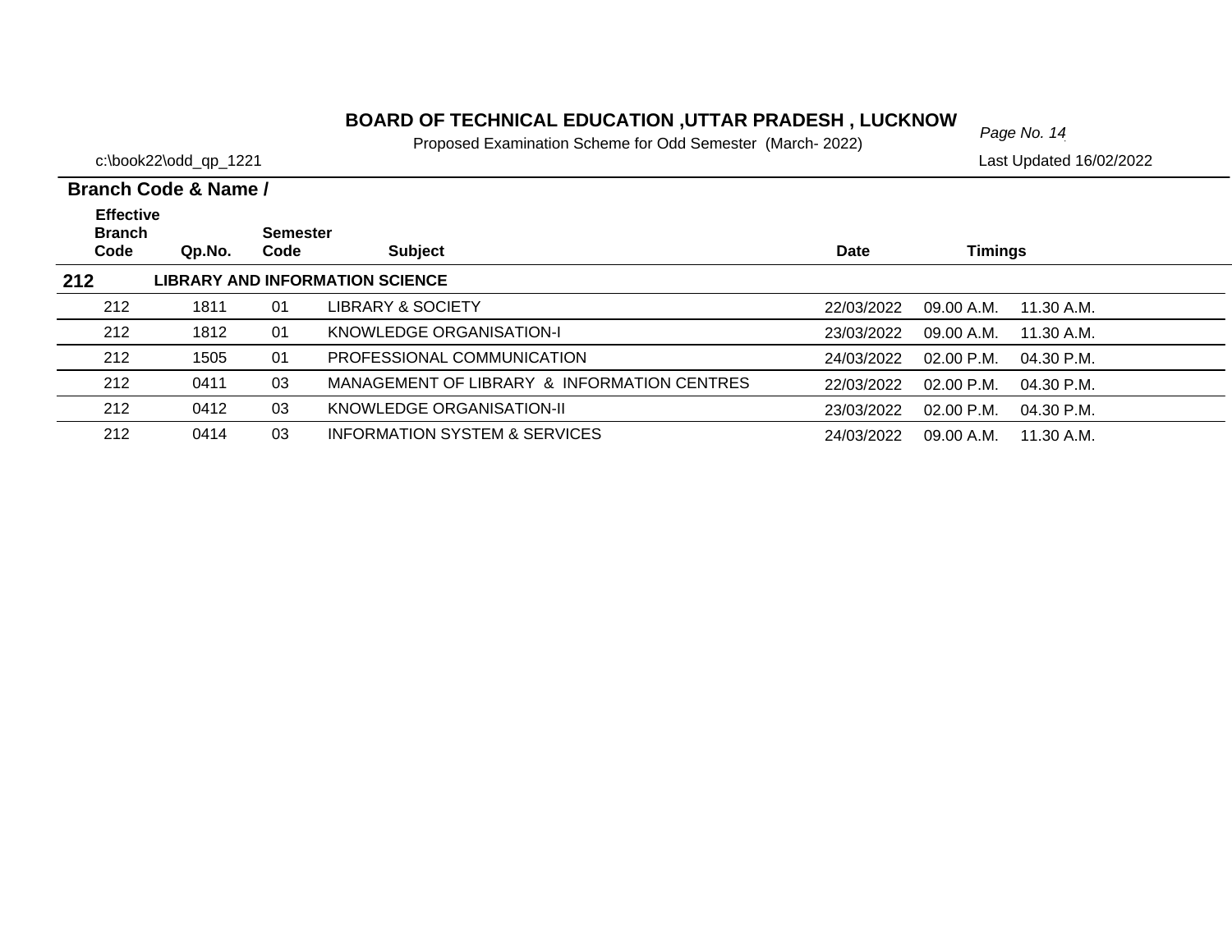# BOARD OF TECHNICAL EDUCATION ,UTTAR PRADESH , LUCKNOW

Proposed Examination Scheme for Odd Semester (March- 2022)

c:\book22\odd_qp_1221

Last Updated 16/02/2022

**Branch Code & Name /**

| Effective Branch Code | Qp.No. | Semester Code | Subject | Date | Timings | |
|---|---|---|---|---|---|---|
| **212** | **LIBRARY AND INFORMATION SCIENCE** | | | | | |
| 212 | 1811 | 01 | LIBRARY & SOCIETY | 22/03/2022 | 09.00 A.M. | 11.30 A.M. |
| 212 | 1812 | 01 | KNOWLEDGE ORGANISATION-I | 23/03/2022 | 09.00 A.M. | 11.30 A.M. |
| 212 | 1505 | 01 | PROFESSIONAL COMMUNICATION | 24/03/2022 | 02.00 P.M. | 04.30 P.M. |
| 212 | 0411 | 03 | MANAGEMENT OF LIBRARY & INFORMATION CENTRES | 22/03/2022 | 02.00 P.M. | 04.30 P.M. |
| 212 | 0412 | 03 | KNOWLEDGE ORGANISATION-II | 23/03/2022 | 02.00 P.M. | 04.30 P.M. |
| 212 | 0414 | 03 | INFORMATION SYSTEM & SERVICES | 24/03/2022 | 09.00 A.M. | 11.30 A.M. |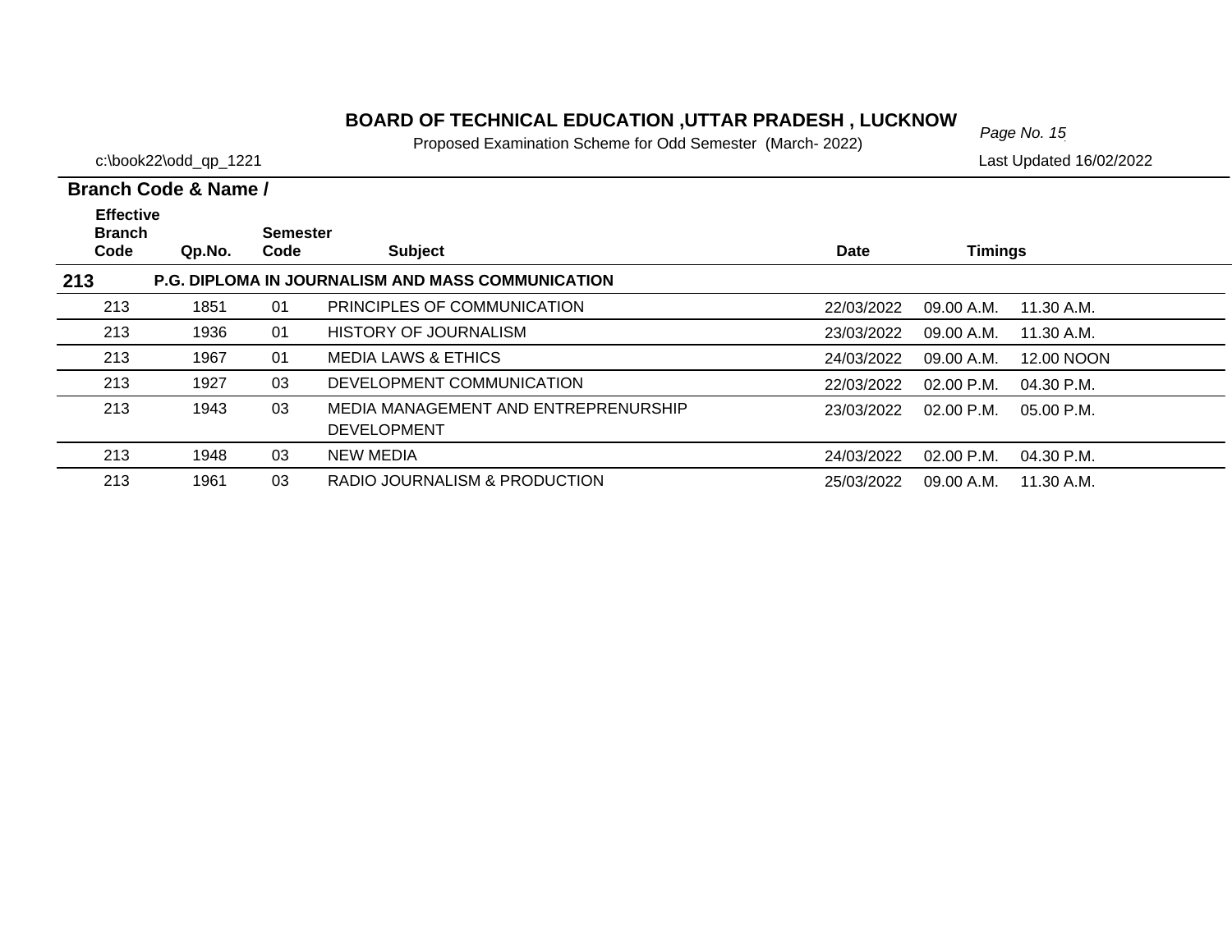# BOARD OF TECHNICAL EDUCATION ,UTTAR PRADESH , LUCKNOW

Proposed Examination Scheme for Odd Semester (March- 2022)

c:\book22\odd_qp_1221

Last Updated 16/02/2022

**Branch Code & Name /**

| Effective Branch Code | Qp.No. | Semester Code | Subject | Date | Timings | |
|---|---|---|---|---|---|---|
| **213** | **P.G. DIPLOMA IN JOURNALISM AND MASS COMMUNICATION** | | | | | |
| 213 | 1851 | 01 | PRINCIPLES OF COMMUNICATION | 22/03/2022 | 09.00 A.M. | 11.30 A.M. |
| 213 | 1936 | 01 | HISTORY OF JOURNALISM | 23/03/2022 | 09.00 A.M. | 11.30 A.M. |
| 213 | 1967 | 01 | MEDIA LAWS & ETHICS | 24/03/2022 | 09.00 A.M. | 12.00 NOON |
| 213 | 1927 | 03 | DEVELOPMENT COMMUNICATION | 22/03/2022 | 02.00 P.M. | 04.30 P.M. |
| 213 | 1943 | 03 | MEDIA MANAGEMENT AND ENTREPRENURSHIP DEVELOPMENT | 23/03/2022 | 02.00 P.M. | 05.00 P.M. |
| 213 | 1948 | 03 | NEW MEDIA | 24/03/2022 | 02.00 P.M. | 04.30 P.M. |
| 213 | 1961 | 03 | RADIO JOURNALISM & PRODUCTION | 25/03/2022 | 09.00 A.M. | 11.30 A.M. |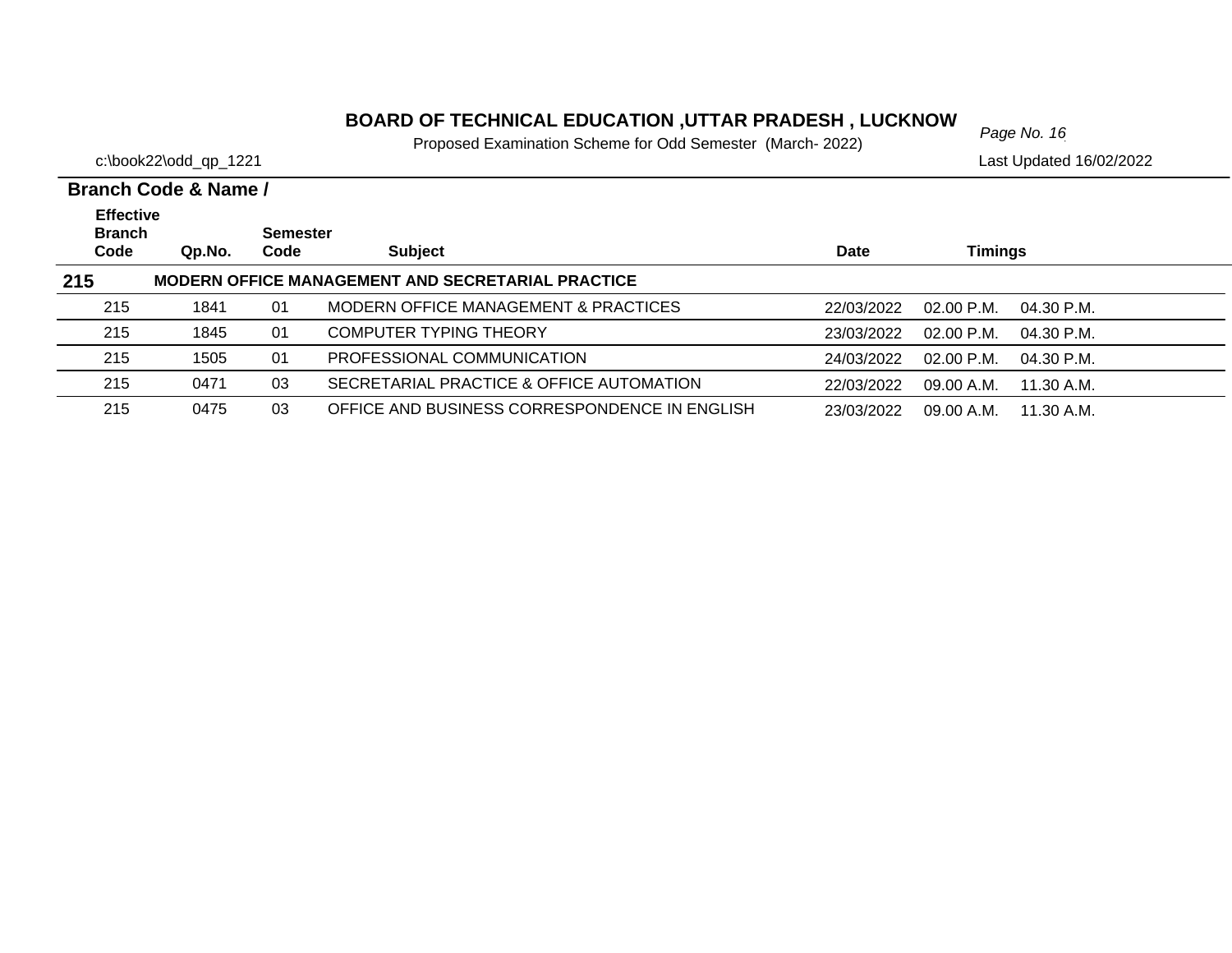# BOARD OF TECHNICAL EDUCATION ,UTTAR PRADESH , LUCKNOW

Proposed Examination Scheme for Odd Semester (March- 2022)

c:\book22\odd_qp_1221

Last Updated 16/02/2022

**Branch Code & Name /**

| Effective Branch Code | Qp.No. | Semester Code | Subject | Date | Timings | |
|---|---|---|---|---|---|---|
| **215** | | | **MODERN OFFICE MANAGEMENT AND SECRETARIAL PRACTICE** | | | |
| 215 | 1841 | 01 | MODERN OFFICE MANAGEMENT & PRACTICES | 22/03/2022 | 02.00 P.M. | 04.30 P.M. |
| 215 | 1845 | 01 | COMPUTER TYPING THEORY | 23/03/2022 | 02.00 P.M. | 04.30 P.M. |
| 215 | 1505 | 01 | PROFESSIONAL COMMUNICATION | 24/03/2022 | 02.00 P.M. | 04.30 P.M. |
| 215 | 0471 | 03 | SECRETARIAL PRACTICE & OFFICE AUTOMATION | 22/03/2022 | 09.00 A.M. | 11.30 A.M. |
| 215 | 0475 | 03 | OFFICE AND BUSINESS CORRESPONDENCE IN ENGLISH | 23/03/2022 | 09.00 A.M. | 11.30 A.M. |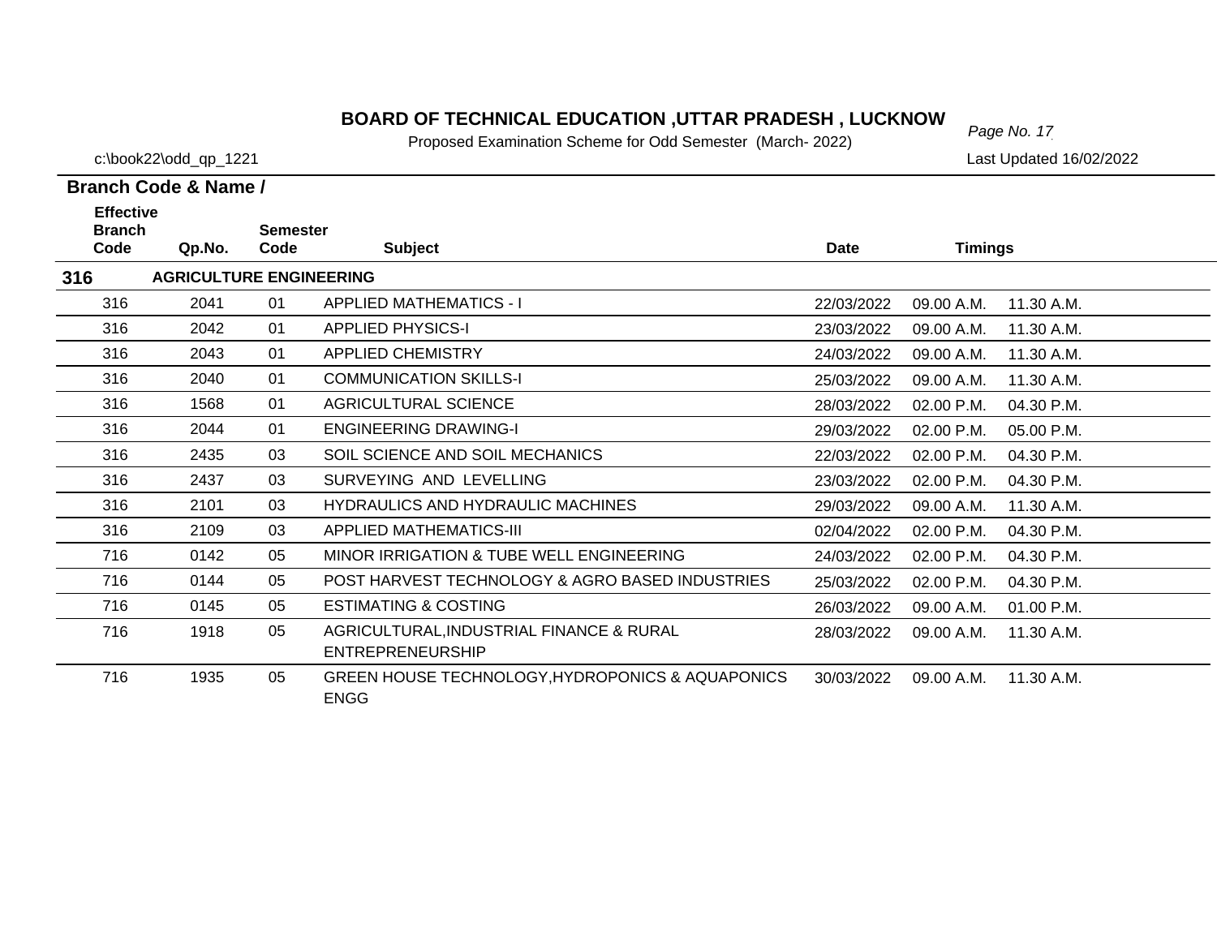# BOARD OF TECHNICAL EDUCATION ,UTTAR PRADESH , LUCKNOW

Proposed Examination Scheme for Odd Semester (March- 2022)

c:\book22\odd_qp_1221 Last Updated 16/02/2022

**Branch Code & Name /**

| Effective Branch Code | Qp.No. | Semester Code | Subject | Date | Timings | |
|---|---|---|---|---|---|---|
| **316** | **AGRICULTURE ENGINEERING** | | | | | |
| 316 | 2041 | 01 | APPLIED MATHEMATICS - I | 22/03/2022 | 09.00 A.M. | 11.30 A.M. |
| 316 | 2042 | 01 | APPLIED PHYSICS-I | 23/03/2022 | 09.00 A.M. | 11.30 A.M. |
| 316 | 2043 | 01 | APPLIED CHEMISTRY | 24/03/2022 | 09.00 A.M. | 11.30 A.M. |
| 316 | 2040 | 01 | COMMUNICATION SKILLS-I | 25/03/2022 | 09.00 A.M. | 11.30 A.M. |
| 316 | 1568 | 01 | AGRICULTURAL SCIENCE | 28/03/2022 | 02.00 P.M. | 04.30 P.M. |
| 316 | 2044 | 01 | ENGINEERING DRAWING-I | 29/03/2022 | 02.00 P.M. | 05.00 P.M. |
| 316 | 2435 | 03 | SOIL SCIENCE AND SOIL MECHANICS | 22/03/2022 | 02.00 P.M. | 04.30 P.M. |
| 316 | 2437 | 03 | SURVEYING AND LEVELLING | 23/03/2022 | 02.00 P.M. | 04.30 P.M. |
| 316 | 2101 | 03 | HYDRAULICS AND HYDRAULIC MACHINES | 29/03/2022 | 09.00 A.M. | 11.30 A.M. |
| 316 | 2109 | 03 | APPLIED MATHEMATICS-III | 02/04/2022 | 02.00 P.M. | 04.30 P.M. |
| 716 | 0142 | 05 | MINOR IRRIGATION & TUBE WELL ENGINEERING | 24/03/2022 | 02.00 P.M. | 04.30 P.M. |
| 716 | 0144 | 05 | POST HARVEST TECHNOLOGY & AGRO BASED INDUSTRIES | 25/03/2022 | 02.00 P.M. | 04.30 P.M. |
| 716 | 0145 | 05 | ESTIMATING & COSTING | 26/03/2022 | 09.00 A.M. | 01.00 P.M. |
| 716 | 1918 | 05 | AGRICULTURAL,INDUSTRIAL FINANCE & RURAL ENTREPRENEURSHIP | 28/03/2022 | 09.00 A.M. | 11.30 A.M. |
| 716 | 1935 | 05 | GREEN HOUSE TECHNOLOGY,HYDROPONICS & AQUAPONICS ENGG | 30/03/2022 | 09.00 A.M. | 11.30 A.M. |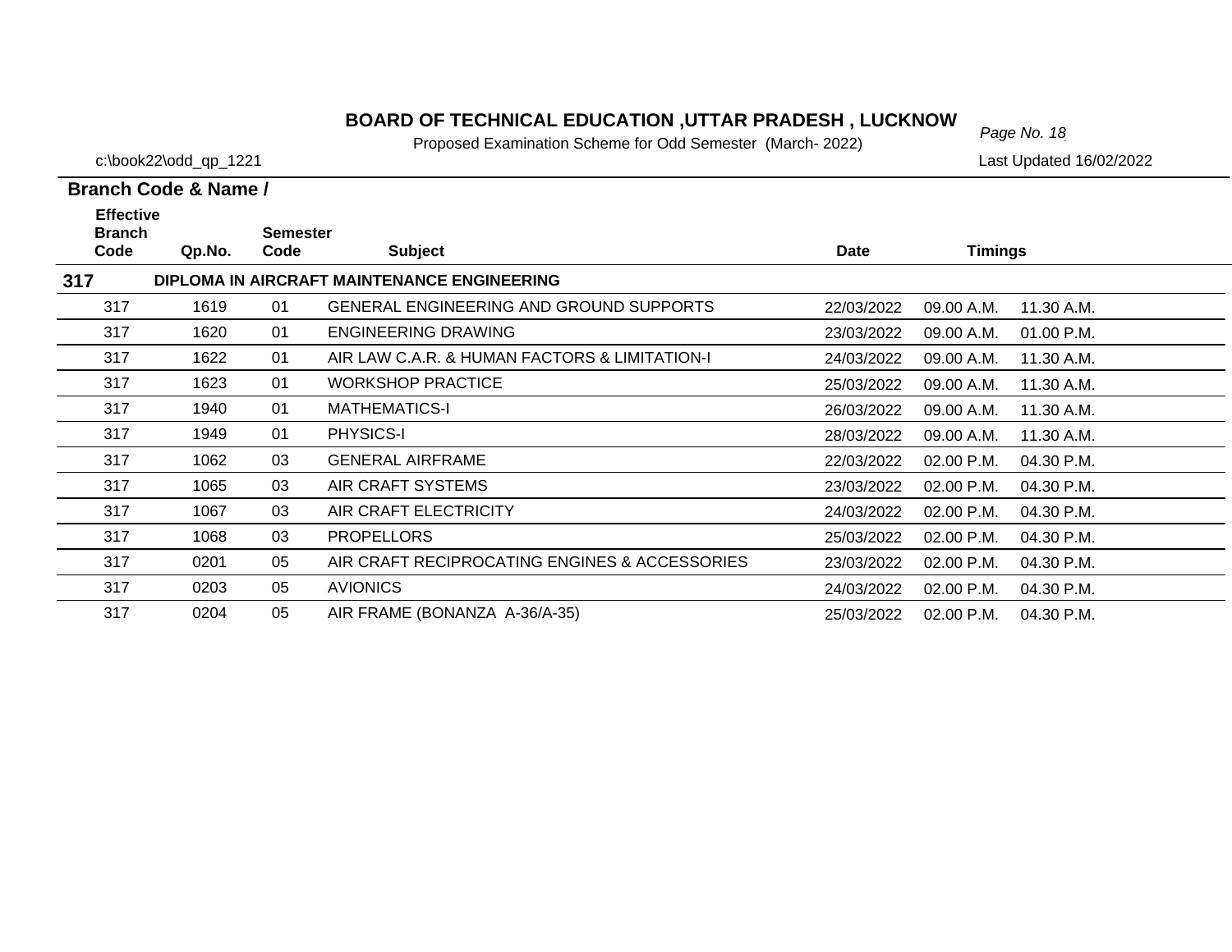# BOARD OF TECHNICAL EDUCATION ,UTTAR PRADESH , LUCKNOW

Proposed Examination Scheme for Odd Semester (March- 2022)

c:\book22\odd_qp_1221 Last Updated 16/02/2022

**Branch Code & Name /**

| Effective Branch Code | Qp.No. | Semester Code | Subject | Date | Timings | |
|---|---|---|---|---|---|---|
| **317** | | | **DIPLOMA IN AIRCRAFT MAINTENANCE ENGINEERING** | | | |
| 317 | 1619 | 01 | GENERAL ENGINEERING AND GROUND SUPPORTS | 22/03/2022 | 09.00 A.M. | 11.30 A.M. |
| 317 | 1620 | 01 | ENGINEERING DRAWING | 23/03/2022 | 09.00 A.M. | 01.00 P.M. |
| 317 | 1622 | 01 | AIR LAW C.A.R. & HUMAN FACTORS & LIMITATION-I | 24/03/2022 | 09.00 A.M. | 11.30 A.M. |
| 317 | 1623 | 01 | WORKSHOP PRACTICE | 25/03/2022 | 09.00 A.M. | 11.30 A.M. |
| 317 | 1940 | 01 | MATHEMATICS-I | 26/03/2022 | 09.00 A.M. | 11.30 A.M. |
| 317 | 1949 | 01 | PHYSICS-I | 28/03/2022 | 09.00 A.M. | 11.30 A.M. |
| 317 | 1062 | 03 | GENERAL AIRFRAME | 22/03/2022 | 02.00 P.M. | 04.30 P.M. |
| 317 | 1065 | 03 | AIR CRAFT SYSTEMS | 23/03/2022 | 02.00 P.M. | 04.30 P.M. |
| 317 | 1067 | 03 | AIR CRAFT ELECTRICITY | 24/03/2022 | 02.00 P.M. | 04.30 P.M. |
| 317 | 1068 | 03 | PROPELLORS | 25/03/2022 | 02.00 P.M. | 04.30 P.M. |
| 317 | 0201 | 05 | AIR CRAFT RECIPROCATING ENGINES & ACCESSORIES | 23/03/2022 | 02.00 P.M. | 04.30 P.M. |
| 317 | 0203 | 05 | AVIONICS | 24/03/2022 | 02.00 P.M. | 04.30 P.M. |
| 317 | 0204 | 05 | AIR FRAME (BONANZA A-36/A-35) | 25/03/2022 | 02.00 P.M. | 04.30 P.M. |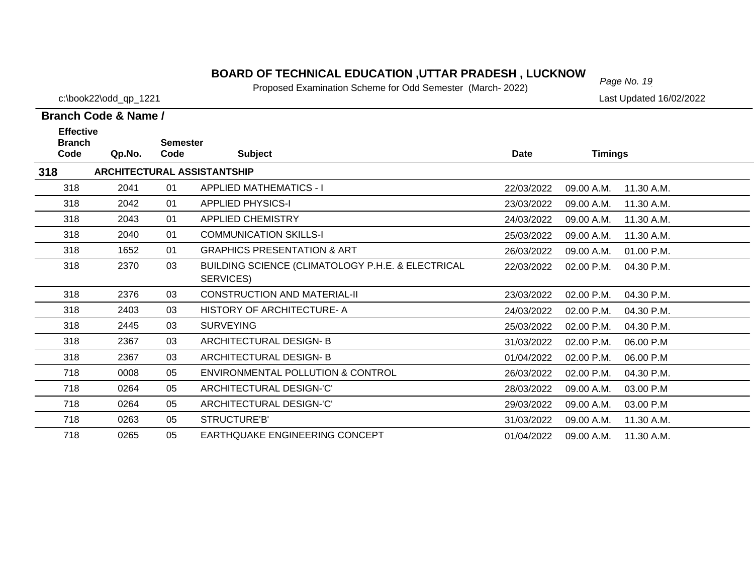# BOARD OF TECHNICAL EDUCATION ,UTTAR PRADESH , LUCKNOW

Proposed Examination Scheme for Odd Semester (March- 2022)

c:\book22\odd_qp_1221

Last Updated 16/02/2022

**Branch Code & Name /**

| Effective Branch Code | Qp.No. | Semester Code | Subject | Date | Timings | |
|---|---|---|---|---|---|---|
| **318** | **ARCHITECTURAL ASSISTANTSHIP** | | | | | |
| 318 | 2041 | 01 | APPLIED MATHEMATICS - I | 22/03/2022 | 09.00 A.M. | 11.30 A.M. |
| 318 | 2042 | 01 | APPLIED PHYSICS-I | 23/03/2022 | 09.00 A.M. | 11.30 A.M. |
| 318 | 2043 | 01 | APPLIED CHEMISTRY | 24/03/2022 | 09.00 A.M. | 11.30 A.M. |
| 318 | 2040 | 01 | COMMUNICATION SKILLS-I | 25/03/2022 | 09.00 A.M. | 11.30 A.M. |
| 318 | 1652 | 01 | GRAPHICS PRESENTATION & ART | 26/03/2022 | 09.00 A.M. | 01.00 P.M. |
| 318 | 2370 | 03 | BUILDING SCIENCE (CLIMATOLOGY P.H.E. & ELECTRICAL SERVICES) | 22/03/2022 | 02.00 P.M. | 04.30 P.M. |
| 318 | 2376 | 03 | CONSTRUCTION AND MATERIAL-II | 23/03/2022 | 02.00 P.M. | 04.30 P.M. |
| 318 | 2403 | 03 | HISTORY OF ARCHITECTURE- A | 24/03/2022 | 02.00 P.M. | 04.30 P.M. |
| 318 | 2445 | 03 | SURVEYING | 25/03/2022 | 02.00 P.M. | 04.30 P.M. |
| 318 | 2367 | 03 | ARCHITECTURAL DESIGN- B | 31/03/2022 | 02.00 P.M. | 06.00 P.M |
| 318 | 2367 | 03 | ARCHITECTURAL DESIGN- B | 01/04/2022 | 02.00 P.M. | 06.00 P.M |
| 718 | 0008 | 05 | ENVIRONMENTAL POLLUTION & CONTROL | 26/03/2022 | 02.00 P.M. | 04.30 P.M. |
| 718 | 0264 | 05 | ARCHITECTURAL DESIGN-'C' | 28/03/2022 | 09.00 A.M. | 03.00 P.M |
| 718 | 0264 | 05 | ARCHITECTURAL DESIGN-'C' | 29/03/2022 | 09.00 A.M. | 03.00 P.M |
| 718 | 0263 | 05 | STRUCTURE'B' | 31/03/2022 | 09.00 A.M. | 11.30 A.M. |
| 718 | 0265 | 05 | EARTHQUAKE ENGINEERING CONCEPT | 01/04/2022 | 09.00 A.M. | 11.30 A.M. |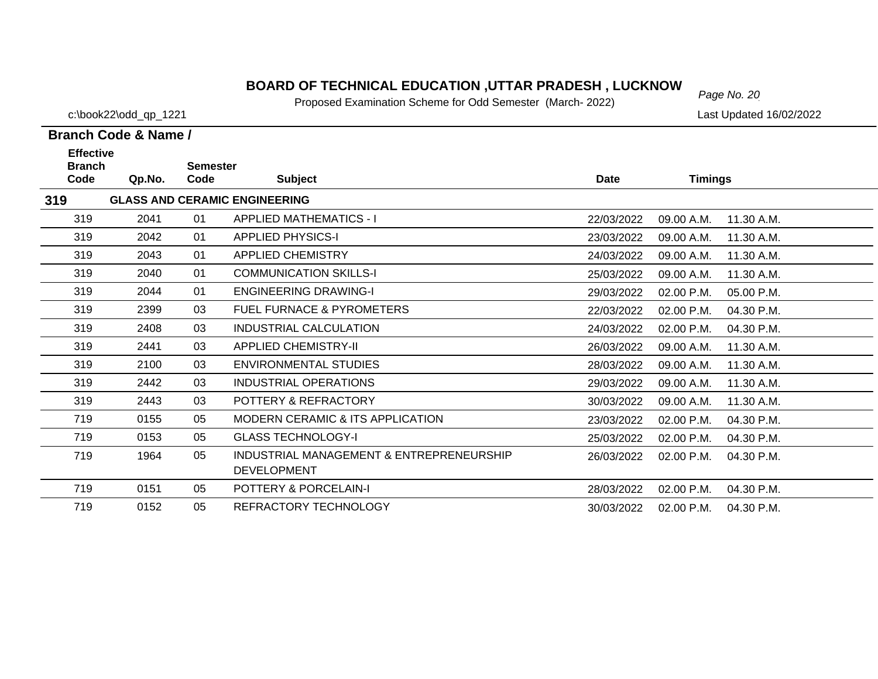# BOARD OF TECHNICAL EDUCATION ,UTTAR PRADESH , LUCKNOW

Proposed Examination Scheme for Odd Semester (March- 2022)

c:\book22\odd_qp_1221

Last Updated 16/02/2022

**Branch Code & Name /**

| Effective Branch Code | Qp.No. | Semester Code | Subject | Date | Timings | |
|---|---|---|---|---|---|---|
| **319** | **GLASS AND CERAMIC ENGINEERING** | | | | | |
| 319 | 2041 | 01 | APPLIED MATHEMATICS - I | 22/03/2022 | 09.00 A.M. | 11.30 A.M. |
| 319 | 2042 | 01 | APPLIED PHYSICS-I | 23/03/2022 | 09.00 A.M. | 11.30 A.M. |
| 319 | 2043 | 01 | APPLIED CHEMISTRY | 24/03/2022 | 09.00 A.M. | 11.30 A.M. |
| 319 | 2040 | 01 | COMMUNICATION SKILLS-I | 25/03/2022 | 09.00 A.M. | 11.30 A.M. |
| 319 | 2044 | 01 | ENGINEERING DRAWING-I | 29/03/2022 | 02.00 P.M. | 05.00 P.M. |
| 319 | 2399 | 03 | FUEL FURNACE & PYROMETERS | 22/03/2022 | 02.00 P.M. | 04.30 P.M. |
| 319 | 2408 | 03 | INDUSTRIAL CALCULATION | 24/03/2022 | 02.00 P.M. | 04.30 P.M. |
| 319 | 2441 | 03 | APPLIED CHEMISTRY-II | 26/03/2022 | 09.00 A.M. | 11.30 A.M. |
| 319 | 2100 | 03 | ENVIRONMENTAL STUDIES | 28/03/2022 | 09.00 A.M. | 11.30 A.M. |
| 319 | 2442 | 03 | INDUSTRIAL OPERATIONS | 29/03/2022 | 09.00 A.M. | 11.30 A.M. |
| 319 | 2443 | 03 | POTTERY & REFRACTORY | 30/03/2022 | 09.00 A.M. | 11.30 A.M. |
| 719 | 0155 | 05 | MODERN CERAMIC & ITS APPLICATION | 23/03/2022 | 02.00 P.M. | 04.30 P.M. |
| 719 | 0153 | 05 | GLASS TECHNOLOGY-I | 25/03/2022 | 02.00 P.M. | 04.30 P.M. |
| 719 | 1964 | 05 | INDUSTRIAL MANAGEMENT & ENTREPRENEURSHIP DEVELOPMENT | 26/03/2022 | 02.00 P.M. | 04.30 P.M. |
| 719 | 0151 | 05 | POTTERY & PORCELAIN-I | 28/03/2022 | 02.00 P.M. | 04.30 P.M. |
| 719 | 0152 | 05 | REFRACTORY TECHNOLOGY | 30/03/2022 | 02.00 P.M. | 04.30 P.M. |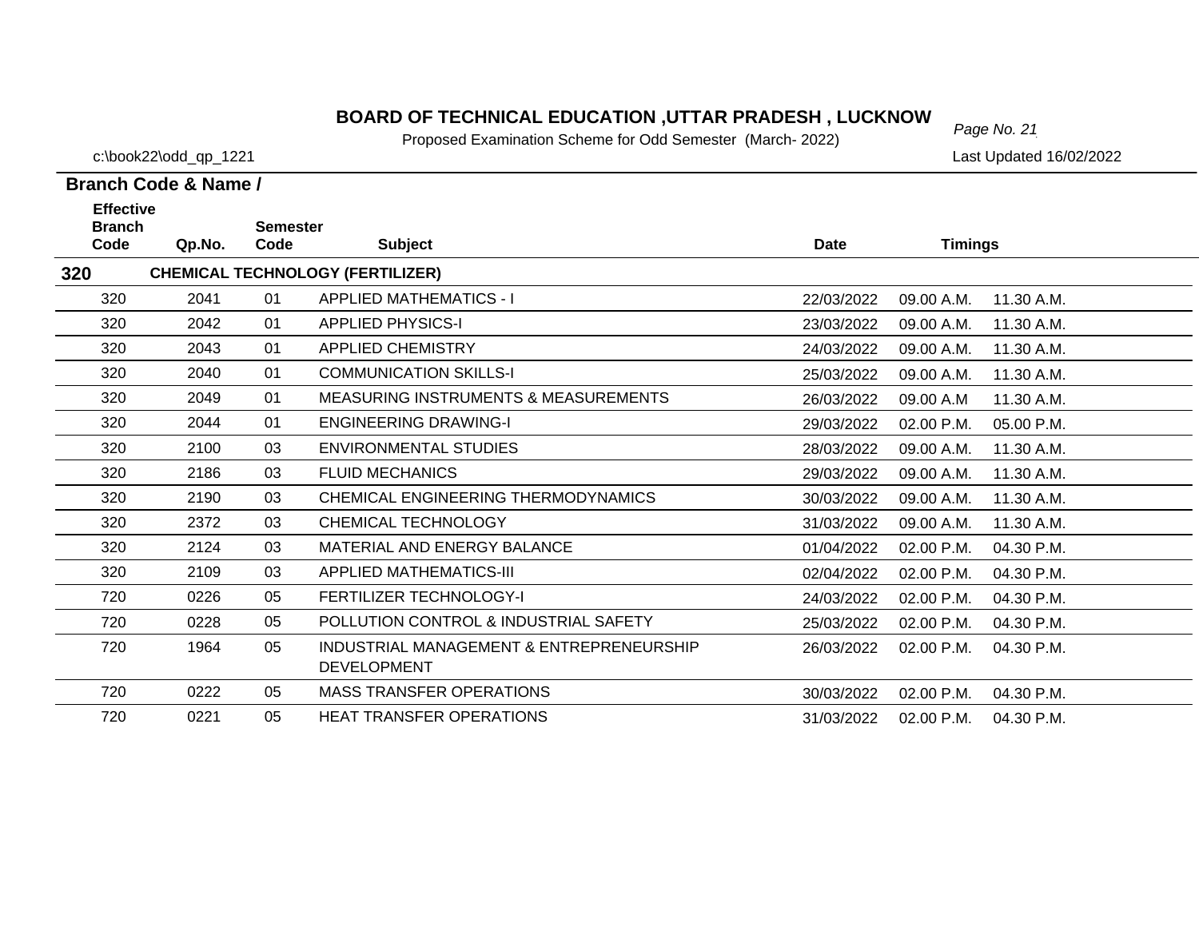# BOARD OF TECHNICAL EDUCATION ,UTTAR PRADESH , LUCKNOW

Proposed Examination Scheme for Odd Semester (March- 2022)

c:\book22\odd_qp_1221

Last Updated 16/02/2022

**Branch Code & Name /**

| Effective Branch Code | Qp.No. | Semester Code | Subject | Date | Timings | |
|---|---|---|---|---|---|---|
| **320** | | | **CHEMICAL TECHNOLOGY (FERTILIZER)** | | | |
| 320 | 2041 | 01 | APPLIED MATHEMATICS - I | 22/03/2022 | 09.00 A.M. | 11.30 A.M. |
| 320 | 2042 | 01 | APPLIED PHYSICS-I | 23/03/2022 | 09.00 A.M. | 11.30 A.M. |
| 320 | 2043 | 01 | APPLIED CHEMISTRY | 24/03/2022 | 09.00 A.M. | 11.30 A.M. |
| 320 | 2040 | 01 | COMMUNICATION SKILLS-I | 25/03/2022 | 09.00 A.M. | 11.30 A.M. |
| 320 | 2049 | 01 | MEASURING INSTRUMENTS & MEASUREMENTS | 26/03/2022 | 09.00 A.M | 11.30 A.M. |
| 320 | 2044 | 01 | ENGINEERING DRAWING-I | 29/03/2022 | 02.00 P.M. | 05.00 P.M. |
| 320 | 2100 | 03 | ENVIRONMENTAL STUDIES | 28/03/2022 | 09.00 A.M. | 11.30 A.M. |
| 320 | 2186 | 03 | FLUID MECHANICS | 29/03/2022 | 09.00 A.M. | 11.30 A.M. |
| 320 | 2190 | 03 | CHEMICAL ENGINEERING THERMODYNAMICS | 30/03/2022 | 09.00 A.M. | 11.30 A.M. |
| 320 | 2372 | 03 | CHEMICAL TECHNOLOGY | 31/03/2022 | 09.00 A.M. | 11.30 A.M. |
| 320 | 2124 | 03 | MATERIAL AND ENERGY BALANCE | 01/04/2022 | 02.00 P.M. | 04.30 P.M. |
| 320 | 2109 | 03 | APPLIED MATHEMATICS-III | 02/04/2022 | 02.00 P.M. | 04.30 P.M. |
| 720 | 0226 | 05 | FERTILIZER TECHNOLOGY-I | 24/03/2022 | 02.00 P.M. | 04.30 P.M. |
| 720 | 0228 | 05 | POLLUTION CONTROL & INDUSTRIAL SAFETY | 25/03/2022 | 02.00 P.M. | 04.30 P.M. |
| 720 | 1964 | 05 | INDUSTRIAL MANAGEMENT & ENTREPRENEURSHIP DEVELOPMENT | 26/03/2022 | 02.00 P.M. | 04.30 P.M. |
| 720 | 0222 | 05 | MASS TRANSFER OPERATIONS | 30/03/2022 | 02.00 P.M. | 04.30 P.M. |
| 720 | 0221 | 05 | HEAT TRANSFER OPERATIONS | 31/03/2022 | 02.00 P.M. | 04.30 P.M. |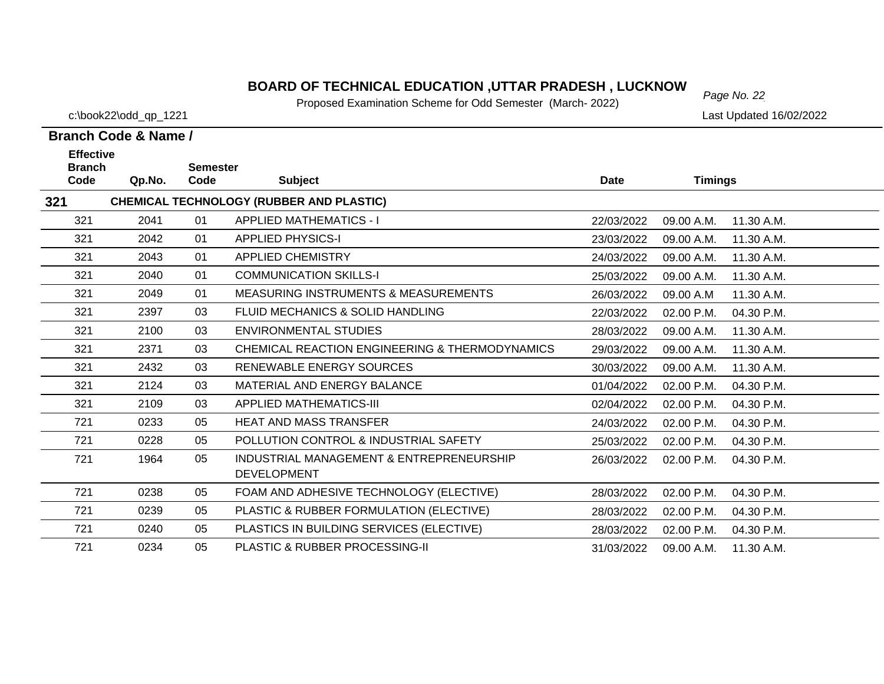# BOARD OF TECHNICAL EDUCATION ,UTTAR PRADESH , LUCKNOW

Proposed Examination Scheme for Odd Semester (March- 2022)

c:\book22\odd_qp_1221

Last Updated 16/02/2022

**Branch Code & Name /**

| Effective Branch Code | Qp.No. | Semester Code | Subject | Date | Timings | |
|---|---|---|---|---|---|---|
| **321** | | | **CHEMICAL TECHNOLOGY (RUBBER AND PLASTIC)** | | | |
| 321 | 2041 | 01 | APPLIED MATHEMATICS - I | 22/03/2022 | 09.00 A.M. | 11.30 A.M. |
| 321 | 2042 | 01 | APPLIED PHYSICS-I | 23/03/2022 | 09.00 A.M. | 11.30 A.M. |
| 321 | 2043 | 01 | APPLIED CHEMISTRY | 24/03/2022 | 09.00 A.M. | 11.30 A.M. |
| 321 | 2040 | 01 | COMMUNICATION SKILLS-I | 25/03/2022 | 09.00 A.M. | 11.30 A.M. |
| 321 | 2049 | 01 | MEASURING INSTRUMENTS & MEASUREMENTS | 26/03/2022 | 09.00 A.M | 11.30 A.M. |
| 321 | 2397 | 03 | FLUID MECHANICS & SOLID HANDLING | 22/03/2022 | 02.00 P.M. | 04.30 P.M. |
| 321 | 2100 | 03 | ENVIRONMENTAL STUDIES | 28/03/2022 | 09.00 A.M. | 11.30 A.M. |
| 321 | 2371 | 03 | CHEMICAL REACTION ENGINEERING & THERMODYNAMICS | 29/03/2022 | 09.00 A.M. | 11.30 A.M. |
| 321 | 2432 | 03 | RENEWABLE ENERGY SOURCES | 30/03/2022 | 09.00 A.M. | 11.30 A.M. |
| 321 | 2124 | 03 | MATERIAL AND ENERGY BALANCE | 01/04/2022 | 02.00 P.M. | 04.30 P.M. |
| 321 | 2109 | 03 | APPLIED MATHEMATICS-III | 02/04/2022 | 02.00 P.M. | 04.30 P.M. |
| 721 | 0233 | 05 | HEAT AND MASS TRANSFER | 24/03/2022 | 02.00 P.M. | 04.30 P.M. |
| 721 | 0228 | 05 | POLLUTION CONTROL & INDUSTRIAL SAFETY | 25/03/2022 | 02.00 P.M. | 04.30 P.M. |
| 721 | 1964 | 05 | INDUSTRIAL MANAGEMENT & ENTREPRENEURSHIP DEVELOPMENT | 26/03/2022 | 02.00 P.M. | 04.30 P.M. |
| 721 | 0238 | 05 | FOAM AND ADHESIVE TECHNOLOGY (ELECTIVE) | 28/03/2022 | 02.00 P.M. | 04.30 P.M. |
| 721 | 0239 | 05 | PLASTIC & RUBBER FORMULATION (ELECTIVE) | 28/03/2022 | 02.00 P.M. | 04.30 P.M. |
| 721 | 0240 | 05 | PLASTICS IN BUILDING SERVICES (ELECTIVE) | 28/03/2022 | 02.00 P.M. | 04.30 P.M. |
| 721 | 0234 | 05 | PLASTIC & RUBBER PROCESSING-II | 31/03/2022 | 09.00 A.M. | 11.30 A.M. |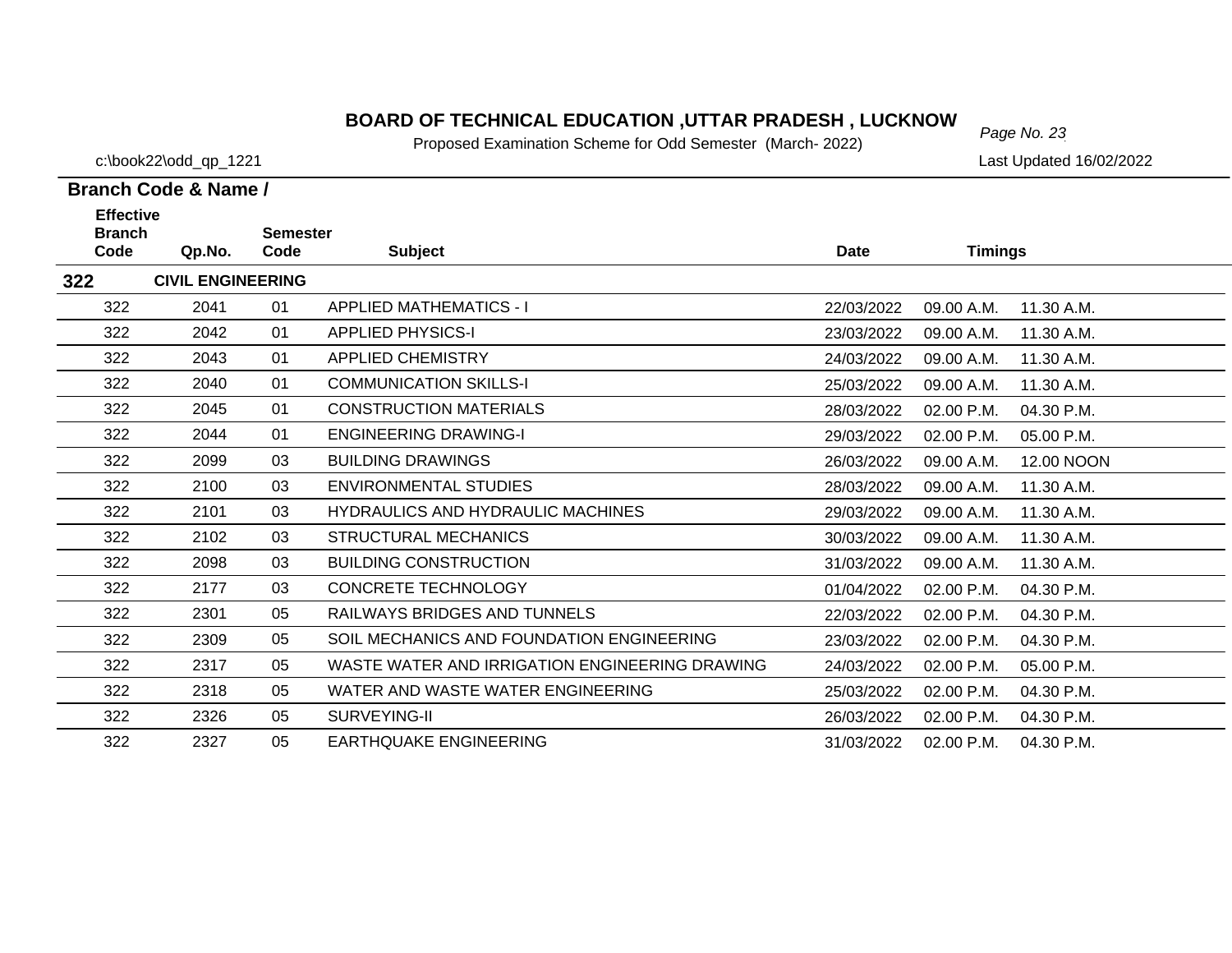# BOARD OF TECHNICAL EDUCATION ,UTTAR PRADESH , LUCKNOW

Proposed Examination Scheme for Odd Semester (March- 2022)

c:\book22\odd_qp_1221 Last Updated 16/02/2022

**Branch Code & Name /**

| Effective Branch Code | Qp.No. | Semester Code | Subject | Date | Timings | |
|---|---|---|---|---|---|---|
| **322** | **CIVIL ENGINEERING** | | | | | |
| 322 | 2041 | 01 | APPLIED MATHEMATICS - I | 22/03/2022 | 09.00 A.M. | 11.30 A.M. |
| 322 | 2042 | 01 | APPLIED PHYSICS-I | 23/03/2022 | 09.00 A.M. | 11.30 A.M. |
| 322 | 2043 | 01 | APPLIED CHEMISTRY | 24/03/2022 | 09.00 A.M. | 11.30 A.M. |
| 322 | 2040 | 01 | COMMUNICATION SKILLS-I | 25/03/2022 | 09.00 A.M. | 11.30 A.M. |
| 322 | 2045 | 01 | CONSTRUCTION MATERIALS | 28/03/2022 | 02.00 P.M. | 04.30 P.M. |
| 322 | 2044 | 01 | ENGINEERING DRAWING-I | 29/03/2022 | 02.00 P.M. | 05.00 P.M. |
| 322 | 2099 | 03 | BUILDING DRAWINGS | 26/03/2022 | 09.00 A.M. | 12.00 NOON |
| 322 | 2100 | 03 | ENVIRONMENTAL STUDIES | 28/03/2022 | 09.00 A.M. | 11.30 A.M. |
| 322 | 2101 | 03 | HYDRAULICS AND HYDRAULIC MACHINES | 29/03/2022 | 09.00 A.M. | 11.30 A.M. |
| 322 | 2102 | 03 | STRUCTURAL MECHANICS | 30/03/2022 | 09.00 A.M. | 11.30 A.M. |
| 322 | 2098 | 03 | BUILDING CONSTRUCTION | 31/03/2022 | 09.00 A.M. | 11.30 A.M. |
| 322 | 2177 | 03 | CONCRETE TECHNOLOGY | 01/04/2022 | 02.00 P.M. | 04.30 P.M. |
| 322 | 2301 | 05 | RAILWAYS BRIDGES AND TUNNELS | 22/03/2022 | 02.00 P.M. | 04.30 P.M. |
| 322 | 2309 | 05 | SOIL MECHANICS AND FOUNDATION ENGINEERING | 23/03/2022 | 02.00 P.M. | 04.30 P.M. |
| 322 | 2317 | 05 | WASTE WATER AND IRRIGATION ENGINEERING DRAWING | 24/03/2022 | 02.00 P.M. | 05.00 P.M. |
| 322 | 2318 | 05 | WATER AND WASTE WATER ENGINEERING | 25/03/2022 | 02.00 P.M. | 04.30 P.M. |
| 322 | 2326 | 05 | SURVEYING-II | 26/03/2022 | 02.00 P.M. | 04.30 P.M. |
| 322 | 2327 | 05 | EARTHQUAKE ENGINEERING | 31/03/2022 | 02.00 P.M. | 04.30 P.M. |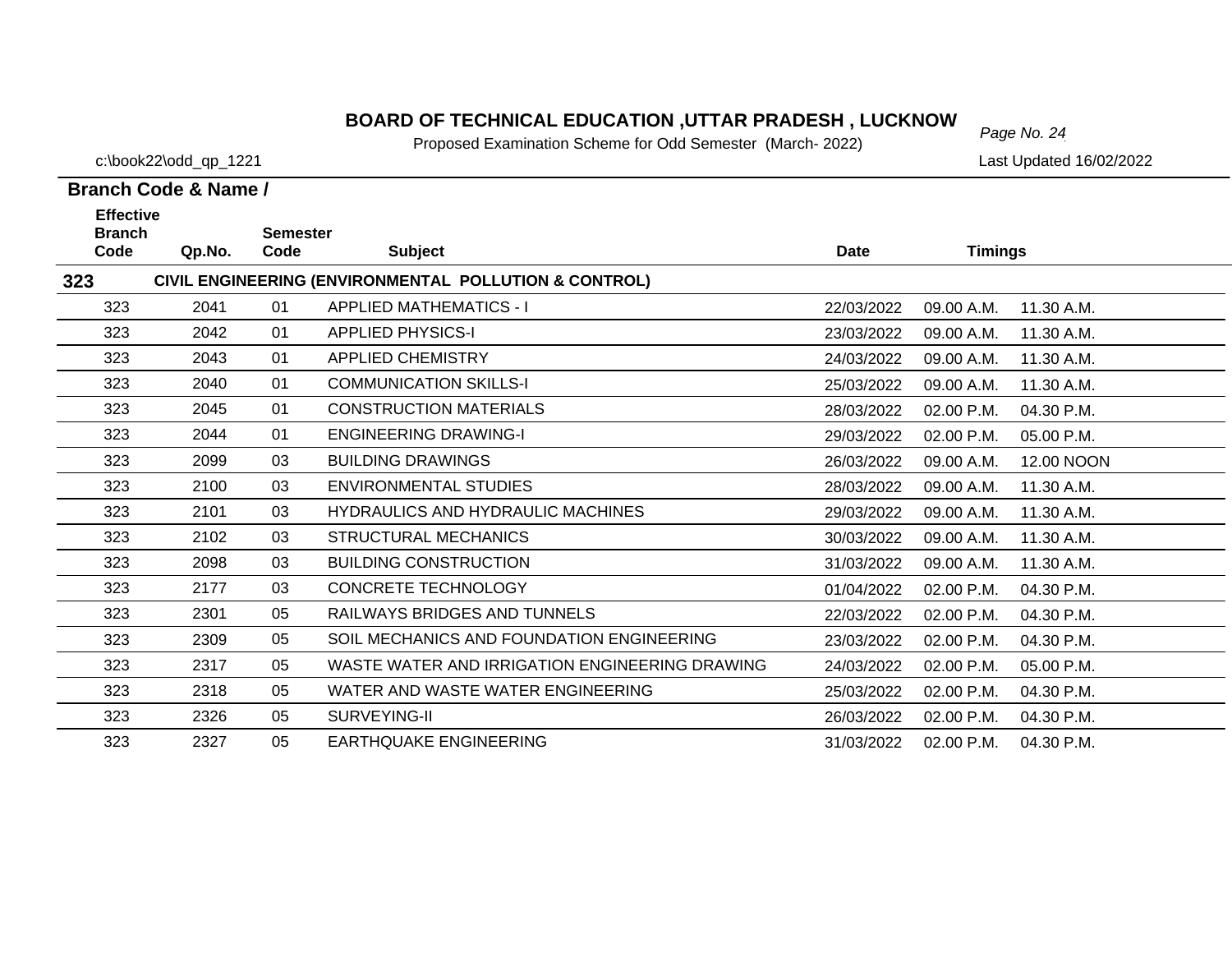# BOARD OF TECHNICAL EDUCATION ,UTTAR PRADESH , LUCKNOW

Proposed Examination Scheme for Odd Semester (March- 2022)

c:\book22\odd_qp_1221

Last Updated 16/02/2022

**Branch Code & Name /**

| Effective Branch Code | Qp.No. | Semester Code | Subject | Date | Timings | |
|---|---|---|---|---|---|---|
| **323** | | | **CIVIL ENGINEERING (ENVIRONMENTAL POLLUTION & CONTROL)** | | | |
| 323 | 2041 | 01 | APPLIED MATHEMATICS - I | 22/03/2022 | 09.00 A.M. | 11.30 A.M. |
| 323 | 2042 | 01 | APPLIED PHYSICS-I | 23/03/2022 | 09.00 A.M. | 11.30 A.M. |
| 323 | 2043 | 01 | APPLIED CHEMISTRY | 24/03/2022 | 09.00 A.M. | 11.30 A.M. |
| 323 | 2040 | 01 | COMMUNICATION SKILLS-I | 25/03/2022 | 09.00 A.M. | 11.30 A.M. |
| 323 | 2045 | 01 | CONSTRUCTION MATERIALS | 28/03/2022 | 02.00 P.M. | 04.30 P.M. |
| 323 | 2044 | 01 | ENGINEERING DRAWING-I | 29/03/2022 | 02.00 P.M. | 05.00 P.M. |
| 323 | 2099 | 03 | BUILDING DRAWINGS | 26/03/2022 | 09.00 A.M. | 12.00 NOON |
| 323 | 2100 | 03 | ENVIRONMENTAL STUDIES | 28/03/2022 | 09.00 A.M. | 11.30 A.M. |
| 323 | 2101 | 03 | HYDRAULICS AND HYDRAULIC MACHINES | 29/03/2022 | 09.00 A.M. | 11.30 A.M. |
| 323 | 2102 | 03 | STRUCTURAL MECHANICS | 30/03/2022 | 09.00 A.M. | 11.30 A.M. |
| 323 | 2098 | 03 | BUILDING CONSTRUCTION | 31/03/2022 | 09.00 A.M. | 11.30 A.M. |
| 323 | 2177 | 03 | CONCRETE TECHNOLOGY | 01/04/2022 | 02.00 P.M. | 04.30 P.M. |
| 323 | 2301 | 05 | RAILWAYS BRIDGES AND TUNNELS | 22/03/2022 | 02.00 P.M. | 04.30 P.M. |
| 323 | 2309 | 05 | SOIL MECHANICS AND FOUNDATION ENGINEERING | 23/03/2022 | 02.00 P.M. | 04.30 P.M. |
| 323 | 2317 | 05 | WASTE WATER AND IRRIGATION ENGINEERING DRAWING | 24/03/2022 | 02.00 P.M. | 05.00 P.M. |
| 323 | 2318 | 05 | WATER AND WASTE WATER ENGINEERING | 25/03/2022 | 02.00 P.M. | 04.30 P.M. |
| 323 | 2326 | 05 | SURVEYING-II | 26/03/2022 | 02.00 P.M. | 04.30 P.M. |
| 323 | 2327 | 05 | EARTHQUAKE ENGINEERING | 31/03/2022 | 02.00 P.M. | 04.30 P.M. |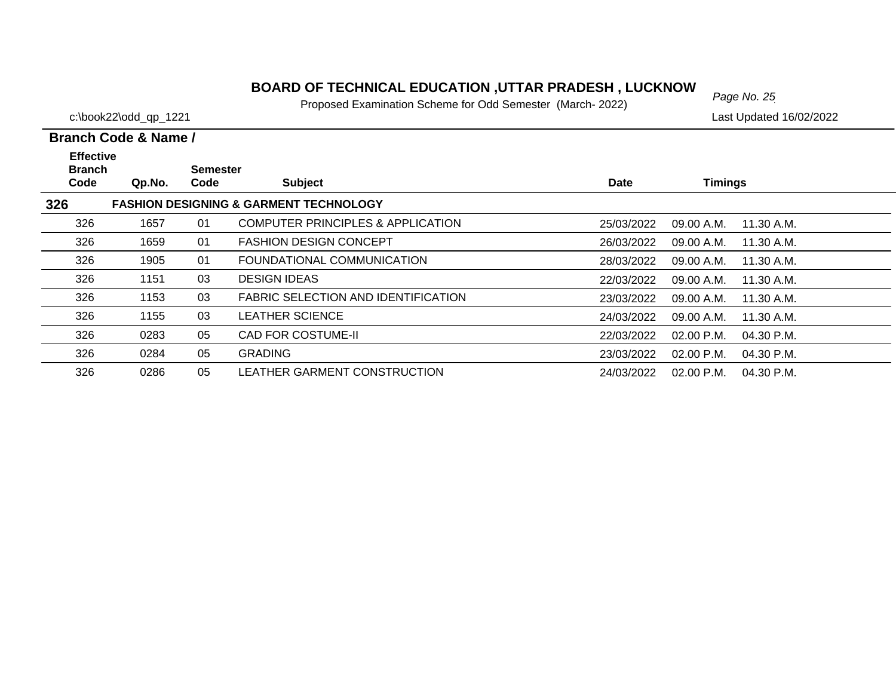# BOARD OF TECHNICAL EDUCATION ,UTTAR PRADESH , LUCKNOW

Proposed Examination Scheme for Odd Semester (March- 2022)

c:\book22\odd_qp_1221

Last Updated 16/02/2022

**Branch Code & Name /**

| Effective Branch Code | Qp.No. | Semester Code | Subject | Date | Timings | |
|---|---|---|---|---|---|---|
| **326** | **FASHION DESIGNING & GARMENT TECHNOLOGY** | | | | | |
| 326 | 1657 | 01 | COMPUTER PRINCIPLES & APPLICATION | 25/03/2022 | 09.00 A.M. | 11.30 A.M. |
| 326 | 1659 | 01 | FASHION DESIGN CONCEPT | 26/03/2022 | 09.00 A.M. | 11.30 A.M. |
| 326 | 1905 | 01 | FOUNDATIONAL COMMUNICATION | 28/03/2022 | 09.00 A.M. | 11.30 A.M. |
| 326 | 1151 | 03 | DESIGN IDEAS | 22/03/2022 | 09.00 A.M. | 11.30 A.M. |
| 326 | 1153 | 03 | FABRIC SELECTION AND IDENTIFICATION | 23/03/2022 | 09.00 A.M. | 11.30 A.M. |
| 326 | 1155 | 03 | LEATHER SCIENCE | 24/03/2022 | 09.00 A.M. | 11.30 A.M. |
| 326 | 0283 | 05 | CAD FOR COSTUME-II | 22/03/2022 | 02.00 P.M. | 04.30 P.M. |
| 326 | 0284 | 05 | GRADING | 23/03/2022 | 02.00 P.M. | 04.30 P.M. |
| 326 | 0286 | 05 | LEATHER GARMENT CONSTRUCTION | 24/03/2022 | 02.00 P.M. | 04.30 P.M. |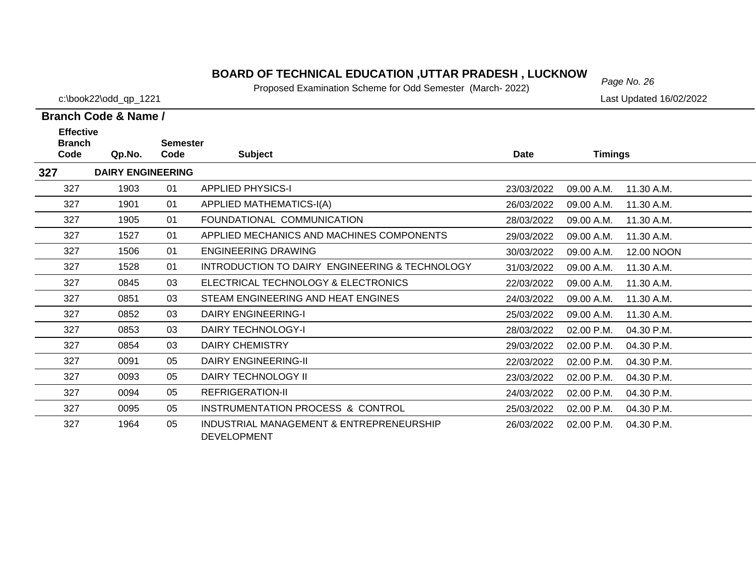# BOARD OF TECHNICAL EDUCATION ,UTTAR PRADESH , LUCKNOW

Proposed Examination Scheme for Odd Semester (March- 2022)

c:\book22\odd_qp_1221

Last Updated 16/02/2022

| Branch Code & Name / Effective Branch Code | Qp.No. | Semester Code | Subject | Date | Timings | |
|---|---|---|---|---|---|---|
| **327** | **DAIRY ENGINEERING** | | | | | |
| 327 | 1903 | 01 | APPLIED PHYSICS-I | 23/03/2022 | 09.00 A.M. | 11.30 A.M. |
| 327 | 1901 | 01 | APPLIED MATHEMATICS-I(A) | 26/03/2022 | 09.00 A.M. | 11.30 A.M. |
| 327 | 1905 | 01 | FOUNDATIONAL COMMUNICATION | 28/03/2022 | 09.00 A.M. | 11.30 A.M. |
| 327 | 1527 | 01 | APPLIED MECHANICS AND MACHINES COMPONENTS | 29/03/2022 | 09.00 A.M. | 11.30 A.M. |
| 327 | 1506 | 01 | ENGINEERING DRAWING | 30/03/2022 | 09.00 A.M. | 12.00 NOON |
| 327 | 1528 | 01 | INTRODUCTION TO DAIRY ENGINEERING & TECHNOLOGY | 31/03/2022 | 09.00 A.M. | 11.30 A.M. |
| 327 | 0845 | 03 | ELECTRICAL TECHNOLOGY & ELECTRONICS | 22/03/2022 | 09.00 A.M. | 11.30 A.M. |
| 327 | 0851 | 03 | STEAM ENGINEERING AND HEAT ENGINES | 24/03/2022 | 09.00 A.M. | 11.30 A.M. |
| 327 | 0852 | 03 | DAIRY ENGINEERING-I | 25/03/2022 | 09.00 A.M. | 11.30 A.M. |
| 327 | 0853 | 03 | DAIRY TECHNOLOGY-I | 28/03/2022 | 02.00 P.M. | 04.30 P.M. |
| 327 | 0854 | 03 | DAIRY CHEMISTRY | 29/03/2022 | 02.00 P.M. | 04.30 P.M. |
| 327 | 0091 | 05 | DAIRY ENGINEERING-II | 22/03/2022 | 02.00 P.M. | 04.30 P.M. |
| 327 | 0093 | 05 | DAIRY TECHNOLOGY II | 23/03/2022 | 02.00 P.M. | 04.30 P.M. |
| 327 | 0094 | 05 | REFRIGERATION-II | 24/03/2022 | 02.00 P.M. | 04.30 P.M. |
| 327 | 0095 | 05 | INSTRUMENTATION PROCESS & CONTROL | 25/03/2022 | 02.00 P.M. | 04.30 P.M. |
| 327 | 1964 | 05 | INDUSTRIAL MANAGEMENT & ENTREPRENEURSHIP DEVELOPMENT | 26/03/2022 | 02.00 P.M. | 04.30 P.M. |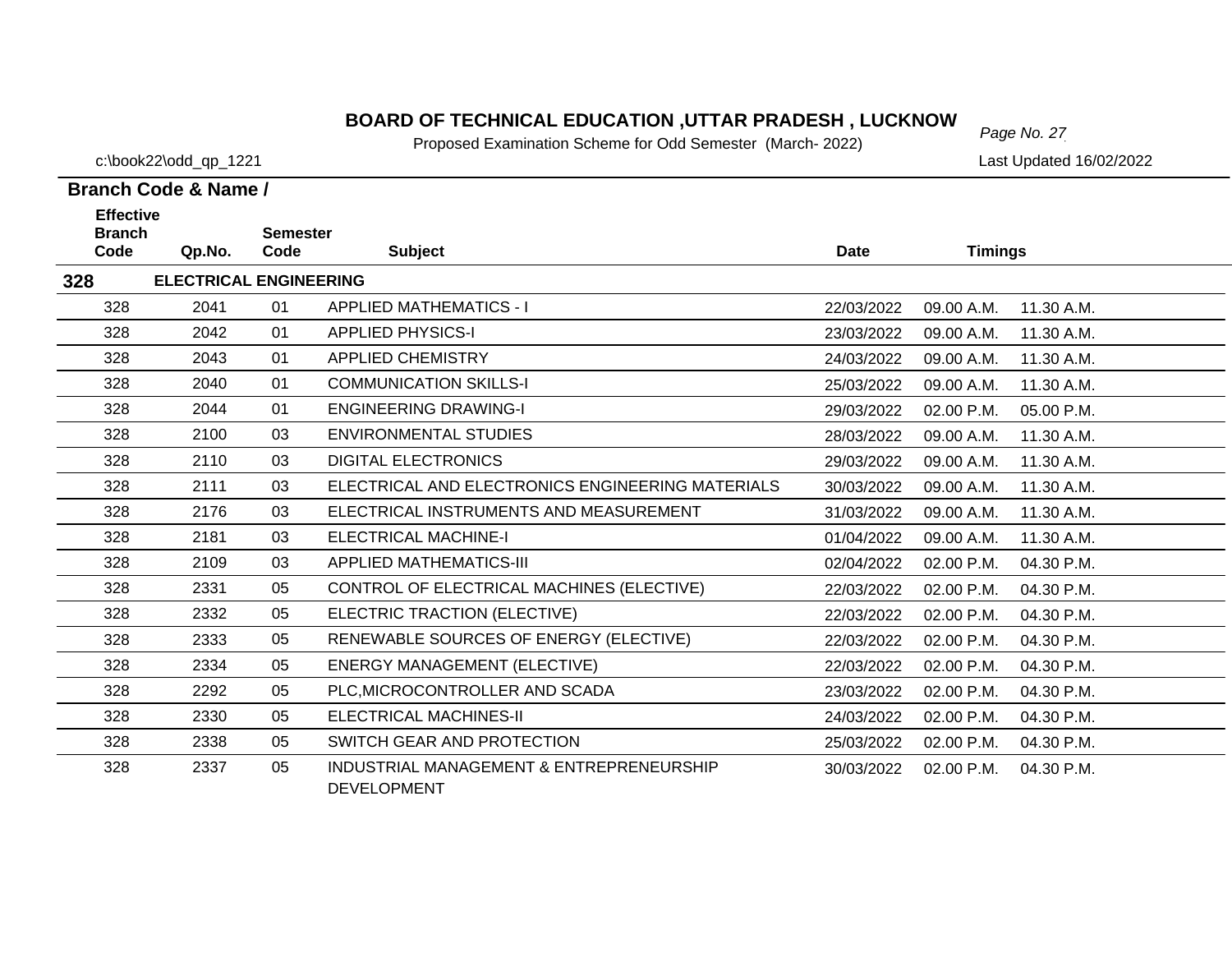# BOARD OF TECHNICAL EDUCATION ,UTTAR PRADESH , LUCKNOW

Proposed Examination Scheme for Odd Semester (March- 2022)

c:\book22\odd_qp_1221

Last Updated 16/02/2022

| Branch Code & Name / Effective Branch Code | Qp.No. | Semester Code | Subject | Date | Timings | |
|---|---|---|---|---|---|---|
| **328** | **ELECTRICAL ENGINEERING** | | | | | |
| 328 | 2041 | 01 | APPLIED MATHEMATICS - I | 22/03/2022 | 09.00 A.M. | 11.30 A.M. |
| 328 | 2042 | 01 | APPLIED PHYSICS-I | 23/03/2022 | 09.00 A.M. | 11.30 A.M. |
| 328 | 2043 | 01 | APPLIED CHEMISTRY | 24/03/2022 | 09.00 A.M. | 11.30 A.M. |
| 328 | 2040 | 01 | COMMUNICATION SKILLS-I | 25/03/2022 | 09.00 A.M. | 11.30 A.M. |
| 328 | 2044 | 01 | ENGINEERING DRAWING-I | 29/03/2022 | 02.00 P.M. | 05.00 P.M. |
| 328 | 2100 | 03 | ENVIRONMENTAL STUDIES | 28/03/2022 | 09.00 A.M. | 11.30 A.M. |
| 328 | 2110 | 03 | DIGITAL ELECTRONICS | 29/03/2022 | 09.00 A.M. | 11.30 A.M. |
| 328 | 2111 | 03 | ELECTRICAL AND ELECTRONICS ENGINEERING MATERIALS | 30/03/2022 | 09.00 A.M. | 11.30 A.M. |
| 328 | 2176 | 03 | ELECTRICAL INSTRUMENTS AND MEASUREMENT | 31/03/2022 | 09.00 A.M. | 11.30 A.M. |
| 328 | 2181 | 03 | ELECTRICAL MACHINE-I | 01/04/2022 | 09.00 A.M. | 11.30 A.M. |
| 328 | 2109 | 03 | APPLIED MATHEMATICS-III | 02/04/2022 | 02.00 P.M. | 04.30 P.M. |
| 328 | 2331 | 05 | CONTROL OF ELECTRICAL MACHINES (ELECTIVE) | 22/03/2022 | 02.00 P.M. | 04.30 P.M. |
| 328 | 2332 | 05 | ELECTRIC TRACTION (ELECTIVE) | 22/03/2022 | 02.00 P.M. | 04.30 P.M. |
| 328 | 2333 | 05 | RENEWABLE SOURCES OF ENERGY (ELECTIVE) | 22/03/2022 | 02.00 P.M. | 04.30 P.M. |
| 328 | 2334 | 05 | ENERGY MANAGEMENT (ELECTIVE) | 22/03/2022 | 02.00 P.M. | 04.30 P.M. |
| 328 | 2292 | 05 | PLC,MICROCONTROLLER AND SCADA | 23/03/2022 | 02.00 P.M. | 04.30 P.M. |
| 328 | 2330 | 05 | ELECTRICAL MACHINES-II | 24/03/2022 | 02.00 P.M. | 04.30 P.M. |
| 328 | 2338 | 05 | SWITCH GEAR AND PROTECTION | 25/03/2022 | 02.00 P.M. | 04.30 P.M. |
| 328 | 2337 | 05 | INDUSTRIAL MANAGEMENT & ENTREPRENEURSHIP DEVELOPMENT | 30/03/2022 | 02.00 P.M. | 04.30 P.M. |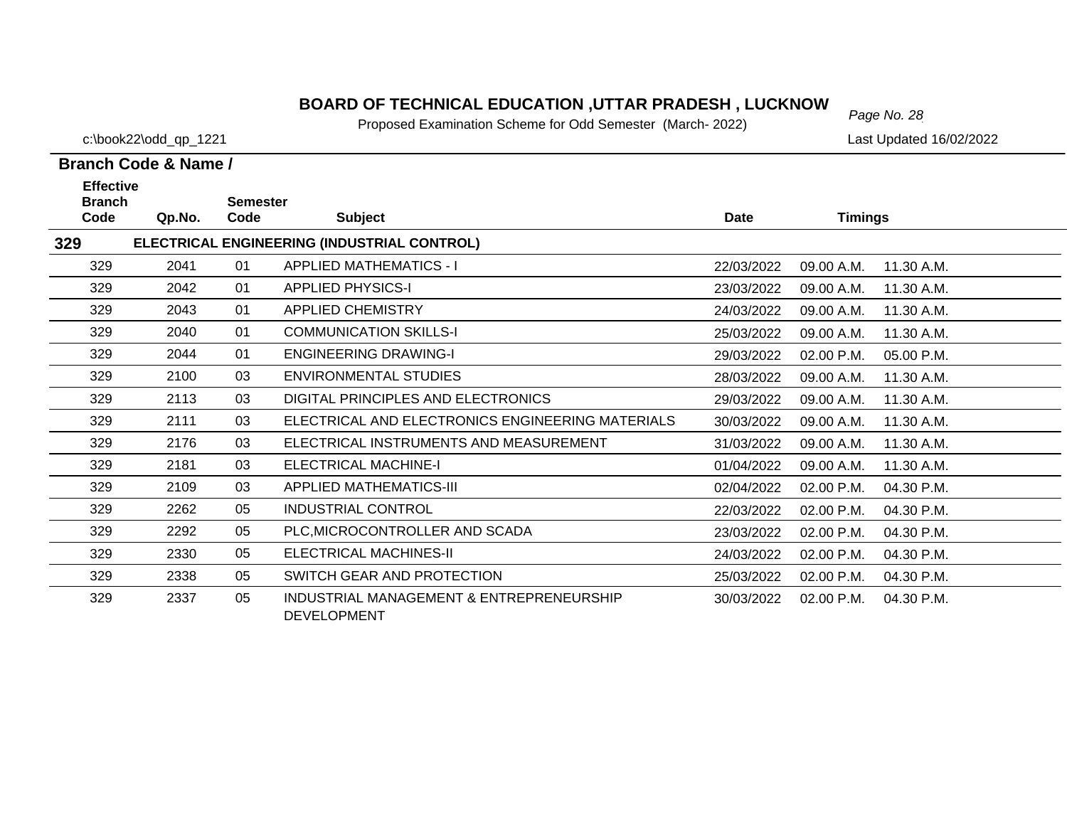# BOARD OF TECHNICAL EDUCATION ,UTTAR PRADESH , LUCKNOW

Proposed Examination Scheme for Odd Semester (March- 2022)

c:\book22\odd_qp_1221

Last Updated 16/02/2022

**Branch Code & Name /**

| Effective Branch Code | Qp.No. | Semester Code | Subject | Date | Timings | |
|---|---|---|---|---|---|---|
| **329** | **ELECTRICAL ENGINEERING (INDUSTRIAL CONTROL)** | | | | | |
| 329 | 2041 | 01 | APPLIED MATHEMATICS - I | 22/03/2022 | 09.00 A.M. | 11.30 A.M. |
| 329 | 2042 | 01 | APPLIED PHYSICS-I | 23/03/2022 | 09.00 A.M. | 11.30 A.M. |
| 329 | 2043 | 01 | APPLIED CHEMISTRY | 24/03/2022 | 09.00 A.M. | 11.30 A.M. |
| 329 | 2040 | 01 | COMMUNICATION SKILLS-I | 25/03/2022 | 09.00 A.M. | 11.30 A.M. |
| 329 | 2044 | 01 | ENGINEERING DRAWING-I | 29/03/2022 | 02.00 P.M. | 05.00 P.M. |
| 329 | 2100 | 03 | ENVIRONMENTAL STUDIES | 28/03/2022 | 09.00 A.M. | 11.30 A.M. |
| 329 | 2113 | 03 | DIGITAL PRINCIPLES AND ELECTRONICS | 29/03/2022 | 09.00 A.M. | 11.30 A.M. |
| 329 | 2111 | 03 | ELECTRICAL AND ELECTRONICS ENGINEERING MATERIALS | 30/03/2022 | 09.00 A.M. | 11.30 A.M. |
| 329 | 2176 | 03 | ELECTRICAL INSTRUMENTS AND MEASUREMENT | 31/03/2022 | 09.00 A.M. | 11.30 A.M. |
| 329 | 2181 | 03 | ELECTRICAL MACHINE-I | 01/04/2022 | 09.00 A.M. | 11.30 A.M. |
| 329 | 2109 | 03 | APPLIED MATHEMATICS-III | 02/04/2022 | 02.00 P.M. | 04.30 P.M. |
| 329 | 2262 | 05 | INDUSTRIAL CONTROL | 22/03/2022 | 02.00 P.M. | 04.30 P.M. |
| 329 | 2292 | 05 | PLC,MICROCONTROLLER AND SCADA | 23/03/2022 | 02.00 P.M. | 04.30 P.M. |
| 329 | 2330 | 05 | ELECTRICAL MACHINES-II | 24/03/2022 | 02.00 P.M. | 04.30 P.M. |
| 329 | 2338 | 05 | SWITCH GEAR AND PROTECTION | 25/03/2022 | 02.00 P.M. | 04.30 P.M. |
| 329 | 2337 | 05 | INDUSTRIAL MANAGEMENT & ENTREPRENEURSHIP DEVELOPMENT | 30/03/2022 | 02.00 P.M. | 04.30 P.M. |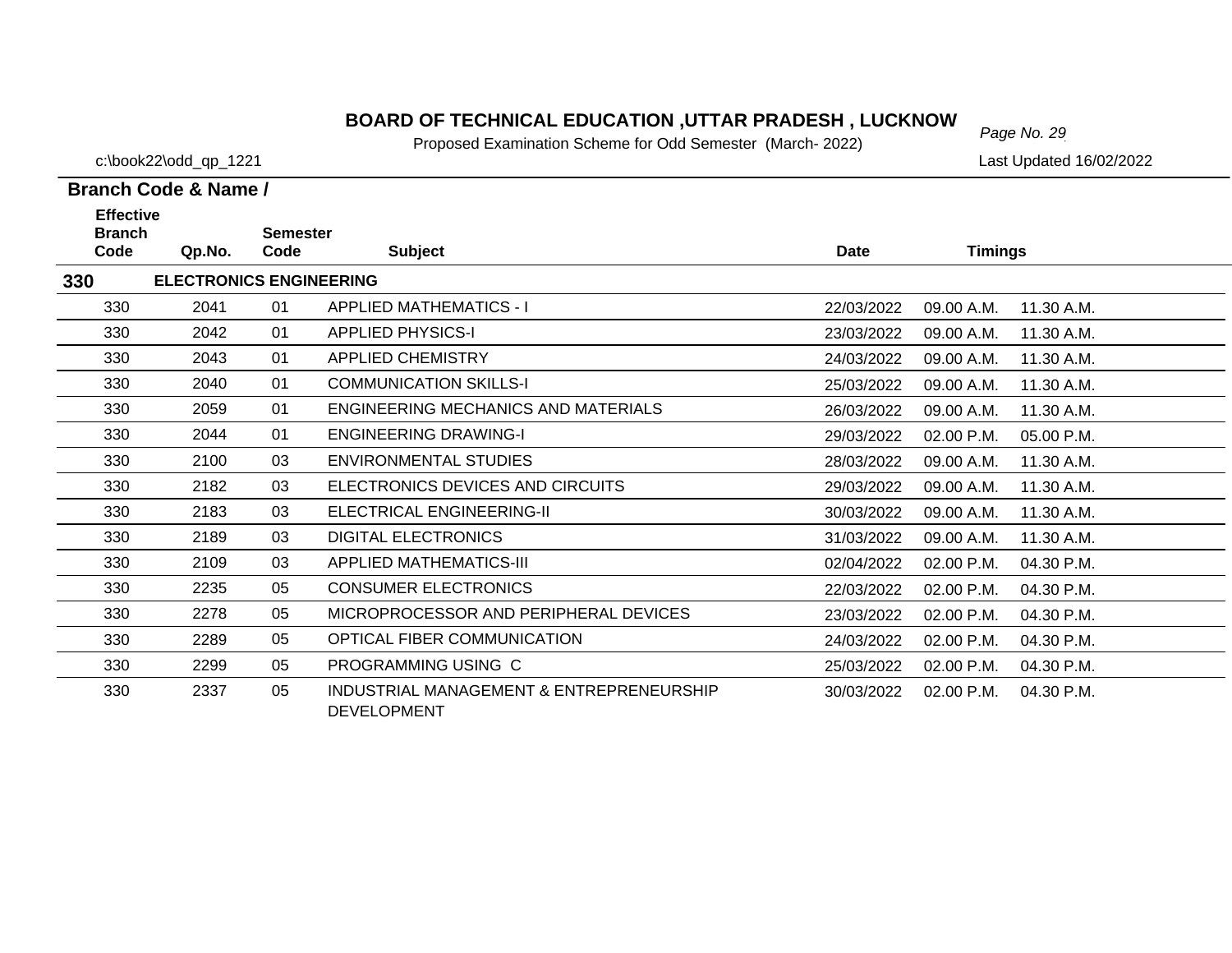# BOARD OF TECHNICAL EDUCATION ,UTTAR PRADESH , LUCKNOW

Proposed Examination Scheme for Odd Semester (March- 2022)

c:\book22\odd_qp_1221

Last Updated 16/02/2022

**Branch Code & Name /**

| Effective Branch Code | Qp.No. | Semester Code | Subject | Date | Timings | |
|---|---|---|---|---|---|---|
| **330** | **ELECTRONICS ENGINEERING** | | | | | |
| 330 | 2041 | 01 | APPLIED MATHEMATICS - I | 22/03/2022 | 09.00 A.M. | 11.30 A.M. |
| 330 | 2042 | 01 | APPLIED PHYSICS-I | 23/03/2022 | 09.00 A.M. | 11.30 A.M. |
| 330 | 2043 | 01 | APPLIED CHEMISTRY | 24/03/2022 | 09.00 A.M. | 11.30 A.M. |
| 330 | 2040 | 01 | COMMUNICATION SKILLS-I | 25/03/2022 | 09.00 A.M. | 11.30 A.M. |
| 330 | 2059 | 01 | ENGINEERING MECHANICS AND MATERIALS | 26/03/2022 | 09.00 A.M. | 11.30 A.M. |
| 330 | 2044 | 01 | ENGINEERING DRAWING-I | 29/03/2022 | 02.00 P.M. | 05.00 P.M. |
| 330 | 2100 | 03 | ENVIRONMENTAL STUDIES | 28/03/2022 | 09.00 A.M. | 11.30 A.M. |
| 330 | 2182 | 03 | ELECTRONICS DEVICES AND CIRCUITS | 29/03/2022 | 09.00 A.M. | 11.30 A.M. |
| 330 | 2183 | 03 | ELECTRICAL ENGINEERING-II | 30/03/2022 | 09.00 A.M. | 11.30 A.M. |
| 330 | 2189 | 03 | DIGITAL ELECTRONICS | 31/03/2022 | 09.00 A.M. | 11.30 A.M. |
| 330 | 2109 | 03 | APPLIED MATHEMATICS-III | 02/04/2022 | 02.00 P.M. | 04.30 P.M. |
| 330 | 2235 | 05 | CONSUMER ELECTRONICS | 22/03/2022 | 02.00 P.M. | 04.30 P.M. |
| 330 | 2278 | 05 | MICROPROCESSOR AND PERIPHERAL DEVICES | 23/03/2022 | 02.00 P.M. | 04.30 P.M. |
| 330 | 2289 | 05 | OPTICAL FIBER COMMUNICATION | 24/03/2022 | 02.00 P.M. | 04.30 P.M. |
| 330 | 2299 | 05 | PROGRAMMING USING C | 25/03/2022 | 02.00 P.M. | 04.30 P.M. |
| 330 | 2337 | 05 | INDUSTRIAL MANAGEMENT & ENTREPRENEURSHIP DEVELOPMENT | 30/03/2022 | 02.00 P.M. | 04.30 P.M. |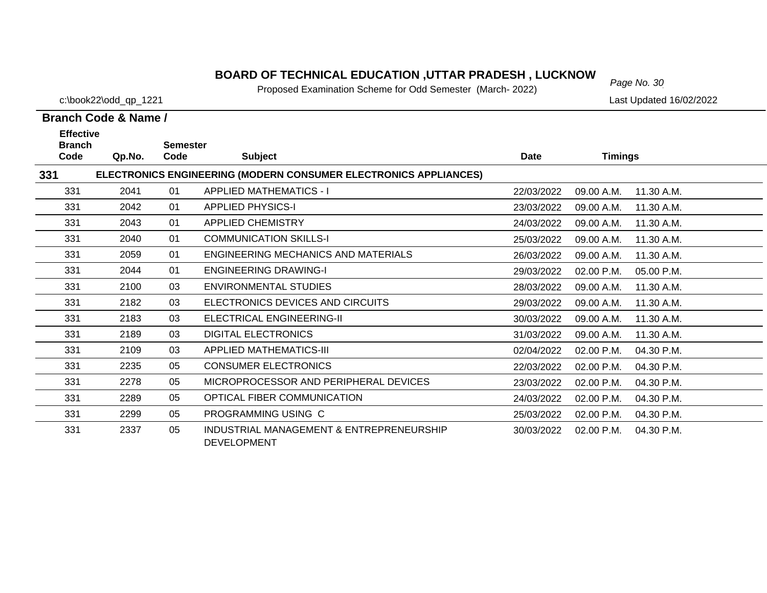# BOARD OF TECHNICAL EDUCATION ,UTTAR PRADESH , LUCKNOW

Proposed Examination Scheme for Odd Semester (March- 2022)

c:\book22\odd_qp_1221

Last Updated 16/02/2022

**Branch Code & Name /**

| Effective Branch Code | Qp.No. | Semester Code | Subject | Date | Timings | |
|---|---|---|---|---|---|---|
| **331** | | | **ELECTRONICS ENGINEERING (MODERN CONSUMER ELECTRONICS APPLIANCES)** | | | |
| 331 | 2041 | 01 | APPLIED MATHEMATICS - I | 22/03/2022 | 09.00 A.M. | 11.30 A.M. |
| 331 | 2042 | 01 | APPLIED PHYSICS-I | 23/03/2022 | 09.00 A.M. | 11.30 A.M. |
| 331 | 2043 | 01 | APPLIED CHEMISTRY | 24/03/2022 | 09.00 A.M. | 11.30 A.M. |
| 331 | 2040 | 01 | COMMUNICATION SKILLS-I | 25/03/2022 | 09.00 A.M. | 11.30 A.M. |
| 331 | 2059 | 01 | ENGINEERING MECHANICS AND MATERIALS | 26/03/2022 | 09.00 A.M. | 11.30 A.M. |
| 331 | 2044 | 01 | ENGINEERING DRAWING-I | 29/03/2022 | 02.00 P.M. | 05.00 P.M. |
| 331 | 2100 | 03 | ENVIRONMENTAL STUDIES | 28/03/2022 | 09.00 A.M. | 11.30 A.M. |
| 331 | 2182 | 03 | ELECTRONICS DEVICES AND CIRCUITS | 29/03/2022 | 09.00 A.M. | 11.30 A.M. |
| 331 | 2183 | 03 | ELECTRICAL ENGINEERING-II | 30/03/2022 | 09.00 A.M. | 11.30 A.M. |
| 331 | 2189 | 03 | DIGITAL ELECTRONICS | 31/03/2022 | 09.00 A.M. | 11.30 A.M. |
| 331 | 2109 | 03 | APPLIED MATHEMATICS-III | 02/04/2022 | 02.00 P.M. | 04.30 P.M. |
| 331 | 2235 | 05 | CONSUMER ELECTRONICS | 22/03/2022 | 02.00 P.M. | 04.30 P.M. |
| 331 | 2278 | 05 | MICROPROCESSOR AND PERIPHERAL DEVICES | 23/03/2022 | 02.00 P.M. | 04.30 P.M. |
| 331 | 2289 | 05 | OPTICAL FIBER COMMUNICATION | 24/03/2022 | 02.00 P.M. | 04.30 P.M. |
| 331 | 2299 | 05 | PROGRAMMING USING C | 25/03/2022 | 02.00 P.M. | 04.30 P.M. |
| 331 | 2337 | 05 | INDUSTRIAL MANAGEMENT & ENTREPRENEURSHIP DEVELOPMENT | 30/03/2022 | 02.00 P.M. | 04.30 P.M. |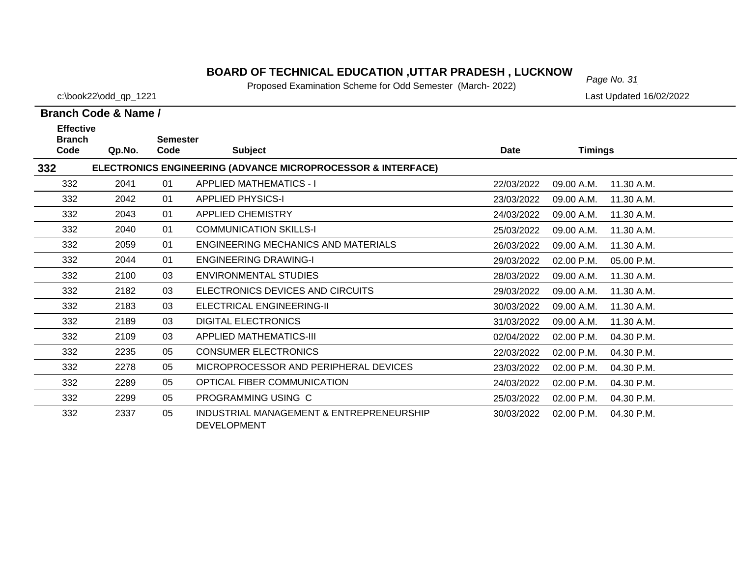# BOARD OF TECHNICAL EDUCATION ,UTTAR PRADESH , LUCKNOW

Proposed Examination Scheme for Odd Semester (March- 2022)

c:\book22\odd_qp_1221

Last Updated 16/02/2022

**Branch Code & Name /**

| Effective Branch Code | Qp.No. | Semester Code | Subject | Date | Timings | |
|---|---|---|---|---|---|---|
| **332** | **ELECTRONICS ENGINEERING (ADVANCE MICROPROCESSOR & INTERFACE)** | | | | | |
| 332 | 2041 | 01 | APPLIED MATHEMATICS - I | 22/03/2022 | 09.00 A.M. | 11.30 A.M. |
| 332 | 2042 | 01 | APPLIED PHYSICS-I | 23/03/2022 | 09.00 A.M. | 11.30 A.M. |
| 332 | 2043 | 01 | APPLIED CHEMISTRY | 24/03/2022 | 09.00 A.M. | 11.30 A.M. |
| 332 | 2040 | 01 | COMMUNICATION SKILLS-I | 25/03/2022 | 09.00 A.M. | 11.30 A.M. |
| 332 | 2059 | 01 | ENGINEERING MECHANICS AND MATERIALS | 26/03/2022 | 09.00 A.M. | 11.30 A.M. |
| 332 | 2044 | 01 | ENGINEERING DRAWING-I | 29/03/2022 | 02.00 P.M. | 05.00 P.M. |
| 332 | 2100 | 03 | ENVIRONMENTAL STUDIES | 28/03/2022 | 09.00 A.M. | 11.30 A.M. |
| 332 | 2182 | 03 | ELECTRONICS DEVICES AND CIRCUITS | 29/03/2022 | 09.00 A.M. | 11.30 A.M. |
| 332 | 2183 | 03 | ELECTRICAL ENGINEERING-II | 30/03/2022 | 09.00 A.M. | 11.30 A.M. |
| 332 | 2189 | 03 | DIGITAL ELECTRONICS | 31/03/2022 | 09.00 A.M. | 11.30 A.M. |
| 332 | 2109 | 03 | APPLIED MATHEMATICS-III | 02/04/2022 | 02.00 P.M. | 04.30 P.M. |
| 332 | 2235 | 05 | CONSUMER ELECTRONICS | 22/03/2022 | 02.00 P.M. | 04.30 P.M. |
| 332 | 2278 | 05 | MICROPROCESSOR AND PERIPHERAL DEVICES | 23/03/2022 | 02.00 P.M. | 04.30 P.M. |
| 332 | 2289 | 05 | OPTICAL FIBER COMMUNICATION | 24/03/2022 | 02.00 P.M. | 04.30 P.M. |
| 332 | 2299 | 05 | PROGRAMMING USING C | 25/03/2022 | 02.00 P.M. | 04.30 P.M. |
| 332 | 2337 | 05 | INDUSTRIAL MANAGEMENT & ENTREPRENEURSHIP DEVELOPMENT | 30/03/2022 | 02.00 P.M. | 04.30 P.M. |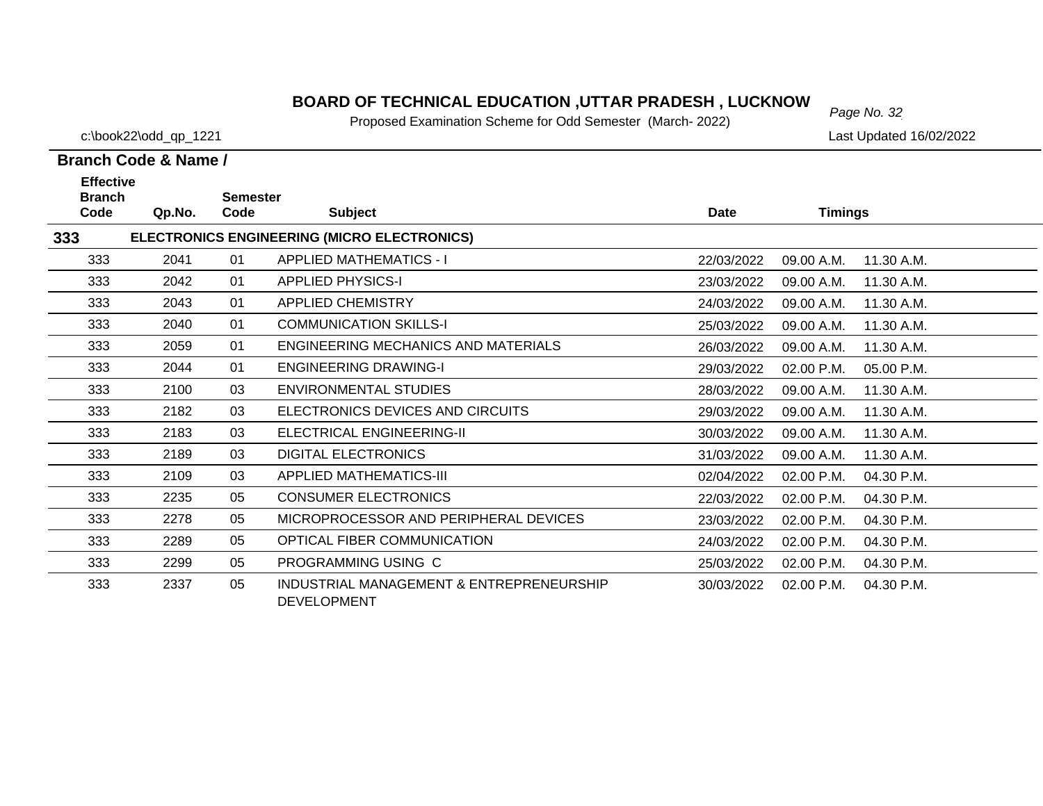# BOARD OF TECHNICAL EDUCATION ,UTTAR PRADESH , LUCKNOW

Proposed Examination Scheme for Odd Semester (March- 2022)

c:\book22\odd_qp_1221

Last Updated 16/02/2022

**Branch Code & Name /**

| Effective Branch Code | Qp.No. | Semester Code | Subject | Date | Timings | |
|---|---|---|---|---|---|---|
| **333** | | | **ELECTRONICS ENGINEERING (MICRO ELECTRONICS)** | | | |
| 333 | 2041 | 01 | APPLIED MATHEMATICS - I | 22/03/2022 | 09.00 A.M. | 11.30 A.M. |
| 333 | 2042 | 01 | APPLIED PHYSICS-I | 23/03/2022 | 09.00 A.M. | 11.30 A.M. |
| 333 | 2043 | 01 | APPLIED CHEMISTRY | 24/03/2022 | 09.00 A.M. | 11.30 A.M. |
| 333 | 2040 | 01 | COMMUNICATION SKILLS-I | 25/03/2022 | 09.00 A.M. | 11.30 A.M. |
| 333 | 2059 | 01 | ENGINEERING MECHANICS AND MATERIALS | 26/03/2022 | 09.00 A.M. | 11.30 A.M. |
| 333 | 2044 | 01 | ENGINEERING DRAWING-I | 29/03/2022 | 02.00 P.M. | 05.00 P.M. |
| 333 | 2100 | 03 | ENVIRONMENTAL STUDIES | 28/03/2022 | 09.00 A.M. | 11.30 A.M. |
| 333 | 2182 | 03 | ELECTRONICS DEVICES AND CIRCUITS | 29/03/2022 | 09.00 A.M. | 11.30 A.M. |
| 333 | 2183 | 03 | ELECTRICAL ENGINEERING-II | 30/03/2022 | 09.00 A.M. | 11.30 A.M. |
| 333 | 2189 | 03 | DIGITAL ELECTRONICS | 31/03/2022 | 09.00 A.M. | 11.30 A.M. |
| 333 | 2109 | 03 | APPLIED MATHEMATICS-III | 02/04/2022 | 02.00 P.M. | 04.30 P.M. |
| 333 | 2235 | 05 | CONSUMER ELECTRONICS | 22/03/2022 | 02.00 P.M. | 04.30 P.M. |
| 333 | 2278 | 05 | MICROPROCESSOR AND PERIPHERAL DEVICES | 23/03/2022 | 02.00 P.M. | 04.30 P.M. |
| 333 | 2289 | 05 | OPTICAL FIBER COMMUNICATION | 24/03/2022 | 02.00 P.M. | 04.30 P.M. |
| 333 | 2299 | 05 | PROGRAMMING USING C | 25/03/2022 | 02.00 P.M. | 04.30 P.M. |
| 333 | 2337 | 05 | INDUSTRIAL MANAGEMENT & ENTREPRENEURSHIP DEVELOPMENT | 30/03/2022 | 02.00 P.M. | 04.30 P.M. |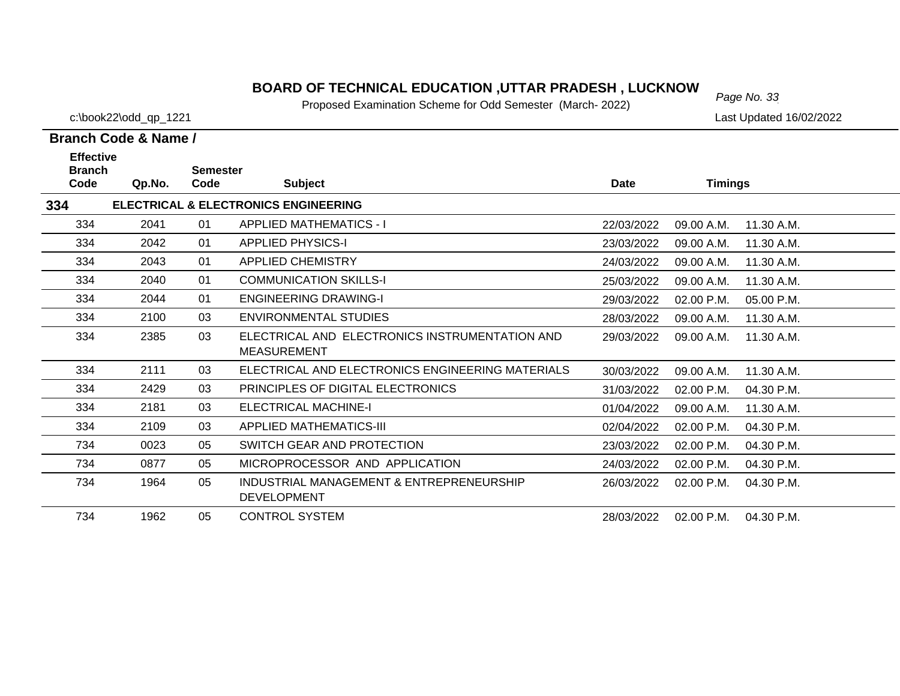# BOARD OF TECHNICAL EDUCATION ,UTTAR PRADESH , LUCKNOW

Proposed Examination Scheme for Odd Semester (March- 2022)

c:\book22\odd_qp_1221

Last Updated 16/02/2022

**Branch Code & Name /**

| Effective Branch Code | Qp.No. | Semester Code | Subject | Date | Timings | |
|---|---|---|---|---|---|---|
| **334** | | | **ELECTRICAL & ELECTRONICS ENGINEERING** | | | |
| 334 | 2041 | 01 | APPLIED MATHEMATICS - I | 22/03/2022 | 09.00 A.M. | 11.30 A.M. |
| 334 | 2042 | 01 | APPLIED PHYSICS-I | 23/03/2022 | 09.00 A.M. | 11.30 A.M. |
| 334 | 2043 | 01 | APPLIED CHEMISTRY | 24/03/2022 | 09.00 A.M. | 11.30 A.M. |
| 334 | 2040 | 01 | COMMUNICATION SKILLS-I | 25/03/2022 | 09.00 A.M. | 11.30 A.M. |
| 334 | 2044 | 01 | ENGINEERING DRAWING-I | 29/03/2022 | 02.00 P.M. | 05.00 P.M. |
| 334 | 2100 | 03 | ENVIRONMENTAL STUDIES | 28/03/2022 | 09.00 A.M. | 11.30 A.M. |
| 334 | 2385 | 03 | ELECTRICAL AND ELECTRONICS INSTRUMENTATION AND MEASUREMENT | 29/03/2022 | 09.00 A.M. | 11.30 A.M. |
| 334 | 2111 | 03 | ELECTRICAL AND ELECTRONICS ENGINEERING MATERIALS | 30/03/2022 | 09.00 A.M. | 11.30 A.M. |
| 334 | 2429 | 03 | PRINCIPLES OF DIGITAL ELECTRONICS | 31/03/2022 | 02.00 P.M. | 04.30 P.M. |
| 334 | 2181 | 03 | ELECTRICAL MACHINE-I | 01/04/2022 | 09.00 A.M. | 11.30 A.M. |
| 334 | 2109 | 03 | APPLIED MATHEMATICS-III | 02/04/2022 | 02.00 P.M. | 04.30 P.M. |
| 734 | 0023 | 05 | SWITCH GEAR AND PROTECTION | 23/03/2022 | 02.00 P.M. | 04.30 P.M. |
| 734 | 0877 | 05 | MICROPROCESSOR AND APPLICATION | 24/03/2022 | 02.00 P.M. | 04.30 P.M. |
| 734 | 1964 | 05 | INDUSTRIAL MANAGEMENT & ENTREPRENEURSHIP DEVELOPMENT | 26/03/2022 | 02.00 P.M. | 04.30 P.M. |
| 734 | 1962 | 05 | CONTROL SYSTEM | 28/03/2022 | 02.00 P.M. | 04.30 P.M. |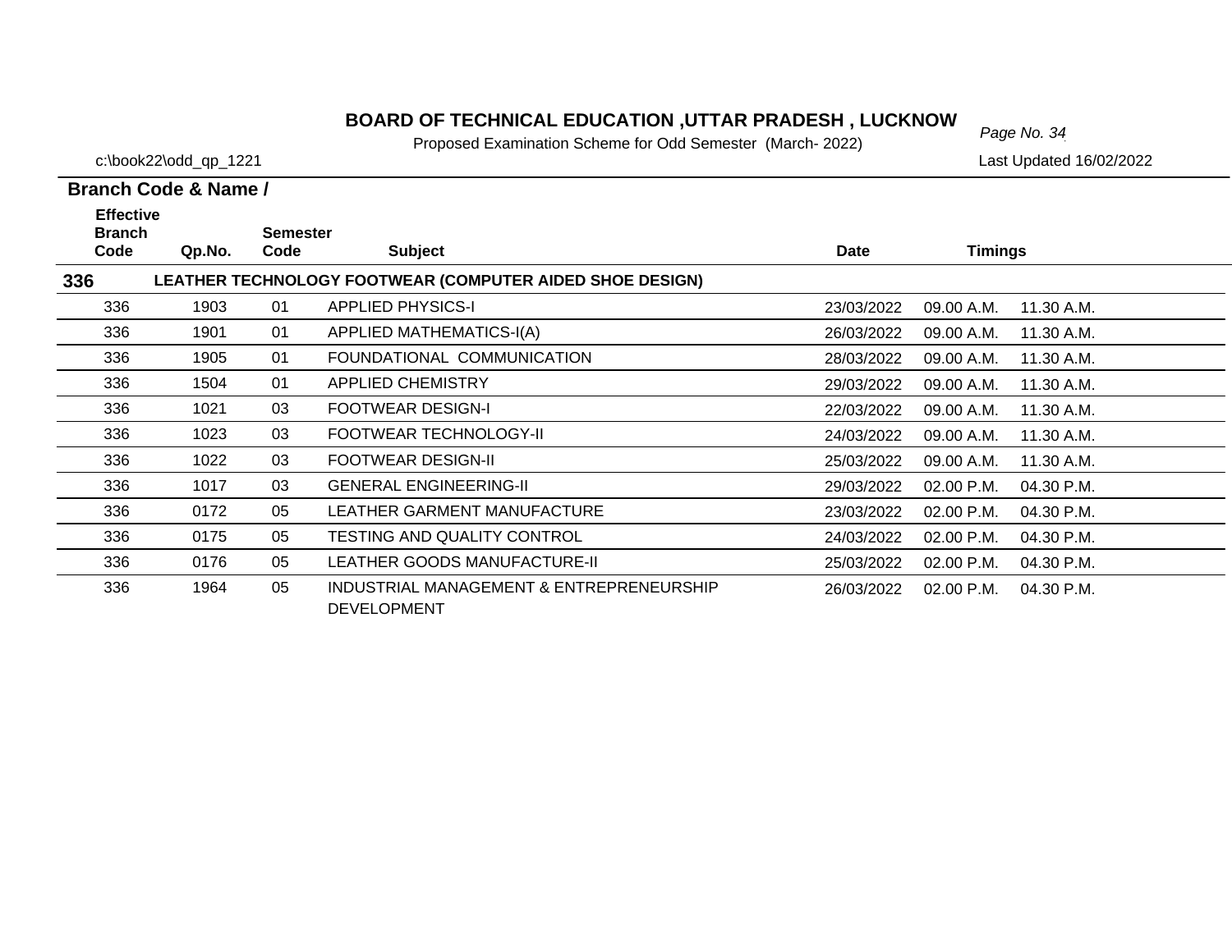# BOARD OF TECHNICAL EDUCATION ,UTTAR PRADESH , LUCKNOW

Proposed Examination Scheme for Odd Semester (March- 2022)

c:\book22\odd_qp_1221

Last Updated 16/02/2022

**Branch Code & Name /**

| Effective Branch Code | Qp.No. | Semester Code | Subject | Date | Timings | |
|---|---|---|---|---|---|---|
| **336** | **LEATHER TECHNOLOGY FOOTWEAR (COMPUTER AIDED SHOE DESIGN)** | | | | | |
| 336 | 1903 | 01 | APPLIED PHYSICS-I | 23/03/2022 | 09.00 A.M. | 11.30 A.M. |
| 336 | 1901 | 01 | APPLIED MATHEMATICS-I(A) | 26/03/2022 | 09.00 A.M. | 11.30 A.M. |
| 336 | 1905 | 01 | FOUNDATIONAL COMMUNICATION | 28/03/2022 | 09.00 A.M. | 11.30 A.M. |
| 336 | 1504 | 01 | APPLIED CHEMISTRY | 29/03/2022 | 09.00 A.M. | 11.30 A.M. |
| 336 | 1021 | 03 | FOOTWEAR DESIGN-I | 22/03/2022 | 09.00 A.M. | 11.30 A.M. |
| 336 | 1023 | 03 | FOOTWEAR TECHNOLOGY-II | 24/03/2022 | 09.00 A.M. | 11.30 A.M. |
| 336 | 1022 | 03 | FOOTWEAR DESIGN-II | 25/03/2022 | 09.00 A.M. | 11.30 A.M. |
| 336 | 1017 | 03 | GENERAL ENGINEERING-II | 29/03/2022 | 02.00 P.M. | 04.30 P.M. |
| 336 | 0172 | 05 | LEATHER GARMENT MANUFACTURE | 23/03/2022 | 02.00 P.M. | 04.30 P.M. |
| 336 | 0175 | 05 | TESTING AND QUALITY CONTROL | 24/03/2022 | 02.00 P.M. | 04.30 P.M. |
| 336 | 0176 | 05 | LEATHER GOODS MANUFACTURE-II | 25/03/2022 | 02.00 P.M. | 04.30 P.M. |
| 336 | 1964 | 05 | INDUSTRIAL MANAGEMENT & ENTREPRENEURSHIP DEVELOPMENT | 26/03/2022 | 02.00 P.M. | 04.30 P.M. |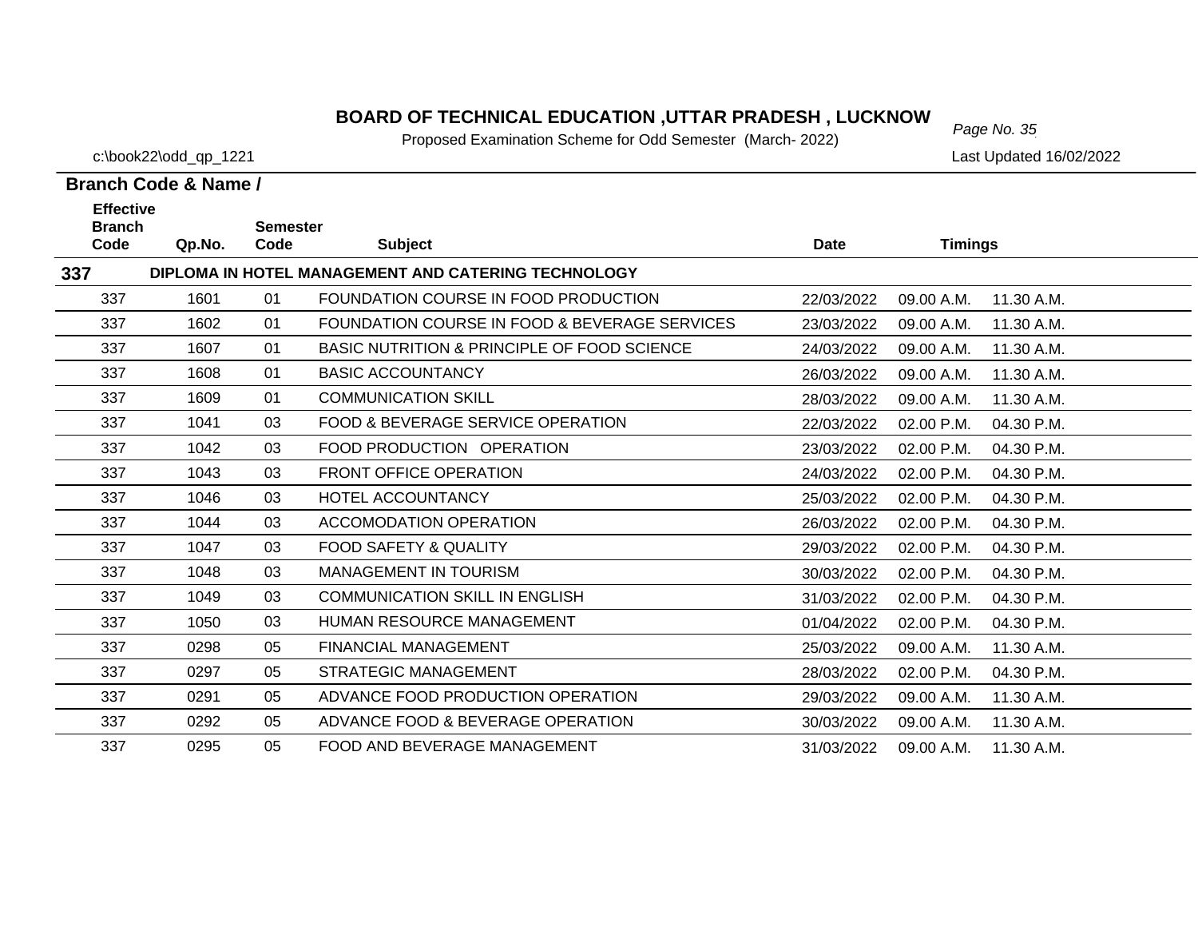# BOARD OF TECHNICAL EDUCATION ,UTTAR PRADESH , LUCKNOW

Proposed Examination Scheme for Odd Semester (March- 2022)

c:\book22\odd_qp_1221

Last Updated 16/02/2022

**Branch Code & Name /**

| Effective Branch Code | Qp.No. | Semester Code | Subject | Date | Timings | |
|---|---|---|---|---|---|---|
| **337** | **DIPLOMA IN HOTEL MANAGEMENT AND CATERING TECHNOLOGY** | | | | | |
| 337 | 1601 | 01 | FOUNDATION COURSE IN FOOD PRODUCTION | 22/03/2022 | 09.00 A.M. | 11.30 A.M. |
| 337 | 1602 | 01 | FOUNDATION COURSE IN FOOD & BEVERAGE SERVICES | 23/03/2022 | 09.00 A.M. | 11.30 A.M. |
| 337 | 1607 | 01 | BASIC NUTRITION & PRINCIPLE OF FOOD SCIENCE | 24/03/2022 | 09.00 A.M. | 11.30 A.M. |
| 337 | 1608 | 01 | BASIC ACCOUNTANCY | 26/03/2022 | 09.00 A.M. | 11.30 A.M. |
| 337 | 1609 | 01 | COMMUNICATION SKILL | 28/03/2022 | 09.00 A.M. | 11.30 A.M. |
| 337 | 1041 | 03 | FOOD & BEVERAGE SERVICE OPERATION | 22/03/2022 | 02.00 P.M. | 04.30 P.M. |
| 337 | 1042 | 03 | FOOD PRODUCTION OPERATION | 23/03/2022 | 02.00 P.M. | 04.30 P.M. |
| 337 | 1043 | 03 | FRONT OFFICE OPERATION | 24/03/2022 | 02.00 P.M. | 04.30 P.M. |
| 337 | 1046 | 03 | HOTEL ACCOUNTANCY | 25/03/2022 | 02.00 P.M. | 04.30 P.M. |
| 337 | 1044 | 03 | ACCOMODATION OPERATION | 26/03/2022 | 02.00 P.M. | 04.30 P.M. |
| 337 | 1047 | 03 | FOOD SAFETY & QUALITY | 29/03/2022 | 02.00 P.M. | 04.30 P.M. |
| 337 | 1048 | 03 | MANAGEMENT IN TOURISM | 30/03/2022 | 02.00 P.M. | 04.30 P.M. |
| 337 | 1049 | 03 | COMMUNICATION SKILL IN ENGLISH | 31/03/2022 | 02.00 P.M. | 04.30 P.M. |
| 337 | 1050 | 03 | HUMAN RESOURCE MANAGEMENT | 01/04/2022 | 02.00 P.M. | 04.30 P.M. |
| 337 | 0298 | 05 | FINANCIAL MANAGEMENT | 25/03/2022 | 09.00 A.M. | 11.30 A.M. |
| 337 | 0297 | 05 | STRATEGIC MANAGEMENT | 28/03/2022 | 02.00 P.M. | 04.30 P.M. |
| 337 | 0291 | 05 | ADVANCE FOOD PRODUCTION OPERATION | 29/03/2022 | 09.00 A.M. | 11.30 A.M. |
| 337 | 0292 | 05 | ADVANCE FOOD & BEVERAGE OPERATION | 30/03/2022 | 09.00 A.M. | 11.30 A.M. |
| 337 | 0295 | 05 | FOOD AND BEVERAGE MANAGEMENT | 31/03/2022 | 09.00 A.M. | 11.30 A.M. |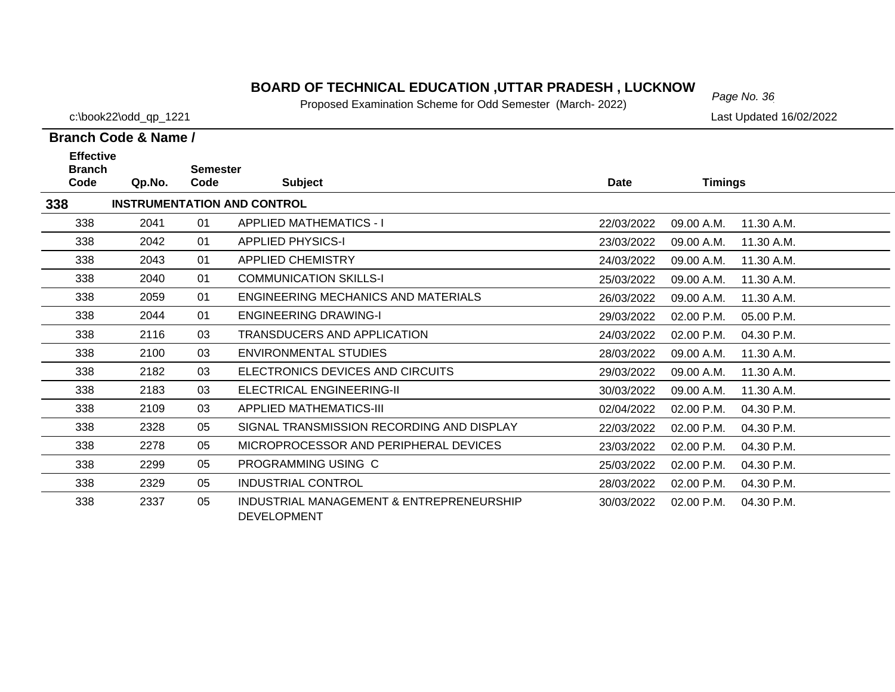# BOARD OF TECHNICAL EDUCATION ,UTTAR PRADESH , LUCKNOW

Proposed Examination Scheme for Odd Semester (March- 2022)

c:\book22\odd_qp_1221

Last Updated 16/02/2022

**Branch Code & Name /**

| Effective Branch Code | Qp.No. | Semester Code | Subject | Date | Timings | |
|---|---|---|---|---|---|---|
| **338** | **INSTRUMENTATION AND CONTROL** | | | | | |
| 338 | 2041 | 01 | APPLIED MATHEMATICS - I | 22/03/2022 | 09.00 A.M. | 11.30 A.M. |
| 338 | 2042 | 01 | APPLIED PHYSICS-I | 23/03/2022 | 09.00 A.M. | 11.30 A.M. |
| 338 | 2043 | 01 | APPLIED CHEMISTRY | 24/03/2022 | 09.00 A.M. | 11.30 A.M. |
| 338 | 2040 | 01 | COMMUNICATION SKILLS-I | 25/03/2022 | 09.00 A.M. | 11.30 A.M. |
| 338 | 2059 | 01 | ENGINEERING MECHANICS AND MATERIALS | 26/03/2022 | 09.00 A.M. | 11.30 A.M. |
| 338 | 2044 | 01 | ENGINEERING DRAWING-I | 29/03/2022 | 02.00 P.M. | 05.00 P.M. |
| 338 | 2116 | 03 | TRANSDUCERS AND APPLICATION | 24/03/2022 | 02.00 P.M. | 04.30 P.M. |
| 338 | 2100 | 03 | ENVIRONMENTAL STUDIES | 28/03/2022 | 09.00 A.M. | 11.30 A.M. |
| 338 | 2182 | 03 | ELECTRONICS DEVICES AND CIRCUITS | 29/03/2022 | 09.00 A.M. | 11.30 A.M. |
| 338 | 2183 | 03 | ELECTRICAL ENGINEERING-II | 30/03/2022 | 09.00 A.M. | 11.30 A.M. |
| 338 | 2109 | 03 | APPLIED MATHEMATICS-III | 02/04/2022 | 02.00 P.M. | 04.30 P.M. |
| 338 | 2328 | 05 | SIGNAL TRANSMISSION RECORDING AND DISPLAY | 22/03/2022 | 02.00 P.M. | 04.30 P.M. |
| 338 | 2278 | 05 | MICROPROCESSOR AND PERIPHERAL DEVICES | 23/03/2022 | 02.00 P.M. | 04.30 P.M. |
| 338 | 2299 | 05 | PROGRAMMING USING C | 25/03/2022 | 02.00 P.M. | 04.30 P.M. |
| 338 | 2329 | 05 | INDUSTRIAL CONTROL | 28/03/2022 | 02.00 P.M. | 04.30 P.M. |
| 338 | 2337 | 05 | INDUSTRIAL MANAGEMENT & ENTREPRENEURSHIP DEVELOPMENT | 30/03/2022 | 02.00 P.M. | 04.30 P.M. |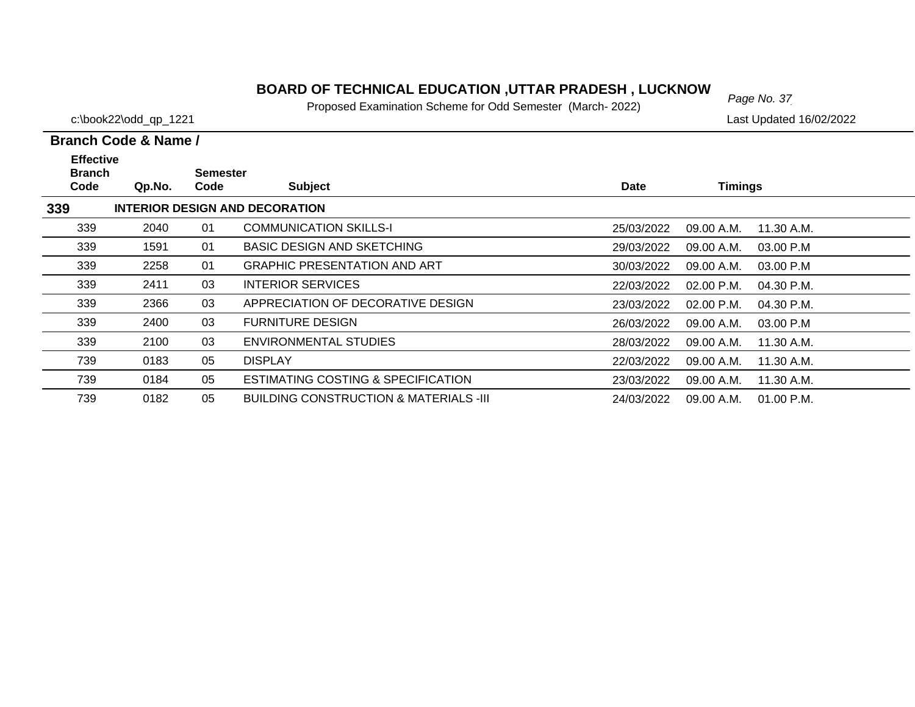# BOARD OF TECHNICAL EDUCATION ,UTTAR PRADESH , LUCKNOW

Proposed Examination Scheme for Odd Semester (March- 2022)

c:\book22\odd_qp_1221

Last Updated 16/02/2022

**Branch Code & Name /**

| Effective Branch Code | Qp.No. | Semester Code | Subject | Date | Timings | |
|---|---|---|---|---|---|---|
| **339** | **INTERIOR DESIGN AND DECORATION** | | | | | |
| 339 | 2040 | 01 | COMMUNICATION SKILLS-I | 25/03/2022 | 09.00 A.M. | 11.30 A.M. |
| 339 | 1591 | 01 | BASIC DESIGN AND SKETCHING | 29/03/2022 | 09.00 A.M. | 03.00 P.M |
| 339 | 2258 | 01 | GRAPHIC PRESENTATION AND ART | 30/03/2022 | 09.00 A.M. | 03.00 P.M |
| 339 | 2411 | 03 | INTERIOR SERVICES | 22/03/2022 | 02.00 P.M. | 04.30 P.M. |
| 339 | 2366 | 03 | APPRECIATION OF DECORATIVE DESIGN | 23/03/2022 | 02.00 P.M. | 04.30 P.M. |
| 339 | 2400 | 03 | FURNITURE DESIGN | 26/03/2022 | 09.00 A.M. | 03.00 P.M |
| 339 | 2100 | 03 | ENVIRONMENTAL STUDIES | 28/03/2022 | 09.00 A.M. | 11.30 A.M. |
| 739 | 0183 | 05 | DISPLAY | 22/03/2022 | 09.00 A.M. | 11.30 A.M. |
| 739 | 0184 | 05 | ESTIMATING COSTING & SPECIFICATION | 23/03/2022 | 09.00 A.M. | 11.30 A.M. |
| 739 | 0182 | 05 | BUILDING CONSTRUCTION & MATERIALS -III | 24/03/2022 | 09.00 A.M. | 01.00 P.M. |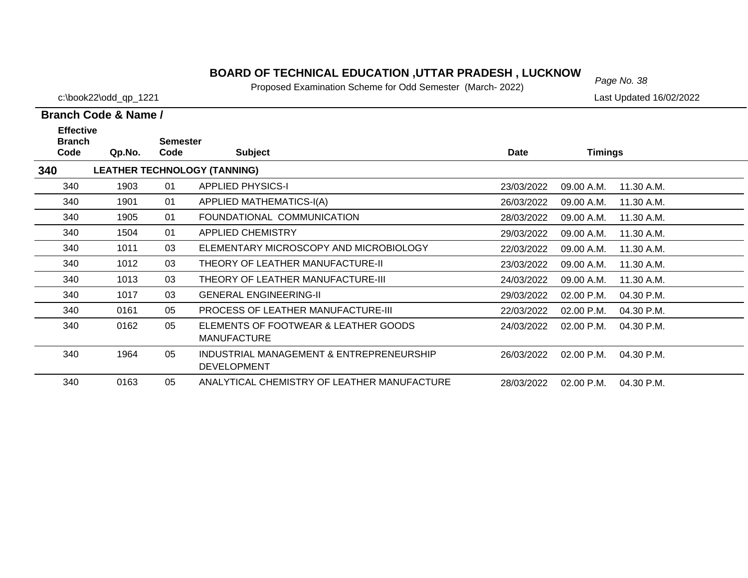# BOARD OF TECHNICAL EDUCATION ,UTTAR PRADESH , LUCKNOW

Proposed Examination Scheme for Odd Semester (March- 2022)

c:\book22\odd_qp_1221

Last Updated 16/02/2022

| Branch Code & Name / Effective Branch Code | Qp.No. | Semester Code | Subject | Date | Timings | |
|---|---|---|---|---|---|---|
| **340** | **LEATHER TECHNOLOGY (TANNING)** | | | | | |
| 340 | 1903 | 01 | APPLIED PHYSICS-I | 23/03/2022 | 09.00 A.M. | 11.30 A.M. |
| 340 | 1901 | 01 | APPLIED MATHEMATICS-I(A) | 26/03/2022 | 09.00 A.M. | 11.30 A.M. |
| 340 | 1905 | 01 | FOUNDATIONAL COMMUNICATION | 28/03/2022 | 09.00 A.M. | 11.30 A.M. |
| 340 | 1504 | 01 | APPLIED CHEMISTRY | 29/03/2022 | 09.00 A.M. | 11.30 A.M. |
| 340 | 1011 | 03 | ELEMENTARY MICROSCOPY AND MICROBIOLOGY | 22/03/2022 | 09.00 A.M. | 11.30 A.M. |
| 340 | 1012 | 03 | THEORY OF LEATHER MANUFACTURE-II | 23/03/2022 | 09.00 A.M. | 11.30 A.M. |
| 340 | 1013 | 03 | THEORY OF LEATHER MANUFACTURE-III | 24/03/2022 | 09.00 A.M. | 11.30 A.M. |
| 340 | 1017 | 03 | GENERAL ENGINEERING-II | 29/03/2022 | 02.00 P.M. | 04.30 P.M. |
| 340 | 0161 | 05 | PROCESS OF LEATHER MANUFACTURE-III | 22/03/2022 | 02.00 P.M. | 04.30 P.M. |
| 340 | 0162 | 05 | ELEMENTS OF FOOTWEAR & LEATHER GOODS MANUFACTURE | 24/03/2022 | 02.00 P.M. | 04.30 P.M. |
| 340 | 1964 | 05 | INDUSTRIAL MANAGEMENT & ENTREPRENEURSHIP DEVELOPMENT | 26/03/2022 | 02.00 P.M. | 04.30 P.M. |
| 340 | 0163 | 05 | ANALYTICAL CHEMISTRY OF LEATHER MANUFACTURE | 28/03/2022 | 02.00 P.M. | 04.30 P.M. |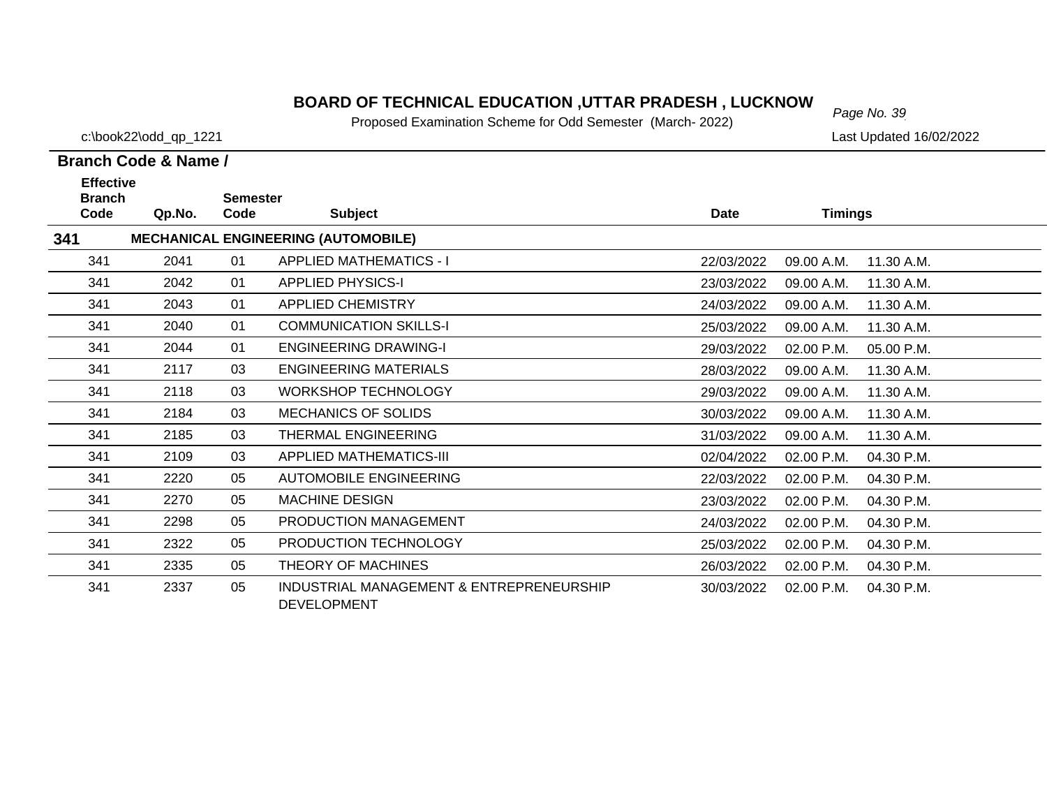# BOARD OF TECHNICAL EDUCATION ,UTTAR PRADESH , LUCKNOW

Proposed Examination Scheme for Odd Semester (March- 2022)

c:\book22\odd_qp_1221

Last Updated 16/02/2022

**Branch Code & Name /**

| Effective Branch Code | Qp.No. | Semester Code | Subject | Date | Timings | |
|---|---|---|---|---|---|---|
| **341** | | | **MECHANICAL ENGINEERING (AUTOMOBILE)** | | | |
| 341 | 2041 | 01 | APPLIED MATHEMATICS - I | 22/03/2022 | 09.00 A.M. | 11.30 A.M. |
| 341 | 2042 | 01 | APPLIED PHYSICS-I | 23/03/2022 | 09.00 A.M. | 11.30 A.M. |
| 341 | 2043 | 01 | APPLIED CHEMISTRY | 24/03/2022 | 09.00 A.M. | 11.30 A.M. |
| 341 | 2040 | 01 | COMMUNICATION SKILLS-I | 25/03/2022 | 09.00 A.M. | 11.30 A.M. |
| 341 | 2044 | 01 | ENGINEERING DRAWING-I | 29/03/2022 | 02.00 P.M. | 05.00 P.M. |
| 341 | 2117 | 03 | ENGINEERING MATERIALS | 28/03/2022 | 09.00 A.M. | 11.30 A.M. |
| 341 | 2118 | 03 | WORKSHOP TECHNOLOGY | 29/03/2022 | 09.00 A.M. | 11.30 A.M. |
| 341 | 2184 | 03 | MECHANICS OF SOLIDS | 30/03/2022 | 09.00 A.M. | 11.30 A.M. |
| 341 | 2185 | 03 | THERMAL ENGINEERING | 31/03/2022 | 09.00 A.M. | 11.30 A.M. |
| 341 | 2109 | 03 | APPLIED MATHEMATICS-III | 02/04/2022 | 02.00 P.M. | 04.30 P.M. |
| 341 | 2220 | 05 | AUTOMOBILE ENGINEERING | 22/03/2022 | 02.00 P.M. | 04.30 P.M. |
| 341 | 2270 | 05 | MACHINE DESIGN | 23/03/2022 | 02.00 P.M. | 04.30 P.M. |
| 341 | 2298 | 05 | PRODUCTION MANAGEMENT | 24/03/2022 | 02.00 P.M. | 04.30 P.M. |
| 341 | 2322 | 05 | PRODUCTION TECHNOLOGY | 25/03/2022 | 02.00 P.M. | 04.30 P.M. |
| 341 | 2335 | 05 | THEORY OF MACHINES | 26/03/2022 | 02.00 P.M. | 04.30 P.M. |
| 341 | 2337 | 05 | INDUSTRIAL MANAGEMENT & ENTREPRENEURSHIP DEVELOPMENT | 30/03/2022 | 02.00 P.M. | 04.30 P.M. |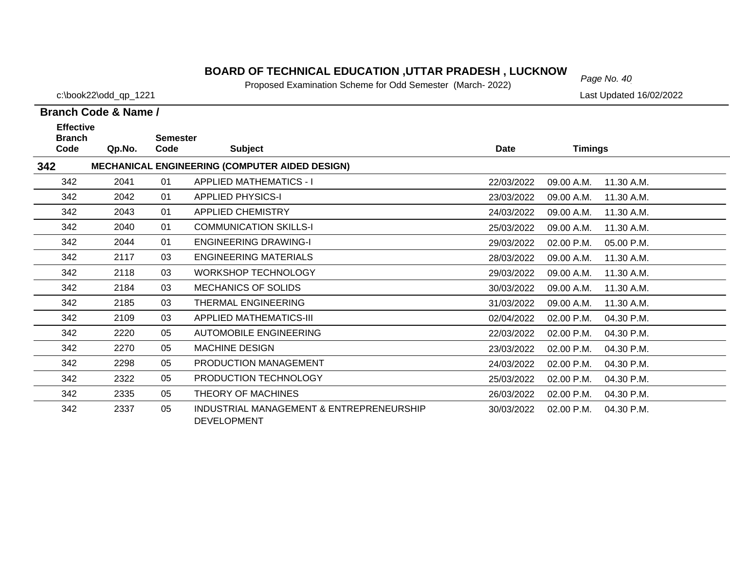# BOARD OF TECHNICAL EDUCATION ,UTTAR PRADESH , LUCKNOW

Proposed Examination Scheme for Odd Semester (March- 2022)

c:\book22\odd_qp_1221

Last Updated 16/02/2022

**Branch Code & Name /**

| Effective Branch Code | Qp.No. | Semester Code | Subject | Date | Timings | |
|---|---|---|---|---|---|---|
| **342** | **MECHANICAL ENGINEERING (COMPUTER AIDED DESIGN)** | | | | | |
| 342 | 2041 | 01 | APPLIED MATHEMATICS - I | 22/03/2022 | 09.00 A.M. | 11.30 A.M. |
| 342 | 2042 | 01 | APPLIED PHYSICS-I | 23/03/2022 | 09.00 A.M. | 11.30 A.M. |
| 342 | 2043 | 01 | APPLIED CHEMISTRY | 24/03/2022 | 09.00 A.M. | 11.30 A.M. |
| 342 | 2040 | 01 | COMMUNICATION SKILLS-I | 25/03/2022 | 09.00 A.M. | 11.30 A.M. |
| 342 | 2044 | 01 | ENGINEERING DRAWING-I | 29/03/2022 | 02.00 P.M. | 05.00 P.M. |
| 342 | 2117 | 03 | ENGINEERING MATERIALS | 28/03/2022 | 09.00 A.M. | 11.30 A.M. |
| 342 | 2118 | 03 | WORKSHOP TECHNOLOGY | 29/03/2022 | 09.00 A.M. | 11.30 A.M. |
| 342 | 2184 | 03 | MECHANICS OF SOLIDS | 30/03/2022 | 09.00 A.M. | 11.30 A.M. |
| 342 | 2185 | 03 | THERMAL ENGINEERING | 31/03/2022 | 09.00 A.M. | 11.30 A.M. |
| 342 | 2109 | 03 | APPLIED MATHEMATICS-III | 02/04/2022 | 02.00 P.M. | 04.30 P.M. |
| 342 | 2220 | 05 | AUTOMOBILE ENGINEERING | 22/03/2022 | 02.00 P.M. | 04.30 P.M. |
| 342 | 2270 | 05 | MACHINE DESIGN | 23/03/2022 | 02.00 P.M. | 04.30 P.M. |
| 342 | 2298 | 05 | PRODUCTION MANAGEMENT | 24/03/2022 | 02.00 P.M. | 04.30 P.M. |
| 342 | 2322 | 05 | PRODUCTION TECHNOLOGY | 25/03/2022 | 02.00 P.M. | 04.30 P.M. |
| 342 | 2335 | 05 | THEORY OF MACHINES | 26/03/2022 | 02.00 P.M. | 04.30 P.M. |
| 342 | 2337 | 05 | INDUSTRIAL MANAGEMENT & ENTREPRENEURSHIP DEVELOPMENT | 30/03/2022 | 02.00 P.M. | 04.30 P.M. |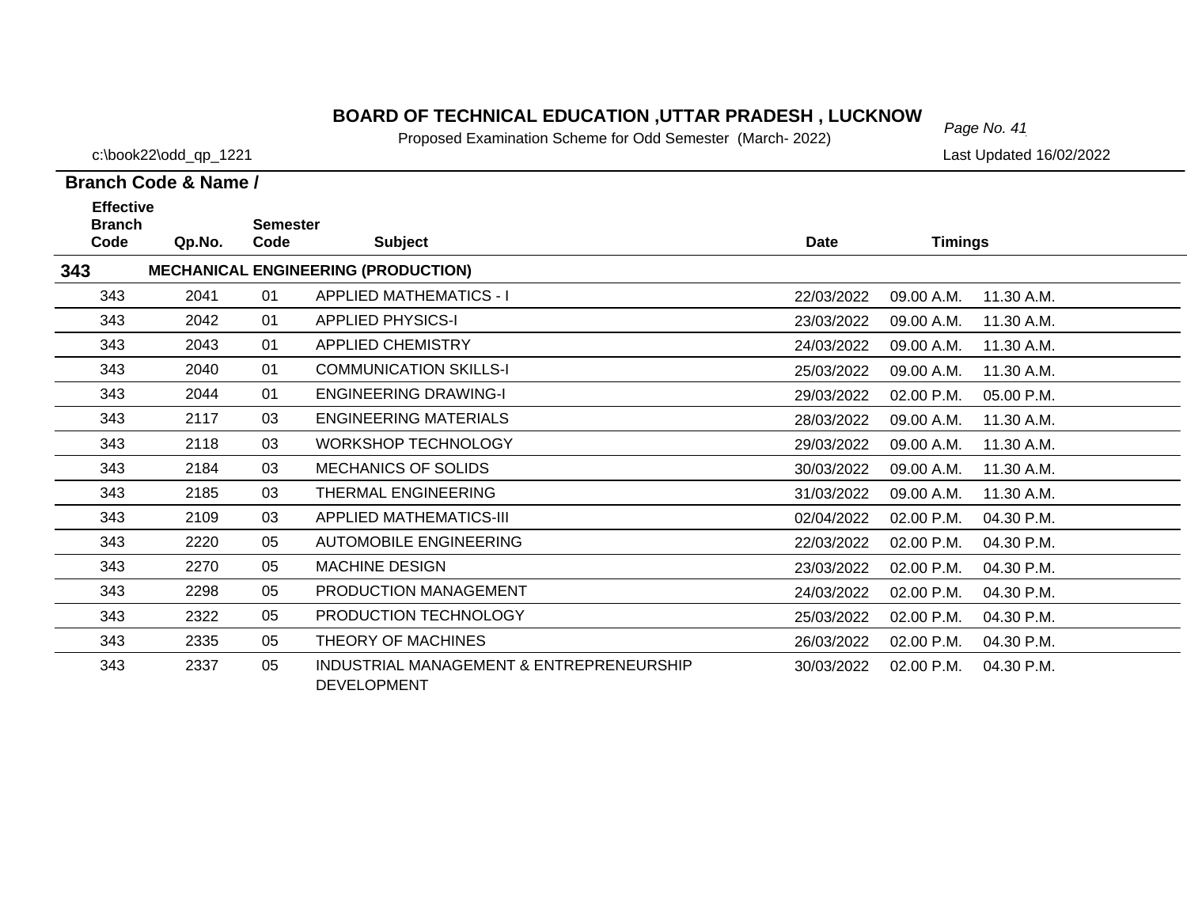# BOARD OF TECHNICAL EDUCATION ,UTTAR PRADESH , LUCKNOW

Proposed Examination Scheme for Odd Semester (March- 2022)

c:\book22\odd_qp_1221

Last Updated 16/02/2022

**Branch Code & Name /**

| Effective Branch Code | Qp.No. | Semester Code | Subject | Date | Timings | |
|---|---|---|---|---|---|---|
| **343** | | | **MECHANICAL ENGINEERING (PRODUCTION)** | | | |
| 343 | 2041 | 01 | APPLIED MATHEMATICS - I | 22/03/2022 | 09.00 A.M. | 11.30 A.M. |
| 343 | 2042 | 01 | APPLIED PHYSICS-I | 23/03/2022 | 09.00 A.M. | 11.30 A.M. |
| 343 | 2043 | 01 | APPLIED CHEMISTRY | 24/03/2022 | 09.00 A.M. | 11.30 A.M. |
| 343 | 2040 | 01 | COMMUNICATION SKILLS-I | 25/03/2022 | 09.00 A.M. | 11.30 A.M. |
| 343 | 2044 | 01 | ENGINEERING DRAWING-I | 29/03/2022 | 02.00 P.M. | 05.00 P.M. |
| 343 | 2117 | 03 | ENGINEERING MATERIALS | 28/03/2022 | 09.00 A.M. | 11.30 A.M. |
| 343 | 2118 | 03 | WORKSHOP TECHNOLOGY | 29/03/2022 | 09.00 A.M. | 11.30 A.M. |
| 343 | 2184 | 03 | MECHANICS OF SOLIDS | 30/03/2022 | 09.00 A.M. | 11.30 A.M. |
| 343 | 2185 | 03 | THERMAL ENGINEERING | 31/03/2022 | 09.00 A.M. | 11.30 A.M. |
| 343 | 2109 | 03 | APPLIED MATHEMATICS-III | 02/04/2022 | 02.00 P.M. | 04.30 P.M. |
| 343 | 2220 | 05 | AUTOMOBILE ENGINEERING | 22/03/2022 | 02.00 P.M. | 04.30 P.M. |
| 343 | 2270 | 05 | MACHINE DESIGN | 23/03/2022 | 02.00 P.M. | 04.30 P.M. |
| 343 | 2298 | 05 | PRODUCTION MANAGEMENT | 24/03/2022 | 02.00 P.M. | 04.30 P.M. |
| 343 | 2322 | 05 | PRODUCTION TECHNOLOGY | 25/03/2022 | 02.00 P.M. | 04.30 P.M. |
| 343 | 2335 | 05 | THEORY OF MACHINES | 26/03/2022 | 02.00 P.M. | 04.30 P.M. |
| 343 | 2337 | 05 | INDUSTRIAL MANAGEMENT & ENTREPRENEURSHIP DEVELOPMENT | 30/03/2022 | 02.00 P.M. | 04.30 P.M. |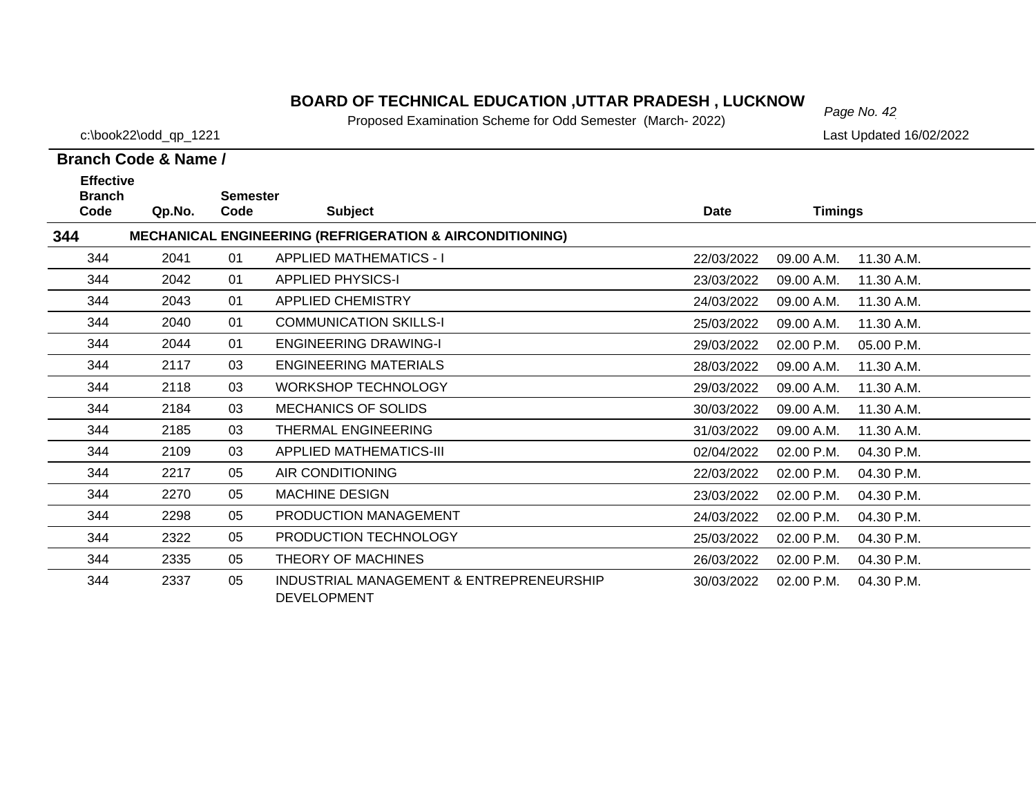# BOARD OF TECHNICAL EDUCATION ,UTTAR PRADESH , LUCKNOW

Proposed Examination Scheme for Odd Semester (March- 2022)

c:\book22\odd_qp_1221

Last Updated 16/02/2022

**Branch Code & Name /**

| Effective Branch Code | Qp.No. | Semester Code | Subject | Date | Timings | |
|---|---|---|---|---|---|---|
| **344** | | | **MECHANICAL ENGINEERING (REFRIGERATION & AIRCONDITIONING)** | | | |
| 344 | 2041 | 01 | APPLIED MATHEMATICS - I | 22/03/2022 | 09.00 A.M. | 11.30 A.M. |
| 344 | 2042 | 01 | APPLIED PHYSICS-I | 23/03/2022 | 09.00 A.M. | 11.30 A.M. |
| 344 | 2043 | 01 | APPLIED CHEMISTRY | 24/03/2022 | 09.00 A.M. | 11.30 A.M. |
| 344 | 2040 | 01 | COMMUNICATION SKILLS-I | 25/03/2022 | 09.00 A.M. | 11.30 A.M. |
| 344 | 2044 | 01 | ENGINEERING DRAWING-I | 29/03/2022 | 02.00 P.M. | 05.00 P.M. |
| 344 | 2117 | 03 | ENGINEERING MATERIALS | 28/03/2022 | 09.00 A.M. | 11.30 A.M. |
| 344 | 2118 | 03 | WORKSHOP TECHNOLOGY | 29/03/2022 | 09.00 A.M. | 11.30 A.M. |
| 344 | 2184 | 03 | MECHANICS OF SOLIDS | 30/03/2022 | 09.00 A.M. | 11.30 A.M. |
| 344 | 2185 | 03 | THERMAL ENGINEERING | 31/03/2022 | 09.00 A.M. | 11.30 A.M. |
| 344 | 2109 | 03 | APPLIED MATHEMATICS-III | 02/04/2022 | 02.00 P.M. | 04.30 P.M. |
| 344 | 2217 | 05 | AIR CONDITIONING | 22/03/2022 | 02.00 P.M. | 04.30 P.M. |
| 344 | 2270 | 05 | MACHINE DESIGN | 23/03/2022 | 02.00 P.M. | 04.30 P.M. |
| 344 | 2298 | 05 | PRODUCTION MANAGEMENT | 24/03/2022 | 02.00 P.M. | 04.30 P.M. |
| 344 | 2322 | 05 | PRODUCTION TECHNOLOGY | 25/03/2022 | 02.00 P.M. | 04.30 P.M. |
| 344 | 2335 | 05 | THEORY OF MACHINES | 26/03/2022 | 02.00 P.M. | 04.30 P.M. |
| 344 | 2337 | 05 | INDUSTRIAL MANAGEMENT & ENTREPRENEURSHIP DEVELOPMENT | 30/03/2022 | 02.00 P.M. | 04.30 P.M. |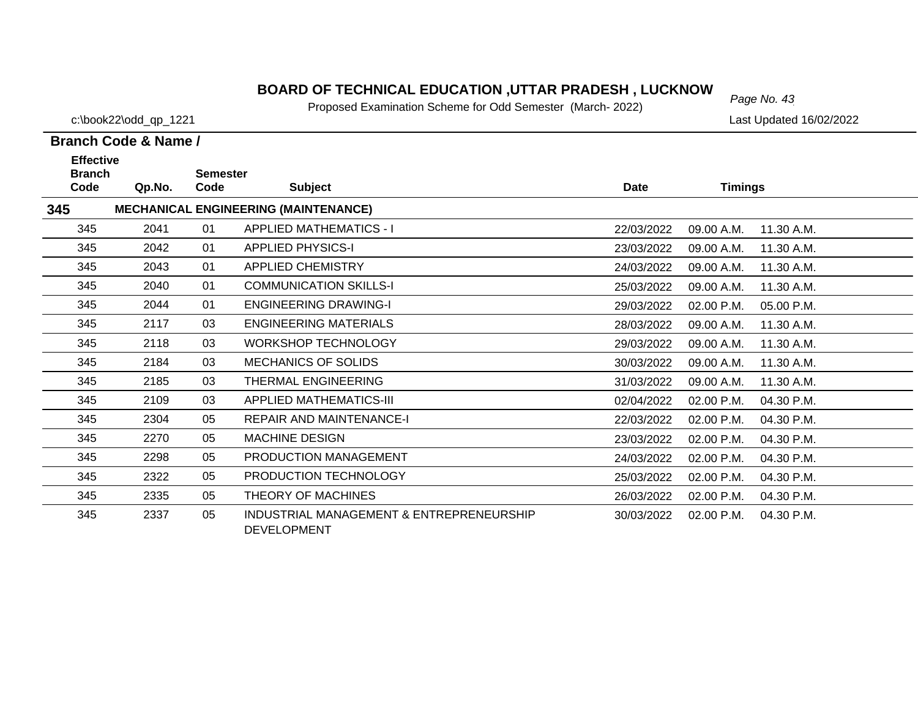# BOARD OF TECHNICAL EDUCATION ,UTTAR PRADESH , LUCKNOW

Proposed Examination Scheme for Odd Semester (March- 2022)

c:\book22\odd_qp_1221

Last Updated 16/02/2022

**Branch Code & Name /**

| Effective Branch Code | Qp.No. | Semester Code | Subject | Date | Timings | |
|---|---|---|---|---|---|---|
| **345** | | | **MECHANICAL ENGINEERING (MAINTENANCE)** | | | |
| 345 | 2041 | 01 | APPLIED MATHEMATICS - I | 22/03/2022 | 09.00 A.M. | 11.30 A.M. |
| 345 | 2042 | 01 | APPLIED PHYSICS-I | 23/03/2022 | 09.00 A.M. | 11.30 A.M. |
| 345 | 2043 | 01 | APPLIED CHEMISTRY | 24/03/2022 | 09.00 A.M. | 11.30 A.M. |
| 345 | 2040 | 01 | COMMUNICATION SKILLS-I | 25/03/2022 | 09.00 A.M. | 11.30 A.M. |
| 345 | 2044 | 01 | ENGINEERING DRAWING-I | 29/03/2022 | 02.00 P.M. | 05.00 P.M. |
| 345 | 2117 | 03 | ENGINEERING MATERIALS | 28/03/2022 | 09.00 A.M. | 11.30 A.M. |
| 345 | 2118 | 03 | WORKSHOP TECHNOLOGY | 29/03/2022 | 09.00 A.M. | 11.30 A.M. |
| 345 | 2184 | 03 | MECHANICS OF SOLIDS | 30/03/2022 | 09.00 A.M. | 11.30 A.M. |
| 345 | 2185 | 03 | THERMAL ENGINEERING | 31/03/2022 | 09.00 A.M. | 11.30 A.M. |
| 345 | 2109 | 03 | APPLIED MATHEMATICS-III | 02/04/2022 | 02.00 P.M. | 04.30 P.M. |
| 345 | 2304 | 05 | REPAIR AND MAINTENANCE-I | 22/03/2022 | 02.00 P.M. | 04.30 P.M. |
| 345 | 2270 | 05 | MACHINE DESIGN | 23/03/2022 | 02.00 P.M. | 04.30 P.M. |
| 345 | 2298 | 05 | PRODUCTION MANAGEMENT | 24/03/2022 | 02.00 P.M. | 04.30 P.M. |
| 345 | 2322 | 05 | PRODUCTION TECHNOLOGY | 25/03/2022 | 02.00 P.M. | 04.30 P.M. |
| 345 | 2335 | 05 | THEORY OF MACHINES | 26/03/2022 | 02.00 P.M. | 04.30 P.M. |
| 345 | 2337 | 05 | INDUSTRIAL MANAGEMENT & ENTREPRENEURSHIP DEVELOPMENT | 30/03/2022 | 02.00 P.M. | 04.30 P.M. |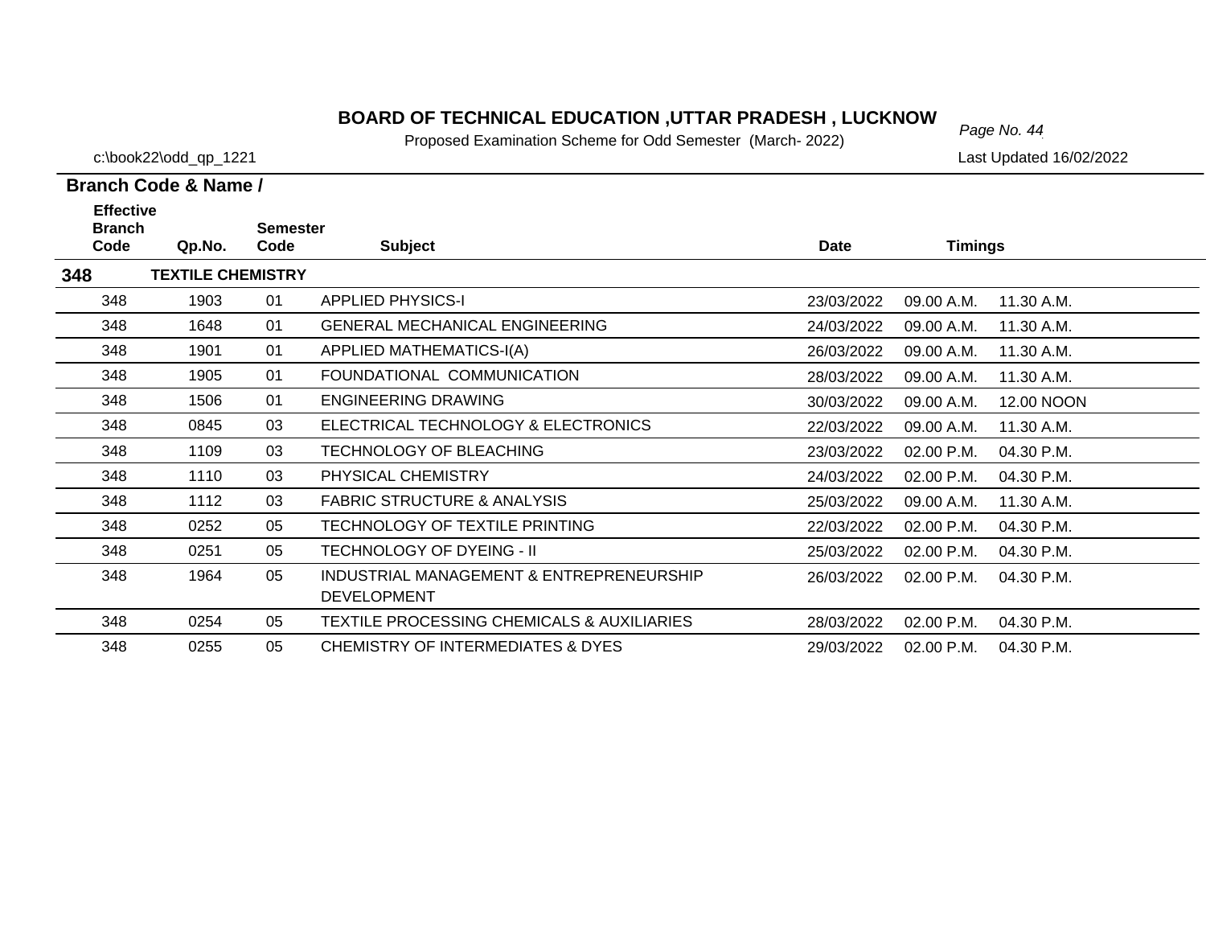# BOARD OF TECHNICAL EDUCATION ,UTTAR PRADESH , LUCKNOW

Proposed Examination Scheme for Odd Semester (March- 2022)

c:\book22\odd_qp_1221

Last Updated 16/02/2022

**Branch Code & Name /**

| Effective Branch Code | Qp.No. | Semester Code | Subject | Date | Timings | |
|---|---|---|---|---|---|---|
| **348** | **TEXTILE CHEMISTRY** | | | | | |
| 348 | 1903 | 01 | APPLIED PHYSICS-I | 23/03/2022 | 09.00 A.M. | 11.30 A.M. |
| 348 | 1648 | 01 | GENERAL MECHANICAL ENGINEERING | 24/03/2022 | 09.00 A.M. | 11.30 A.M. |
| 348 | 1901 | 01 | APPLIED MATHEMATICS-I(A) | 26/03/2022 | 09.00 A.M. | 11.30 A.M. |
| 348 | 1905 | 01 | FOUNDATIONAL COMMUNICATION | 28/03/2022 | 09.00 A.M. | 11.30 A.M. |
| 348 | 1506 | 01 | ENGINEERING DRAWING | 30/03/2022 | 09.00 A.M. | 12.00 NOON |
| 348 | 0845 | 03 | ELECTRICAL TECHNOLOGY & ELECTRONICS | 22/03/2022 | 09.00 A.M. | 11.30 A.M. |
| 348 | 1109 | 03 | TECHNOLOGY OF BLEACHING | 23/03/2022 | 02.00 P.M. | 04.30 P.M. |
| 348 | 1110 | 03 | PHYSICAL CHEMISTRY | 24/03/2022 | 02.00 P.M. | 04.30 P.M. |
| 348 | 1112 | 03 | FABRIC STRUCTURE & ANALYSIS | 25/03/2022 | 09.00 A.M. | 11.30 A.M. |
| 348 | 0252 | 05 | TECHNOLOGY OF TEXTILE PRINTING | 22/03/2022 | 02.00 P.M. | 04.30 P.M. |
| 348 | 0251 | 05 | TECHNOLOGY OF DYEING - II | 25/03/2022 | 02.00 P.M. | 04.30 P.M. |
| 348 | 1964 | 05 | INDUSTRIAL MANAGEMENT & ENTREPRENEURSHIP DEVELOPMENT | 26/03/2022 | 02.00 P.M. | 04.30 P.M. |
| 348 | 0254 | 05 | TEXTILE PROCESSING CHEMICALS & AUXILIARIES | 28/03/2022 | 02.00 P.M. | 04.30 P.M. |
| 348 | 0255 | 05 | CHEMISTRY OF INTERMEDIATES & DYES | 29/03/2022 | 02.00 P.M. | 04.30 P.M. |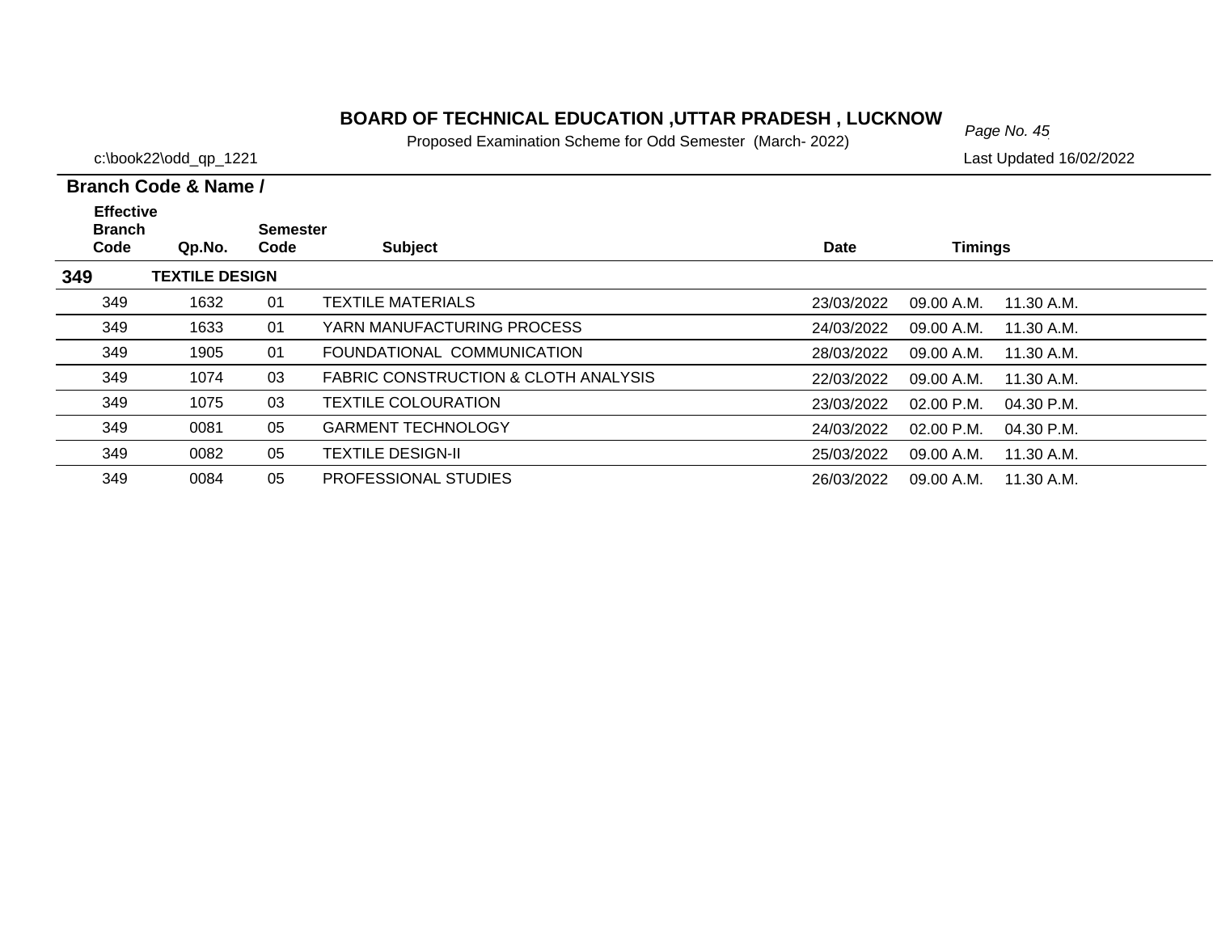# BOARD OF TECHNICAL EDUCATION ,UTTAR PRADESH , LUCKNOW

Proposed Examination Scheme for Odd Semester (March- 2022)

c:\book22\odd_qp_1221

Last Updated 16/02/2022

**Branch Code & Name /**

| Effective Branch Code | Qp.No. | Semester Code | Subject | Date | Timings | |
|---|---|---|---|---|---|---|
| **349** | **TEXTILE DESIGN** | | | | | |
| 349 | 1632 | 01 | TEXTILE MATERIALS | 23/03/2022 | 09.00 A.M. | 11.30 A.M. |
| 349 | 1633 | 01 | YARN MANUFACTURING PROCESS | 24/03/2022 | 09.00 A.M. | 11.30 A.M. |
| 349 | 1905 | 01 | FOUNDATIONAL COMMUNICATION | 28/03/2022 | 09.00 A.M. | 11.30 A.M. |
| 349 | 1074 | 03 | FABRIC CONSTRUCTION & CLOTH ANALYSIS | 22/03/2022 | 09.00 A.M. | 11.30 A.M. |
| 349 | 1075 | 03 | TEXTILE COLOURATION | 23/03/2022 | 02.00 P.M. | 04.30 P.M. |
| 349 | 0081 | 05 | GARMENT TECHNOLOGY | 24/03/2022 | 02.00 P.M. | 04.30 P.M. |
| 349 | 0082 | 05 | TEXTILE DESIGN-II | 25/03/2022 | 09.00 A.M. | 11.30 A.M. |
| 349 | 0084 | 05 | PROFESSIONAL STUDIES | 26/03/2022 | 09.00 A.M. | 11.30 A.M. |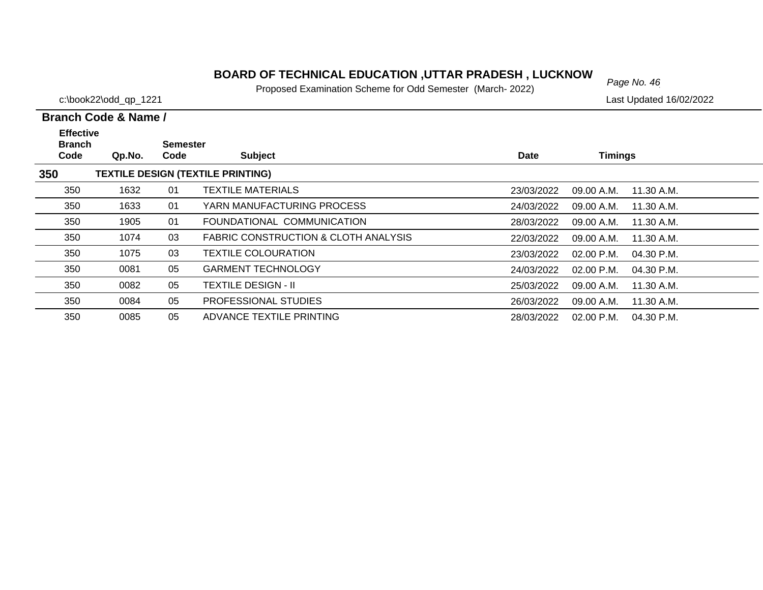# BOARD OF TECHNICAL EDUCATION ,UTTAR PRADESH , LUCKNOW

Proposed Examination Scheme for Odd Semester (March- 2022)

c:\book22\odd_qp_1221

Last Updated 16/02/2022

**Branch Code & Name /**

| Effective Branch Code | Qp.No. | Semester Code | Subject | Date | Timings | |
|---|---|---|---|---|---|---|
| **350** | **TEXTILE DESIGN (TEXTILE PRINTING)** | | | | | |
| 350 | 1632 | 01 | TEXTILE MATERIALS | 23/03/2022 | 09.00 A.M. | 11.30 A.M. |
| 350 | 1633 | 01 | YARN MANUFACTURING PROCESS | 24/03/2022 | 09.00 A.M. | 11.30 A.M. |
| 350 | 1905 | 01 | FOUNDATIONAL COMMUNICATION | 28/03/2022 | 09.00 A.M. | 11.30 A.M. |
| 350 | 1074 | 03 | FABRIC CONSTRUCTION & CLOTH ANALYSIS | 22/03/2022 | 09.00 A.M. | 11.30 A.M. |
| 350 | 1075 | 03 | TEXTILE COLOURATION | 23/03/2022 | 02.00 P.M. | 04.30 P.M. |
| 350 | 0081 | 05 | GARMENT TECHNOLOGY | 24/03/2022 | 02.00 P.M. | 04.30 P.M. |
| 350 | 0082 | 05 | TEXTILE DESIGN - II | 25/03/2022 | 09.00 A.M. | 11.30 A.M. |
| 350 | 0084 | 05 | PROFESSIONAL STUDIES | 26/03/2022 | 09.00 A.M. | 11.30 A.M. |
| 350 | 0085 | 05 | ADVANCE TEXTILE PRINTING | 28/03/2022 | 02.00 P.M. | 04.30 P.M. |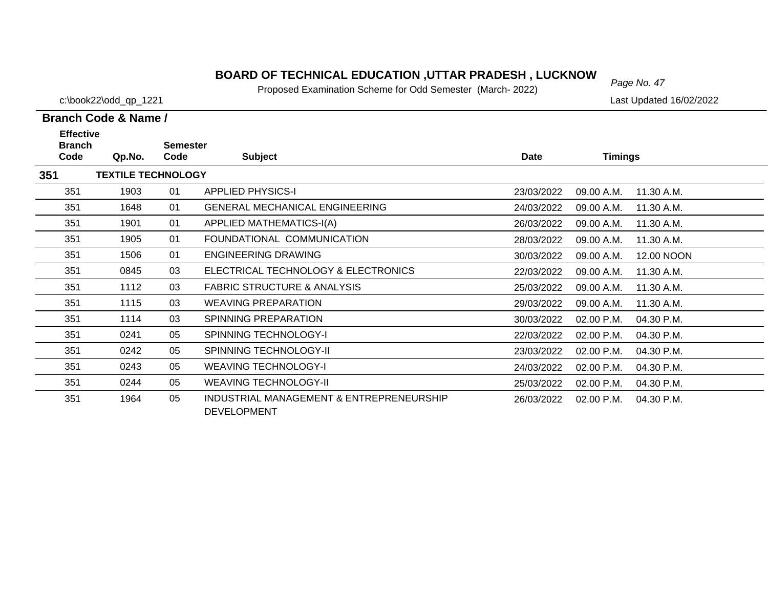# BOARD OF TECHNICAL EDUCATION ,UTTAR PRADESH , LUCKNOW

Proposed Examination Scheme for Odd Semester (March- 2022)

c:\book22\odd_qp_1221

Last Updated 16/02/2022

**Branch Code & Name /**

| Effective Branch Code | Qp.No. | Semester Code | Subject | Date | Timings | |
|---|---|---|---|---|---|---|
| **351** | **TEXTILE TECHNOLOGY** | | | | | |
| 351 | 1903 | 01 | APPLIED PHYSICS-I | 23/03/2022 | 09.00 A.M. | 11.30 A.M. |
| 351 | 1648 | 01 | GENERAL MECHANICAL ENGINEERING | 24/03/2022 | 09.00 A.M. | 11.30 A.M. |
| 351 | 1901 | 01 | APPLIED MATHEMATICS-I(A) | 26/03/2022 | 09.00 A.M. | 11.30 A.M. |
| 351 | 1905 | 01 | FOUNDATIONAL COMMUNICATION | 28/03/2022 | 09.00 A.M. | 11.30 A.M. |
| 351 | 1506 | 01 | ENGINEERING DRAWING | 30/03/2022 | 09.00 A.M. | 12.00 NOON |
| 351 | 0845 | 03 | ELECTRICAL TECHNOLOGY & ELECTRONICS | 22/03/2022 | 09.00 A.M. | 11.30 A.M. |
| 351 | 1112 | 03 | FABRIC STRUCTURE & ANALYSIS | 25/03/2022 | 09.00 A.M. | 11.30 A.M. |
| 351 | 1115 | 03 | WEAVING PREPARATION | 29/03/2022 | 09.00 A.M. | 11.30 A.M. |
| 351 | 1114 | 03 | SPINNING PREPARATION | 30/03/2022 | 02.00 P.M. | 04.30 P.M. |
| 351 | 0241 | 05 | SPINNING TECHNOLOGY-I | 22/03/2022 | 02.00 P.M. | 04.30 P.M. |
| 351 | 0242 | 05 | SPINNING TECHNOLOGY-II | 23/03/2022 | 02.00 P.M. | 04.30 P.M. |
| 351 | 0243 | 05 | WEAVING TECHNOLOGY-I | 24/03/2022 | 02.00 P.M. | 04.30 P.M. |
| 351 | 0244 | 05 | WEAVING TECHNOLOGY-II | 25/03/2022 | 02.00 P.M. | 04.30 P.M. |
| 351 | 1964 | 05 | INDUSTRIAL MANAGEMENT & ENTREPRENEURSHIP DEVELOPMENT | 26/03/2022 | 02.00 P.M. | 04.30 P.M. |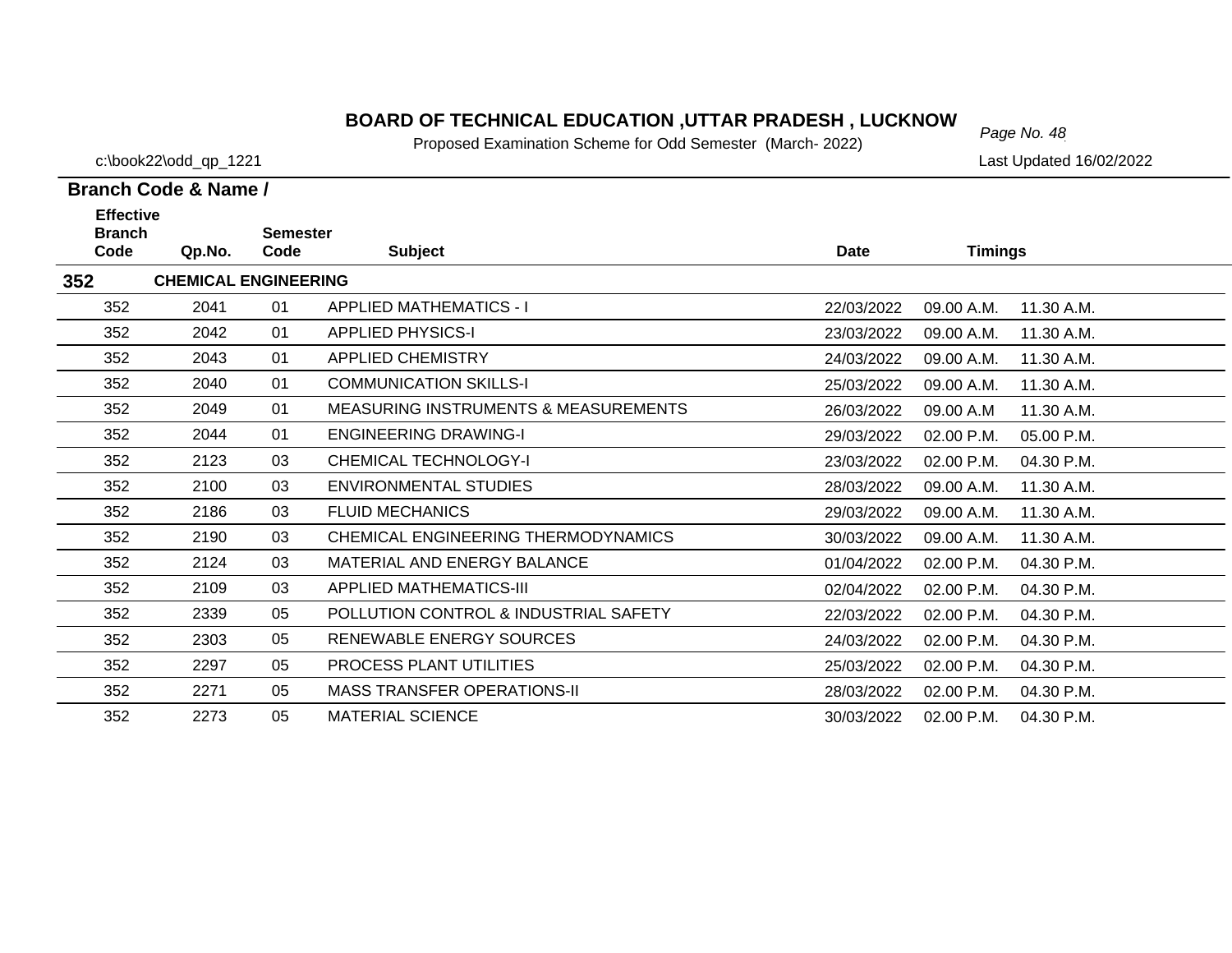# BOARD OF TECHNICAL EDUCATION ,UTTAR PRADESH , LUCKNOW

Proposed Examination Scheme for Odd Semester (March- 2022)

c:\book22\odd_qp_1221

Last Updated 16/02/2022

**Branch Code & Name /**

| Effective Branch Code | Qp.No. | Semester Code | Subject | Date | Timings | |
|---|---|---|---|---|---|---|
| **352** | **CHEMICAL ENGINEERING** | | | | | |
| 352 | 2041 | 01 | APPLIED MATHEMATICS - I | 22/03/2022 | 09.00 A.M. | 11.30 A.M. |
| 352 | 2042 | 01 | APPLIED PHYSICS-I | 23/03/2022 | 09.00 A.M. | 11.30 A.M. |
| 352 | 2043 | 01 | APPLIED CHEMISTRY | 24/03/2022 | 09.00 A.M. | 11.30 A.M. |
| 352 | 2040 | 01 | COMMUNICATION SKILLS-I | 25/03/2022 | 09.00 A.M. | 11.30 A.M. |
| 352 | 2049 | 01 | MEASURING INSTRUMENTS & MEASUREMENTS | 26/03/2022 | 09.00 A.M | 11.30 A.M. |
| 352 | 2044 | 01 | ENGINEERING DRAWING-I | 29/03/2022 | 02.00 P.M. | 05.00 P.M. |
| 352 | 2123 | 03 | CHEMICAL TECHNOLOGY-I | 23/03/2022 | 02.00 P.M. | 04.30 P.M. |
| 352 | 2100 | 03 | ENVIRONMENTAL STUDIES | 28/03/2022 | 09.00 A.M. | 11.30 A.M. |
| 352 | 2186 | 03 | FLUID MECHANICS | 29/03/2022 | 09.00 A.M. | 11.30 A.M. |
| 352 | 2190 | 03 | CHEMICAL ENGINEERING THERMODYNAMICS | 30/03/2022 | 09.00 A.M. | 11.30 A.M. |
| 352 | 2124 | 03 | MATERIAL AND ENERGY BALANCE | 01/04/2022 | 02.00 P.M. | 04.30 P.M. |
| 352 | 2109 | 03 | APPLIED MATHEMATICS-III | 02/04/2022 | 02.00 P.M. | 04.30 P.M. |
| 352 | 2339 | 05 | POLLUTION CONTROL & INDUSTRIAL SAFETY | 22/03/2022 | 02.00 P.M. | 04.30 P.M. |
| 352 | 2303 | 05 | RENEWABLE ENERGY SOURCES | 24/03/2022 | 02.00 P.M. | 04.30 P.M. |
| 352 | 2297 | 05 | PROCESS PLANT UTILITIES | 25/03/2022 | 02.00 P.M. | 04.30 P.M. |
| 352 | 2271 | 05 | MASS TRANSFER OPERATIONS-II | 28/03/2022 | 02.00 P.M. | 04.30 P.M. |
| 352 | 2273 | 05 | MATERIAL SCIENCE | 30/03/2022 | 02.00 P.M. | 04.30 P.M. |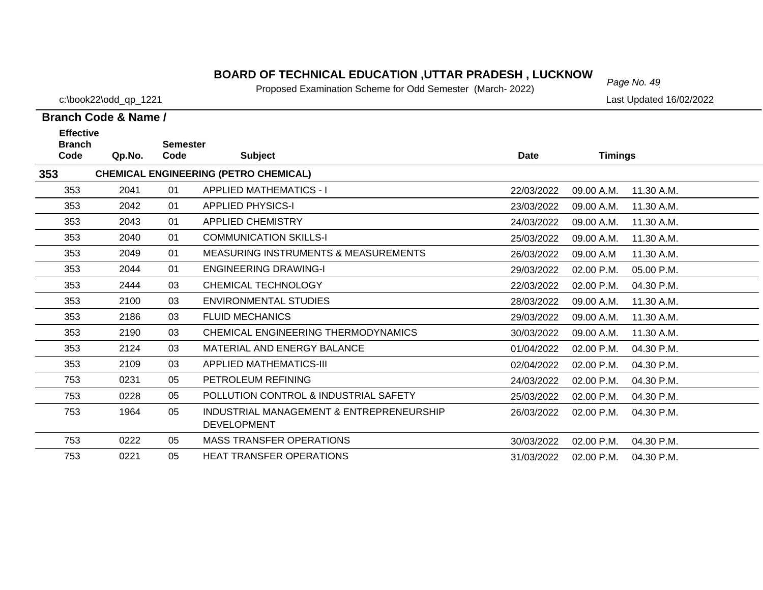# BOARD OF TECHNICAL EDUCATION ,UTTAR PRADESH , LUCKNOW

Proposed Examination Scheme for Odd Semester (March- 2022)

c:\book22\odd_qp_1221

Last Updated 16/02/2022

**Branch Code & Name /**

| Effective Branch Code | Qp.No. | Semester Code | Subject | Date | Timings | |
|---|---|---|---|---|---|---|
| **353** | | | **CHEMICAL ENGINEERING (PETRO CHEMICAL)** | | | |
| 353 | 2041 | 01 | APPLIED MATHEMATICS - I | 22/03/2022 | 09.00 A.M. | 11.30 A.M. |
| 353 | 2042 | 01 | APPLIED PHYSICS-I | 23/03/2022 | 09.00 A.M. | 11.30 A.M. |
| 353 | 2043 | 01 | APPLIED CHEMISTRY | 24/03/2022 | 09.00 A.M. | 11.30 A.M. |
| 353 | 2040 | 01 | COMMUNICATION SKILLS-I | 25/03/2022 | 09.00 A.M. | 11.30 A.M. |
| 353 | 2049 | 01 | MEASURING INSTRUMENTS & MEASUREMENTS | 26/03/2022 | 09.00 A.M | 11.30 A.M. |
| 353 | 2044 | 01 | ENGINEERING DRAWING-I | 29/03/2022 | 02.00 P.M. | 05.00 P.M. |
| 353 | 2444 | 03 | CHEMICAL TECHNOLOGY | 22/03/2022 | 02.00 P.M. | 04.30 P.M. |
| 353 | 2100 | 03 | ENVIRONMENTAL STUDIES | 28/03/2022 | 09.00 A.M. | 11.30 A.M. |
| 353 | 2186 | 03 | FLUID MECHANICS | 29/03/2022 | 09.00 A.M. | 11.30 A.M. |
| 353 | 2190 | 03 | CHEMICAL ENGINEERING THERMODYNAMICS | 30/03/2022 | 09.00 A.M. | 11.30 A.M. |
| 353 | 2124 | 03 | MATERIAL AND ENERGY BALANCE | 01/04/2022 | 02.00 P.M. | 04.30 P.M. |
| 353 | 2109 | 03 | APPLIED MATHEMATICS-III | 02/04/2022 | 02.00 P.M. | 04.30 P.M. |
| 753 | 0231 | 05 | PETROLEUM REFINING | 24/03/2022 | 02.00 P.M. | 04.30 P.M. |
| 753 | 0228 | 05 | POLLUTION CONTROL & INDUSTRIAL SAFETY | 25/03/2022 | 02.00 P.M. | 04.30 P.M. |
| 753 | 1964 | 05 | INDUSTRIAL MANAGEMENT & ENTREPRENEURSHIP DEVELOPMENT | 26/03/2022 | 02.00 P.M. | 04.30 P.M. |
| 753 | 0222 | 05 | MASS TRANSFER OPERATIONS | 30/03/2022 | 02.00 P.M. | 04.30 P.M. |
| 753 | 0221 | 05 | HEAT TRANSFER OPERATIONS | 31/03/2022 | 02.00 P.M. | 04.30 P.M. |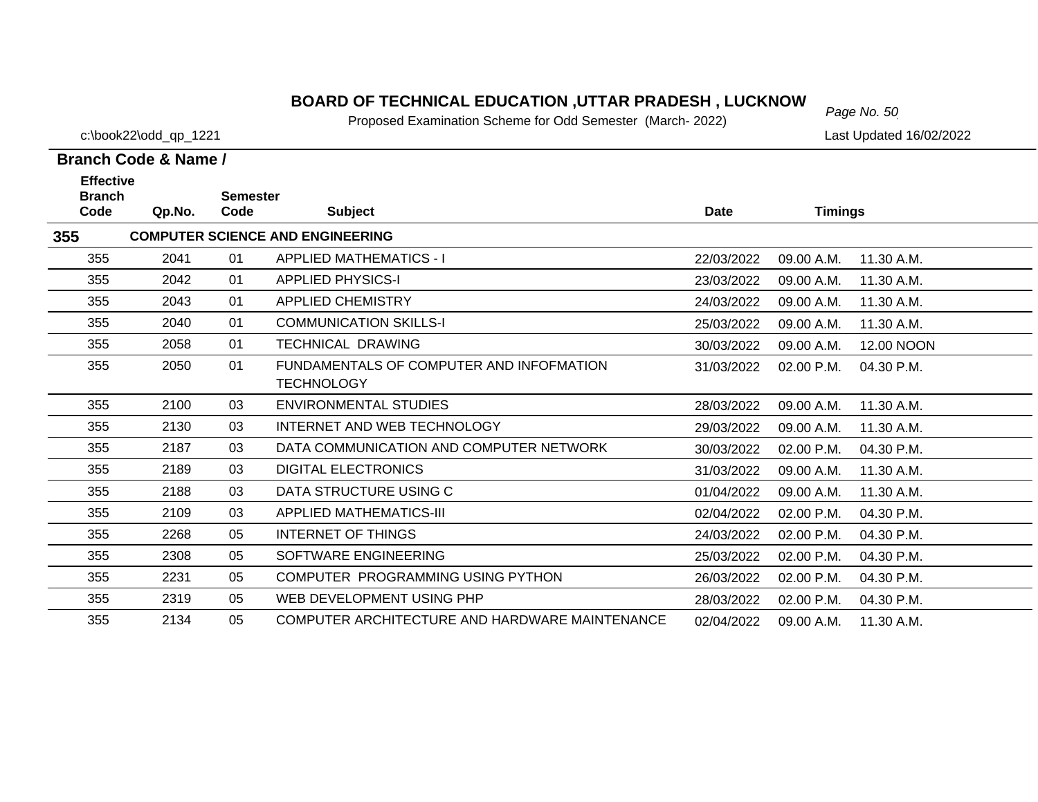# BOARD OF TECHNICAL EDUCATION ,UTTAR PRADESH , LUCKNOW

Proposed Examination Scheme for Odd Semester (March- 2022)

c:\book22\odd_qp_1221

Last Updated 16/02/2022

**Branch Code & Name /**

| Effective Branch Code | Qp.No. | Semester Code | Subject | Date | Timings | |
|---|---|---|---|---|---|---|
| **355** | **COMPUTER SCIENCE AND ENGINEERING** | | | | | |
| 355 | 2041 | 01 | APPLIED MATHEMATICS - I | 22/03/2022 | 09.00 A.M. | 11.30 A.M. |
| 355 | 2042 | 01 | APPLIED PHYSICS-I | 23/03/2022 | 09.00 A.M. | 11.30 A.M. |
| 355 | 2043 | 01 | APPLIED CHEMISTRY | 24/03/2022 | 09.00 A.M. | 11.30 A.M. |
| 355 | 2040 | 01 | COMMUNICATION SKILLS-I | 25/03/2022 | 09.00 A.M. | 11.30 A.M. |
| 355 | 2058 | 01 | TECHNICAL DRAWING | 30/03/2022 | 09.00 A.M. | 12.00 NOON |
| 355 | 2050 | 01 | FUNDAMENTALS OF COMPUTER AND INFOFMATION TECHNOLOGY | 31/03/2022 | 02.00 P.M. | 04.30 P.M. |
| 355 | 2100 | 03 | ENVIRONMENTAL STUDIES | 28/03/2022 | 09.00 A.M. | 11.30 A.M. |
| 355 | 2130 | 03 | INTERNET AND WEB TECHNOLOGY | 29/03/2022 | 09.00 A.M. | 11.30 A.M. |
| 355 | 2187 | 03 | DATA COMMUNICATION AND COMPUTER NETWORK | 30/03/2022 | 02.00 P.M. | 04.30 P.M. |
| 355 | 2189 | 03 | DIGITAL ELECTRONICS | 31/03/2022 | 09.00 A.M. | 11.30 A.M. |
| 355 | 2188 | 03 | DATA STRUCTURE USING C | 01/04/2022 | 09.00 A.M. | 11.30 A.M. |
| 355 | 2109 | 03 | APPLIED MATHEMATICS-III | 02/04/2022 | 02.00 P.M. | 04.30 P.M. |
| 355 | 2268 | 05 | INTERNET OF THINGS | 24/03/2022 | 02.00 P.M. | 04.30 P.M. |
| 355 | 2308 | 05 | SOFTWARE ENGINEERING | 25/03/2022 | 02.00 P.M. | 04.30 P.M. |
| 355 | 2231 | 05 | COMPUTER PROGRAMMING USING PYTHON | 26/03/2022 | 02.00 P.M. | 04.30 P.M. |
| 355 | 2319 | 05 | WEB DEVELOPMENT USING PHP | 28/03/2022 | 02.00 P.M. | 04.30 P.M. |
| 355 | 2134 | 05 | COMPUTER ARCHITECTURE AND HARDWARE MAINTENANCE | 02/04/2022 | 09.00 A.M. | 11.30 A.M. |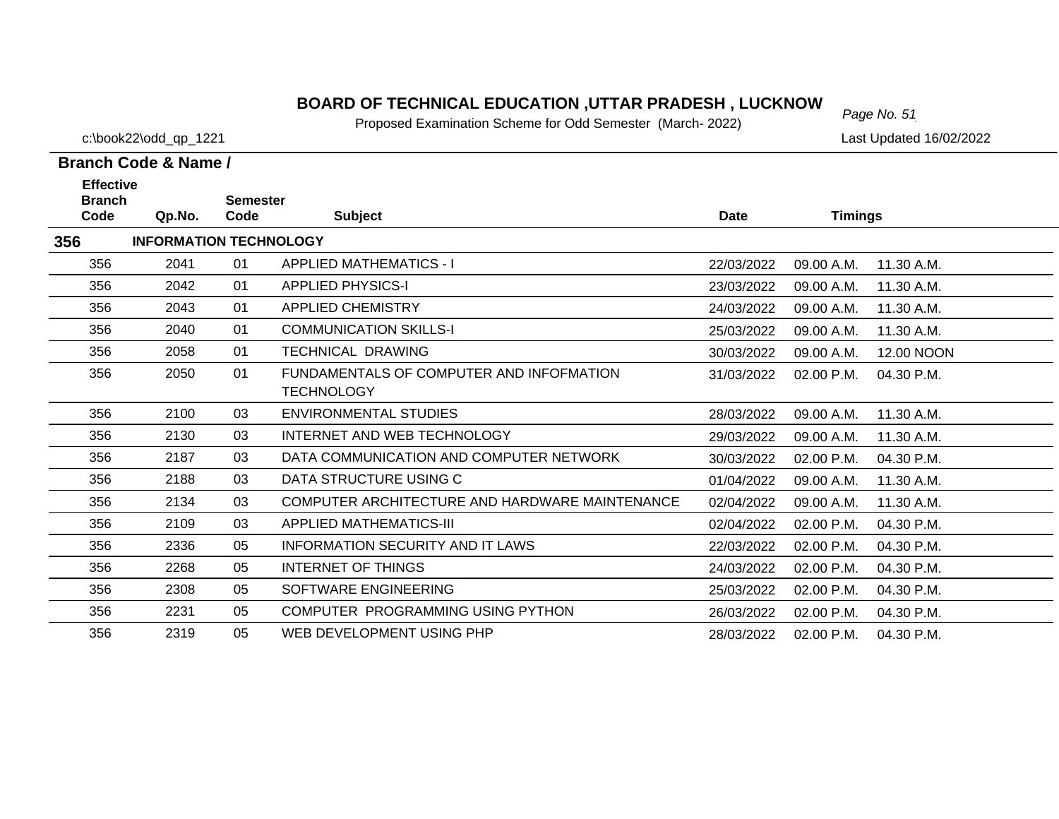# BOARD OF TECHNICAL EDUCATION ,UTTAR PRADESH , LUCKNOW

Proposed Examination Scheme for Odd Semester (March- 2022)

c:\book22\odd_qp_1221

Last Updated 16/02/2022

**Branch Code & Name /**

| Effective Branch Code | Qp.No. | Semester Code | Subject | Date | Timings | |
|---|---|---|---|---|---|---|
| **356** | **INFORMATION TECHNOLOGY** | | | | | |
| 356 | 2041 | 01 | APPLIED MATHEMATICS - I | 22/03/2022 | 09.00 A.M. | 11.30 A.M. |
| 356 | 2042 | 01 | APPLIED PHYSICS-I | 23/03/2022 | 09.00 A.M. | 11.30 A.M. |
| 356 | 2043 | 01 | APPLIED CHEMISTRY | 24/03/2022 | 09.00 A.M. | 11.30 A.M. |
| 356 | 2040 | 01 | COMMUNICATION SKILLS-I | 25/03/2022 | 09.00 A.M. | 11.30 A.M. |
| 356 | 2058 | 01 | TECHNICAL DRAWING | 30/03/2022 | 09.00 A.M. | 12.00 NOON |
| 356 | 2050 | 01 | FUNDAMENTALS OF COMPUTER AND INFOFMATION TECHNOLOGY | 31/03/2022 | 02.00 P.M. | 04.30 P.M. |
| 356 | 2100 | 03 | ENVIRONMENTAL STUDIES | 28/03/2022 | 09.00 A.M. | 11.30 A.M. |
| 356 | 2130 | 03 | INTERNET AND WEB TECHNOLOGY | 29/03/2022 | 09.00 A.M. | 11.30 A.M. |
| 356 | 2187 | 03 | DATA COMMUNICATION AND COMPUTER NETWORK | 30/03/2022 | 02.00 P.M. | 04.30 P.M. |
| 356 | 2188 | 03 | DATA STRUCTURE USING C | 01/04/2022 | 09.00 A.M. | 11.30 A.M. |
| 356 | 2134 | 03 | COMPUTER ARCHITECTURE AND HARDWARE MAINTENANCE | 02/04/2022 | 09.00 A.M. | 11.30 A.M. |
| 356 | 2109 | 03 | APPLIED MATHEMATICS-III | 02/04/2022 | 02.00 P.M. | 04.30 P.M. |
| 356 | 2336 | 05 | INFORMATION SECURITY AND IT LAWS | 22/03/2022 | 02.00 P.M. | 04.30 P.M. |
| 356 | 2268 | 05 | INTERNET OF THINGS | 24/03/2022 | 02.00 P.M. | 04.30 P.M. |
| 356 | 2308 | 05 | SOFTWARE ENGINEERING | 25/03/2022 | 02.00 P.M. | 04.30 P.M. |
| 356 | 2231 | 05 | COMPUTER PROGRAMMING USING PYTHON | 26/03/2022 | 02.00 P.M. | 04.30 P.M. |
| 356 | 2319 | 05 | WEB DEVELOPMENT USING PHP | 28/03/2022 | 02.00 P.M. | 04.30 P.M. |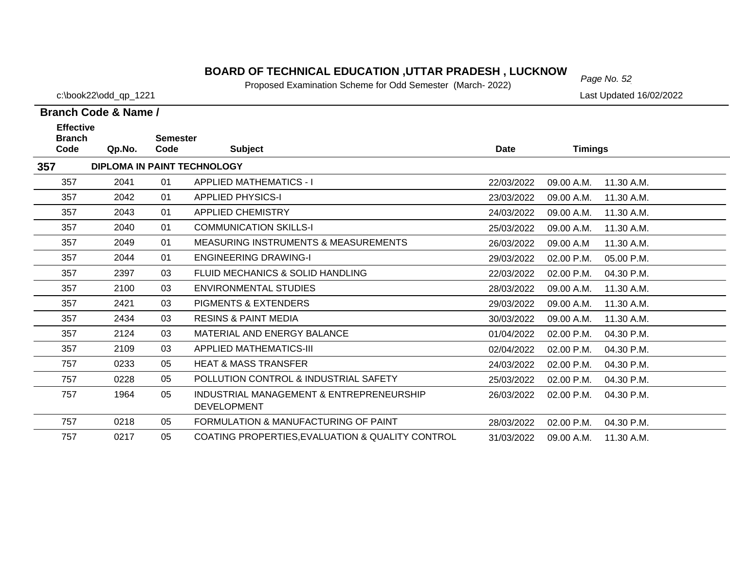# BOARD OF TECHNICAL EDUCATION ,UTTAR PRADESH , LUCKNOW

Proposed Examination Scheme for Odd Semester (March- 2022)

c:\book22\odd_qp_1221

Last Updated 16/02/2022

**Branch Code & Name /**

| Effective Branch Code | Qp.No. | Semester Code | Subject | Date | Timings | |
|---|---|---|---|---|---|---|
| **357** | **DIPLOMA IN PAINT TECHNOLOGY** | | | | | |
| 357 | 2041 | 01 | APPLIED MATHEMATICS - I | 22/03/2022 | 09.00 A.M. | 11.30 A.M. |
| 357 | 2042 | 01 | APPLIED PHYSICS-I | 23/03/2022 | 09.00 A.M. | 11.30 A.M. |
| 357 | 2043 | 01 | APPLIED CHEMISTRY | 24/03/2022 | 09.00 A.M. | 11.30 A.M. |
| 357 | 2040 | 01 | COMMUNICATION SKILLS-I | 25/03/2022 | 09.00 A.M. | 11.30 A.M. |
| 357 | 2049 | 01 | MEASURING INSTRUMENTS & MEASUREMENTS | 26/03/2022 | 09.00 A.M | 11.30 A.M. |
| 357 | 2044 | 01 | ENGINEERING DRAWING-I | 29/03/2022 | 02.00 P.M. | 05.00 P.M. |
| 357 | 2397 | 03 | FLUID MECHANICS & SOLID HANDLING | 22/03/2022 | 02.00 P.M. | 04.30 P.M. |
| 357 | 2100 | 03 | ENVIRONMENTAL STUDIES | 28/03/2022 | 09.00 A.M. | 11.30 A.M. |
| 357 | 2421 | 03 | PIGMENTS & EXTENDERS | 29/03/2022 | 09.00 A.M. | 11.30 A.M. |
| 357 | 2434 | 03 | RESINS & PAINT MEDIA | 30/03/2022 | 09.00 A.M. | 11.30 A.M. |
| 357 | 2124 | 03 | MATERIAL AND ENERGY BALANCE | 01/04/2022 | 02.00 P.M. | 04.30 P.M. |
| 357 | 2109 | 03 | APPLIED MATHEMATICS-III | 02/04/2022 | 02.00 P.M. | 04.30 P.M. |
| 757 | 0233 | 05 | HEAT & MASS TRANSFER | 24/03/2022 | 02.00 P.M. | 04.30 P.M. |
| 757 | 0228 | 05 | POLLUTION CONTROL & INDUSTRIAL SAFETY | 25/03/2022 | 02.00 P.M. | 04.30 P.M. |
| 757 | 1964 | 05 | INDUSTRIAL MANAGEMENT & ENTREPRENEURSHIP DEVELOPMENT | 26/03/2022 | 02.00 P.M. | 04.30 P.M. |
| 757 | 0218 | 05 | FORMULATION & MANUFACTURING OF PAINT | 28/03/2022 | 02.00 P.M. | 04.30 P.M. |
| 757 | 0217 | 05 | COATING PROPERTIES,EVALUATION & QUALITY CONTROL | 31/03/2022 | 09.00 A.M. | 11.30 A.M. |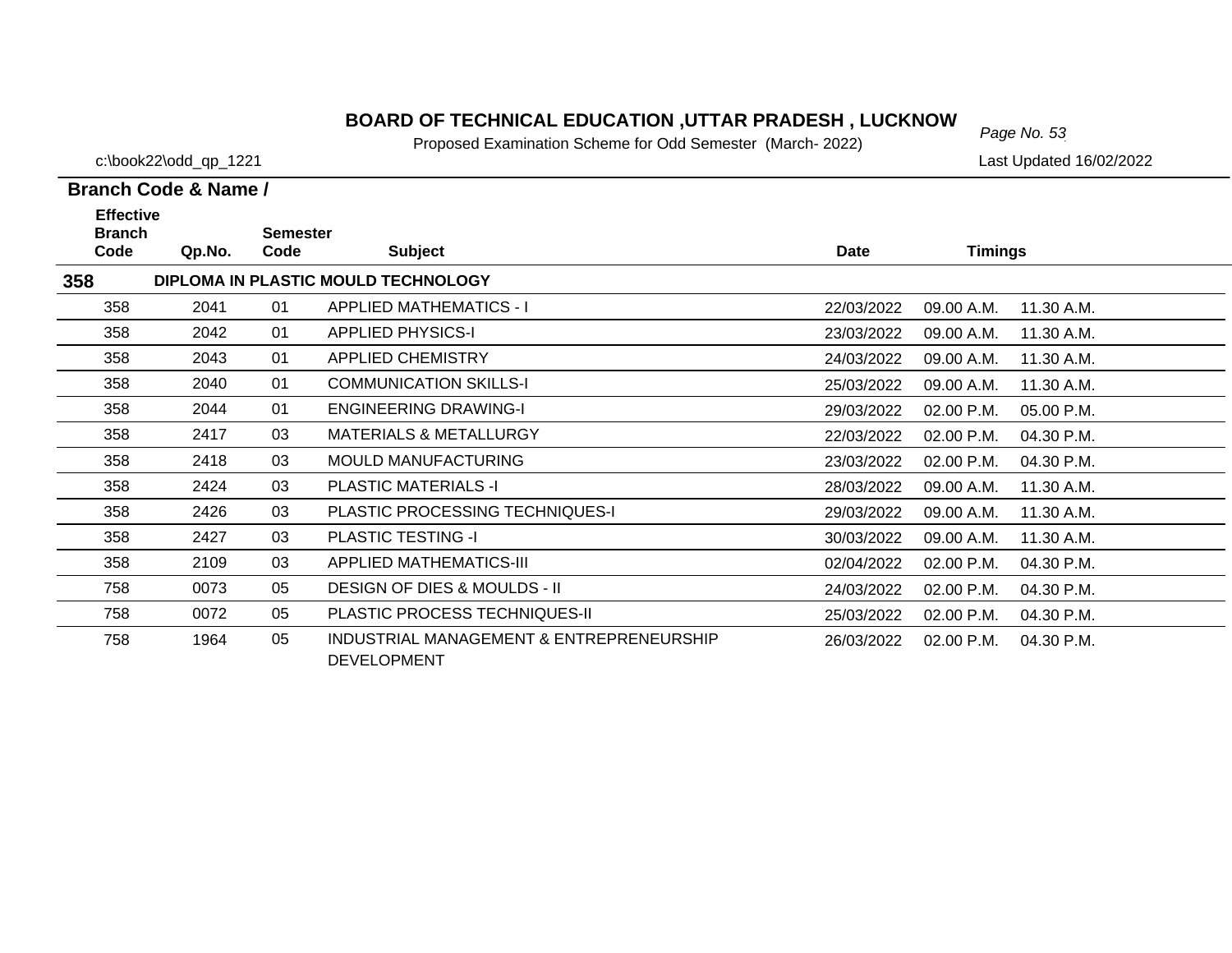# BOARD OF TECHNICAL EDUCATION ,UTTAR PRADESH , LUCKNOW

Proposed Examination Scheme for Odd Semester (March- 2022)

c:\book22\odd_qp_1221

Last Updated 16/02/2022

**Branch Code & Name /**

| Effective Branch Code | Qp.No. | Semester Code | Subject | Date | Timings | |
|---|---|---|---|---|---|---|
| **358** | **DIPLOMA IN PLASTIC MOULD TECHNOLOGY** | | | | | |
| 358 | 2041 | 01 | APPLIED MATHEMATICS - I | 22/03/2022 | 09.00 A.M. | 11.30 A.M. |
| 358 | 2042 | 01 | APPLIED PHYSICS-I | 23/03/2022 | 09.00 A.M. | 11.30 A.M. |
| 358 | 2043 | 01 | APPLIED CHEMISTRY | 24/03/2022 | 09.00 A.M. | 11.30 A.M. |
| 358 | 2040 | 01 | COMMUNICATION SKILLS-I | 25/03/2022 | 09.00 A.M. | 11.30 A.M. |
| 358 | 2044 | 01 | ENGINEERING DRAWING-I | 29/03/2022 | 02.00 P.M. | 05.00 P.M. |
| 358 | 2417 | 03 | MATERIALS & METALLURGY | 22/03/2022 | 02.00 P.M. | 04.30 P.M. |
| 358 | 2418 | 03 | MOULD MANUFACTURING | 23/03/2022 | 02.00 P.M. | 04.30 P.M. |
| 358 | 2424 | 03 | PLASTIC MATERIALS -I | 28/03/2022 | 09.00 A.M. | 11.30 A.M. |
| 358 | 2426 | 03 | PLASTIC PROCESSING TECHNIQUES-I | 29/03/2022 | 09.00 A.M. | 11.30 A.M. |
| 358 | 2427 | 03 | PLASTIC TESTING -I | 30/03/2022 | 09.00 A.M. | 11.30 A.M. |
| 358 | 2109 | 03 | APPLIED MATHEMATICS-III | 02/04/2022 | 02.00 P.M. | 04.30 P.M. |
| 758 | 0073 | 05 | DESIGN OF DIES & MOULDS - II | 24/03/2022 | 02.00 P.M. | 04.30 P.M. |
| 758 | 0072 | 05 | PLASTIC PROCESS TECHNIQUES-II | 25/03/2022 | 02.00 P.M. | 04.30 P.M. |
| 758 | 1964 | 05 | INDUSTRIAL MANAGEMENT & ENTREPRENEURSHIP DEVELOPMENT | 26/03/2022 | 02.00 P.M. | 04.30 P.M. |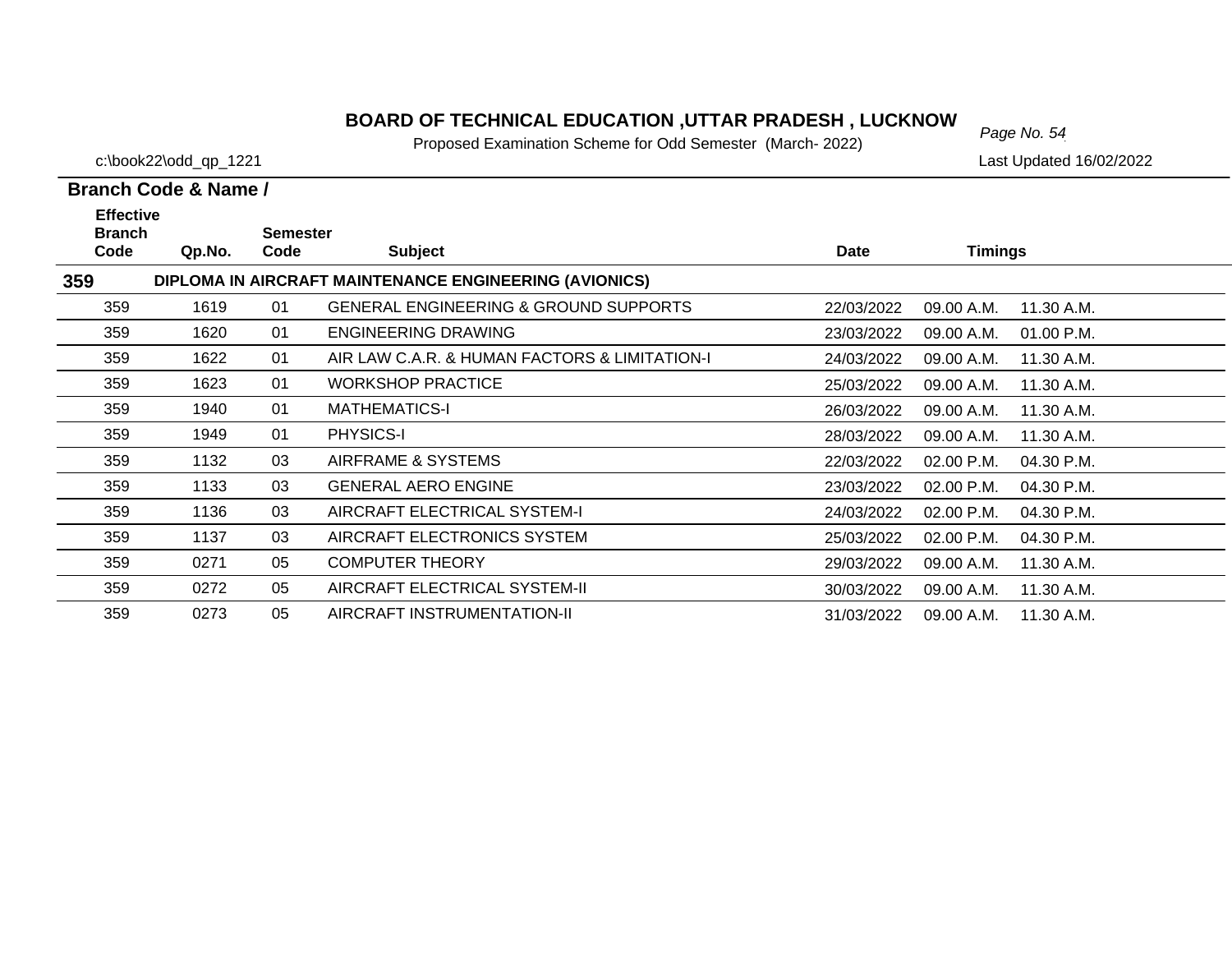# BOARD OF TECHNICAL EDUCATION ,UTTAR PRADESH , LUCKNOW

Proposed Examination Scheme for Odd Semester (March- 2022)

c:\book22\odd_qp_1221

Last Updated 16/02/2022

**Branch Code & Name /**

| Effective Branch Code | Qp.No. | Semester Code | Subject | Date | Timings | |
|---|---|---|---|---|---|---|
| **359** | **DIPLOMA IN AIRCRAFT MAINTENANCE ENGINEERING (AVIONICS)** | | | | | |
| 359 | 1619 | 01 | GENERAL ENGINEERING & GROUND SUPPORTS | 22/03/2022 | 09.00 A.M. | 11.30 A.M. |
| 359 | 1620 | 01 | ENGINEERING DRAWING | 23/03/2022 | 09.00 A.M. | 01.00 P.M. |
| 359 | 1622 | 01 | AIR LAW C.A.R. & HUMAN FACTORS & LIMITATION-I | 24/03/2022 | 09.00 A.M. | 11.30 A.M. |
| 359 | 1623 | 01 | WORKSHOP PRACTICE | 25/03/2022 | 09.00 A.M. | 11.30 A.M. |
| 359 | 1940 | 01 | MATHEMATICS-I | 26/03/2022 | 09.00 A.M. | 11.30 A.M. |
| 359 | 1949 | 01 | PHYSICS-I | 28/03/2022 | 09.00 A.M. | 11.30 A.M. |
| 359 | 1132 | 03 | AIRFRAME & SYSTEMS | 22/03/2022 | 02.00 P.M. | 04.30 P.M. |
| 359 | 1133 | 03 | GENERAL AERO ENGINE | 23/03/2022 | 02.00 P.M. | 04.30 P.M. |
| 359 | 1136 | 03 | AIRCRAFT ELECTRICAL SYSTEM-I | 24/03/2022 | 02.00 P.M. | 04.30 P.M. |
| 359 | 1137 | 03 | AIRCRAFT ELECTRONICS SYSTEM | 25/03/2022 | 02.00 P.M. | 04.30 P.M. |
| 359 | 0271 | 05 | COMPUTER THEORY | 29/03/2022 | 09.00 A.M. | 11.30 A.M. |
| 359 | 0272 | 05 | AIRCRAFT ELECTRICAL SYSTEM-II | 30/03/2022 | 09.00 A.M. | 11.30 A.M. |
| 359 | 0273 | 05 | AIRCRAFT INSTRUMENTATION-II | 31/03/2022 | 09.00 A.M. | 11.30 A.M. |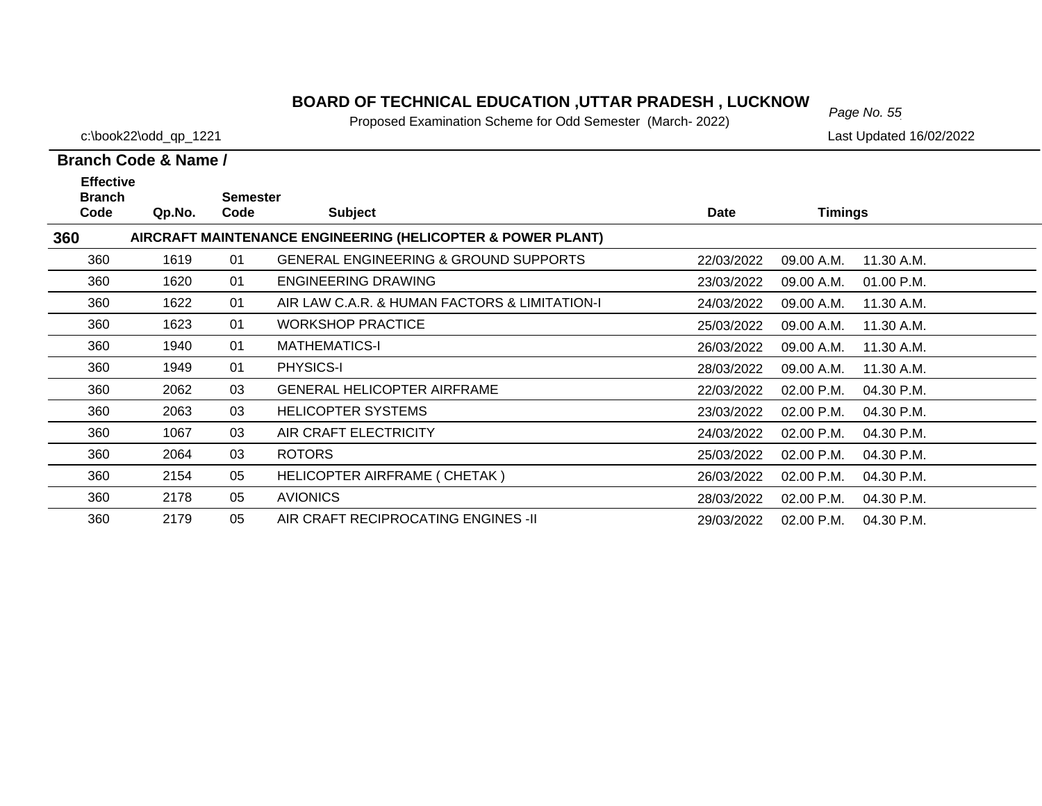# BOARD OF TECHNICAL EDUCATION ,UTTAR PRADESH , LUCKNOW

Proposed Examination Scheme for Odd Semester (March- 2022)

c:\book22\odd_qp_1221

Last Updated 16/02/2022

| Branch Code & Name / Effective Branch Code | Qp.No. | Semester Code | Subject | Date | Timings | |
|---|---|---|---|---|---|---|
| **360** | **AIRCRAFT MAINTENANCE ENGINEERING (HELICOPTER & POWER PLANT)** | | | | | |
| 360 | 1619 | 01 | GENERAL ENGINEERING & GROUND SUPPORTS | 22/03/2022 | 09.00 A.M. | 11.30 A.M. |
| 360 | 1620 | 01 | ENGINEERING DRAWING | 23/03/2022 | 09.00 A.M. | 01.00 P.M. |
| 360 | 1622 | 01 | AIR LAW C.A.R. & HUMAN FACTORS & LIMITATION-I | 24/03/2022 | 09.00 A.M. | 11.30 A.M. |
| 360 | 1623 | 01 | WORKSHOP PRACTICE | 25/03/2022 | 09.00 A.M. | 11.30 A.M. |
| 360 | 1940 | 01 | MATHEMATICS-I | 26/03/2022 | 09.00 A.M. | 11.30 A.M. |
| 360 | 1949 | 01 | PHYSICS-I | 28/03/2022 | 09.00 A.M. | 11.30 A.M. |
| 360 | 2062 | 03 | GENERAL HELICOPTER AIRFRAME | 22/03/2022 | 02.00 P.M. | 04.30 P.M. |
| 360 | 2063 | 03 | HELICOPTER SYSTEMS | 23/03/2022 | 02.00 P.M. | 04.30 P.M. |
| 360 | 1067 | 03 | AIR CRAFT ELECTRICITY | 24/03/2022 | 02.00 P.M. | 04.30 P.M. |
| 360 | 2064 | 03 | ROTORS | 25/03/2022 | 02.00 P.M. | 04.30 P.M. |
| 360 | 2154 | 05 | HELICOPTER AIRFRAME ( CHETAK ) | 26/03/2022 | 02.00 P.M. | 04.30 P.M. |
| 360 | 2178 | 05 | AVIONICS | 28/03/2022 | 02.00 P.M. | 04.30 P.M. |
| 360 | 2179 | 05 | AIR CRAFT RECIPROCATING ENGINES -II | 29/03/2022 | 02.00 P.M. | 04.30 P.M. |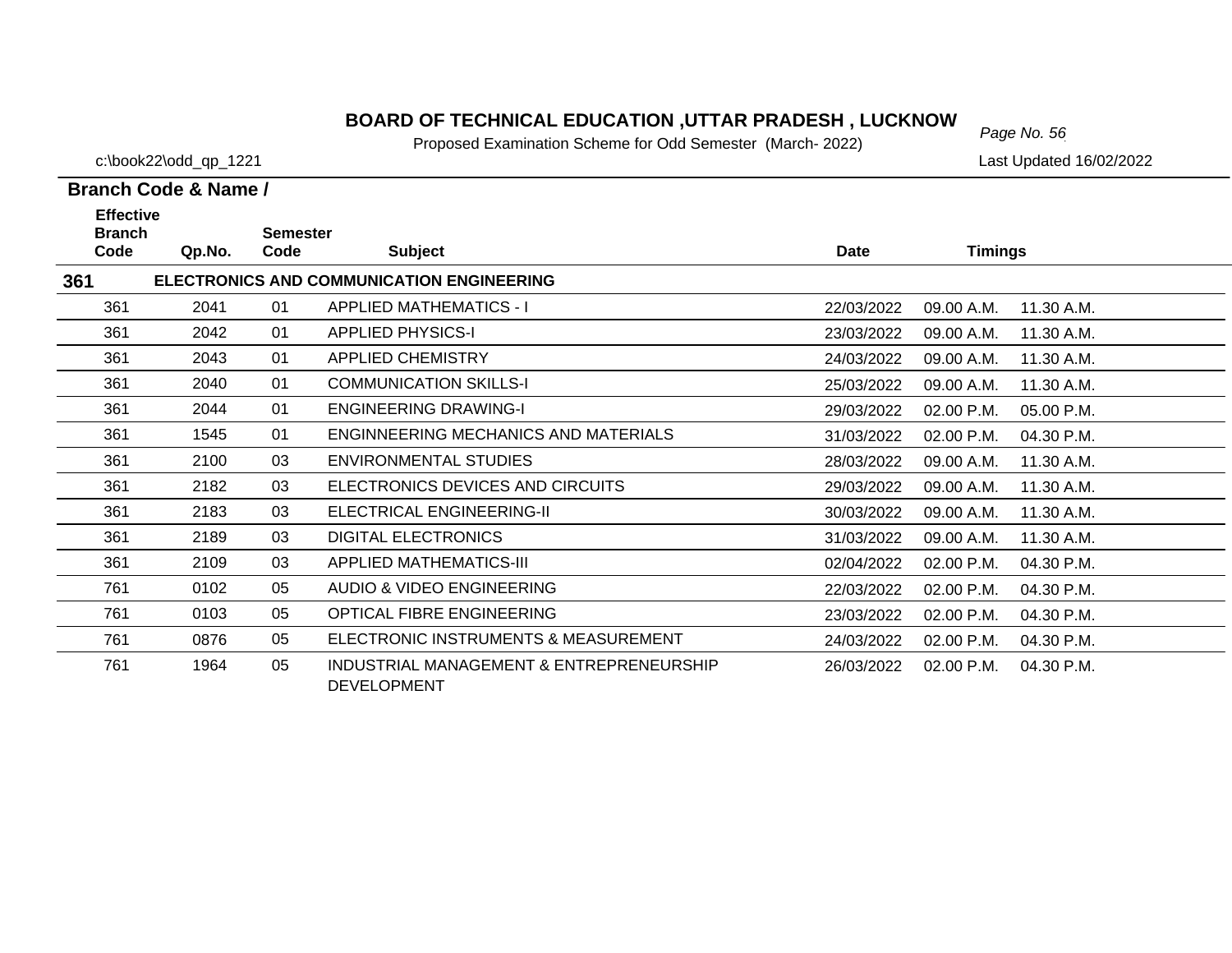# BOARD OF TECHNICAL EDUCATION ,UTTAR PRADESH , LUCKNOW

Proposed Examination Scheme for Odd Semester (March- 2022)

c:\book22\odd_qp_1221

Last Updated 16/02/2022

**Branch Code & Name /**

| Effective Branch Code | Qp.No. | Semester Code | Subject | Date | Timings | |
|---|---|---|---|---|---|---|
| **361** | **ELECTRONICS AND COMMUNICATION ENGINEERING** | | | | | |
| 361 | 2041 | 01 | APPLIED MATHEMATICS - I | 22/03/2022 | 09.00 A.M. | 11.30 A.M. |
| 361 | 2042 | 01 | APPLIED PHYSICS-I | 23/03/2022 | 09.00 A.M. | 11.30 A.M. |
| 361 | 2043 | 01 | APPLIED CHEMISTRY | 24/03/2022 | 09.00 A.M. | 11.30 A.M. |
| 361 | 2040 | 01 | COMMUNICATION SKILLS-I | 25/03/2022 | 09.00 A.M. | 11.30 A.M. |
| 361 | 2044 | 01 | ENGINEERING DRAWING-I | 29/03/2022 | 02.00 P.M. | 05.00 P.M. |
| 361 | 1545 | 01 | ENGINNEERING MECHANICS AND MATERIALS | 31/03/2022 | 02.00 P.M. | 04.30 P.M. |
| 361 | 2100 | 03 | ENVIRONMENTAL STUDIES | 28/03/2022 | 09.00 A.M. | 11.30 A.M. |
| 361 | 2182 | 03 | ELECTRONICS DEVICES AND CIRCUITS | 29/03/2022 | 09.00 A.M. | 11.30 A.M. |
| 361 | 2183 | 03 | ELECTRICAL ENGINEERING-II | 30/03/2022 | 09.00 A.M. | 11.30 A.M. |
| 361 | 2189 | 03 | DIGITAL ELECTRONICS | 31/03/2022 | 09.00 A.M. | 11.30 A.M. |
| 361 | 2109 | 03 | APPLIED MATHEMATICS-III | 02/04/2022 | 02.00 P.M. | 04.30 P.M. |
| 761 | 0102 | 05 | AUDIO & VIDEO ENGINEERING | 22/03/2022 | 02.00 P.M. | 04.30 P.M. |
| 761 | 0103 | 05 | OPTICAL FIBRE ENGINEERING | 23/03/2022 | 02.00 P.M. | 04.30 P.M. |
| 761 | 0876 | 05 | ELECTRONIC INSTRUMENTS & MEASUREMENT | 24/03/2022 | 02.00 P.M. | 04.30 P.M. |
| 761 | 1964 | 05 | INDUSTRIAL MANAGEMENT & ENTREPRENEURSHIP DEVELOPMENT | 26/03/2022 | 02.00 P.M. | 04.30 P.M. |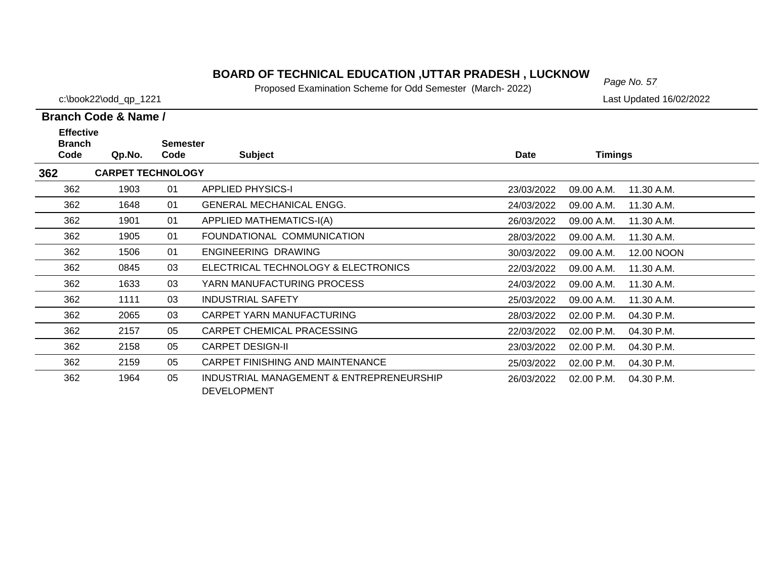**BOARD OF TECHNICAL EDUCATION ,UTTAR PRADESH , LUCKNOW**

Proposed Examination Scheme for Odd Semester (March- 2022)

c:\book22\odd_qp_1221

Last Updated 16/02/2022

**Branch Code & Name /**

| Effective Branch Code | Qp.No. | Semester Code | Subject | Date | Timings | |
|---|---|---|---|---|---|---|
| **362** | **CARPET TECHNOLOGY** | | | | | |
| 362 | 1903 | 01 | APPLIED PHYSICS-I | 23/03/2022 | 09.00 A.M. | 11.30 A.M. |
| 362 | 1648 | 01 | GENERAL MECHANICAL ENGG. | 24/03/2022 | 09.00 A.M. | 11.30 A.M. |
| 362 | 1901 | 01 | APPLIED MATHEMATICS-I(A) | 26/03/2022 | 09.00 A.M. | 11.30 A.M. |
| 362 | 1905 | 01 | FOUNDATIONAL COMMUNICATION | 28/03/2022 | 09.00 A.M. | 11.30 A.M. |
| 362 | 1506 | 01 | ENGINEERING DRAWING | 30/03/2022 | 09.00 A.M. | 12.00 NOON |
| 362 | 0845 | 03 | ELECTRICAL TECHNOLOGY & ELECTRONICS | 22/03/2022 | 09.00 A.M. | 11.30 A.M. |
| 362 | 1633 | 03 | YARN MANUFACTURING PROCESS | 24/03/2022 | 09.00 A.M. | 11.30 A.M. |
| 362 | 1111 | 03 | INDUSTRIAL SAFETY | 25/03/2022 | 09.00 A.M. | 11.30 A.M. |
| 362 | 2065 | 03 | CARPET YARN MANUFACTURING | 28/03/2022 | 02.00 P.M. | 04.30 P.M. |
| 362 | 2157 | 05 | CARPET CHEMICAL PRACESSING | 22/03/2022 | 02.00 P.M. | 04.30 P.M. |
| 362 | 2158 | 05 | CARPET DESIGN-II | 23/03/2022 | 02.00 P.M. | 04.30 P.M. |
| 362 | 2159 | 05 | CARPET FINISHING AND MAINTENANCE | 25/03/2022 | 02.00 P.M. | 04.30 P.M. |
| 362 | 1964 | 05 | INDUSTRIAL MANAGEMENT & ENTREPRENEURSHIP DEVELOPMENT | 26/03/2022 | 02.00 P.M. | 04.30 P.M. |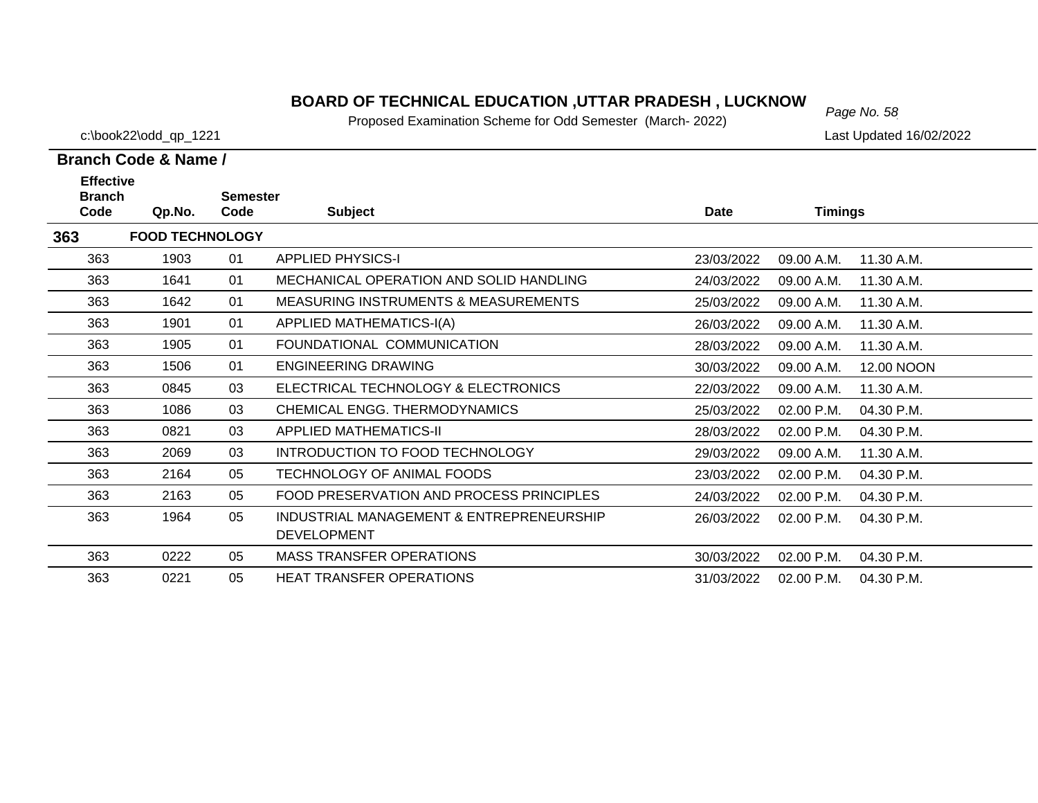# BOARD OF TECHNICAL EDUCATION ,UTTAR PRADESH , LUCKNOW

Proposed Examination Scheme for Odd Semester (March- 2022)

c:\book22\odd_qp_1221

Last Updated 16/02/2022

**Branch Code & Name /**

| Effective Branch Code | Qp.No. | Semester Code | Subject | Date | Timings | |
|---|---|---|---|---|---|---|
| **363** | **FOOD TECHNOLOGY** | | | | | |
| 363 | 1903 | 01 | APPLIED PHYSICS-I | 23/03/2022 | 09.00 A.M. | 11.30 A.M. |
| 363 | 1641 | 01 | MECHANICAL OPERATION AND SOLID HANDLING | 24/03/2022 | 09.00 A.M. | 11.30 A.M. |
| 363 | 1642 | 01 | MEASURING INSTRUMENTS & MEASUREMENTS | 25/03/2022 | 09.00 A.M. | 11.30 A.M. |
| 363 | 1901 | 01 | APPLIED MATHEMATICS-I(A) | 26/03/2022 | 09.00 A.M. | 11.30 A.M. |
| 363 | 1905 | 01 | FOUNDATIONAL COMMUNICATION | 28/03/2022 | 09.00 A.M. | 11.30 A.M. |
| 363 | 1506 | 01 | ENGINEERING DRAWING | 30/03/2022 | 09.00 A.M. | 12.00 NOON |
| 363 | 0845 | 03 | ELECTRICAL TECHNOLOGY & ELECTRONICS | 22/03/2022 | 09.00 A.M. | 11.30 A.M. |
| 363 | 1086 | 03 | CHEMICAL ENGG. THERMODYNAMICS | 25/03/2022 | 02.00 P.M. | 04.30 P.M. |
| 363 | 0821 | 03 | APPLIED MATHEMATICS-II | 28/03/2022 | 02.00 P.M. | 04.30 P.M. |
| 363 | 2069 | 03 | INTRODUCTION TO FOOD TECHNOLOGY | 29/03/2022 | 09.00 A.M. | 11.30 A.M. |
| 363 | 2164 | 05 | TECHNOLOGY OF ANIMAL FOODS | 23/03/2022 | 02.00 P.M. | 04.30 P.M. |
| 363 | 2163 | 05 | FOOD PRESERVATION AND PROCESS PRINCIPLES | 24/03/2022 | 02.00 P.M. | 04.30 P.M. |
| 363 | 1964 | 05 | INDUSTRIAL MANAGEMENT & ENTREPRENEURSHIP DEVELOPMENT | 26/03/2022 | 02.00 P.M. | 04.30 P.M. |
| 363 | 0222 | 05 | MASS TRANSFER OPERATIONS | 30/03/2022 | 02.00 P.M. | 04.30 P.M. |
| 363 | 0221 | 05 | HEAT TRANSFER OPERATIONS | 31/03/2022 | 02.00 P.M. | 04.30 P.M. |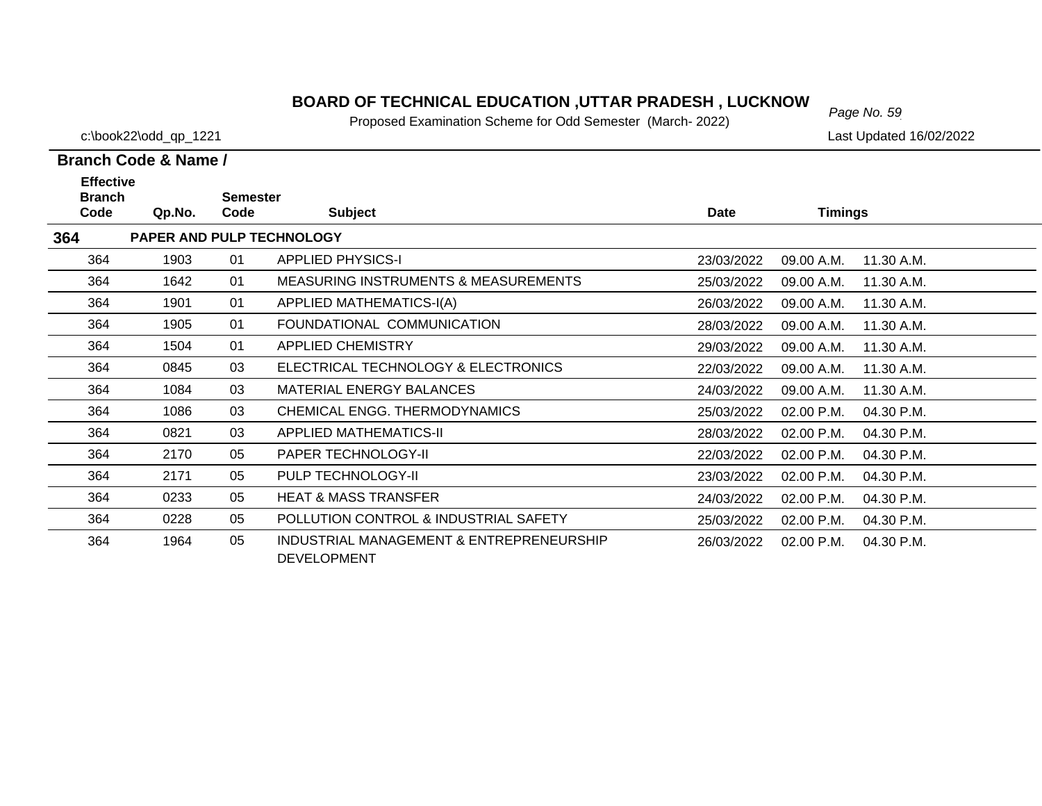# BOARD OF TECHNICAL EDUCATION ,UTTAR PRADESH , LUCKNOW

Proposed Examination Scheme for Odd Semester (March- 2022)

c:\book22\odd_qp_1221

Last Updated 16/02/2022

**Branch Code & Name /**

| Effective Branch Code | Qp.No. | Semester Code | Subject | Date | Timings | |
|---|---|---|---|---|---|---|
| **364** | **PAPER AND PULP TECHNOLOGY** | | | | | |
| 364 | 1903 | 01 | APPLIED PHYSICS-I | 23/03/2022 | 09.00 A.M. | 11.30 A.M. |
| 364 | 1642 | 01 | MEASURING INSTRUMENTS & MEASUREMENTS | 25/03/2022 | 09.00 A.M. | 11.30 A.M. |
| 364 | 1901 | 01 | APPLIED MATHEMATICS-I(A) | 26/03/2022 | 09.00 A.M. | 11.30 A.M. |
| 364 | 1905 | 01 | FOUNDATIONAL COMMUNICATION | 28/03/2022 | 09.00 A.M. | 11.30 A.M. |
| 364 | 1504 | 01 | APPLIED CHEMISTRY | 29/03/2022 | 09.00 A.M. | 11.30 A.M. |
| 364 | 0845 | 03 | ELECTRICAL TECHNOLOGY & ELECTRONICS | 22/03/2022 | 09.00 A.M. | 11.30 A.M. |
| 364 | 1084 | 03 | MATERIAL ENERGY BALANCES | 24/03/2022 | 09.00 A.M. | 11.30 A.M. |
| 364 | 1086 | 03 | CHEMICAL ENGG. THERMODYNAMICS | 25/03/2022 | 02.00 P.M. | 04.30 P.M. |
| 364 | 0821 | 03 | APPLIED MATHEMATICS-II | 28/03/2022 | 02.00 P.M. | 04.30 P.M. |
| 364 | 2170 | 05 | PAPER TECHNOLOGY-II | 22/03/2022 | 02.00 P.M. | 04.30 P.M. |
| 364 | 2171 | 05 | PULP TECHNOLOGY-II | 23/03/2022 | 02.00 P.M. | 04.30 P.M. |
| 364 | 0233 | 05 | HEAT & MASS TRANSFER | 24/03/2022 | 02.00 P.M. | 04.30 P.M. |
| 364 | 0228 | 05 | POLLUTION CONTROL & INDUSTRIAL SAFETY | 25/03/2022 | 02.00 P.M. | 04.30 P.M. |
| 364 | 1964 | 05 | INDUSTRIAL MANAGEMENT & ENTREPRENEURSHIP DEVELOPMENT | 26/03/2022 | 02.00 P.M. | 04.30 P.M. |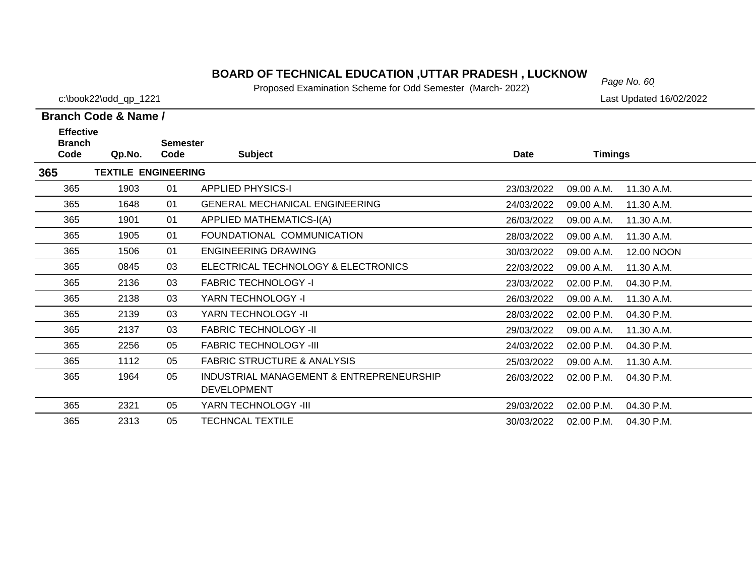# BOARD OF TECHNICAL EDUCATION ,UTTAR PRADESH , LUCKNOW

Proposed Examination Scheme for Odd Semester (March- 2022)

c:\book22\odd_qp_1221

Last Updated 16/02/2022

**Branch Code & Name /**

| Effective Branch Code | Qp.No. | Semester Code | Subject | Date | Timings | |
|---|---|---|---|---|---|---|
| **365** | **TEXTILE ENGINEERING** | | | | | |
| 365 | 1903 | 01 | APPLIED PHYSICS-I | 23/03/2022 | 09.00 A.M. | 11.30 A.M. |
| 365 | 1648 | 01 | GENERAL MECHANICAL ENGINEERING | 24/03/2022 | 09.00 A.M. | 11.30 A.M. |
| 365 | 1901 | 01 | APPLIED MATHEMATICS-I(A) | 26/03/2022 | 09.00 A.M. | 11.30 A.M. |
| 365 | 1905 | 01 | FOUNDATIONAL COMMUNICATION | 28/03/2022 | 09.00 A.M. | 11.30 A.M. |
| 365 | 1506 | 01 | ENGINEERING DRAWING | 30/03/2022 | 09.00 A.M. | 12.00 NOON |
| 365 | 0845 | 03 | ELECTRICAL TECHNOLOGY & ELECTRONICS | 22/03/2022 | 09.00 A.M. | 11.30 A.M. |
| 365 | 2136 | 03 | FABRIC TECHNOLOGY -I | 23/03/2022 | 02.00 P.M. | 04.30 P.M. |
| 365 | 2138 | 03 | YARN TECHNOLOGY -I | 26/03/2022 | 09.00 A.M. | 11.30 A.M. |
| 365 | 2139 | 03 | YARN TECHNOLOGY -II | 28/03/2022 | 02.00 P.M. | 04.30 P.M. |
| 365 | 2137 | 03 | FABRIC TECHNOLOGY -II | 29/03/2022 | 09.00 A.M. | 11.30 A.M. |
| 365 | 2256 | 05 | FABRIC TECHNOLOGY -III | 24/03/2022 | 02.00 P.M. | 04.30 P.M. |
| 365 | 1112 | 05 | FABRIC STRUCTURE & ANALYSIS | 25/03/2022 | 09.00 A.M. | 11.30 A.M. |
| 365 | 1964 | 05 | INDUSTRIAL MANAGEMENT & ENTREPRENEURSHIP DEVELOPMENT | 26/03/2022 | 02.00 P.M. | 04.30 P.M. |
| 365 | 2321 | 05 | YARN TECHNOLOGY -III | 29/03/2022 | 02.00 P.M. | 04.30 P.M. |
| 365 | 2313 | 05 | TECHNCAL TEXTILE | 30/03/2022 | 02.00 P.M. | 04.30 P.M. |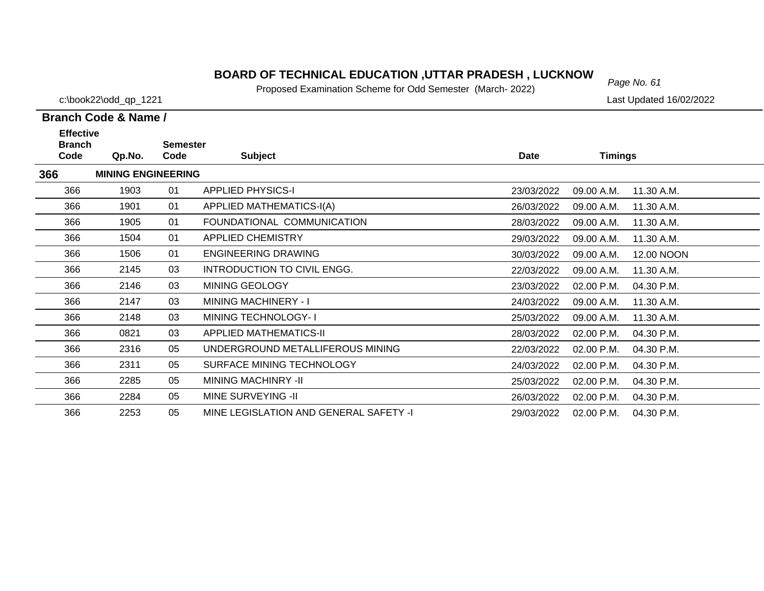# BOARD OF TECHNICAL EDUCATION ,UTTAR PRADESH , LUCKNOW

Proposed Examination Scheme for Odd Semester (March- 2022)

c:\book22\odd_qp_1221

Last Updated 16/02/2022

**Branch Code & Name /**

| Effective Branch Code | Qp.No. | Semester Code | Subject | Date | Timings | |
|---|---|---|---|---|---|---|
| **366** | **MINING ENGINEERING** | | | | | |
| 366 | 1903 | 01 | APPLIED PHYSICS-I | 23/03/2022 | 09.00 A.M. | 11.30 A.M. |
| 366 | 1901 | 01 | APPLIED MATHEMATICS-I(A) | 26/03/2022 | 09.00 A.M. | 11.30 A.M. |
| 366 | 1905 | 01 | FOUNDATIONAL COMMUNICATION | 28/03/2022 | 09.00 A.M. | 11.30 A.M. |
| 366 | 1504 | 01 | APPLIED CHEMISTRY | 29/03/2022 | 09.00 A.M. | 11.30 A.M. |
| 366 | 1506 | 01 | ENGINEERING DRAWING | 30/03/2022 | 09.00 A.M. | 12.00 NOON |
| 366 | 2145 | 03 | INTRODUCTION TO CIVIL ENGG. | 22/03/2022 | 09.00 A.M. | 11.30 A.M. |
| 366 | 2146 | 03 | MINING GEOLOGY | 23/03/2022 | 02.00 P.M. | 04.30 P.M. |
| 366 | 2147 | 03 | MINING MACHINERY - I | 24/03/2022 | 09.00 A.M. | 11.30 A.M. |
| 366 | 2148 | 03 | MINING TECHNOLOGY- I | 25/03/2022 | 09.00 A.M. | 11.30 A.M. |
| 366 | 0821 | 03 | APPLIED MATHEMATICS-II | 28/03/2022 | 02.00 P.M. | 04.30 P.M. |
| 366 | 2316 | 05 | UNDERGROUND METALLIFEROUS MINING | 22/03/2022 | 02.00 P.M. | 04.30 P.M. |
| 366 | 2311 | 05 | SURFACE MINING TECHNOLOGY | 24/03/2022 | 02.00 P.M. | 04.30 P.M. |
| 366 | 2285 | 05 | MINING MACHINRY -II | 25/03/2022 | 02.00 P.M. | 04.30 P.M. |
| 366 | 2284 | 05 | MINE SURVEYING -II | 26/03/2022 | 02.00 P.M. | 04.30 P.M. |
| 366 | 2253 | 05 | MINE LEGISLATION AND GENERAL SAFETY -I | 29/03/2022 | 02.00 P.M. | 04.30 P.M. |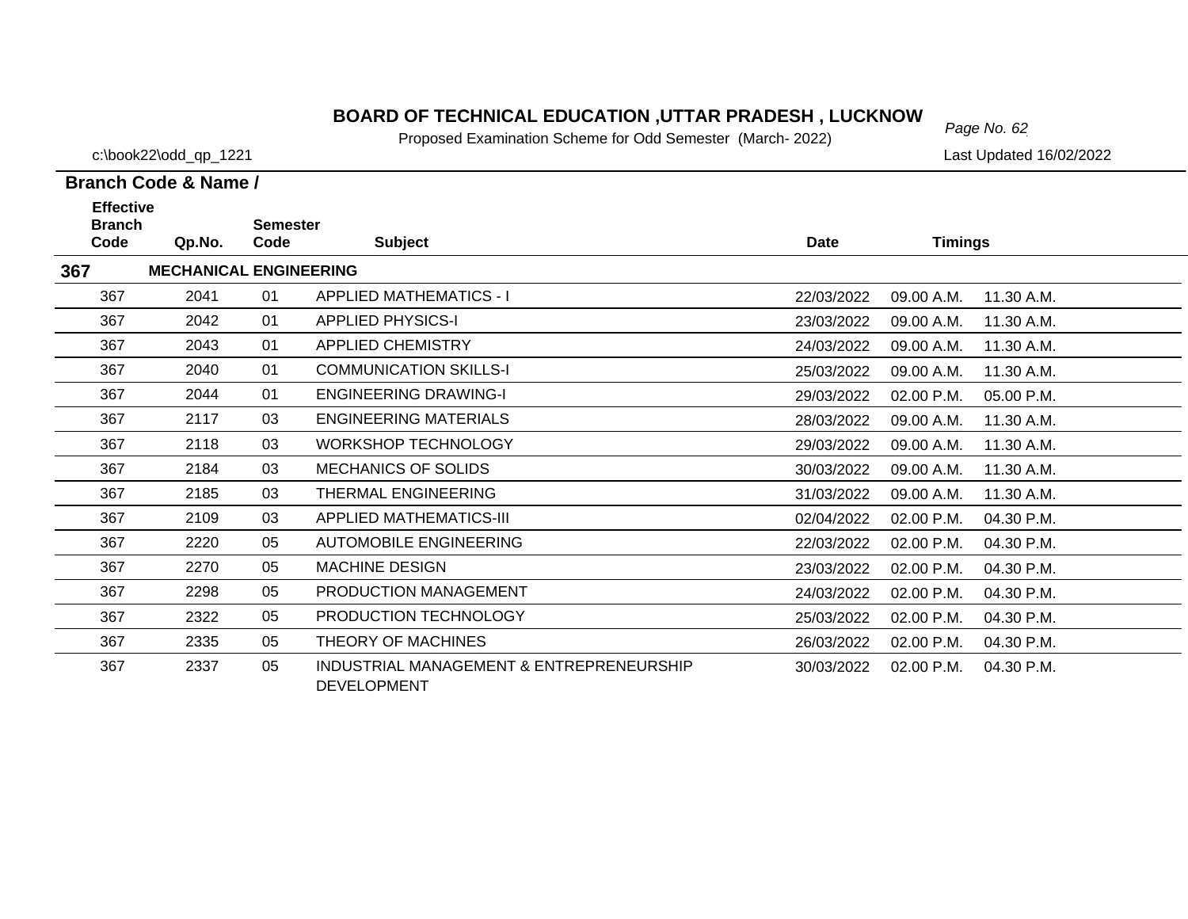# BOARD OF TECHNICAL EDUCATION ,UTTAR PRADESH , LUCKNOW

Proposed Examination Scheme for Odd Semester (March- 2022)

c:\book22\odd_qp_1221

Last Updated 16/02/2022

**Branch Code & Name /**

| Effective Branch Code | Qp.No. | Semester Code | Subject | Date | Timings | |
|---|---|---|---|---|---|---|
| **367** | **MECHANICAL ENGINEERING** | | | | | |
| 367 | 2041 | 01 | APPLIED MATHEMATICS - I | 22/03/2022 | 09.00 A.M. | 11.30 A.M. |
| 367 | 2042 | 01 | APPLIED PHYSICS-I | 23/03/2022 | 09.00 A.M. | 11.30 A.M. |
| 367 | 2043 | 01 | APPLIED CHEMISTRY | 24/03/2022 | 09.00 A.M. | 11.30 A.M. |
| 367 | 2040 | 01 | COMMUNICATION SKILLS-I | 25/03/2022 | 09.00 A.M. | 11.30 A.M. |
| 367 | 2044 | 01 | ENGINEERING DRAWING-I | 29/03/2022 | 02.00 P.M. | 05.00 P.M. |
| 367 | 2117 | 03 | ENGINEERING MATERIALS | 28/03/2022 | 09.00 A.M. | 11.30 A.M. |
| 367 | 2118 | 03 | WORKSHOP TECHNOLOGY | 29/03/2022 | 09.00 A.M. | 11.30 A.M. |
| 367 | 2184 | 03 | MECHANICS OF SOLIDS | 30/03/2022 | 09.00 A.M. | 11.30 A.M. |
| 367 | 2185 | 03 | THERMAL ENGINEERING | 31/03/2022 | 09.00 A.M. | 11.30 A.M. |
| 367 | 2109 | 03 | APPLIED MATHEMATICS-III | 02/04/2022 | 02.00 P.M. | 04.30 P.M. |
| 367 | 2220 | 05 | AUTOMOBILE ENGINEERING | 22/03/2022 | 02.00 P.M. | 04.30 P.M. |
| 367 | 2270 | 05 | MACHINE DESIGN | 23/03/2022 | 02.00 P.M. | 04.30 P.M. |
| 367 | 2298 | 05 | PRODUCTION MANAGEMENT | 24/03/2022 | 02.00 P.M. | 04.30 P.M. |
| 367 | 2322 | 05 | PRODUCTION TECHNOLOGY | 25/03/2022 | 02.00 P.M. | 04.30 P.M. |
| 367 | 2335 | 05 | THEORY OF MACHINES | 26/03/2022 | 02.00 P.M. | 04.30 P.M. |
| 367 | 2337 | 05 | INDUSTRIAL MANAGEMENT & ENTREPRENEURSHIP DEVELOPMENT | 30/03/2022 | 02.00 P.M. | 04.30 P.M. |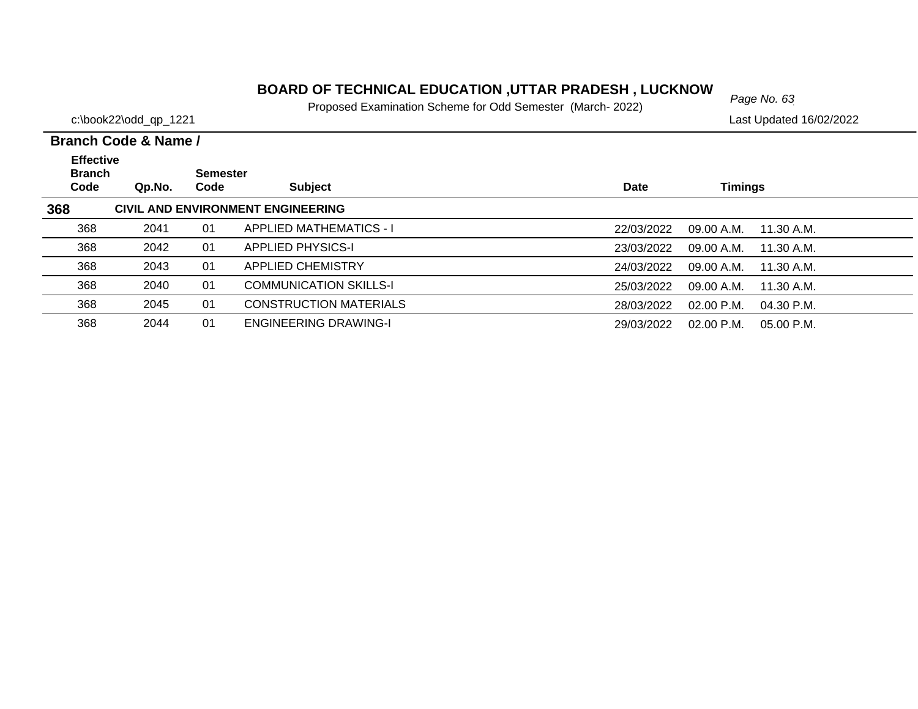# BOARD OF TECHNICAL EDUCATION ,UTTAR PRADESH , LUCKNOW

Proposed Examination Scheme for Odd Semester (March- 2022)

c:\book22\odd_qp_1221

Last Updated 16/02/2022

**Branch Code & Name /**

| Effective Branch Code | Qp.No. | Semester Code | Subject | Date | Timings | |
|---|---|---|---|---|---|---|
| **368** | **CIVIL AND ENVIRONMENT ENGINEERING** | | | | | |
| 368 | 2041 | 01 | APPLIED MATHEMATICS - I | 22/03/2022 | 09.00 A.M. | 11.30 A.M. |
| 368 | 2042 | 01 | APPLIED PHYSICS-I | 23/03/2022 | 09.00 A.M. | 11.30 A.M. |
| 368 | 2043 | 01 | APPLIED CHEMISTRY | 24/03/2022 | 09.00 A.M. | 11.30 A.M. |
| 368 | 2040 | 01 | COMMUNICATION SKILLS-I | 25/03/2022 | 09.00 A.M. | 11.30 A.M. |
| 368 | 2045 | 01 | CONSTRUCTION MATERIALS | 28/03/2022 | 02.00 P.M. | 04.30 P.M. |
| 368 | 2044 | 01 | ENGINEERING DRAWING-I | 29/03/2022 | 02.00 P.M. | 05.00 P.M. |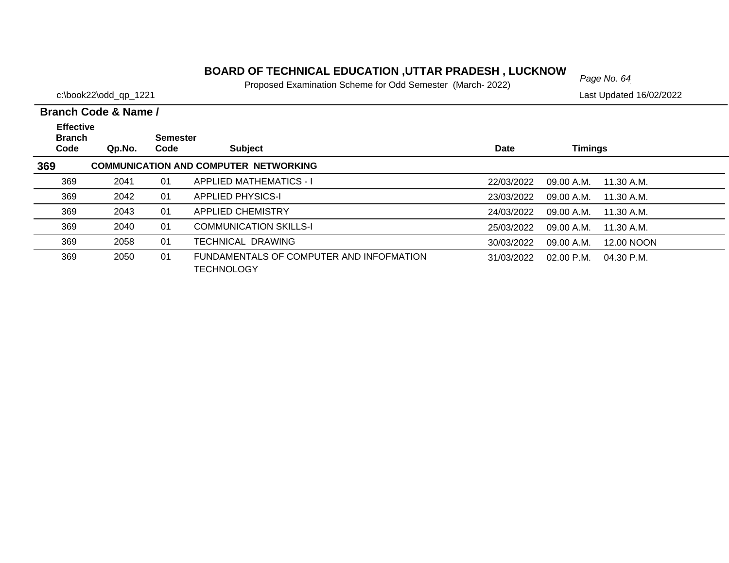# BOARD OF TECHNICAL EDUCATION ,UTTAR PRADESH , LUCKNOW

Proposed Examination Scheme for Odd Semester (March- 2022)

c:\book22\odd_qp_1221

Last Updated 16/02/2022

**Branch Code & Name /**

| Effective Branch Code | Qp.No. | Semester Code | Subject | Date | Timings | |
|---|---|---|---|---|---|---|
| **369** | | | **COMMUNICATION AND COMPUTER NETWORKING** | | | |
| 369 | 2041 | 01 | APPLIED MATHEMATICS - I | 22/03/2022 | 09.00 A.M. | 11.30 A.M. |
| 369 | 2042 | 01 | APPLIED PHYSICS-I | 23/03/2022 | 09.00 A.M. | 11.30 A.M. |
| 369 | 2043 | 01 | APPLIED CHEMISTRY | 24/03/2022 | 09.00 A.M. | 11.30 A.M. |
| 369 | 2040 | 01 | COMMUNICATION SKILLS-I | 25/03/2022 | 09.00 A.M. | 11.30 A.M. |
| 369 | 2058 | 01 | TECHNICAL DRAWING | 30/03/2022 | 09.00 A.M. | 12.00 NOON |
| 369 | 2050 | 01 | FUNDAMENTALS OF COMPUTER AND INFOFMATION TECHNOLOGY | 31/03/2022 | 02.00 P.M. | 04.30 P.M. |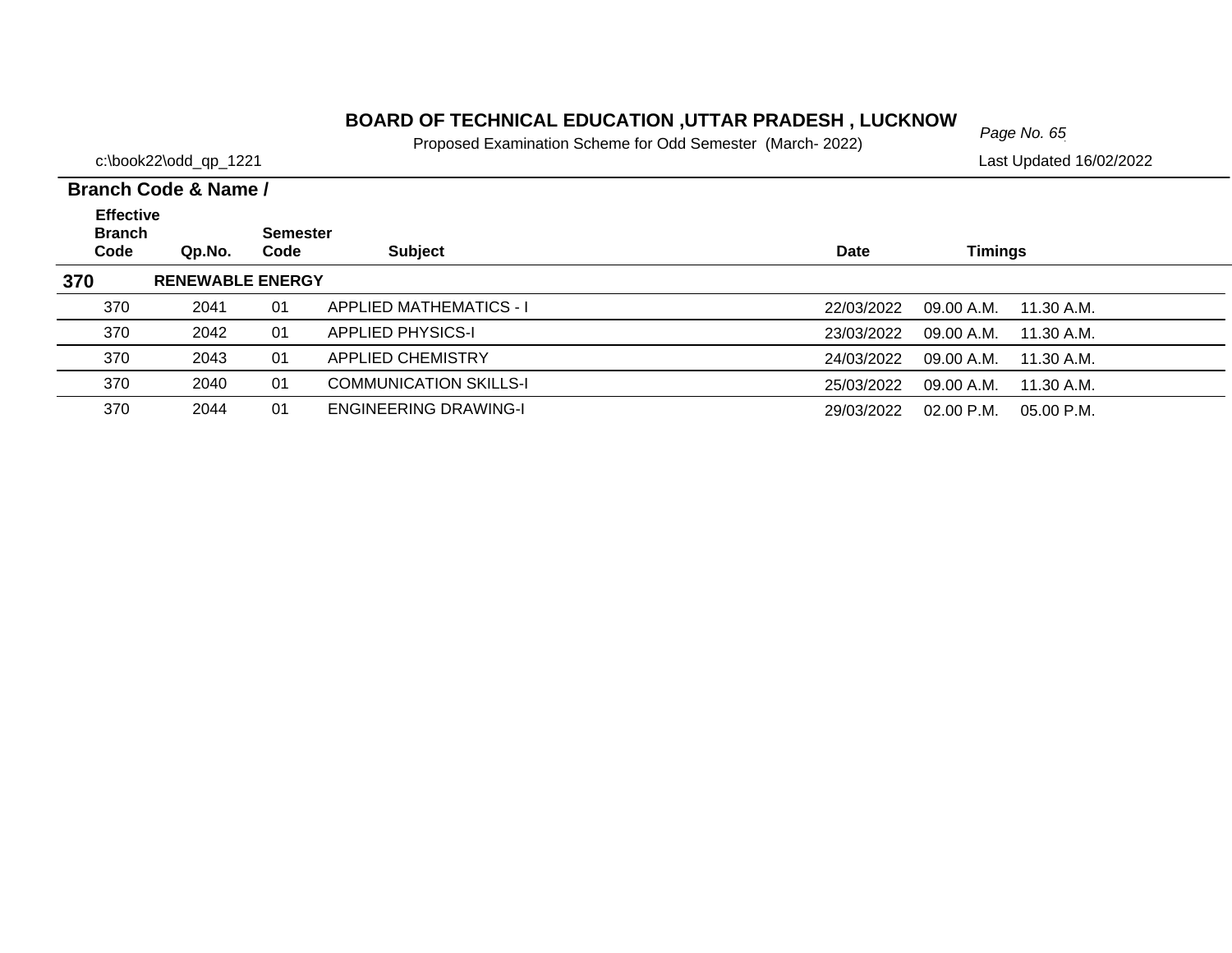# BOARD OF TECHNICAL EDUCATION ,UTTAR PRADESH , LUCKNOW

Proposed Examination Scheme for Odd Semester (March- 2022)

c:\book22\odd_qp_1221

Last Updated 16/02/2022

## Branch Code & Name /

| Effective Branch Code | Qp.No. | Semester Code | Subject | Date | Timings | |
|---|---|---|---|---|---|---|
| **370** | **RENEWABLE ENERGY** | | | | | |
| 370 | 2041 | 01 | APPLIED MATHEMATICS - I | 22/03/2022 | 09.00 A.M. | 11.30 A.M. |
| 370 | 2042 | 01 | APPLIED PHYSICS-I | 23/03/2022 | 09.00 A.M. | 11.30 A.M. |
| 370 | 2043 | 01 | APPLIED CHEMISTRY | 24/03/2022 | 09.00 A.M. | 11.30 A.M. |
| 370 | 2040 | 01 | COMMUNICATION SKILLS-I | 25/03/2022 | 09.00 A.M. | 11.30 A.M. |
| 370 | 2044 | 01 | ENGINEERING DRAWING-I | 29/03/2022 | 02.00 P.M. | 05.00 P.M. |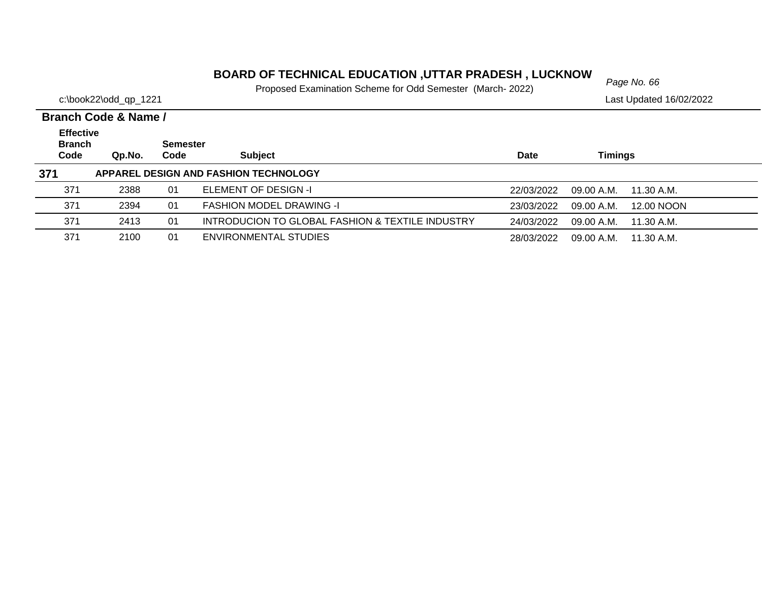# BOARD OF TECHNICAL EDUCATION ,UTTAR PRADESH , LUCKNOW

Proposed Examination Scheme for Odd Semester (March- 2022)

c:\book22\odd_qp_1221

Last Updated 16/02/2022

**Branch Code & Name /**

| Effective Branch Code | Qp.No. | Semester Code | Subject | Date | Timings | |
|---|---|---|---|---|---|---|
| **371** | | | **APPAREL DESIGN AND FASHION TECHNOLOGY** | | | |
| 371 | 2388 | 01 | ELEMENT OF DESIGN -I | 22/03/2022 | 09.00 A.M. | 11.30 A.M. |
| 371 | 2394 | 01 | FASHION MODEL DRAWING -I | 23/03/2022 | 09.00 A.M. | 12.00 NOON |
| 371 | 2413 | 01 | INTRODUCION TO GLOBAL FASHION & TEXTILE INDUSTRY | 24/03/2022 | 09.00 A.M. | 11.30 A.M. |
| 371 | 2100 | 01 | ENVIRONMENTAL STUDIES | 28/03/2022 | 09.00 A.M. | 11.30 A.M. |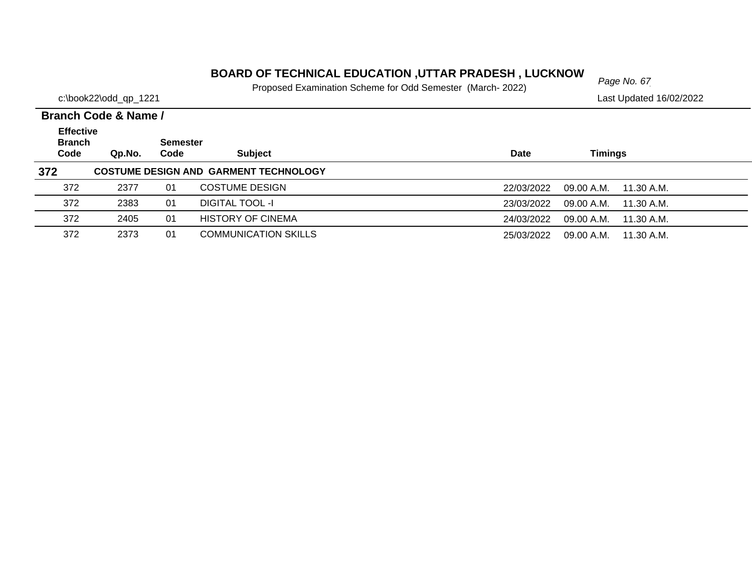# BOARD OF TECHNICAL EDUCATION ,UTTAR PRADESH , LUCKNOW

Proposed Examination Scheme for Odd Semester (March- 2022)

c:\book22\odd_qp_1221

Last Updated 16/02/2022

**Branch Code & Name /**

| Effective Branch Code | Qp.No. | Semester Code | Subject | Date | Timings | |
|---|---|---|---|---|---|---|
| **372** | **COSTUME DESIGN AND GARMENT TECHNOLOGY** | | | | | |
| 372 | 2377 | 01 | COSTUME DESIGN | 22/03/2022 | 09.00 A.M. | 11.30 A.M. |
| 372 | 2383 | 01 | DIGITAL TOOL -I | 23/03/2022 | 09.00 A.M. | 11.30 A.M. |
| 372 | 2405 | 01 | HISTORY OF CINEMA | 24/03/2022 | 09.00 A.M. | 11.30 A.M. |
| 372 | 2373 | 01 | COMMUNICATION SKILLS | 25/03/2022 | 09.00 A.M. | 11.30 A.M. |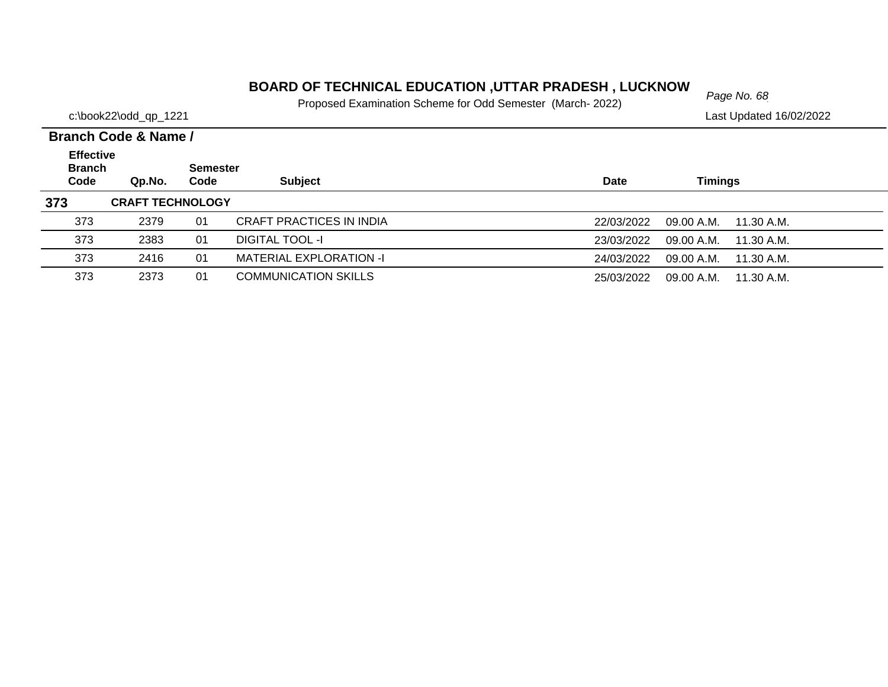# BOARD OF TECHNICAL EDUCATION ,UTTAR PRADESH , LUCKNOW

Proposed Examination Scheme for Odd Semester (March- 2022)

c:\book22\odd_qp_1221

Last Updated 16/02/2022

**Branch Code & Name /**

| Effective Branch Code | Qp.No. | Semester Code | Subject | Date | Timings | |
|---|---|---|---|---|---|---|
| **373** | **CRAFT TECHNOLOGY** | | | | | |
| 373 | 2379 | 01 | CRAFT PRACTICES IN INDIA | 22/03/2022 | 09.00 A.M. | 11.30 A.M. |
| 373 | 2383 | 01 | DIGITAL TOOL -I | 23/03/2022 | 09.00 A.M. | 11.30 A.M. |
| 373 | 2416 | 01 | MATERIAL EXPLORATION -I | 24/03/2022 | 09.00 A.M. | 11.30 A.M. |
| 373 | 2373 | 01 | COMMUNICATION SKILLS | 25/03/2022 | 09.00 A.M. | 11.30 A.M. |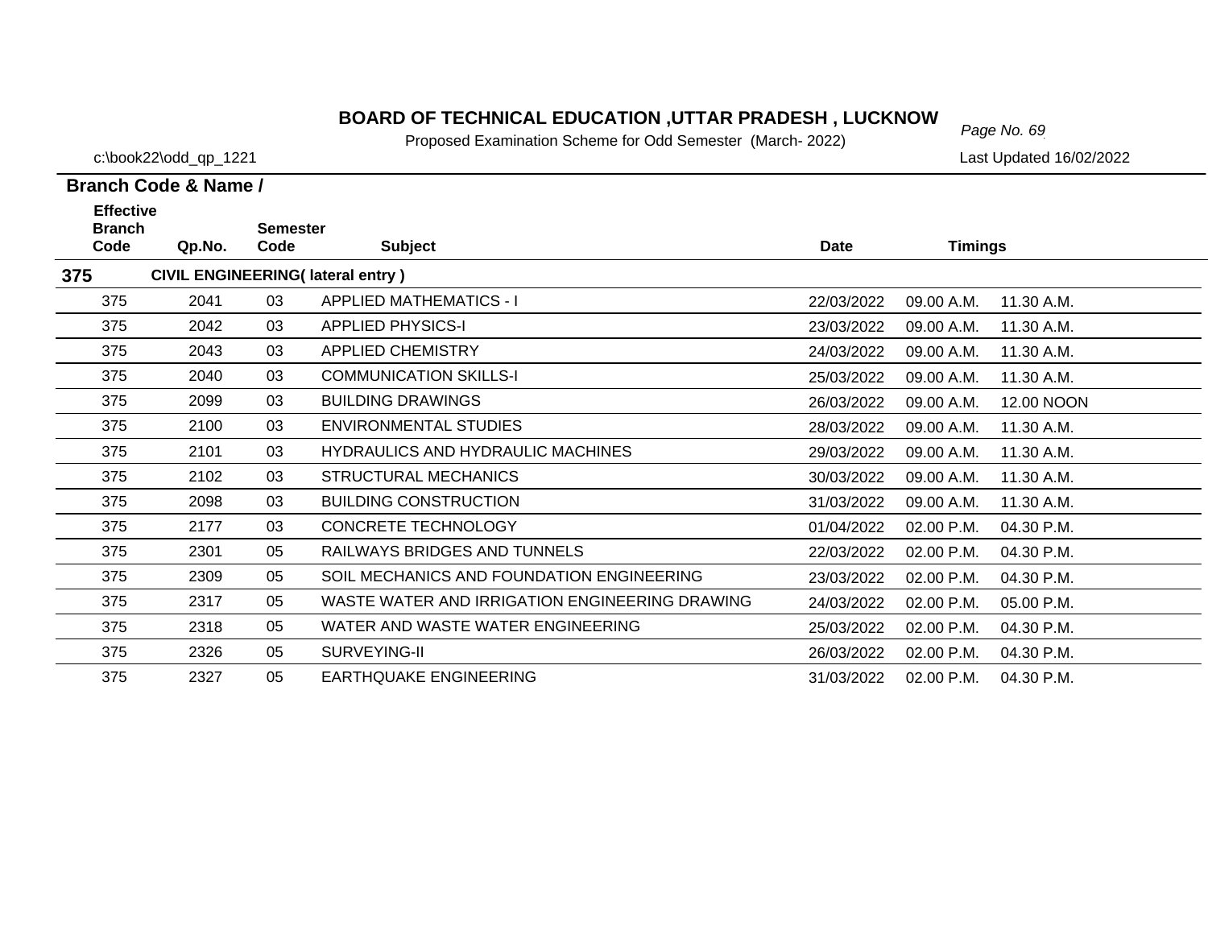# BOARD OF TECHNICAL EDUCATION ,UTTAR PRADESH , LUCKNOW

Proposed Examination Scheme for Odd Semester (March- 2022)

c:\book22\odd_qp_1221

Last Updated 16/02/2022

**Branch Code & Name /**

| Effective Branch Code | Qp.No. | Semester Code | Subject | Date | Timings | |
|---|---|---|---|---|---|---|
| **375** | **CIVIL ENGINEERING( lateral entry )** | | | | | |
| 375 | 2041 | 03 | APPLIED MATHEMATICS - I | 22/03/2022 | 09.00 A.M. | 11.30 A.M. |
| 375 | 2042 | 03 | APPLIED PHYSICS-I | 23/03/2022 | 09.00 A.M. | 11.30 A.M. |
| 375 | 2043 | 03 | APPLIED CHEMISTRY | 24/03/2022 | 09.00 A.M. | 11.30 A.M. |
| 375 | 2040 | 03 | COMMUNICATION SKILLS-I | 25/03/2022 | 09.00 A.M. | 11.30 A.M. |
| 375 | 2099 | 03 | BUILDING DRAWINGS | 26/03/2022 | 09.00 A.M. | 12.00 NOON |
| 375 | 2100 | 03 | ENVIRONMENTAL STUDIES | 28/03/2022 | 09.00 A.M. | 11.30 A.M. |
| 375 | 2101 | 03 | HYDRAULICS AND HYDRAULIC MACHINES | 29/03/2022 | 09.00 A.M. | 11.30 A.M. |
| 375 | 2102 | 03 | STRUCTURAL MECHANICS | 30/03/2022 | 09.00 A.M. | 11.30 A.M. |
| 375 | 2098 | 03 | BUILDING CONSTRUCTION | 31/03/2022 | 09.00 A.M. | 11.30 A.M. |
| 375 | 2177 | 03 | CONCRETE TECHNOLOGY | 01/04/2022 | 02.00 P.M. | 04.30 P.M. |
| 375 | 2301 | 05 | RAILWAYS BRIDGES AND TUNNELS | 22/03/2022 | 02.00 P.M. | 04.30 P.M. |
| 375 | 2309 | 05 | SOIL MECHANICS AND FOUNDATION ENGINEERING | 23/03/2022 | 02.00 P.M. | 04.30 P.M. |
| 375 | 2317 | 05 | WASTE WATER AND IRRIGATION ENGINEERING DRAWING | 24/03/2022 | 02.00 P.M. | 05.00 P.M. |
| 375 | 2318 | 05 | WATER AND WASTE WATER ENGINEERING | 25/03/2022 | 02.00 P.M. | 04.30 P.M. |
| 375 | 2326 | 05 | SURVEYING-II | 26/03/2022 | 02.00 P.M. | 04.30 P.M. |
| 375 | 2327 | 05 | EARTHQUAKE ENGINEERING | 31/03/2022 | 02.00 P.M. | 04.30 P.M. |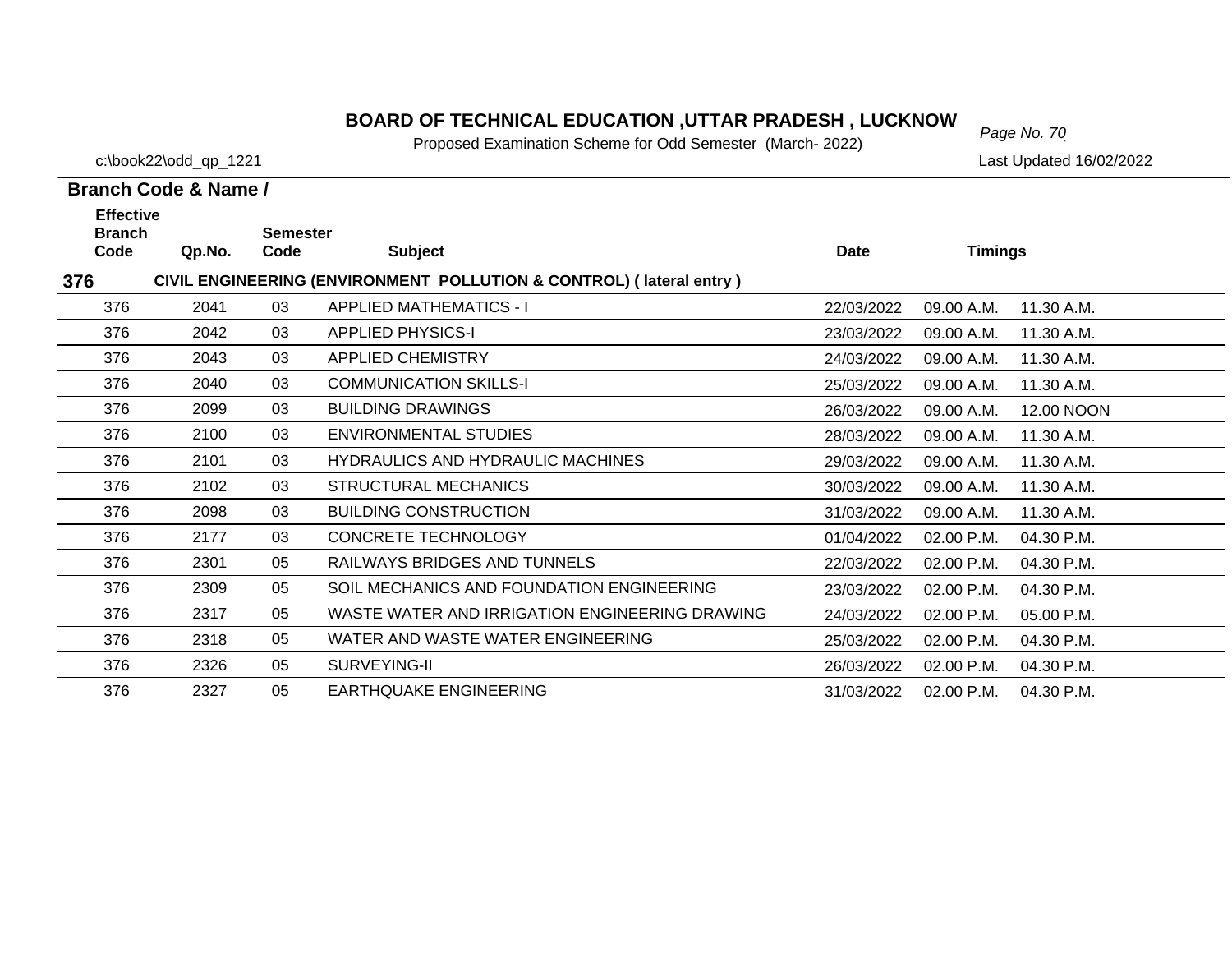# BOARD OF TECHNICAL EDUCATION ,UTTAR PRADESH , LUCKNOW

Proposed Examination Scheme for Odd Semester (March- 2022)

c:\book22\odd_qp_1221

Last Updated 16/02/2022

**Branch Code & Name /**

| Effective Branch Code | Qp.No. | Semester Code | Subject | Date | Timings | |
|---|---|---|---|---|---|---|
| **376** | **CIVIL ENGINEERING (ENVIRONMENT POLLUTION & CONTROL) ( lateral entry )** | | | | | |
| 376 | 2041 | 03 | APPLIED MATHEMATICS - I | 22/03/2022 | 09.00 A.M. | 11.30 A.M. |
| 376 | 2042 | 03 | APPLIED PHYSICS-I | 23/03/2022 | 09.00 A.M. | 11.30 A.M. |
| 376 | 2043 | 03 | APPLIED CHEMISTRY | 24/03/2022 | 09.00 A.M. | 11.30 A.M. |
| 376 | 2040 | 03 | COMMUNICATION SKILLS-I | 25/03/2022 | 09.00 A.M. | 11.30 A.M. |
| 376 | 2099 | 03 | BUILDING DRAWINGS | 26/03/2022 | 09.00 A.M. | 12.00 NOON |
| 376 | 2100 | 03 | ENVIRONMENTAL STUDIES | 28/03/2022 | 09.00 A.M. | 11.30 A.M. |
| 376 | 2101 | 03 | HYDRAULICS AND HYDRAULIC MACHINES | 29/03/2022 | 09.00 A.M. | 11.30 A.M. |
| 376 | 2102 | 03 | STRUCTURAL MECHANICS | 30/03/2022 | 09.00 A.M. | 11.30 A.M. |
| 376 | 2098 | 03 | BUILDING CONSTRUCTION | 31/03/2022 | 09.00 A.M. | 11.30 A.M. |
| 376 | 2177 | 03 | CONCRETE TECHNOLOGY | 01/04/2022 | 02.00 P.M. | 04.30 P.M. |
| 376 | 2301 | 05 | RAILWAYS BRIDGES AND TUNNELS | 22/03/2022 | 02.00 P.M. | 04.30 P.M. |
| 376 | 2309 | 05 | SOIL MECHANICS AND FOUNDATION ENGINEERING | 23/03/2022 | 02.00 P.M. | 04.30 P.M. |
| 376 | 2317 | 05 | WASTE WATER AND IRRIGATION ENGINEERING DRAWING | 24/03/2022 | 02.00 P.M. | 05.00 P.M. |
| 376 | 2318 | 05 | WATER AND WASTE WATER ENGINEERING | 25/03/2022 | 02.00 P.M. | 04.30 P.M. |
| 376 | 2326 | 05 | SURVEYING-II | 26/03/2022 | 02.00 P.M. | 04.30 P.M. |
| 376 | 2327 | 05 | EARTHQUAKE ENGINEERING | 31/03/2022 | 02.00 P.M. | 04.30 P.M. |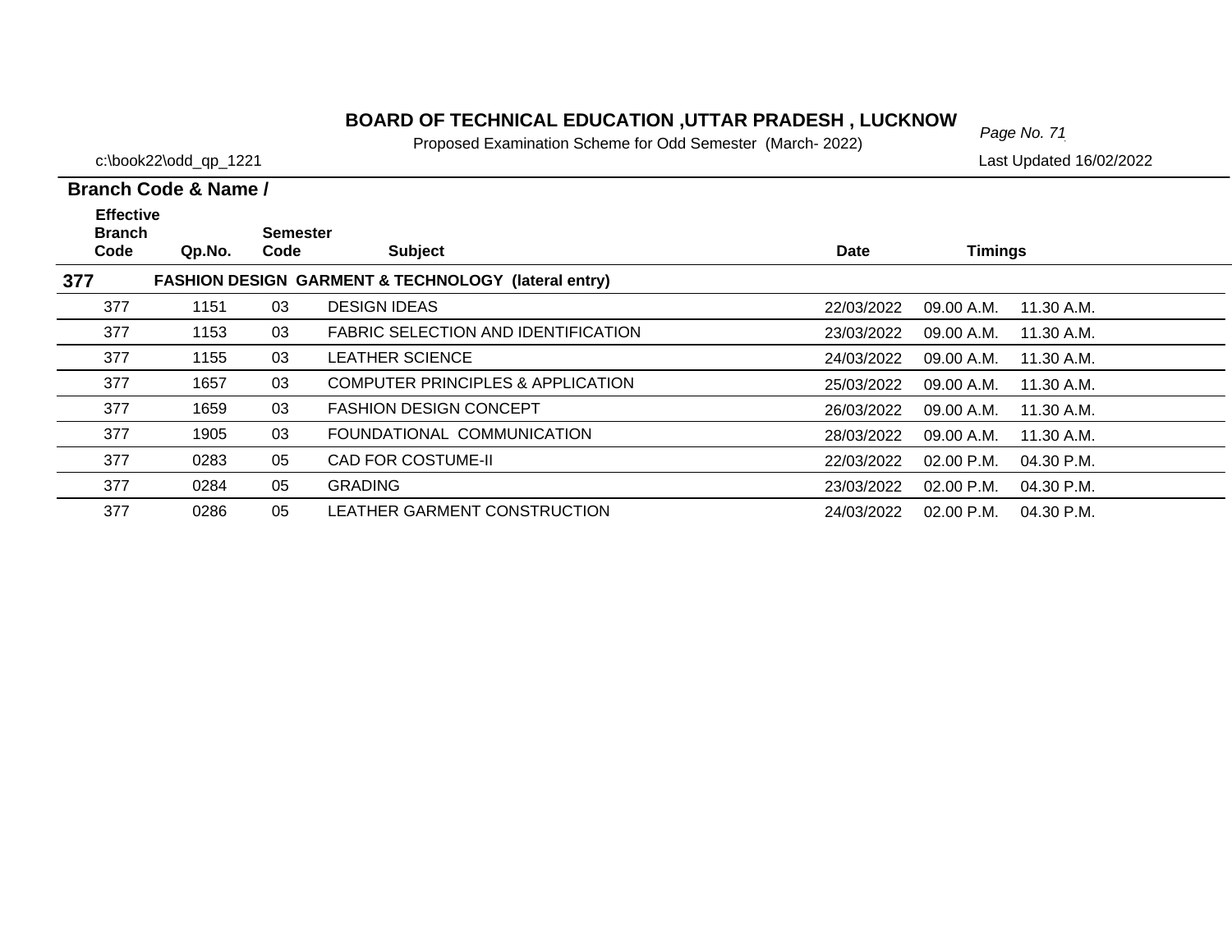# BOARD OF TECHNICAL EDUCATION ,UTTAR PRADESH , LUCKNOW

Proposed Examination Scheme for Odd Semester (March- 2022)

c:\book22\odd_qp_1221

Last Updated 16/02/2022

**Branch Code & Name /**

| Effective Branch Code | Qp.No. | Semester Code | Subject | Date | Timings | |
|---|---|---|---|---|---|---|
| **377** | **FASHION DESIGN GARMENT & TECHNOLOGY (lateral entry)** | | | | | |
| 377 | 1151 | 03 | DESIGN IDEAS | 22/03/2022 | 09.00 A.M. | 11.30 A.M. |
| 377 | 1153 | 03 | FABRIC SELECTION AND IDENTIFICATION | 23/03/2022 | 09.00 A.M. | 11.30 A.M. |
| 377 | 1155 | 03 | LEATHER SCIENCE | 24/03/2022 | 09.00 A.M. | 11.30 A.M. |
| 377 | 1657 | 03 | COMPUTER PRINCIPLES & APPLICATION | 25/03/2022 | 09.00 A.M. | 11.30 A.M. |
| 377 | 1659 | 03 | FASHION DESIGN CONCEPT | 26/03/2022 | 09.00 A.M. | 11.30 A.M. |
| 377 | 1905 | 03 | FOUNDATIONAL COMMUNICATION | 28/03/2022 | 09.00 A.M. | 11.30 A.M. |
| 377 | 0283 | 05 | CAD FOR COSTUME-II | 22/03/2022 | 02.00 P.M. | 04.30 P.M. |
| 377 | 0284 | 05 | GRADING | 23/03/2022 | 02.00 P.M. | 04.30 P.M. |
| 377 | 0286 | 05 | LEATHER GARMENT CONSTRUCTION | 24/03/2022 | 02.00 P.M. | 04.30 P.M. |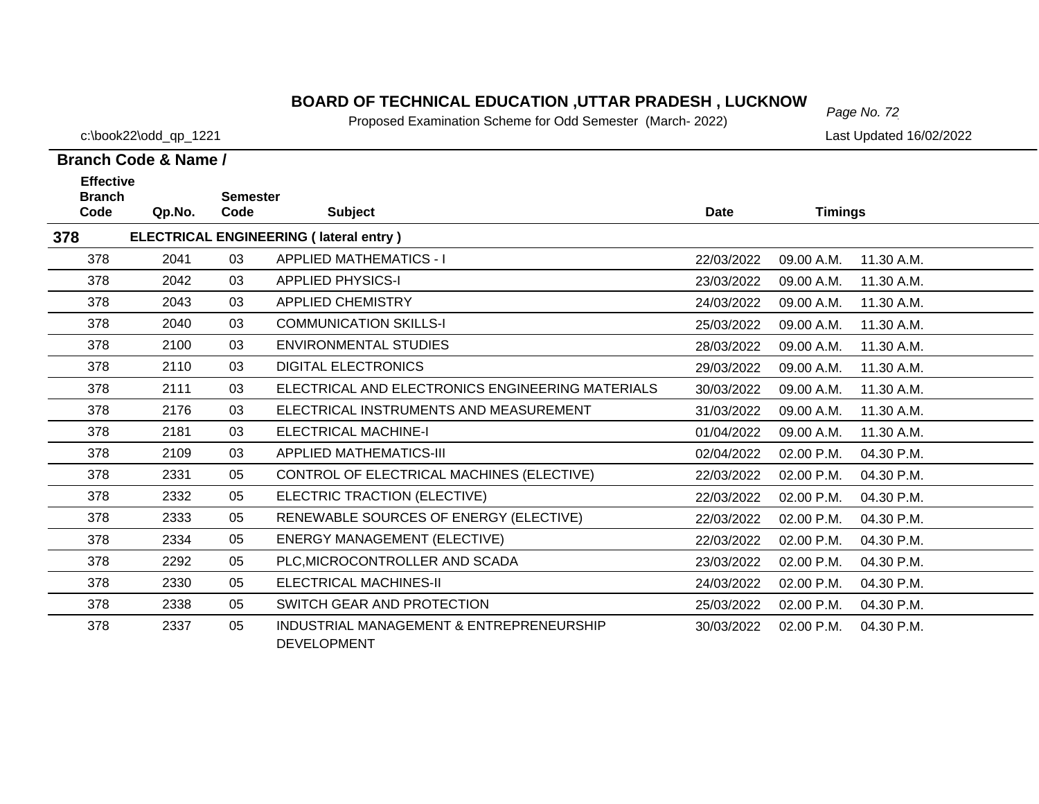# BOARD OF TECHNICAL EDUCATION ,UTTAR PRADESH , LUCKNOW

Proposed Examination Scheme for Odd Semester (March- 2022)

c:\book22\odd_qp_1221 Last Updated 16/02/2022

**Branch Code & Name /**

| Effective Branch Code | Qp.No. | Semester Code | Subject | Date | Timings | |
|---|---|---|---|---|---|---|
| **378** | **ELECTRICAL ENGINEERING ( lateral entry )** | | | | | |
| 378 | 2041 | 03 | APPLIED MATHEMATICS - I | 22/03/2022 | 09.00 A.M. | 11.30 A.M. |
| 378 | 2042 | 03 | APPLIED PHYSICS-I | 23/03/2022 | 09.00 A.M. | 11.30 A.M. |
| 378 | 2043 | 03 | APPLIED CHEMISTRY | 24/03/2022 | 09.00 A.M. | 11.30 A.M. |
| 378 | 2040 | 03 | COMMUNICATION SKILLS-I | 25/03/2022 | 09.00 A.M. | 11.30 A.M. |
| 378 | 2100 | 03 | ENVIRONMENTAL STUDIES | 28/03/2022 | 09.00 A.M. | 11.30 A.M. |
| 378 | 2110 | 03 | DIGITAL ELECTRONICS | 29/03/2022 | 09.00 A.M. | 11.30 A.M. |
| 378 | 2111 | 03 | ELECTRICAL AND ELECTRONICS ENGINEERING MATERIALS | 30/03/2022 | 09.00 A.M. | 11.30 A.M. |
| 378 | 2176 | 03 | ELECTRICAL INSTRUMENTS AND MEASUREMENT | 31/03/2022 | 09.00 A.M. | 11.30 A.M. |
| 378 | 2181 | 03 | ELECTRICAL MACHINE-I | 01/04/2022 | 09.00 A.M. | 11.30 A.M. |
| 378 | 2109 | 03 | APPLIED MATHEMATICS-III | 02/04/2022 | 02.00 P.M. | 04.30 P.M. |
| 378 | 2331 | 05 | CONTROL OF ELECTRICAL MACHINES (ELECTIVE) | 22/03/2022 | 02.00 P.M. | 04.30 P.M. |
| 378 | 2332 | 05 | ELECTRIC TRACTION (ELECTIVE) | 22/03/2022 | 02.00 P.M. | 04.30 P.M. |
| 378 | 2333 | 05 | RENEWABLE SOURCES OF ENERGY (ELECTIVE) | 22/03/2022 | 02.00 P.M. | 04.30 P.M. |
| 378 | 2334 | 05 | ENERGY MANAGEMENT (ELECTIVE) | 22/03/2022 | 02.00 P.M. | 04.30 P.M. |
| 378 | 2292 | 05 | PLC,MICROCONTROLLER AND SCADA | 23/03/2022 | 02.00 P.M. | 04.30 P.M. |
| 378 | 2330 | 05 | ELECTRICAL MACHINES-II | 24/03/2022 | 02.00 P.M. | 04.30 P.M. |
| 378 | 2338 | 05 | SWITCH GEAR AND PROTECTION | 25/03/2022 | 02.00 P.M. | 04.30 P.M. |
| 378 | 2337 | 05 | INDUSTRIAL MANAGEMENT & ENTREPRENEURSHIP DEVELOPMENT | 30/03/2022 | 02.00 P.M. | 04.30 P.M. |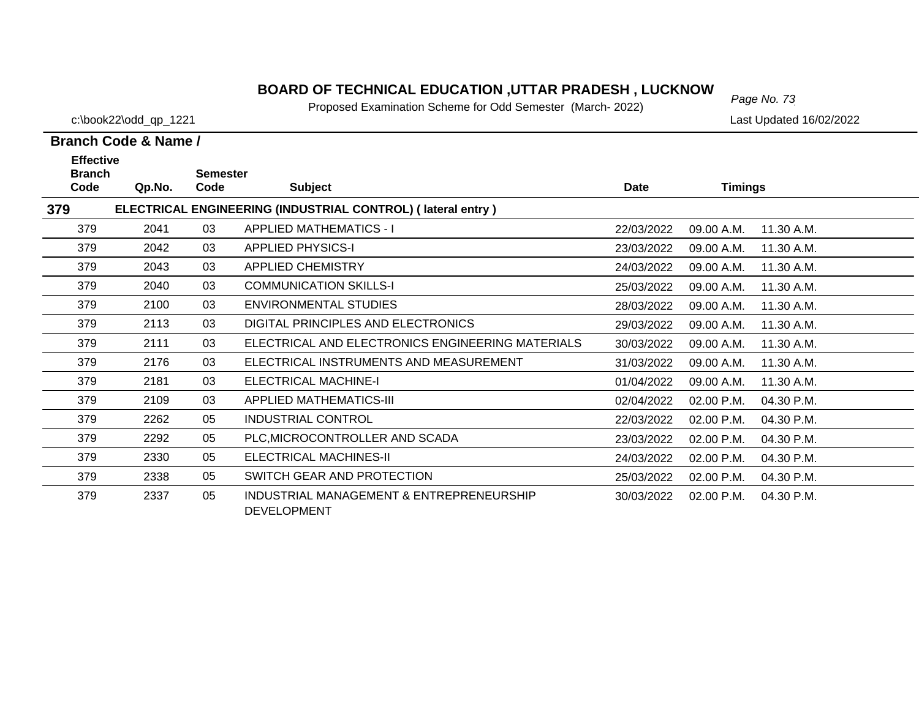# BOARD OF TECHNICAL EDUCATION ,UTTAR PRADESH , LUCKNOW

Proposed Examination Scheme for Odd Semester (March- 2022)

c:\book22\odd_qp_1221

Last Updated 16/02/2022

**Branch Code & Name /**

| Effective Branch Code | Qp.No. | Semester Code | Subject | Date | Timings | |
|---|---|---|---|---|---|---|
| **379** | **ELECTRICAL ENGINEERING (INDUSTRIAL CONTROL) ( lateral entry )** | | | | | |
| 379 | 2041 | 03 | APPLIED MATHEMATICS - I | 22/03/2022 | 09.00 A.M. | 11.30 A.M. |
| 379 | 2042 | 03 | APPLIED PHYSICS-I | 23/03/2022 | 09.00 A.M. | 11.30 A.M. |
| 379 | 2043 | 03 | APPLIED CHEMISTRY | 24/03/2022 | 09.00 A.M. | 11.30 A.M. |
| 379 | 2040 | 03 | COMMUNICATION SKILLS-I | 25/03/2022 | 09.00 A.M. | 11.30 A.M. |
| 379 | 2100 | 03 | ENVIRONMENTAL STUDIES | 28/03/2022 | 09.00 A.M. | 11.30 A.M. |
| 379 | 2113 | 03 | DIGITAL PRINCIPLES AND ELECTRONICS | 29/03/2022 | 09.00 A.M. | 11.30 A.M. |
| 379 | 2111 | 03 | ELECTRICAL AND ELECTRONICS ENGINEERING MATERIALS | 30/03/2022 | 09.00 A.M. | 11.30 A.M. |
| 379 | 2176 | 03 | ELECTRICAL INSTRUMENTS AND MEASUREMENT | 31/03/2022 | 09.00 A.M. | 11.30 A.M. |
| 379 | 2181 | 03 | ELECTRICAL MACHINE-I | 01/04/2022 | 09.00 A.M. | 11.30 A.M. |
| 379 | 2109 | 03 | APPLIED MATHEMATICS-III | 02/04/2022 | 02.00 P.M. | 04.30 P.M. |
| 379 | 2262 | 05 | INDUSTRIAL CONTROL | 22/03/2022 | 02.00 P.M. | 04.30 P.M. |
| 379 | 2292 | 05 | PLC,MICROCONTROLLER AND SCADA | 23/03/2022 | 02.00 P.M. | 04.30 P.M. |
| 379 | 2330 | 05 | ELECTRICAL MACHINES-II | 24/03/2022 | 02.00 P.M. | 04.30 P.M. |
| 379 | 2338 | 05 | SWITCH GEAR AND PROTECTION | 25/03/2022 | 02.00 P.M. | 04.30 P.M. |
| 379 | 2337 | 05 | INDUSTRIAL MANAGEMENT & ENTREPRENEURSHIP DEVELOPMENT | 30/03/2022 | 02.00 P.M. | 04.30 P.M. |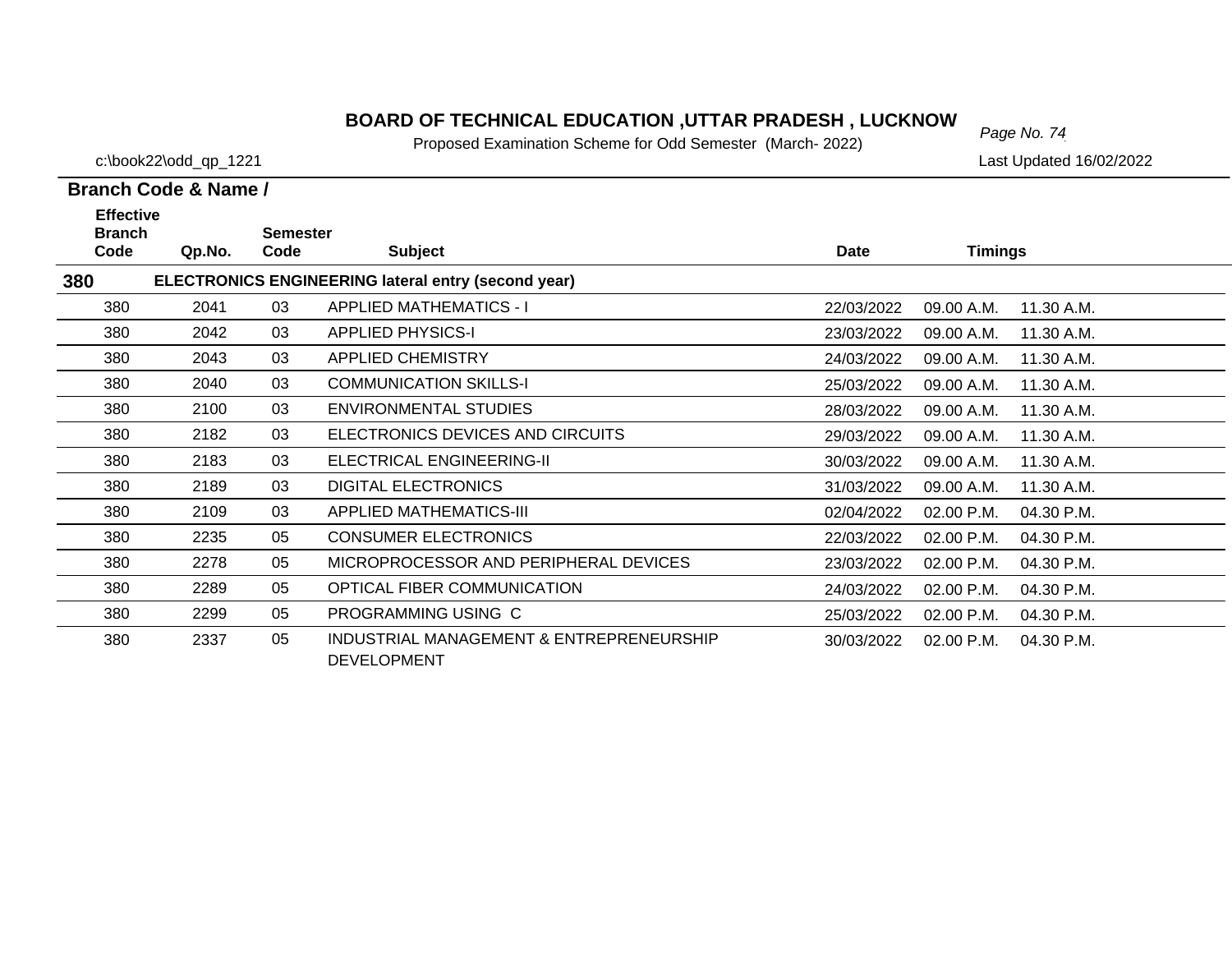# BOARD OF TECHNICAL EDUCATION ,UTTAR PRADESH , LUCKNOW

Proposed Examination Scheme for Odd Semester (March- 2022)

c:\book22\odd_qp_1221

Last Updated 16/02/2022

**Branch Code & Name /**

| Effective Branch Code | Qp.No. | Semester Code | Subject | Date | Timings | |
|---|---|---|---|---|---|---|
| **380** | | | **ELECTRONICS ENGINEERING lateral entry (second year)** | | | |
| 380 | 2041 | 03 | APPLIED MATHEMATICS - I | 22/03/2022 | 09.00 A.M. | 11.30 A.M. |
| 380 | 2042 | 03 | APPLIED PHYSICS-I | 23/03/2022 | 09.00 A.M. | 11.30 A.M. |
| 380 | 2043 | 03 | APPLIED CHEMISTRY | 24/03/2022 | 09.00 A.M. | 11.30 A.M. |
| 380 | 2040 | 03 | COMMUNICATION SKILLS-I | 25/03/2022 | 09.00 A.M. | 11.30 A.M. |
| 380 | 2100 | 03 | ENVIRONMENTAL STUDIES | 28/03/2022 | 09.00 A.M. | 11.30 A.M. |
| 380 | 2182 | 03 | ELECTRONICS DEVICES AND CIRCUITS | 29/03/2022 | 09.00 A.M. | 11.30 A.M. |
| 380 | 2183 | 03 | ELECTRICAL ENGINEERING-II | 30/03/2022 | 09.00 A.M. | 11.30 A.M. |
| 380 | 2189 | 03 | DIGITAL ELECTRONICS | 31/03/2022 | 09.00 A.M. | 11.30 A.M. |
| 380 | 2109 | 03 | APPLIED MATHEMATICS-III | 02/04/2022 | 02.00 P.M. | 04.30 P.M. |
| 380 | 2235 | 05 | CONSUMER ELECTRONICS | 22/03/2022 | 02.00 P.M. | 04.30 P.M. |
| 380 | 2278 | 05 | MICROPROCESSOR AND PERIPHERAL DEVICES | 23/03/2022 | 02.00 P.M. | 04.30 P.M. |
| 380 | 2289 | 05 | OPTICAL FIBER COMMUNICATION | 24/03/2022 | 02.00 P.M. | 04.30 P.M. |
| 380 | 2299 | 05 | PROGRAMMING USING C | 25/03/2022 | 02.00 P.M. | 04.30 P.M. |
| 380 | 2337 | 05 | INDUSTRIAL MANAGEMENT & ENTREPRENEURSHIP DEVELOPMENT | 30/03/2022 | 02.00 P.M. | 04.30 P.M. |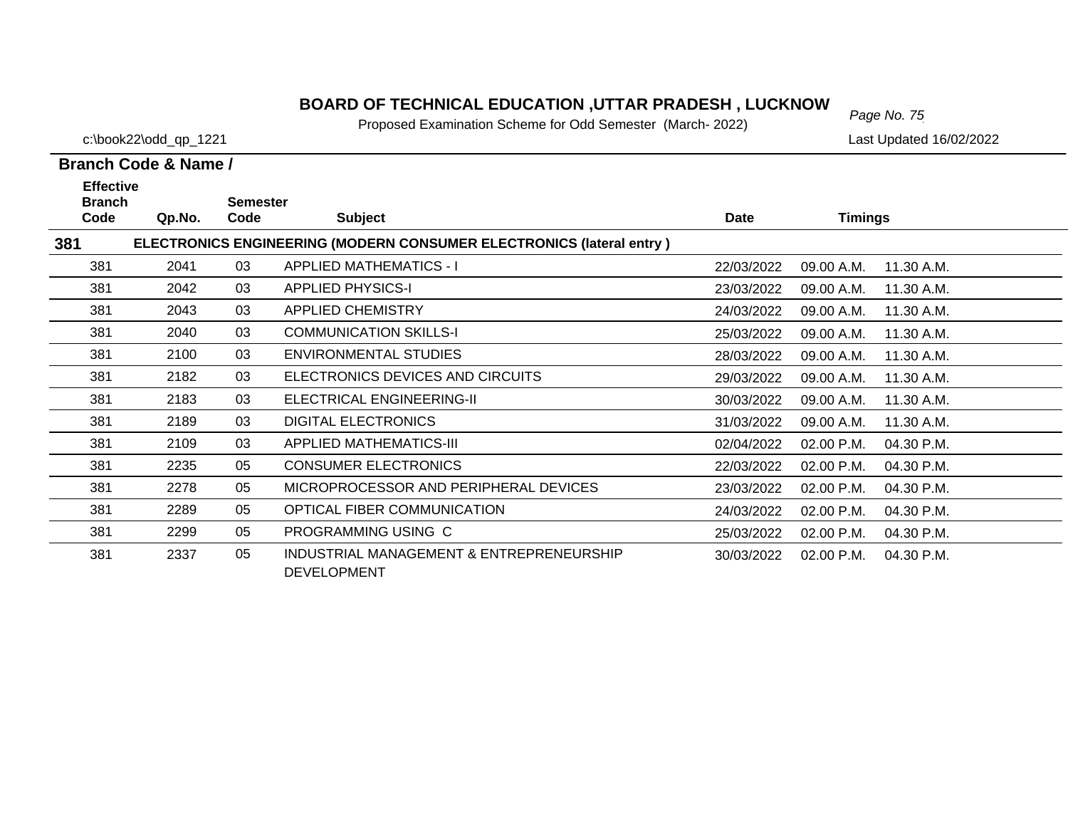# BOARD OF TECHNICAL EDUCATION ,UTTAR PRADESH , LUCKNOW

Proposed Examination Scheme for Odd Semester (March- 2022)

c:\book22\odd_qp_1221

Last Updated 16/02/2022

| Branch Code & Name / Effective Branch Code | Qp.No. | Semester Code | Subject | Date | Timings | |
|---|---|---|---|---|---|---|
| **381** | **ELECTRONICS ENGINEERING (MODERN CONSUMER ELECTRONICS (lateral entry )** | | | | | |
| 381 | 2041 | 03 | APPLIED MATHEMATICS - I | 22/03/2022 | 09.00 A.M. | 11.30 A.M. |
| 381 | 2042 | 03 | APPLIED PHYSICS-I | 23/03/2022 | 09.00 A.M. | 11.30 A.M. |
| 381 | 2043 | 03 | APPLIED CHEMISTRY | 24/03/2022 | 09.00 A.M. | 11.30 A.M. |
| 381 | 2040 | 03 | COMMUNICATION SKILLS-I | 25/03/2022 | 09.00 A.M. | 11.30 A.M. |
| 381 | 2100 | 03 | ENVIRONMENTAL STUDIES | 28/03/2022 | 09.00 A.M. | 11.30 A.M. |
| 381 | 2182 | 03 | ELECTRONICS DEVICES AND CIRCUITS | 29/03/2022 | 09.00 A.M. | 11.30 A.M. |
| 381 | 2183 | 03 | ELECTRICAL ENGINEERING-II | 30/03/2022 | 09.00 A.M. | 11.30 A.M. |
| 381 | 2189 | 03 | DIGITAL ELECTRONICS | 31/03/2022 | 09.00 A.M. | 11.30 A.M. |
| 381 | 2109 | 03 | APPLIED MATHEMATICS-III | 02/04/2022 | 02.00 P.M. | 04.30 P.M. |
| 381 | 2235 | 05 | CONSUMER ELECTRONICS | 22/03/2022 | 02.00 P.M. | 04.30 P.M. |
| 381 | 2278 | 05 | MICROPROCESSOR AND PERIPHERAL DEVICES | 23/03/2022 | 02.00 P.M. | 04.30 P.M. |
| 381 | 2289 | 05 | OPTICAL FIBER COMMUNICATION | 24/03/2022 | 02.00 P.M. | 04.30 P.M. |
| 381 | 2299 | 05 | PROGRAMMING USING C | 25/03/2022 | 02.00 P.M. | 04.30 P.M. |
| 381 | 2337 | 05 | INDUSTRIAL MANAGEMENT & ENTREPRENEURSHIP DEVELOPMENT | 30/03/2022 | 02.00 P.M. | 04.30 P.M. |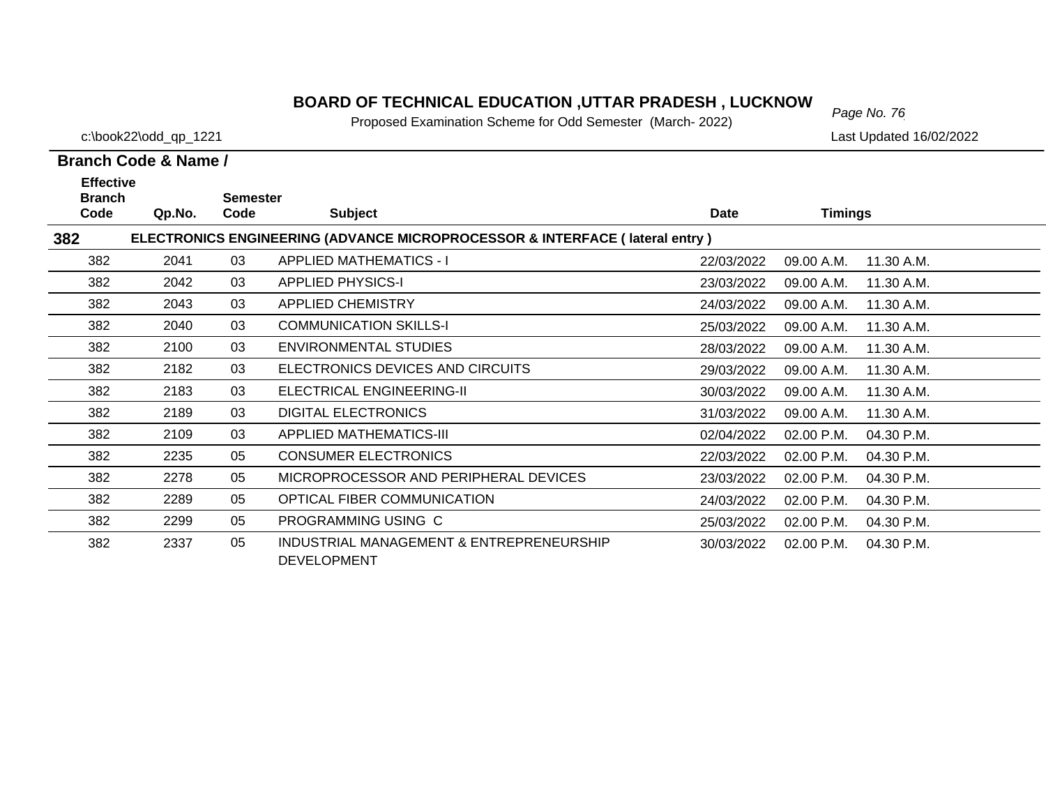# BOARD OF TECHNICAL EDUCATION ,UTTAR PRADESH , LUCKNOW

Proposed Examination Scheme for Odd Semester (March- 2022)

c:\book22\odd_qp_1221

Last Updated 16/02/2022

**Branch Code & Name /**

| Effective Branch Code | Qp.No. | Semester Code | Subject | Date | Timings | |
|---|---|---|---|---|---|---|
| **382** | | | **ELECTRONICS ENGINEERING (ADVANCE MICROPROCESSOR & INTERFACE ( lateral entry )** | | | |
| 382 | 2041 | 03 | APPLIED MATHEMATICS - I | 22/03/2022 | 09.00 A.M. | 11.30 A.M. |
| 382 | 2042 | 03 | APPLIED PHYSICS-I | 23/03/2022 | 09.00 A.M. | 11.30 A.M. |
| 382 | 2043 | 03 | APPLIED CHEMISTRY | 24/03/2022 | 09.00 A.M. | 11.30 A.M. |
| 382 | 2040 | 03 | COMMUNICATION SKILLS-I | 25/03/2022 | 09.00 A.M. | 11.30 A.M. |
| 382 | 2100 | 03 | ENVIRONMENTAL STUDIES | 28/03/2022 | 09.00 A.M. | 11.30 A.M. |
| 382 | 2182 | 03 | ELECTRONICS DEVICES AND CIRCUITS | 29/03/2022 | 09.00 A.M. | 11.30 A.M. |
| 382 | 2183 | 03 | ELECTRICAL ENGINEERING-II | 30/03/2022 | 09.00 A.M. | 11.30 A.M. |
| 382 | 2189 | 03 | DIGITAL ELECTRONICS | 31/03/2022 | 09.00 A.M. | 11.30 A.M. |
| 382 | 2109 | 03 | APPLIED MATHEMATICS-III | 02/04/2022 | 02.00 P.M. | 04.30 P.M. |
| 382 | 2235 | 05 | CONSUMER ELECTRONICS | 22/03/2022 | 02.00 P.M. | 04.30 P.M. |
| 382 | 2278 | 05 | MICROPROCESSOR AND PERIPHERAL DEVICES | 23/03/2022 | 02.00 P.M. | 04.30 P.M. |
| 382 | 2289 | 05 | OPTICAL FIBER COMMUNICATION | 24/03/2022 | 02.00 P.M. | 04.30 P.M. |
| 382 | 2299 | 05 | PROGRAMMING USING C | 25/03/2022 | 02.00 P.M. | 04.30 P.M. |
| 382 | 2337 | 05 | INDUSTRIAL MANAGEMENT & ENTREPRENEURSHIP DEVELOPMENT | 30/03/2022 | 02.00 P.M. | 04.30 P.M. |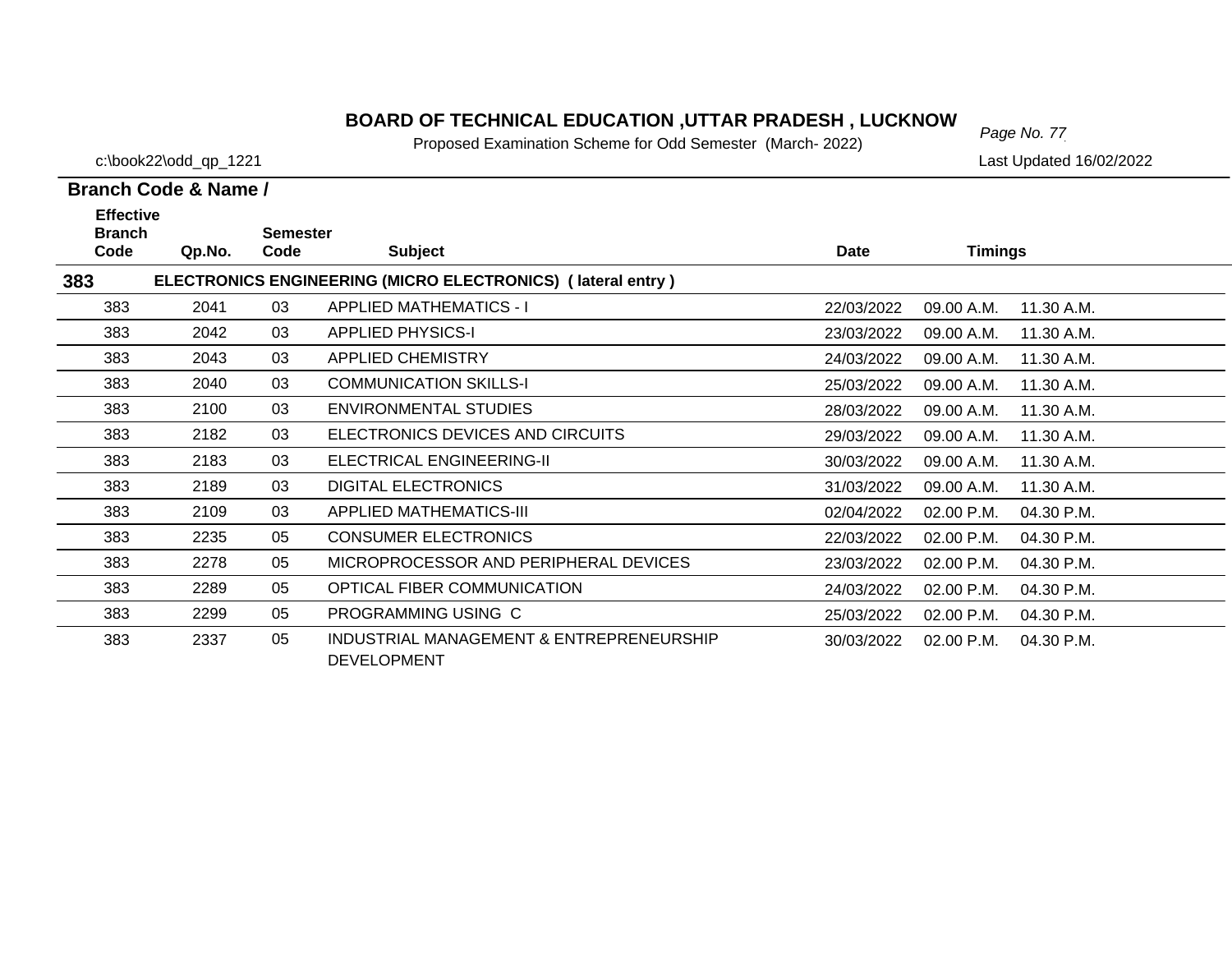# BOARD OF TECHNICAL EDUCATION ,UTTAR PRADESH , LUCKNOW

Proposed Examination Scheme for Odd Semester (March- 2022)

c:\book22\odd_qp_1221

Last Updated 16/02/2022

**Branch Code & Name /**

| Effective Branch Code | Qp.No. | Semester Code | Subject | Date | Timings | |
|---|---|---|---|---|---|---|
| **383** | **ELECTRONICS ENGINEERING (MICRO ELECTRONICS) ( lateral entry )** | | | | | |
| 383 | 2041 | 03 | APPLIED MATHEMATICS - I | 22/03/2022 | 09.00 A.M. | 11.30 A.M. |
| 383 | 2042 | 03 | APPLIED PHYSICS-I | 23/03/2022 | 09.00 A.M. | 11.30 A.M. |
| 383 | 2043 | 03 | APPLIED CHEMISTRY | 24/03/2022 | 09.00 A.M. | 11.30 A.M. |
| 383 | 2040 | 03 | COMMUNICATION SKILLS-I | 25/03/2022 | 09.00 A.M. | 11.30 A.M. |
| 383 | 2100 | 03 | ENVIRONMENTAL STUDIES | 28/03/2022 | 09.00 A.M. | 11.30 A.M. |
| 383 | 2182 | 03 | ELECTRONICS DEVICES AND CIRCUITS | 29/03/2022 | 09.00 A.M. | 11.30 A.M. |
| 383 | 2183 | 03 | ELECTRICAL ENGINEERING-II | 30/03/2022 | 09.00 A.M. | 11.30 A.M. |
| 383 | 2189 | 03 | DIGITAL ELECTRONICS | 31/03/2022 | 09.00 A.M. | 11.30 A.M. |
| 383 | 2109 | 03 | APPLIED MATHEMATICS-III | 02/04/2022 | 02.00 P.M. | 04.30 P.M. |
| 383 | 2235 | 05 | CONSUMER ELECTRONICS | 22/03/2022 | 02.00 P.M. | 04.30 P.M. |
| 383 | 2278 | 05 | MICROPROCESSOR AND PERIPHERAL DEVICES | 23/03/2022 | 02.00 P.M. | 04.30 P.M. |
| 383 | 2289 | 05 | OPTICAL FIBER COMMUNICATION | 24/03/2022 | 02.00 P.M. | 04.30 P.M. |
| 383 | 2299 | 05 | PROGRAMMING USING C | 25/03/2022 | 02.00 P.M. | 04.30 P.M. |
| 383 | 2337 | 05 | INDUSTRIAL MANAGEMENT & ENTREPRENEURSHIP DEVELOPMENT | 30/03/2022 | 02.00 P.M. | 04.30 P.M. |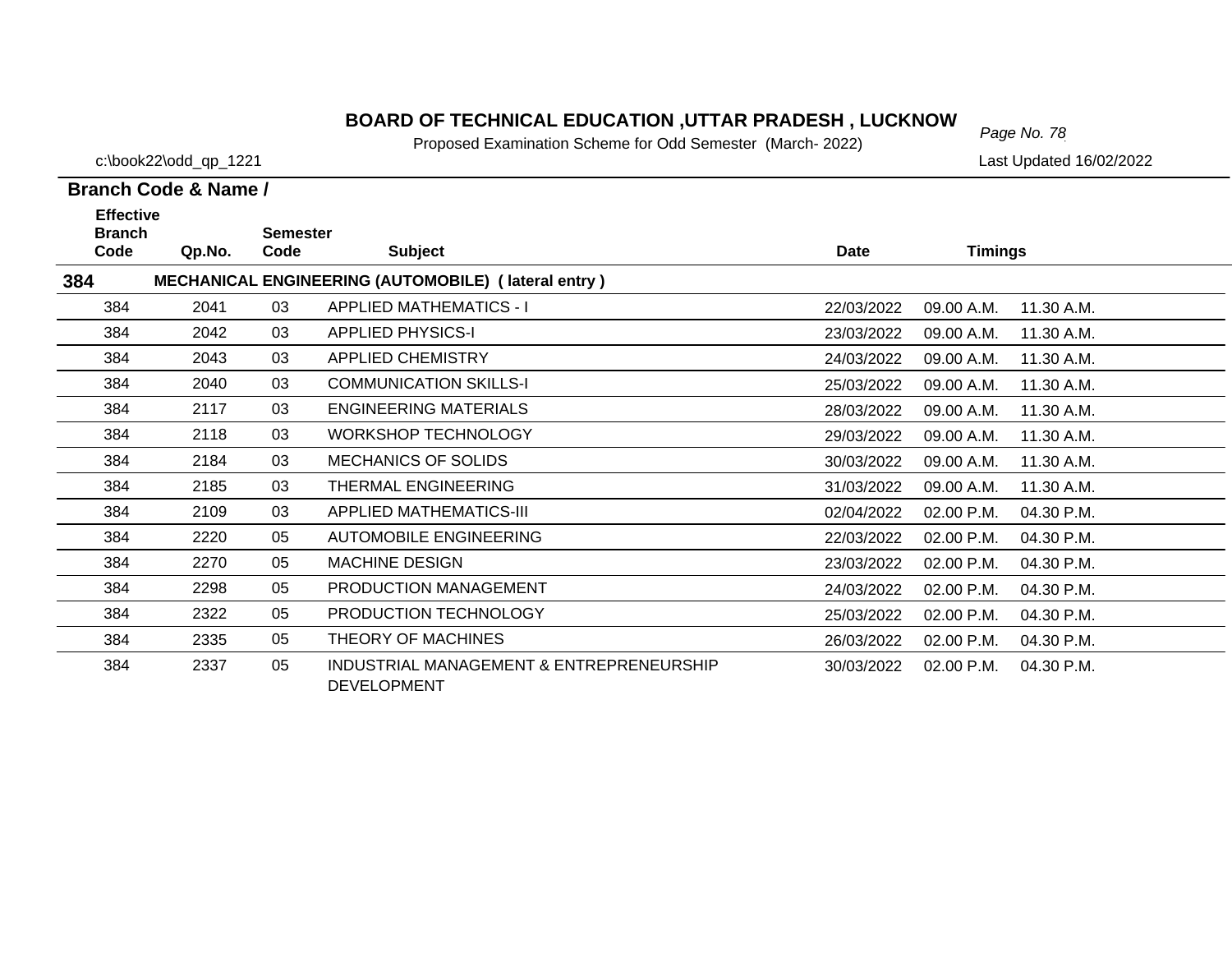# BOARD OF TECHNICAL EDUCATION ,UTTAR PRADESH , LUCKNOW

Proposed Examination Scheme for Odd Semester (March- 2022)

c:\book22\odd_qp_1221

Last Updated 16/02/2022

**Branch Code & Name /**

| Effective Branch Code | Qp.No. | Semester Code | Subject | Date | Timings | |
|---|---|---|---|---|---|---|
| **384** | **MECHANICAL ENGINEERING (AUTOMOBILE) ( lateral entry )** | | | | | |
| 384 | 2041 | 03 | APPLIED MATHEMATICS - I | 22/03/2022 | 09.00 A.M. | 11.30 A.M. |
| 384 | 2042 | 03 | APPLIED PHYSICS-I | 23/03/2022 | 09.00 A.M. | 11.30 A.M. |
| 384 | 2043 | 03 | APPLIED CHEMISTRY | 24/03/2022 | 09.00 A.M. | 11.30 A.M. |
| 384 | 2040 | 03 | COMMUNICATION SKILLS-I | 25/03/2022 | 09.00 A.M. | 11.30 A.M. |
| 384 | 2117 | 03 | ENGINEERING MATERIALS | 28/03/2022 | 09.00 A.M. | 11.30 A.M. |
| 384 | 2118 | 03 | WORKSHOP TECHNOLOGY | 29/03/2022 | 09.00 A.M. | 11.30 A.M. |
| 384 | 2184 | 03 | MECHANICS OF SOLIDS | 30/03/2022 | 09.00 A.M. | 11.30 A.M. |
| 384 | 2185 | 03 | THERMAL ENGINEERING | 31/03/2022 | 09.00 A.M. | 11.30 A.M. |
| 384 | 2109 | 03 | APPLIED MATHEMATICS-III | 02/04/2022 | 02.00 P.M. | 04.30 P.M. |
| 384 | 2220 | 05 | AUTOMOBILE ENGINEERING | 22/03/2022 | 02.00 P.M. | 04.30 P.M. |
| 384 | 2270 | 05 | MACHINE DESIGN | 23/03/2022 | 02.00 P.M. | 04.30 P.M. |
| 384 | 2298 | 05 | PRODUCTION MANAGEMENT | 24/03/2022 | 02.00 P.M. | 04.30 P.M. |
| 384 | 2322 | 05 | PRODUCTION TECHNOLOGY | 25/03/2022 | 02.00 P.M. | 04.30 P.M. |
| 384 | 2335 | 05 | THEORY OF MACHINES | 26/03/2022 | 02.00 P.M. | 04.30 P.M. |
| 384 | 2337 | 05 | INDUSTRIAL MANAGEMENT & ENTREPRENEURSHIP DEVELOPMENT | 30/03/2022 | 02.00 P.M. | 04.30 P.M. |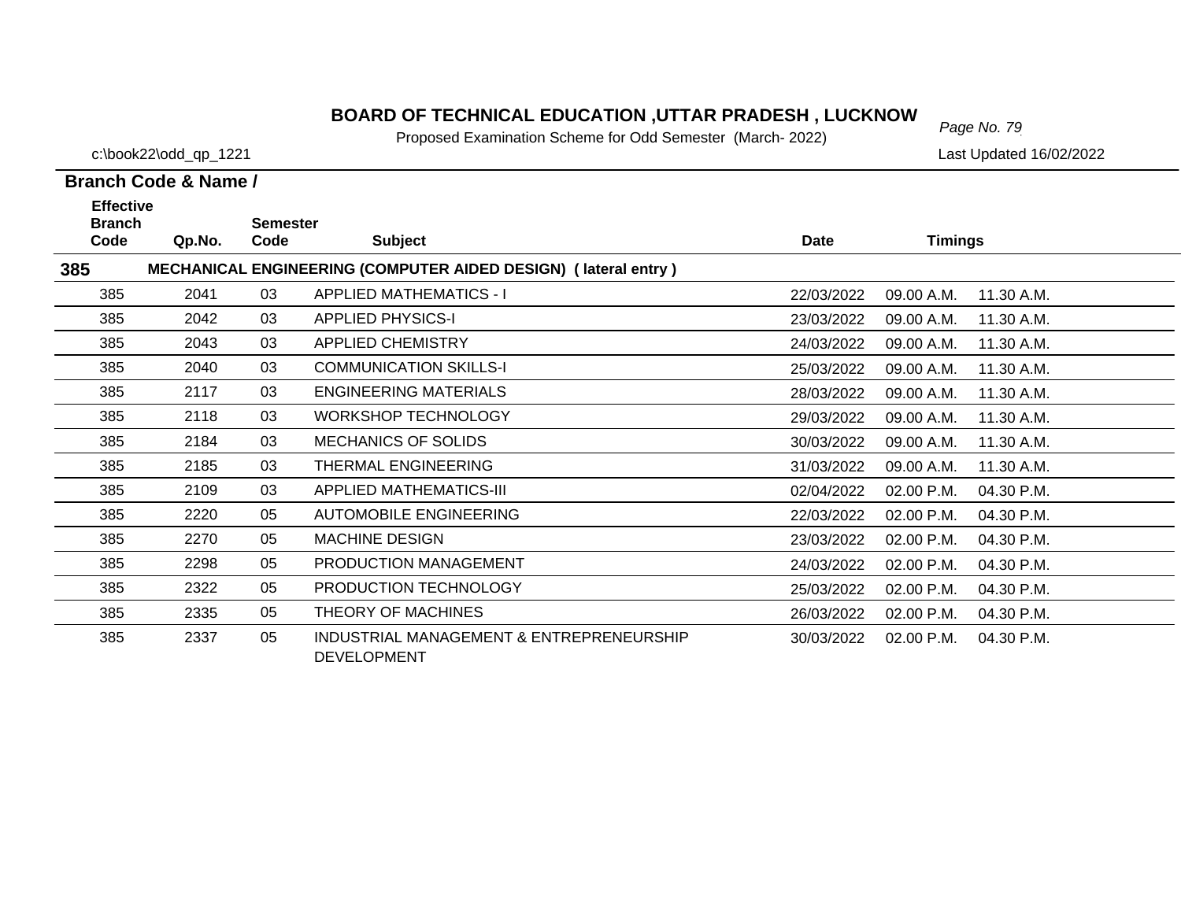# BOARD OF TECHNICAL EDUCATION ,UTTAR PRADESH , LUCKNOW

Proposed Examination Scheme for Odd Semester (March- 2022)

c:\book22\odd_qp_1221

Last Updated 16/02/2022

**Branch Code & Name /**

| Effective Branch Code | Qp.No. | Semester Code | Subject | Date | Timings | |
|---|---|---|---|---|---|---|
| **385** | | | **MECHANICAL ENGINEERING (COMPUTER AIDED DESIGN) ( lateral entry )** | | | |
| 385 | 2041 | 03 | APPLIED MATHEMATICS - I | 22/03/2022 | 09.00 A.M. | 11.30 A.M. |
| 385 | 2042 | 03 | APPLIED PHYSICS-I | 23/03/2022 | 09.00 A.M. | 11.30 A.M. |
| 385 | 2043 | 03 | APPLIED CHEMISTRY | 24/03/2022 | 09.00 A.M. | 11.30 A.M. |
| 385 | 2040 | 03 | COMMUNICATION SKILLS-I | 25/03/2022 | 09.00 A.M. | 11.30 A.M. |
| 385 | 2117 | 03 | ENGINEERING MATERIALS | 28/03/2022 | 09.00 A.M. | 11.30 A.M. |
| 385 | 2118 | 03 | WORKSHOP TECHNOLOGY | 29/03/2022 | 09.00 A.M. | 11.30 A.M. |
| 385 | 2184 | 03 | MECHANICS OF SOLIDS | 30/03/2022 | 09.00 A.M. | 11.30 A.M. |
| 385 | 2185 | 03 | THERMAL ENGINEERING | 31/03/2022 | 09.00 A.M. | 11.30 A.M. |
| 385 | 2109 | 03 | APPLIED MATHEMATICS-III | 02/04/2022 | 02.00 P.M. | 04.30 P.M. |
| 385 | 2220 | 05 | AUTOMOBILE ENGINEERING | 22/03/2022 | 02.00 P.M. | 04.30 P.M. |
| 385 | 2270 | 05 | MACHINE DESIGN | 23/03/2022 | 02.00 P.M. | 04.30 P.M. |
| 385 | 2298 | 05 | PRODUCTION MANAGEMENT | 24/03/2022 | 02.00 P.M. | 04.30 P.M. |
| 385 | 2322 | 05 | PRODUCTION TECHNOLOGY | 25/03/2022 | 02.00 P.M. | 04.30 P.M. |
| 385 | 2335 | 05 | THEORY OF MACHINES | 26/03/2022 | 02.00 P.M. | 04.30 P.M. |
| 385 | 2337 | 05 | INDUSTRIAL MANAGEMENT & ENTREPRENEURSHIP DEVELOPMENT | 30/03/2022 | 02.00 P.M. | 04.30 P.M. |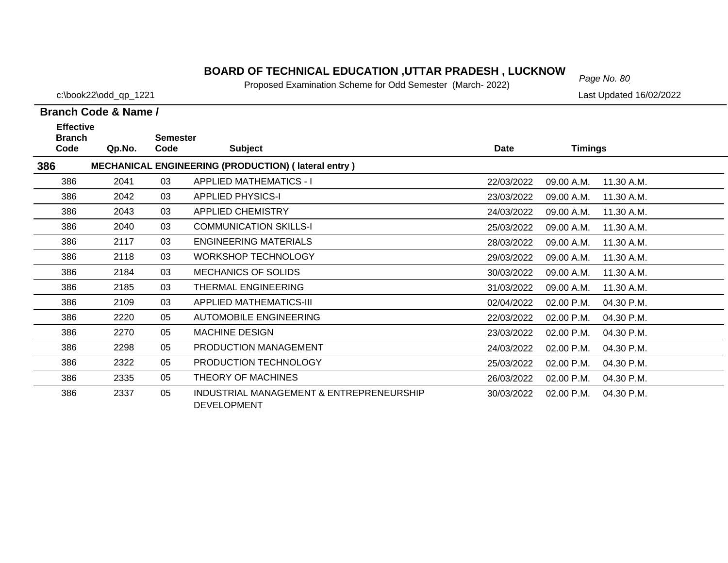# BOARD OF TECHNICAL EDUCATION ,UTTAR PRADESH , LUCKNOW

Proposed Examination Scheme for Odd Semester (March- 2022)

c:\book22\odd_qp_1221

Last Updated 16/02/2022

**Branch Code & Name /**

| Effective Branch Code | Qp.No. | Semester Code | Subject | Date | Timings | |
|---|---|---|---|---|---|---|
| **386** | **MECHANICAL ENGINEERING (PRODUCTION) ( lateral entry )** | | | | | |
| 386 | 2041 | 03 | APPLIED MATHEMATICS - I | 22/03/2022 | 09.00 A.M. | 11.30 A.M. |
| 386 | 2042 | 03 | APPLIED PHYSICS-I | 23/03/2022 | 09.00 A.M. | 11.30 A.M. |
| 386 | 2043 | 03 | APPLIED CHEMISTRY | 24/03/2022 | 09.00 A.M. | 11.30 A.M. |
| 386 | 2040 | 03 | COMMUNICATION SKILLS-I | 25/03/2022 | 09.00 A.M. | 11.30 A.M. |
| 386 | 2117 | 03 | ENGINEERING MATERIALS | 28/03/2022 | 09.00 A.M. | 11.30 A.M. |
| 386 | 2118 | 03 | WORKSHOP TECHNOLOGY | 29/03/2022 | 09.00 A.M. | 11.30 A.M. |
| 386 | 2184 | 03 | MECHANICS OF SOLIDS | 30/03/2022 | 09.00 A.M. | 11.30 A.M. |
| 386 | 2185 | 03 | THERMAL ENGINEERING | 31/03/2022 | 09.00 A.M. | 11.30 A.M. |
| 386 | 2109 | 03 | APPLIED MATHEMATICS-III | 02/04/2022 | 02.00 P.M. | 04.30 P.M. |
| 386 | 2220 | 05 | AUTOMOBILE ENGINEERING | 22/03/2022 | 02.00 P.M. | 04.30 P.M. |
| 386 | 2270 | 05 | MACHINE DESIGN | 23/03/2022 | 02.00 P.M. | 04.30 P.M. |
| 386 | 2298 | 05 | PRODUCTION MANAGEMENT | 24/03/2022 | 02.00 P.M. | 04.30 P.M. |
| 386 | 2322 | 05 | PRODUCTION TECHNOLOGY | 25/03/2022 | 02.00 P.M. | 04.30 P.M. |
| 386 | 2335 | 05 | THEORY OF MACHINES | 26/03/2022 | 02.00 P.M. | 04.30 P.M. |
| 386 | 2337 | 05 | INDUSTRIAL MANAGEMENT & ENTREPRENEURSHIP DEVELOPMENT | 30/03/2022 | 02.00 P.M. | 04.30 P.M. |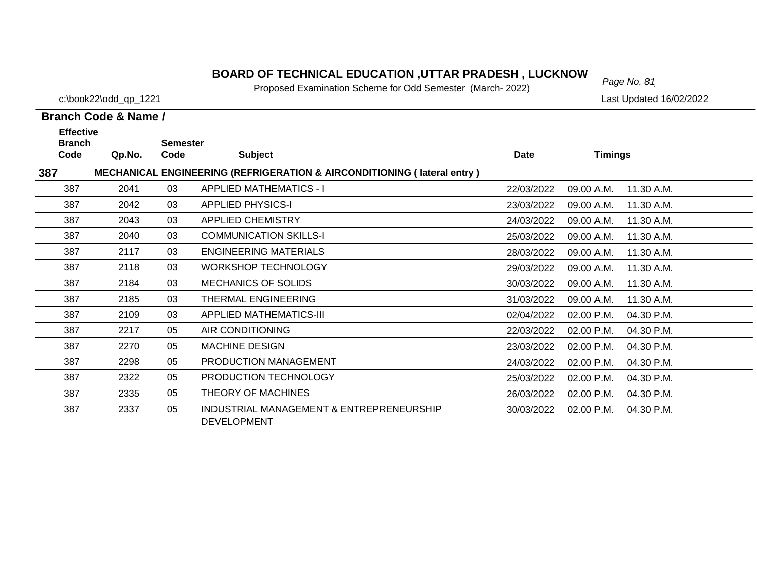# BOARD OF TECHNICAL EDUCATION ,UTTAR PRADESH , LUCKNOW

Proposed Examination Scheme for Odd Semester (March- 2022)

c:\book22\odd_qp_1221

Last Updated 16/02/2022

**Branch Code & Name /**

| Effective Branch Code | Qp.No. | Semester Code | Subject | Date | Timings | |
|---|---|---|---|---|---|---|
| **387** | **MECHANICAL ENGINEERING (REFRIGERATION & AIRCONDITIONING ( lateral entry )** | | | | | |
| 387 | 2041 | 03 | APPLIED MATHEMATICS - I | 22/03/2022 | 09.00 A.M. | 11.30 A.M. |
| 387 | 2042 | 03 | APPLIED PHYSICS-I | 23/03/2022 | 09.00 A.M. | 11.30 A.M. |
| 387 | 2043 | 03 | APPLIED CHEMISTRY | 24/03/2022 | 09.00 A.M. | 11.30 A.M. |
| 387 | 2040 | 03 | COMMUNICATION SKILLS-I | 25/03/2022 | 09.00 A.M. | 11.30 A.M. |
| 387 | 2117 | 03 | ENGINEERING MATERIALS | 28/03/2022 | 09.00 A.M. | 11.30 A.M. |
| 387 | 2118 | 03 | WORKSHOP TECHNOLOGY | 29/03/2022 | 09.00 A.M. | 11.30 A.M. |
| 387 | 2184 | 03 | MECHANICS OF SOLIDS | 30/03/2022 | 09.00 A.M. | 11.30 A.M. |
| 387 | 2185 | 03 | THERMAL ENGINEERING | 31/03/2022 | 09.00 A.M. | 11.30 A.M. |
| 387 | 2109 | 03 | APPLIED MATHEMATICS-III | 02/04/2022 | 02.00 P.M. | 04.30 P.M. |
| 387 | 2217 | 05 | AIR CONDITIONING | 22/03/2022 | 02.00 P.M. | 04.30 P.M. |
| 387 | 2270 | 05 | MACHINE DESIGN | 23/03/2022 | 02.00 P.M. | 04.30 P.M. |
| 387 | 2298 | 05 | PRODUCTION MANAGEMENT | 24/03/2022 | 02.00 P.M. | 04.30 P.M. |
| 387 | 2322 | 05 | PRODUCTION TECHNOLOGY | 25/03/2022 | 02.00 P.M. | 04.30 P.M. |
| 387 | 2335 | 05 | THEORY OF MACHINES | 26/03/2022 | 02.00 P.M. | 04.30 P.M. |
| 387 | 2337 | 05 | INDUSTRIAL MANAGEMENT & ENTREPRENEURSHIP DEVELOPMENT | 30/03/2022 | 02.00 P.M. | 04.30 P.M. |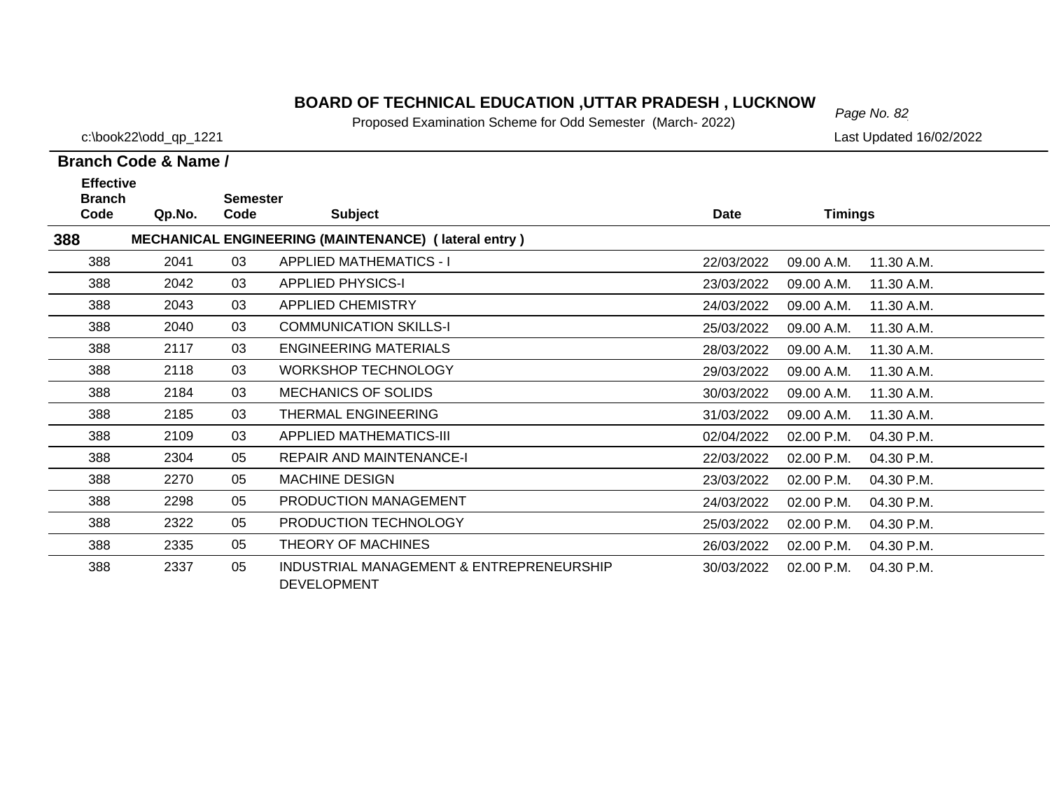# BOARD OF TECHNICAL EDUCATION ,UTTAR PRADESH , LUCKNOW

Proposed Examination Scheme for Odd Semester (March- 2022)

c:\book22\odd_qp_1221

Last Updated 16/02/2022

**Branch Code & Name /**

| Effective Branch Code | Qp.No. | Semester Code | Subject | Date | Timings | |
|---|---|---|---|---|---|---|
| **388** | | | **MECHANICAL ENGINEERING (MAINTENANCE) ( lateral entry )** | | | |
| 388 | 2041 | 03 | APPLIED MATHEMATICS - I | 22/03/2022 | 09.00 A.M. | 11.30 A.M. |
| 388 | 2042 | 03 | APPLIED PHYSICS-I | 23/03/2022 | 09.00 A.M. | 11.30 A.M. |
| 388 | 2043 | 03 | APPLIED CHEMISTRY | 24/03/2022 | 09.00 A.M. | 11.30 A.M. |
| 388 | 2040 | 03 | COMMUNICATION SKILLS-I | 25/03/2022 | 09.00 A.M. | 11.30 A.M. |
| 388 | 2117 | 03 | ENGINEERING MATERIALS | 28/03/2022 | 09.00 A.M. | 11.30 A.M. |
| 388 | 2118 | 03 | WORKSHOP TECHNOLOGY | 29/03/2022 | 09.00 A.M. | 11.30 A.M. |
| 388 | 2184 | 03 | MECHANICS OF SOLIDS | 30/03/2022 | 09.00 A.M. | 11.30 A.M. |
| 388 | 2185 | 03 | THERMAL ENGINEERING | 31/03/2022 | 09.00 A.M. | 11.30 A.M. |
| 388 | 2109 | 03 | APPLIED MATHEMATICS-III | 02/04/2022 | 02.00 P.M. | 04.30 P.M. |
| 388 | 2304 | 05 | REPAIR AND MAINTENANCE-I | 22/03/2022 | 02.00 P.M. | 04.30 P.M. |
| 388 | 2270 | 05 | MACHINE DESIGN | 23/03/2022 | 02.00 P.M. | 04.30 P.M. |
| 388 | 2298 | 05 | PRODUCTION MANAGEMENT | 24/03/2022 | 02.00 P.M. | 04.30 P.M. |
| 388 | 2322 | 05 | PRODUCTION TECHNOLOGY | 25/03/2022 | 02.00 P.M. | 04.30 P.M. |
| 388 | 2335 | 05 | THEORY OF MACHINES | 26/03/2022 | 02.00 P.M. | 04.30 P.M. |
| 388 | 2337 | 05 | INDUSTRIAL MANAGEMENT & ENTREPRENEURSHIP DEVELOPMENT | 30/03/2022 | 02.00 P.M. | 04.30 P.M. |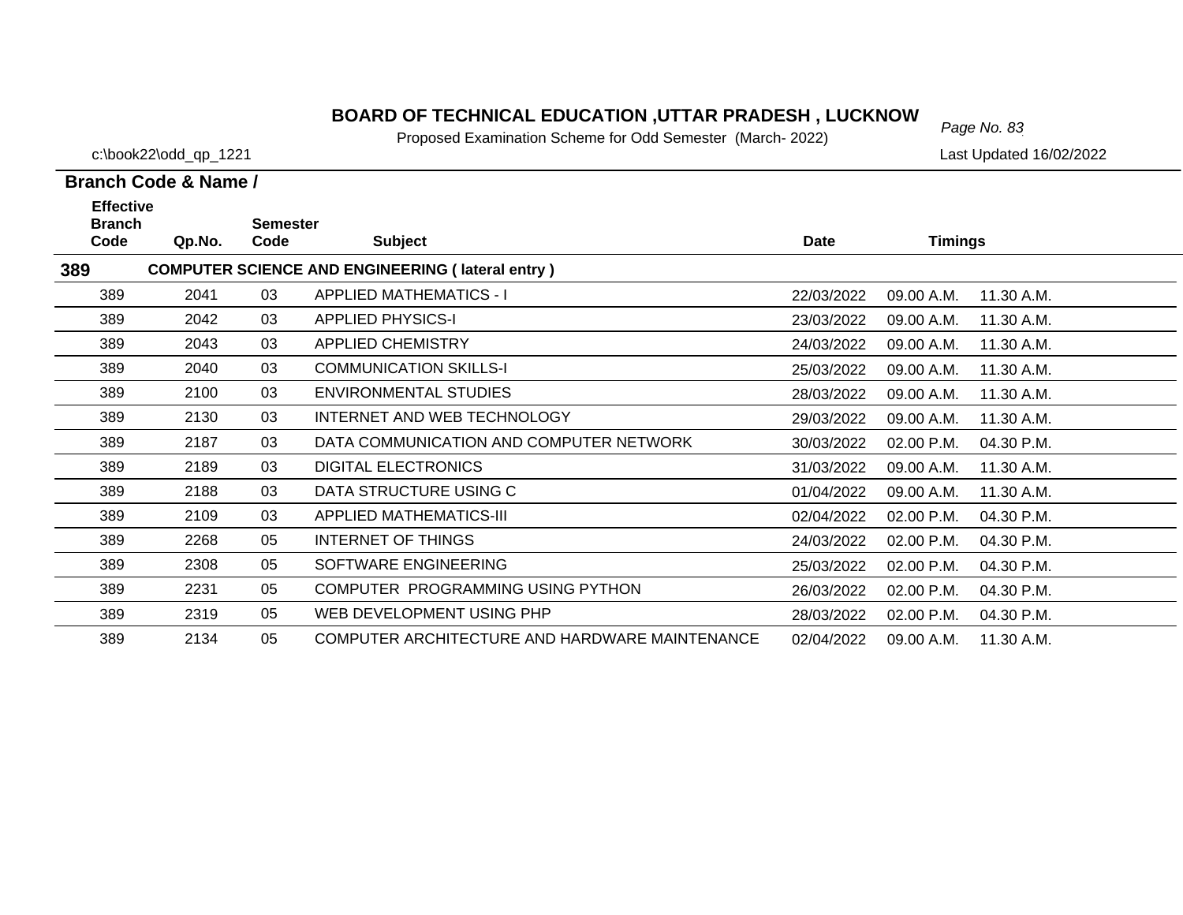# BOARD OF TECHNICAL EDUCATION ,UTTAR PRADESH , LUCKNOW

Proposed Examination Scheme for Odd Semester (March- 2022)

c:\book22\odd_qp_1221

Last Updated 16/02/2022

**Branch Code & Name /**

| Effective Branch Code | Qp.No. | Semester Code | Subject | Date | Timings | |
|---|---|---|---|---|---|---|
| **389** | | | **COMPUTER SCIENCE AND ENGINEERING ( lateral entry )** | | | |
| 389 | 2041 | 03 | APPLIED MATHEMATICS - I | 22/03/2022 | 09.00 A.M. | 11.30 A.M. |
| 389 | 2042 | 03 | APPLIED PHYSICS-I | 23/03/2022 | 09.00 A.M. | 11.30 A.M. |
| 389 | 2043 | 03 | APPLIED CHEMISTRY | 24/03/2022 | 09.00 A.M. | 11.30 A.M. |
| 389 | 2040 | 03 | COMMUNICATION SKILLS-I | 25/03/2022 | 09.00 A.M. | 11.30 A.M. |
| 389 | 2100 | 03 | ENVIRONMENTAL STUDIES | 28/03/2022 | 09.00 A.M. | 11.30 A.M. |
| 389 | 2130 | 03 | INTERNET AND WEB TECHNOLOGY | 29/03/2022 | 09.00 A.M. | 11.30 A.M. |
| 389 | 2187 | 03 | DATA COMMUNICATION AND COMPUTER NETWORK | 30/03/2022 | 02.00 P.M. | 04.30 P.M. |
| 389 | 2189 | 03 | DIGITAL ELECTRONICS | 31/03/2022 | 09.00 A.M. | 11.30 A.M. |
| 389 | 2188 | 03 | DATA STRUCTURE USING C | 01/04/2022 | 09.00 A.M. | 11.30 A.M. |
| 389 | 2109 | 03 | APPLIED MATHEMATICS-III | 02/04/2022 | 02.00 P.M. | 04.30 P.M. |
| 389 | 2268 | 05 | INTERNET OF THINGS | 24/03/2022 | 02.00 P.M. | 04.30 P.M. |
| 389 | 2308 | 05 | SOFTWARE ENGINEERING | 25/03/2022 | 02.00 P.M. | 04.30 P.M. |
| 389 | 2231 | 05 | COMPUTER PROGRAMMING USING PYTHON | 26/03/2022 | 02.00 P.M. | 04.30 P.M. |
| 389 | 2319 | 05 | WEB DEVELOPMENT USING PHP | 28/03/2022 | 02.00 P.M. | 04.30 P.M. |
| 389 | 2134 | 05 | COMPUTER ARCHITECTURE AND HARDWARE MAINTENANCE | 02/04/2022 | 09.00 A.M. | 11.30 A.M. |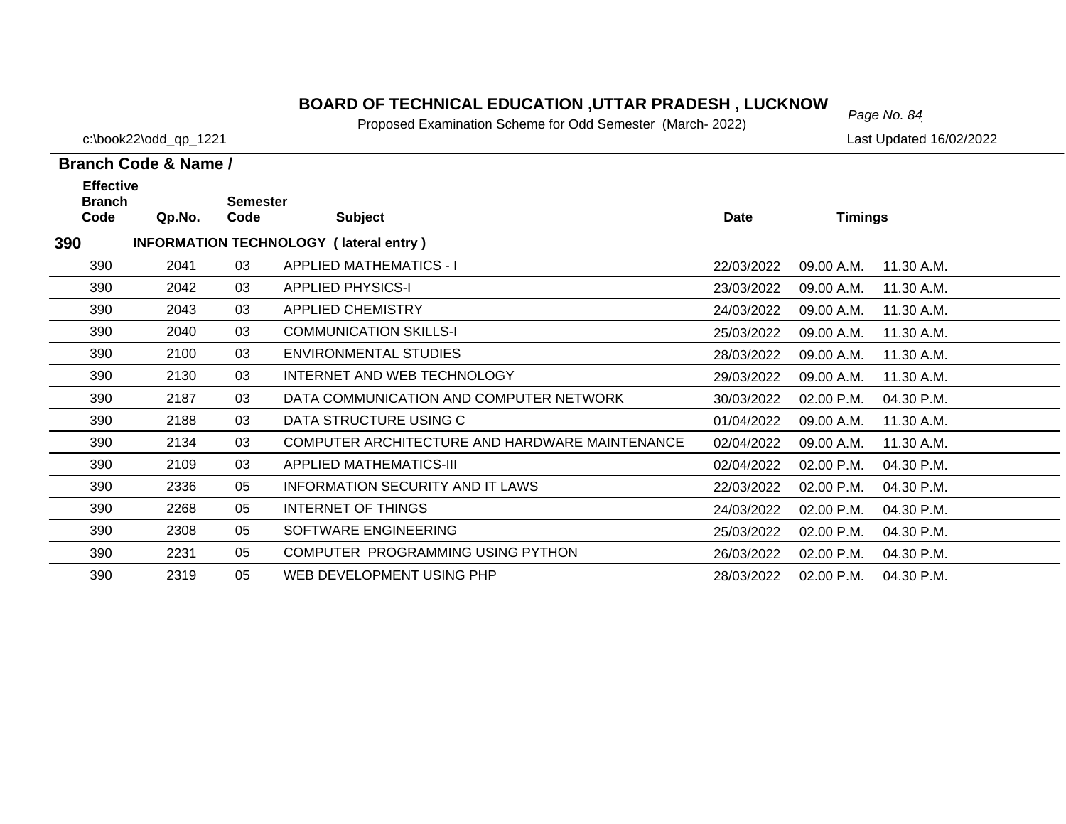# BOARD OF TECHNICAL EDUCATION ,UTTAR PRADESH , LUCKNOW

Proposed Examination Scheme for Odd Semester (March- 2022)

c:\book22\odd_qp_1221

Last Updated 16/02/2022

**Branch Code & Name /**

| Effective Branch Code | Qp.No. | Semester Code | Subject | Date | Timings | |
|---|---|---|---|---|---|---|
| **390** | | | **INFORMATION TECHNOLOGY ( lateral entry )** | | | |
| 390 | 2041 | 03 | APPLIED MATHEMATICS - I | 22/03/2022 | 09.00 A.M. | 11.30 A.M. |
| 390 | 2042 | 03 | APPLIED PHYSICS-I | 23/03/2022 | 09.00 A.M. | 11.30 A.M. |
| 390 | 2043 | 03 | APPLIED CHEMISTRY | 24/03/2022 | 09.00 A.M. | 11.30 A.M. |
| 390 | 2040 | 03 | COMMUNICATION SKILLS-I | 25/03/2022 | 09.00 A.M. | 11.30 A.M. |
| 390 | 2100 | 03 | ENVIRONMENTAL STUDIES | 28/03/2022 | 09.00 A.M. | 11.30 A.M. |
| 390 | 2130 | 03 | INTERNET AND WEB TECHNOLOGY | 29/03/2022 | 09.00 A.M. | 11.30 A.M. |
| 390 | 2187 | 03 | DATA COMMUNICATION AND COMPUTER NETWORK | 30/03/2022 | 02.00 P.M. | 04.30 P.M. |
| 390 | 2188 | 03 | DATA STRUCTURE USING C | 01/04/2022 | 09.00 A.M. | 11.30 A.M. |
| 390 | 2134 | 03 | COMPUTER ARCHITECTURE AND HARDWARE MAINTENANCE | 02/04/2022 | 09.00 A.M. | 11.30 A.M. |
| 390 | 2109 | 03 | APPLIED MATHEMATICS-III | 02/04/2022 | 02.00 P.M. | 04.30 P.M. |
| 390 | 2336 | 05 | INFORMATION SECURITY AND IT LAWS | 22/03/2022 | 02.00 P.M. | 04.30 P.M. |
| 390 | 2268 | 05 | INTERNET OF THINGS | 24/03/2022 | 02.00 P.M. | 04.30 P.M. |
| 390 | 2308 | 05 | SOFTWARE ENGINEERING | 25/03/2022 | 02.00 P.M. | 04.30 P.M. |
| 390 | 2231 | 05 | COMPUTER PROGRAMMING USING PYTHON | 26/03/2022 | 02.00 P.M. | 04.30 P.M. |
| 390 | 2319 | 05 | WEB DEVELOPMENT USING PHP | 28/03/2022 | 02.00 P.M. | 04.30 P.M. |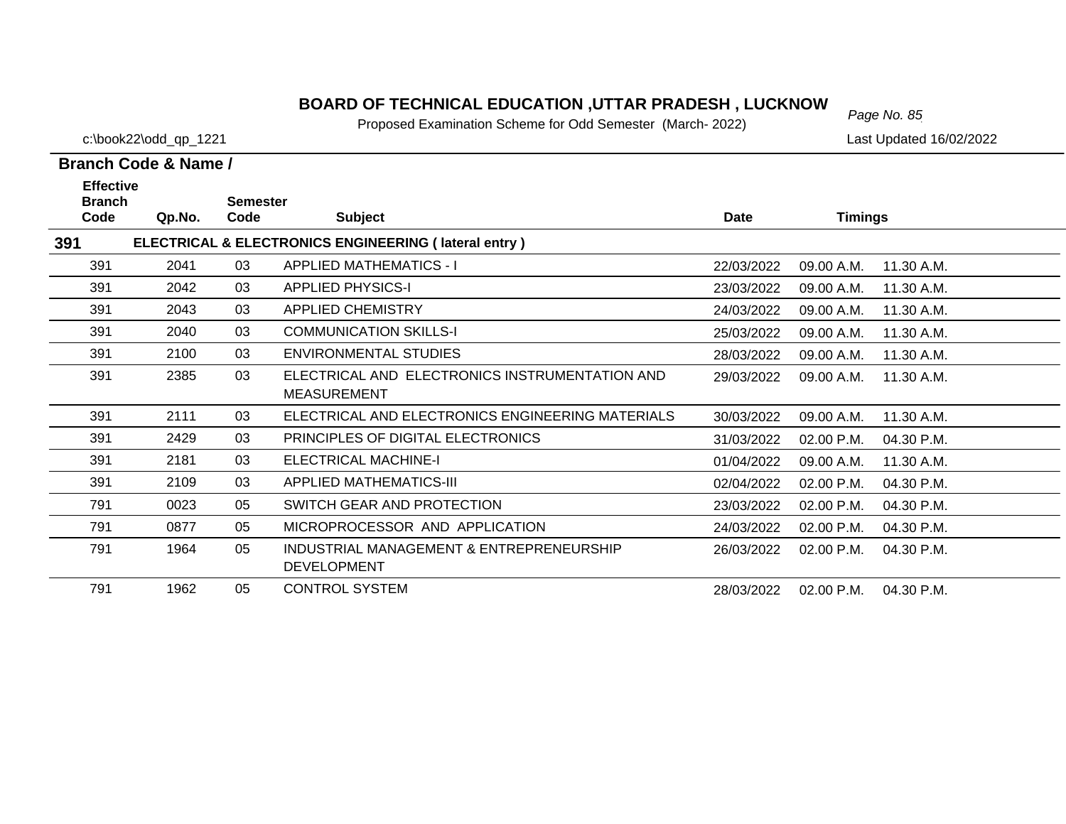# BOARD OF TECHNICAL EDUCATION ,UTTAR PRADESH , LUCKNOW

Proposed Examination Scheme for Odd Semester (March- 2022)

c:\book22\odd_qp_1221

Last Updated 16/02/2022

**Branch Code & Name /**

| Effective Branch Code | Qp.No. | Semester Code | Subject | Date | Timings | |
|---|---|---|---|---|---|---|
| **391** | | | **ELECTRICAL & ELECTRONICS ENGINEERING ( lateral entry )** | | | |
| 391 | 2041 | 03 | APPLIED MATHEMATICS - I | 22/03/2022 | 09.00 A.M. | 11.30 A.M. |
| 391 | 2042 | 03 | APPLIED PHYSICS-I | 23/03/2022 | 09.00 A.M. | 11.30 A.M. |
| 391 | 2043 | 03 | APPLIED CHEMISTRY | 24/03/2022 | 09.00 A.M. | 11.30 A.M. |
| 391 | 2040 | 03 | COMMUNICATION SKILLS-I | 25/03/2022 | 09.00 A.M. | 11.30 A.M. |
| 391 | 2100 | 03 | ENVIRONMENTAL STUDIES | 28/03/2022 | 09.00 A.M. | 11.30 A.M. |
| 391 | 2385 | 03 | ELECTRICAL AND ELECTRONICS INSTRUMENTATION AND MEASUREMENT | 29/03/2022 | 09.00 A.M. | 11.30 A.M. |
| 391 | 2111 | 03 | ELECTRICAL AND ELECTRONICS ENGINEERING MATERIALS | 30/03/2022 | 09.00 A.M. | 11.30 A.M. |
| 391 | 2429 | 03 | PRINCIPLES OF DIGITAL ELECTRONICS | 31/03/2022 | 02.00 P.M. | 04.30 P.M. |
| 391 | 2181 | 03 | ELECTRICAL MACHINE-I | 01/04/2022 | 09.00 A.M. | 11.30 A.M. |
| 391 | 2109 | 03 | APPLIED MATHEMATICS-III | 02/04/2022 | 02.00 P.M. | 04.30 P.M. |
| 791 | 0023 | 05 | SWITCH GEAR AND PROTECTION | 23/03/2022 | 02.00 P.M. | 04.30 P.M. |
| 791 | 0877 | 05 | MICROPROCESSOR AND APPLICATION | 24/03/2022 | 02.00 P.M. | 04.30 P.M. |
| 791 | 1964 | 05 | INDUSTRIAL MANAGEMENT & ENTREPRENEURSHIP DEVELOPMENT | 26/03/2022 | 02.00 P.M. | 04.30 P.M. |
| 791 | 1962 | 05 | CONTROL SYSTEM | 28/03/2022 | 02.00 P.M. | 04.30 P.M. |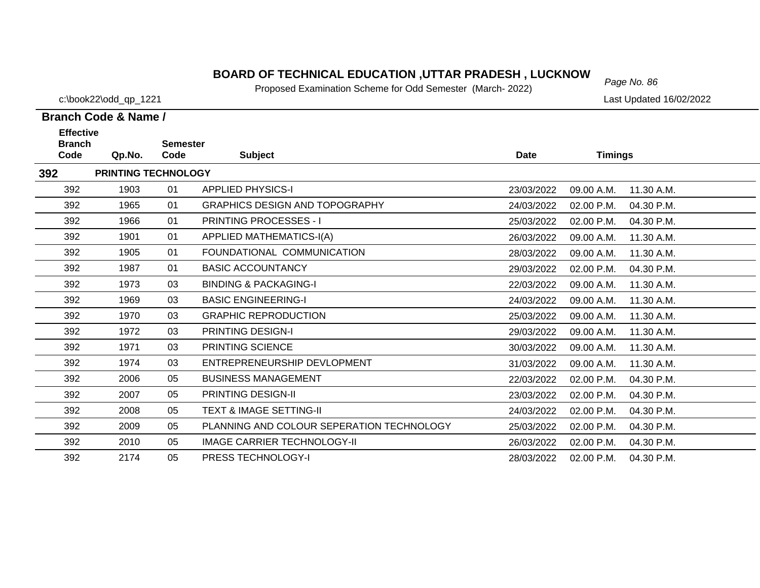# BOARD OF TECHNICAL EDUCATION ,UTTAR PRADESH , LUCKNOW

Proposed Examination Scheme for Odd Semester (March- 2022)

c:\book22\odd_qp_1221

Last Updated 16/02/2022

**Branch Code & Name /**

| Effective Branch Code | Qp.No. | Semester Code | Subject | Date | Timings | |
|---|---|---|---|---|---|---|
| **392** | **PRINTING TECHNOLOGY** | | | | | |
| 392 | 1903 | 01 | APPLIED PHYSICS-I | 23/03/2022 | 09.00 A.M. | 11.30 A.M. |
| 392 | 1965 | 01 | GRAPHICS DESIGN AND TOPOGRAPHY | 24/03/2022 | 02.00 P.M. | 04.30 P.M. |
| 392 | 1966 | 01 | PRINTING PROCESSES - I | 25/03/2022 | 02.00 P.M. | 04.30 P.M. |
| 392 | 1901 | 01 | APPLIED MATHEMATICS-I(A) | 26/03/2022 | 09.00 A.M. | 11.30 A.M. |
| 392 | 1905 | 01 | FOUNDATIONAL COMMUNICATION | 28/03/2022 | 09.00 A.M. | 11.30 A.M. |
| 392 | 1987 | 01 | BASIC ACCOUNTANCY | 29/03/2022 | 02.00 P.M. | 04.30 P.M. |
| 392 | 1973 | 03 | BINDING & PACKAGING-I | 22/03/2022 | 09.00 A.M. | 11.30 A.M. |
| 392 | 1969 | 03 | BASIC ENGINEERING-I | 24/03/2022 | 09.00 A.M. | 11.30 A.M. |
| 392 | 1970 | 03 | GRAPHIC REPRODUCTION | 25/03/2022 | 09.00 A.M. | 11.30 A.M. |
| 392 | 1972 | 03 | PRINTING DESIGN-I | 29/03/2022 | 09.00 A.M. | 11.30 A.M. |
| 392 | 1971 | 03 | PRINTING SCIENCE | 30/03/2022 | 09.00 A.M. | 11.30 A.M. |
| 392 | 1974 | 03 | ENTREPRENEURSHIP DEVLOPMENT | 31/03/2022 | 09.00 A.M. | 11.30 A.M. |
| 392 | 2006 | 05 | BUSINESS MANAGEMENT | 22/03/2022 | 02.00 P.M. | 04.30 P.M. |
| 392 | 2007 | 05 | PRINTING DESIGN-II | 23/03/2022 | 02.00 P.M. | 04.30 P.M. |
| 392 | 2008 | 05 | TEXT & IMAGE SETTING-II | 24/03/2022 | 02.00 P.M. | 04.30 P.M. |
| 392 | 2009 | 05 | PLANNING AND COLOUR SEPERATION TECHNOLOGY | 25/03/2022 | 02.00 P.M. | 04.30 P.M. |
| 392 | 2010 | 05 | IMAGE CARRIER TECHNOLOGY-II | 26/03/2022 | 02.00 P.M. | 04.30 P.M. |
| 392 | 2174 | 05 | PRESS TECHNOLOGY-I | 28/03/2022 | 02.00 P.M. | 04.30 P.M. |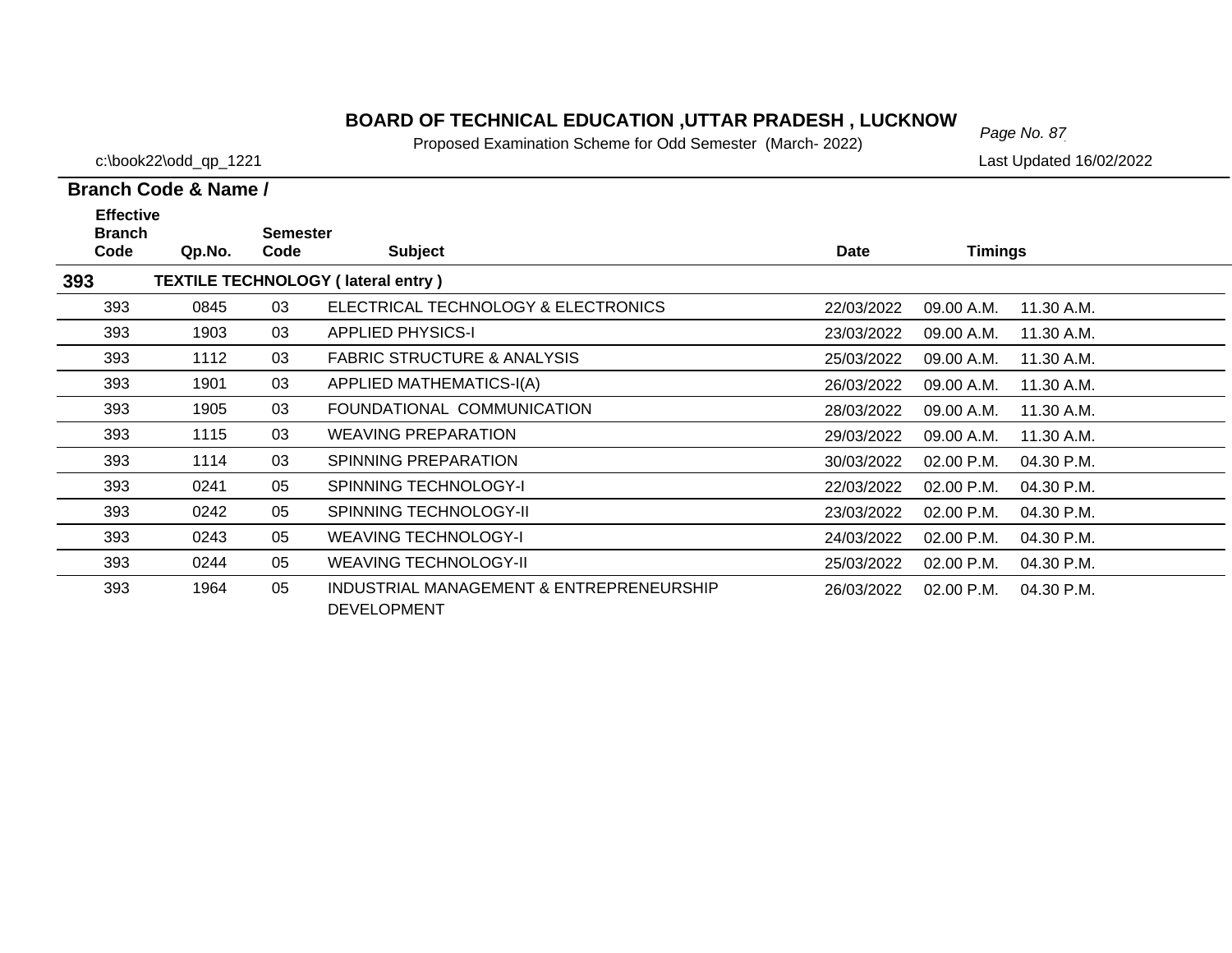# BOARD OF TECHNICAL EDUCATION ,UTTAR PRADESH , LUCKNOW

Proposed Examination Scheme for Odd Semester (March- 2022)

c:\book22\odd_qp_1221

Last Updated 16/02/2022

| Branch Code & Name / Effective Branch Code | Qp.No. | Semester Code | Subject | Date | Timings | |
|---|---|---|---|---|---|---|
| **393** | **TEXTILE TECHNOLOGY ( lateral entry )** | | | | | |
| 393 | 0845 | 03 | ELECTRICAL TECHNOLOGY & ELECTRONICS | 22/03/2022 | 09.00 A.M. | 11.30 A.M. |
| 393 | 1903 | 03 | APPLIED PHYSICS-I | 23/03/2022 | 09.00 A.M. | 11.30 A.M. |
| 393 | 1112 | 03 | FABRIC STRUCTURE & ANALYSIS | 25/03/2022 | 09.00 A.M. | 11.30 A.M. |
| 393 | 1901 | 03 | APPLIED MATHEMATICS-I(A) | 26/03/2022 | 09.00 A.M. | 11.30 A.M. |
| 393 | 1905 | 03 | FOUNDATIONAL COMMUNICATION | 28/03/2022 | 09.00 A.M. | 11.30 A.M. |
| 393 | 1115 | 03 | WEAVING PREPARATION | 29/03/2022 | 09.00 A.M. | 11.30 A.M. |
| 393 | 1114 | 03 | SPINNING PREPARATION | 30/03/2022 | 02.00 P.M. | 04.30 P.M. |
| 393 | 0241 | 05 | SPINNING TECHNOLOGY-I | 22/03/2022 | 02.00 P.M. | 04.30 P.M. |
| 393 | 0242 | 05 | SPINNING TECHNOLOGY-II | 23/03/2022 | 02.00 P.M. | 04.30 P.M. |
| 393 | 0243 | 05 | WEAVING TECHNOLOGY-I | 24/03/2022 | 02.00 P.M. | 04.30 P.M. |
| 393 | 0244 | 05 | WEAVING TECHNOLOGY-II | 25/03/2022 | 02.00 P.M. | 04.30 P.M. |
| 393 | 1964 | 05 | INDUSTRIAL MANAGEMENT & ENTREPRENEURSHIP DEVELOPMENT | 26/03/2022 | 02.00 P.M. | 04.30 P.M. |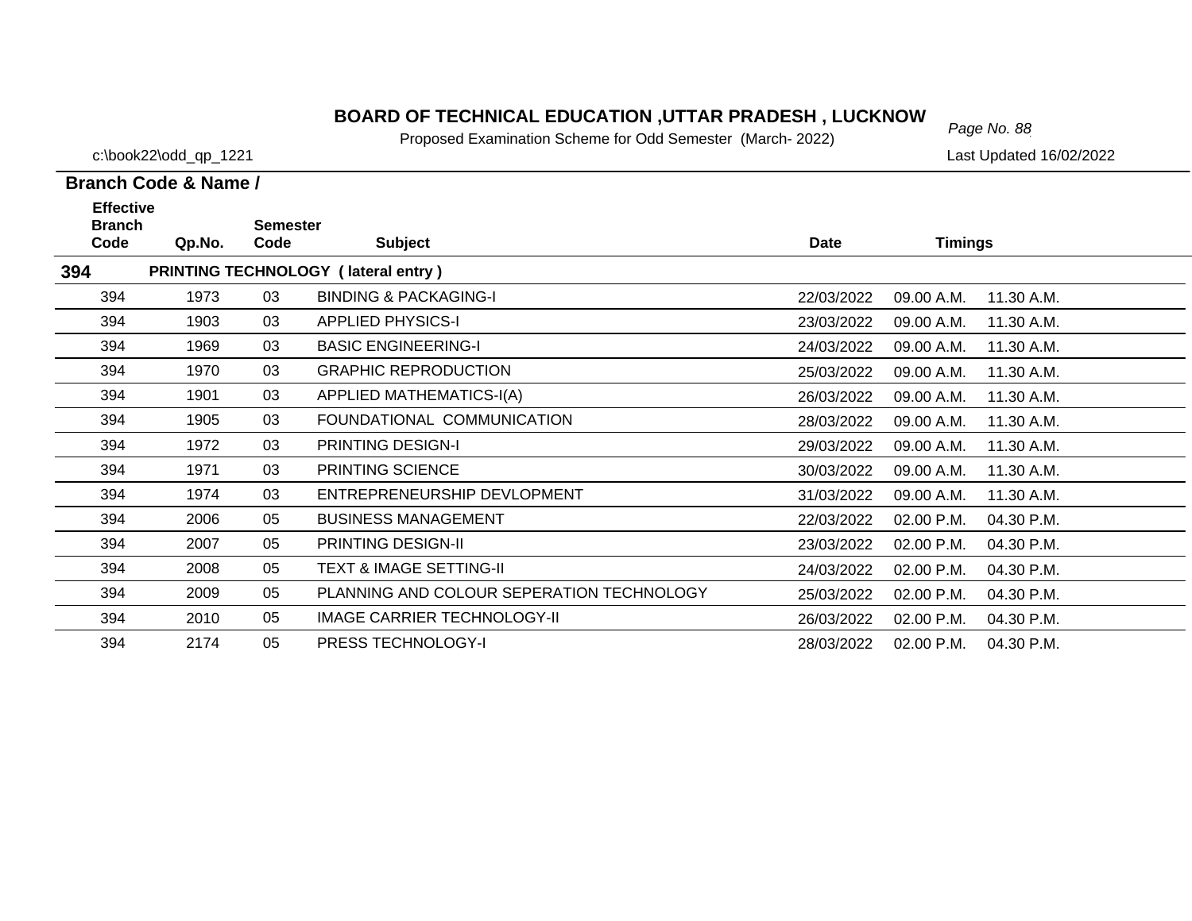# BOARD OF TECHNICAL EDUCATION ,UTTAR PRADESH , LUCKNOW

Proposed Examination Scheme for Odd Semester (March- 2022)

c:\book22\odd_qp_1221

Last Updated 16/02/2022

**Branch Code & Name /**

| Effective Branch Code | Qp.No. | Semester Code | Subject | Date | Timings | |
|---|---|---|---|---|---|---|
| **394** | **PRINTING TECHNOLOGY ( lateral entry )** | | | | | |
| 394 | 1973 | 03 | BINDING & PACKAGING-I | 22/03/2022 | 09.00 A.M. | 11.30 A.M. |
| 394 | 1903 | 03 | APPLIED PHYSICS-I | 23/03/2022 | 09.00 A.M. | 11.30 A.M. |
| 394 | 1969 | 03 | BASIC ENGINEERING-I | 24/03/2022 | 09.00 A.M. | 11.30 A.M. |
| 394 | 1970 | 03 | GRAPHIC REPRODUCTION | 25/03/2022 | 09.00 A.M. | 11.30 A.M. |
| 394 | 1901 | 03 | APPLIED MATHEMATICS-I(A) | 26/03/2022 | 09.00 A.M. | 11.30 A.M. |
| 394 | 1905 | 03 | FOUNDATIONAL COMMUNICATION | 28/03/2022 | 09.00 A.M. | 11.30 A.M. |
| 394 | 1972 | 03 | PRINTING DESIGN-I | 29/03/2022 | 09.00 A.M. | 11.30 A.M. |
| 394 | 1971 | 03 | PRINTING SCIENCE | 30/03/2022 | 09.00 A.M. | 11.30 A.M. |
| 394 | 1974 | 03 | ENTREPRENEURSHIP DEVLOPMENT | 31/03/2022 | 09.00 A.M. | 11.30 A.M. |
| 394 | 2006 | 05 | BUSINESS MANAGEMENT | 22/03/2022 | 02.00 P.M. | 04.30 P.M. |
| 394 | 2007 | 05 | PRINTING DESIGN-II | 23/03/2022 | 02.00 P.M. | 04.30 P.M. |
| 394 | 2008 | 05 | TEXT & IMAGE SETTING-II | 24/03/2022 | 02.00 P.M. | 04.30 P.M. |
| 394 | 2009 | 05 | PLANNING AND COLOUR SEPERATION TECHNOLOGY | 25/03/2022 | 02.00 P.M. | 04.30 P.M. |
| 394 | 2010 | 05 | IMAGE CARRIER TECHNOLOGY-II | 26/03/2022 | 02.00 P.M. | 04.30 P.M. |
| 394 | 2174 | 05 | PRESS TECHNOLOGY-I | 28/03/2022 | 02.00 P.M. | 04.30 P.M. |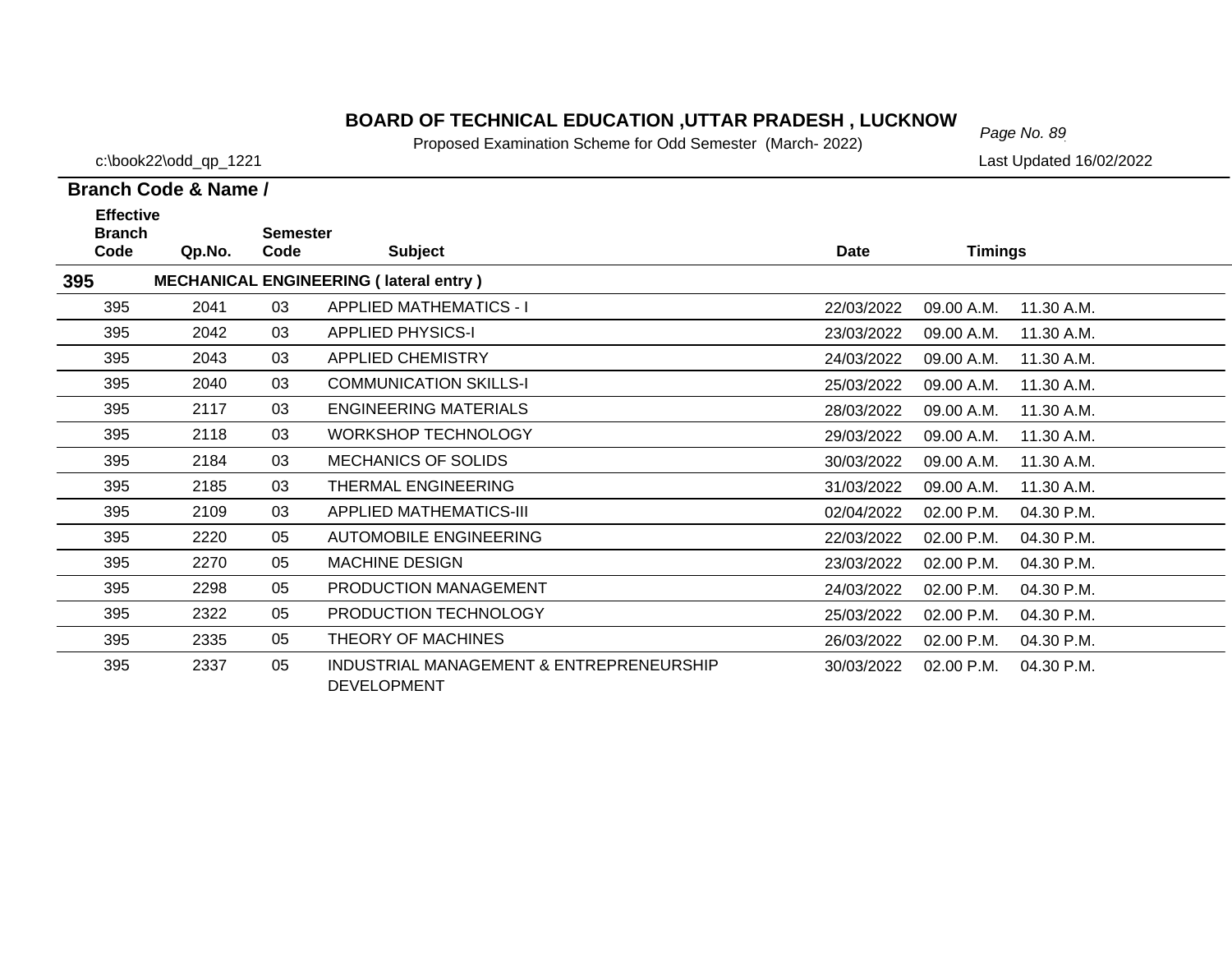# BOARD OF TECHNICAL EDUCATION ,UTTAR PRADESH , LUCKNOW

Proposed Examination Scheme for Odd Semester (March- 2022)

c:\book22\odd_qp_1221

Last Updated 16/02/2022

**Branch Code & Name /**

| Effective Branch Code | Qp.No. | Semester Code | Subject | Date | Timings | |
|---|---|---|---|---|---|---|
| **395** | | | **MECHANICAL ENGINEERING ( lateral entry )** | | | |
| 395 | 2041 | 03 | APPLIED MATHEMATICS - I | 22/03/2022 | 09.00 A.M. | 11.30 A.M. |
| 395 | 2042 | 03 | APPLIED PHYSICS-I | 23/03/2022 | 09.00 A.M. | 11.30 A.M. |
| 395 | 2043 | 03 | APPLIED CHEMISTRY | 24/03/2022 | 09.00 A.M. | 11.30 A.M. |
| 395 | 2040 | 03 | COMMUNICATION SKILLS-I | 25/03/2022 | 09.00 A.M. | 11.30 A.M. |
| 395 | 2117 | 03 | ENGINEERING MATERIALS | 28/03/2022 | 09.00 A.M. | 11.30 A.M. |
| 395 | 2118 | 03 | WORKSHOP TECHNOLOGY | 29/03/2022 | 09.00 A.M. | 11.30 A.M. |
| 395 | 2184 | 03 | MECHANICS OF SOLIDS | 30/03/2022 | 09.00 A.M. | 11.30 A.M. |
| 395 | 2185 | 03 | THERMAL ENGINEERING | 31/03/2022 | 09.00 A.M. | 11.30 A.M. |
| 395 | 2109 | 03 | APPLIED MATHEMATICS-III | 02/04/2022 | 02.00 P.M. | 04.30 P.M. |
| 395 | 2220 | 05 | AUTOMOBILE ENGINEERING | 22/03/2022 | 02.00 P.M. | 04.30 P.M. |
| 395 | 2270 | 05 | MACHINE DESIGN | 23/03/2022 | 02.00 P.M. | 04.30 P.M. |
| 395 | 2298 | 05 | PRODUCTION MANAGEMENT | 24/03/2022 | 02.00 P.M. | 04.30 P.M. |
| 395 | 2322 | 05 | PRODUCTION TECHNOLOGY | 25/03/2022 | 02.00 P.M. | 04.30 P.M. |
| 395 | 2335 | 05 | THEORY OF MACHINES | 26/03/2022 | 02.00 P.M. | 04.30 P.M. |
| 395 | 2337 | 05 | INDUSTRIAL MANAGEMENT & ENTREPRENEURSHIP DEVELOPMENT | 30/03/2022 | 02.00 P.M. | 04.30 P.M. |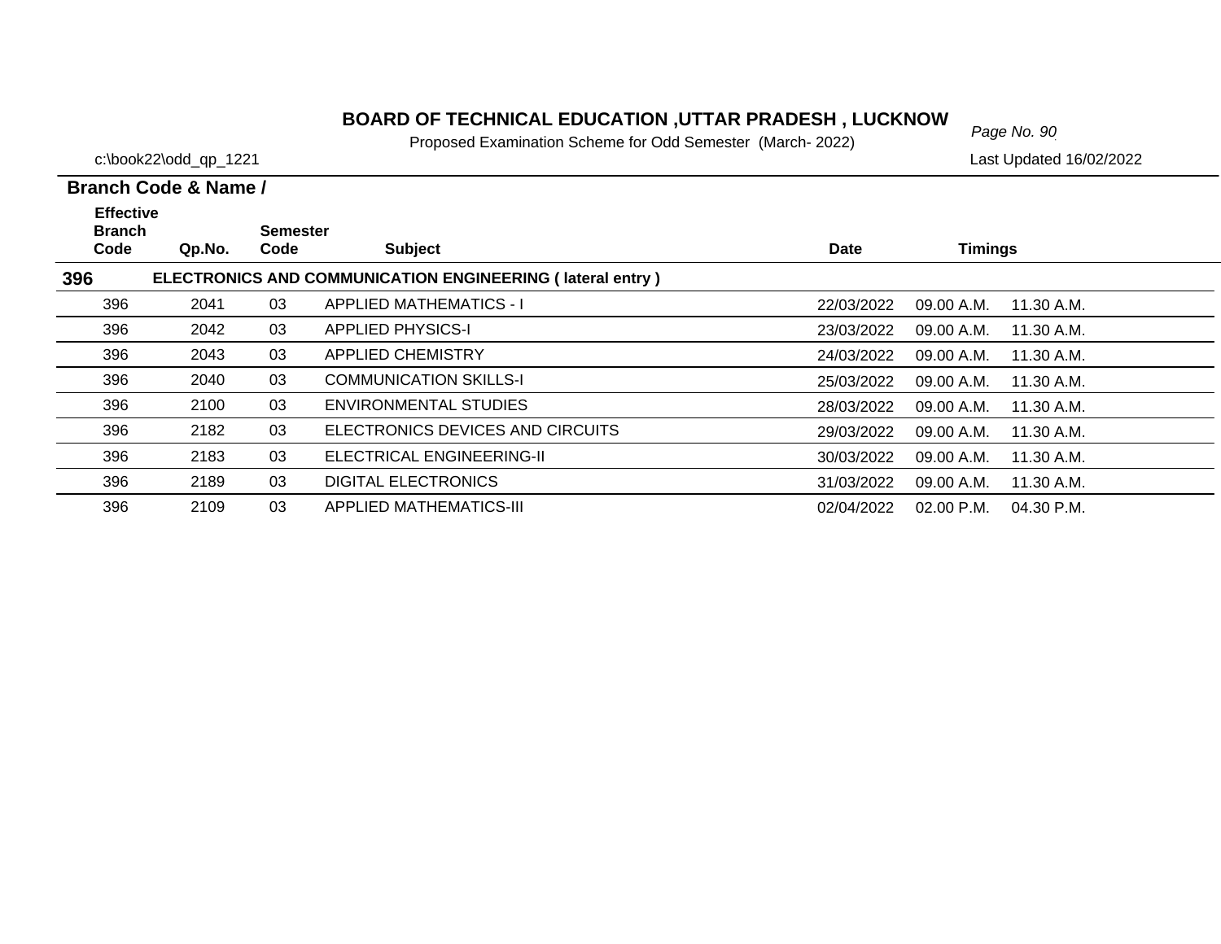**BOARD OF TECHNICAL EDUCATION ,UTTAR PRADESH , LUCKNOW**

Proposed Examination Scheme for Odd Semester (March- 2022)

c:\book22\odd_qp_1221

Last Updated 16/02/2022

| Branch Code & Name / Effective Branch Code | Qp.No. | Semester Code | Subject | Date | Timings | |
|---|---|---|---|---|---|---|
| **396** | | | **ELECTRONICS AND COMMUNICATION ENGINEERING ( lateral entry )** | | | |
| 396 | 2041 | 03 | APPLIED MATHEMATICS - I | 22/03/2022 | 09.00 A.M. | 11.30 A.M. |
| 396 | 2042 | 03 | APPLIED PHYSICS-I | 23/03/2022 | 09.00 A.M. | 11.30 A.M. |
| 396 | 2043 | 03 | APPLIED CHEMISTRY | 24/03/2022 | 09.00 A.M. | 11.30 A.M. |
| 396 | 2040 | 03 | COMMUNICATION SKILLS-I | 25/03/2022 | 09.00 A.M. | 11.30 A.M. |
| 396 | 2100 | 03 | ENVIRONMENTAL STUDIES | 28/03/2022 | 09.00 A.M. | 11.30 A.M. |
| 396 | 2182 | 03 | ELECTRONICS DEVICES AND CIRCUITS | 29/03/2022 | 09.00 A.M. | 11.30 A.M. |
| 396 | 2183 | 03 | ELECTRICAL ENGINEERING-II | 30/03/2022 | 09.00 A.M. | 11.30 A.M. |
| 396 | 2189 | 03 | DIGITAL ELECTRONICS | 31/03/2022 | 09.00 A.M. | 11.30 A.M. |
| 396 | 2109 | 03 | APPLIED MATHEMATICS-III | 02/04/2022 | 02.00 P.M. | 04.30 P.M. |